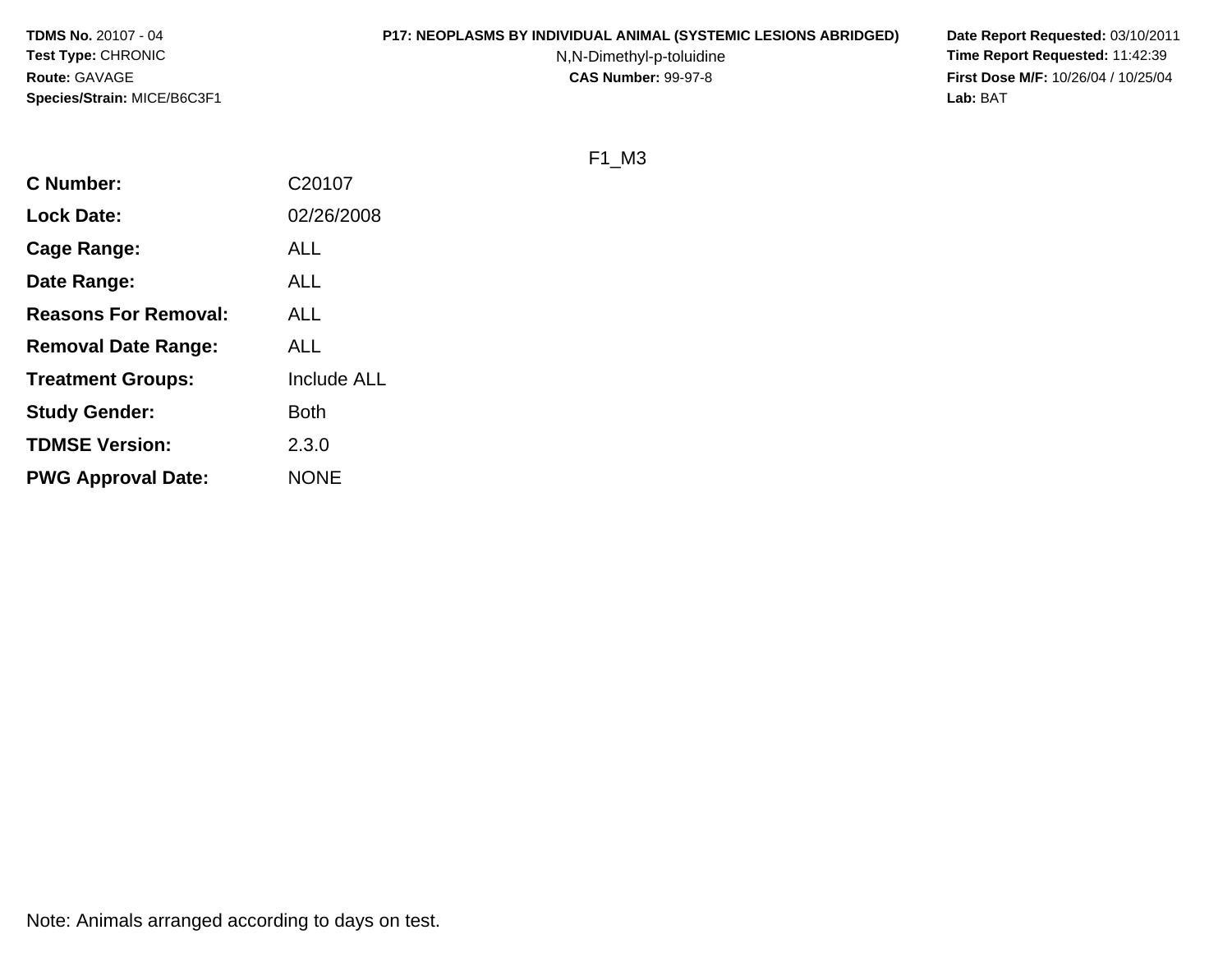**TDMS No.** 20107 - 04
**Test Type:** CHRONIC
**Route:** GAVAGE
**Species/Strain:** MICE/B6C3F1

**P17: NEOPLASMS BY INDIVIDUAL ANIMAL (SYSTEMIC LESIONS ABRIDGED)**
N,N-Dimethyl-p-toluidine
**CAS Number:** 99-97-8

**Date Report Requested:** 03/10/2011
**Time Report Requested:** 11:42:39
**First Dose M/F:** 10/26/04 / 10/25/04
**Lab:** BAT

F1_M3

| | |
|---|---|
| **C Number:** | C20107 |
| **Lock Date:** | 02/26/2008 |
| **Cage Range:** | ALL |
| **Date Range:** | ALL |
| **Reasons For Removal:** | ALL |
| **Removal Date Range:** | ALL |
| **Treatment Groups:** | Include ALL |
| **Study Gender:** | Both |
| **TDMSE Version:** | 2.3.0 |
| **PWG Approval Date:** | NONE |

Note: Animals arranged according to days on test.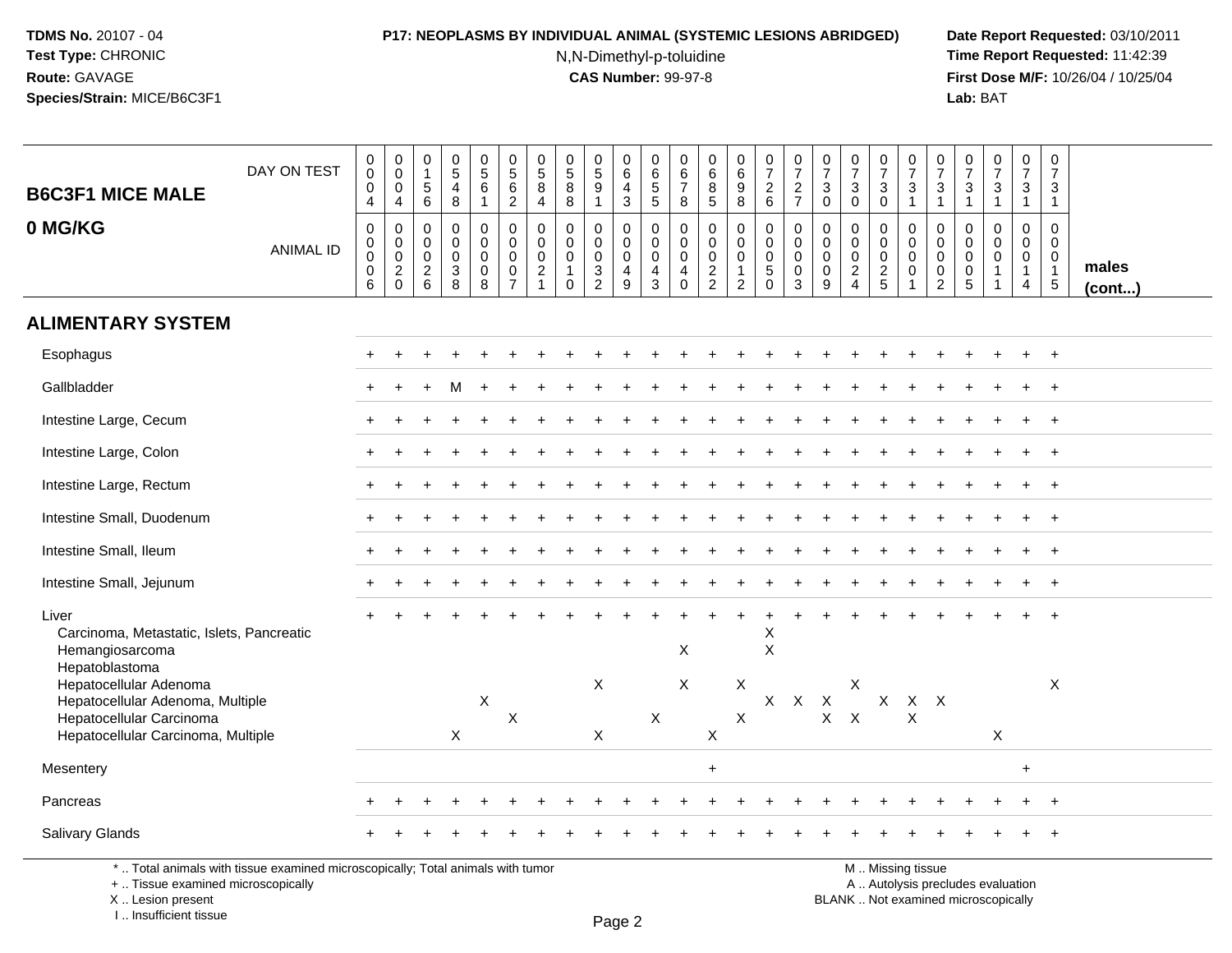**TDMS No.** 20107 - 04
**Test Type:** CHRONIC
**Route:** GAVAGE
**Species/Strain:** MICE/B6C3F1

**P17: NEOPLASMS BY INDIVIDUAL ANIMAL (SYSTEMIC LESIONS ABRIDGED)**
N,N-Dimethyl-p-toluidine
**CAS Number:** 99-97-8

**Date Report Requested:** 03/10/2011
**Time Report Requested:** 11:42:39
**First Dose M/F:** 10/26/04 / 10/25/04
**Lab:** BAT

## B6C3F1 MICE MALE 0 MG/KG

| | | | | | | | | | | | | | | | | | | | | | | | | | | |
|---|---|---|---|---|---|---|---|---|---|---|---|---|---|---|---|---|---|---|---|---|---|---|---|---|---|---|
| DAY ON TEST | 0004 | 0004 | 0156 | 0548 | 0561 | 0562 | 0584 | 0588 | 0591 | 0643 | 0655 | 0678 | 0685 | 0698 | 0726 | 0727 | 0730 | 0730 | 0730 | 0731 | 0731 | 0731 | 0731 | 0731 | 0731 | |
| ANIMAL ID | 00006 | 00020 | 00026 | 00038 | 00008 | 00007 | 00021 | 00010 | 00032 | 00049 | 00043 | 00040 | 00022 | 00012 | 00050 | 00003 | 00009 | 00024 | 00025 | 00001 | 00002 | 00005 | 00011 | 00014 | 00015 | males (cont...) |
| **ALIMENTARY SYSTEM** | | | | | | | | | | | | | | | | | | | | | | | | | | |
| Esophagus | + | + | + | + | + | + | + | + | + | + | + | + | + | + | + | + | + | + | + | + | + | + | + | + | + | |
| Gallbladder | + | + | + | M | + | + | + | + | + | + | + | + | + | + | + | + | + | + | + | + | + | + | + | + | + | |
| Intestine Large, Cecum | + | + | + | + | + | + | + | + | + | + | + | + | + | + | + | + | + | + | + | + | + | + | + | + | + | |
| Intestine Large, Colon | + | + | + | + | + | + | + | + | + | + | + | + | + | + | + | + | + | + | + | + | + | + | + | + | + | |
| Intestine Large, Rectum | + | + | + | + | + | + | + | + | + | + | + | + | + | + | + | + | + | + | + | + | + | + | + | + | + | |
| Intestine Small, Duodenum | + | + | + | + | + | + | + | + | + | + | + | + | + | + | + | + | + | + | + | + | + | + | + | + | + | |
| Intestine Small, Ileum | + | + | + | + | + | + | + | + | + | + | + | + | + | + | + | + | + | + | + | + | + | + | + | + | + | |
| Intestine Small, Jejunum | + | + | + | + | + | + | + | + | + | + | + | + | + | + | + | + | + | + | + | + | + | + | + | + | + | |
| Liver | + | + | + | + | + | + | + | + | + | + | + | + | + | + | + | + | + | + | + | + | + | + | + | + | + | |
| Carcinoma, Metastatic, Islets, Pancreatic | | | | | | | | | | | | | | | X | | | | | | | | | | | |
| Hemangiosarcoma | | | | | | | | | | | | X | | | X | | | | | | | | | | | |
| Hepatoblastoma | | | | | | | | | | | | | | | | | | | | | | | | | | |
| Hepatocellular Adenoma | | | | | | | | | X | | | X | | X | | | | X | | | | | | | X | |
| Hepatocellular Adenoma, Multiple | | | | | X | | | | | | | | | | X | X | X | | X | X | X | | | | | |
| Hepatocellular Carcinoma | | | | | | X | | | | | X | | | X | | | X | X | | X | | | | | | |
| Hepatocellular Carcinoma, Multiple | | | | X | | | | | X | | | | X | | | | | | | | | | X | | | |
| Mesentery | | | | | | | | | | | | | + | | | | | | | | | | | + | | |
| Pancreas | + | + | + | + | + | + | + | + | + | + | + | + | + | + | + | + | + | + | + | + | + | + | + | + | + | |
| Salivary Glands | + | + | + | + | + | + | + | + | + | + | + | + | + | + | + | + | + | + | + | + | + | + | + | + | + | |

\* .. Total animals with tissue examined microscopically; Total animals with tumor
\+ .. Tissue examined microscopically
X .. Lesion present
I .. Insufficient tissue

M .. Missing tissue
A .. Autolysis precludes evaluation
BLANK .. Not examined microscopically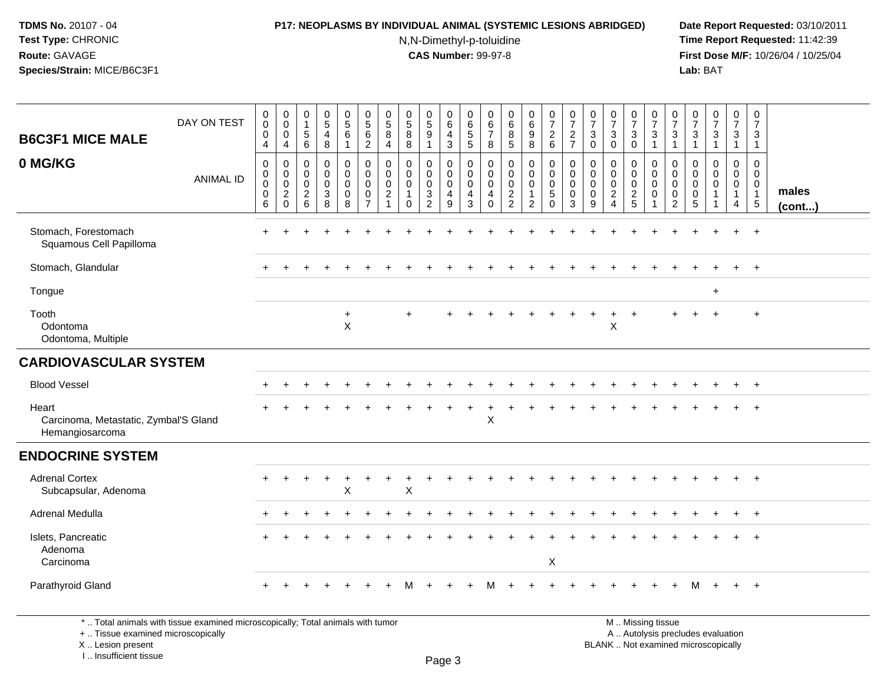**TDMS No.** 20107 - 04
**Test Type:** CHRONIC
**Route:** GAVAGE
**Species/Strain:** MICE/B6C3F1

**P17: NEOPLASMS BY INDIVIDUAL ANIMAL (SYSTEMIC LESIONS ABRIDGED)**
N,N-Dimethyl-p-toluidine
**CAS Number:** 99-97-8

**Date Report Requested:** 03/10/2011
**Time Report Requested:** 11:42:39
**First Dose M/F:** 10/26/04 / 10/25/04
**Lab:** BAT

## B6C3F1 MICE MALE
## 0 MG/KG

| DAY ON TEST | 0004 | 0004 | 0156 | 0548 | 0561 | 0562 | 0584 | 0588 | 0591 | 0643 | 0655 | 0678 | 0685 | 0698 | 0726 | 0727 | 0730 | 0730 | 0730 | 0731 | 0731 | 0731 | 0731 | 0731 | 0731 | |
|---|---|---|---|---|---|---|---|---|---|---|---|---|---|---|---|---|---|---|---|---|---|---|---|---|---|---|
| **ANIMAL ID** | 0006 | 0020 | 0026 | 0038 | 0008 | 0007 | 0021 | 0010 | 0032 | 0049 | 0043 | 0040 | 0022 | 0012 | 0050 | 0003 | 0009 | 0024 | 0025 | 0001 | 0002 | 0005 | 0011 | 0014 | 0015 | **males (cont...)** |
| Stomach, Forestomach | + | + | + | + | + | + | + | + | + | + | + | + | + | + | + | + | + | + | + | + | + | + | + | + | + | |
| Squamous Cell Papilloma | | | | | | | | | | | | | | | | | | | | | | | | | | |
| Stomach, Glandular | + | + | + | + | + | + | + | + | + | + | + | + | + | + | + | + | + | + | + | + | + | + | + | + | + | |
| Tongue | | | | | | | | | | | | | | | | | | | | | | | + | | | |
| Tooth | | | | | + | | | + | | + | + | + | + | + | + | + | + | + | + | | + | + | + | | + | |
| Odontoma | | | | | X | | | | | | | | | | | | | X | | | | | | | | |
| Odontoma, Multiple | | | | | | | | | | | | | | | | | | | | | | | | | | |
| **CARDIOVASCULAR SYSTEM** | | | | | | | | | | | | | | | | | | | | | | | | | | |
| Blood Vessel | + | + | + | + | + | + | + | + | + | + | + | + | + | + | + | + | + | + | + | + | + | + | + | + | + | |
| Heart | + | + | + | + | + | + | + | + | + | + | + | + | + | + | + | + | + | + | + | + | + | + | + | + | + | |
| Carcinoma, Metastatic, Zymbal'S Gland | | | | | | | | | | | | X | | | | | | | | | | | | | | |
| Hemangiosarcoma | | | | | | | | | | | | | | | | | | | | | | | | | | |
| **ENDOCRINE SYSTEM** | | | | | | | | | | | | | | | | | | | | | | | | | | |
| Adrenal Cortex | + | + | + | + | + | + | + | + | + | + | + | + | + | + | + | + | + | + | + | + | + | + | + | + | + | |
| Subcapsular, Adenoma | | | | | X | | | X | | | | | | | | | | | | | | | | | | |
| Adrenal Medulla | + | + | + | + | + | + | + | + | + | + | + | + | + | + | + | + | + | + | + | + | + | + | + | + | + | |
| Islets, Pancreatic | + | + | + | + | + | + | + | + | + | + | + | + | + | + | + | + | + | + | + | + | + | + | + | + | + | |
| Adenoma | | | | | | | | | | | | | | | | | | | | | | | | | | |
| Carcinoma | | | | | | | | | | | | | | | X | | | | | | | | | | | |
| Parathyroid Gland | + | + | + | + | + | + | + | M | + | + | + | M | + | + | + | + | + | + | + | + | + | M | + | + | + | |

\* .. Total animals with tissue examined microscopically; Total animals with tumor
\+ .. Tissue examined microscopically
X .. Lesion present
I .. Insufficient tissue

M .. Missing tissue
A .. Autolysis precludes evaluation
BLANK .. Not examined microscopically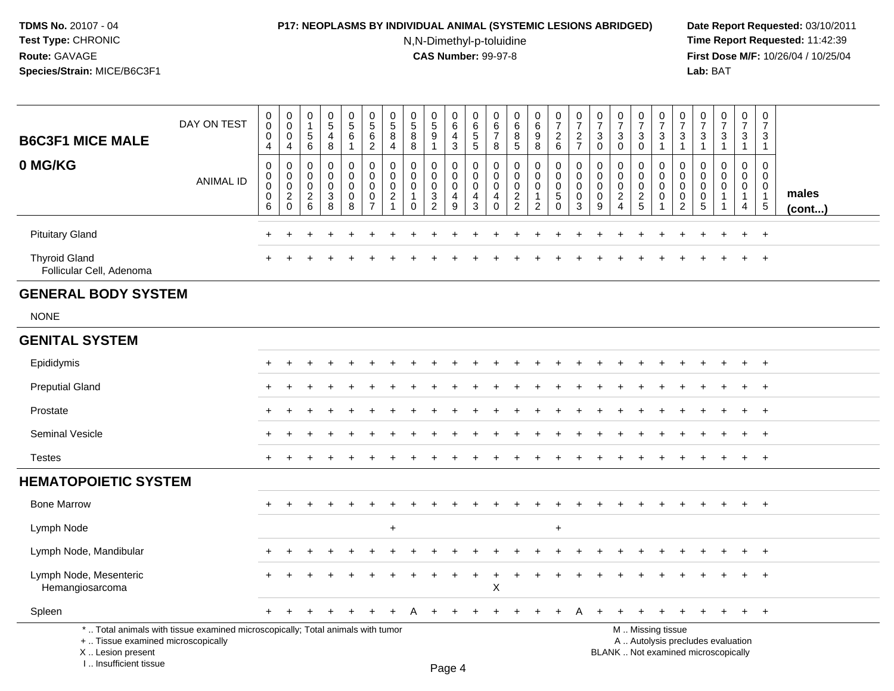**TDMS No.** 20107 - 04
**Test Type:** CHRONIC
**Route:** GAVAGE
**Species/Strain:** MICE/B6C3F1

**P17: NEOPLASMS BY INDIVIDUAL ANIMAL (SYSTEMIC LESIONS ABRIDGED)**
N,N-Dimethyl-p-toluidine
**CAS Number:** 99-97-8

**Date Report Requested:** 03/10/2011
**Time Report Requested:** 11:42:39
**First Dose M/F:** 10/26/04 / 10/25/04
**Lab:** BAT

## B6C3F1 MICE MALE 0 MG/KG

| DAY ON TEST | 0004 | 0004 | 0156 | 0548 | 0561 | 0562 | 0584 | 0588 | 0591 | 0643 | 0655 | 0678 | 0685 | 0698 | 0726 | 0727 | 0730 | 0730 | 0730 | 0731 | 0731 | 0731 | 0731 | 0731 | 0731 | |
|---|---|---|---|---|---|---|---|---|---|---|---|---|---|---|---|---|---|---|---|---|---|---|---|---|---|---|
| **ANIMAL ID** | 0000 06 | 0002 0 | 0002 6 | 0003 8 | 0000 8 | 0000 7 | 0002 1 | 0001 0 | 0003 2 | 0004 9 | 0004 3 | 0004 0 | 0002 2 | 0001 2 | 0005 0 | 0000 3 | 0000 9 | 0002 4 | 0002 5 | 0000 1 | 0000 2 | 0000 5 | 0001 1 | 0001 4 | 0001 5 | **males (cont...)** |
| Pituitary Gland | + | + | + | + | + | + | + | + | + | + | + | + | + | + | + | + | + | + | + | + | + | + | + | + | + | |
| Thyroid Gland | + | + | + | + | + | + | + | + | + | + | + | + | + | + | + | + | + | + | + | + | + | + | + | + | + | |
| Follicular Cell, Adenoma | | | | | | | | | | | | | | | | | | | | | | | | | | |
| **GENERAL BODY SYSTEM** | | | | | | | | | | | | | | | | | | | | | | | | | | |
| NONE | | | | | | | | | | | | | | | | | | | | | | | | | | |
| **GENITAL SYSTEM** | | | | | | | | | | | | | | | | | | | | | | | | | | |
| Epididymis | + | + | + | + | + | + | + | + | + | + | + | + | + | + | + | + | + | + | + | + | + | + | + | + | + | |
| Preputial Gland | + | + | + | + | + | + | + | + | + | + | + | + | + | + | + | + | + | + | + | + | + | + | + | + | + | |
| Prostate | + | + | + | + | + | + | + | + | + | + | + | + | + | + | + | + | + | + | + | + | + | + | + | + | + | |
| Seminal Vesicle | + | + | + | + | + | + | + | + | + | + | + | + | + | + | + | + | + | + | + | + | + | + | + | + | + | |
| Testes | + | + | + | + | + | + | + | + | + | + | + | + | + | + | + | + | + | + | + | + | + | + | + | + | + | |
| **HEMATOPOIETIC SYSTEM** | | | | | | | | | | | | | | | | | | | | | | | | | | |
| Bone Marrow | + | + | + | + | + | + | + | + | + | + | + | + | + | + | + | + | + | + | + | + | + | + | + | + | + | |
| Lymph Node | | | | | | | + | | | | | | | | + | | | | | | | | | | | |
| Lymph Node, Mandibular | + | + | + | + | + | + | + | + | + | + | + | + | + | + | + | + | + | + | + | + | + | + | + | + | + | |
| Lymph Node, Mesenteric | + | + | + | + | + | + | + | + | + | + | + | + | + | + | + | + | + | + | + | + | + | + | + | + | + | |
| Hemangiosarcoma | | | | | | | | | | | | X | | | | | | | | | | | | | | |
| Spleen | + | + | + | + | + | + | + | A | + | + | + | + | + | + | + | A | + | + | + | + | + | + | + | + | + | |

\* .. Total animals with tissue examined microscopically; Total animals with tumor
\+ .. Tissue examined microscopically
X .. Lesion present
I .. Insufficient tissue

M .. Missing tissue
A .. Autolysis precludes evaluation
BLANK .. Not examined microscopically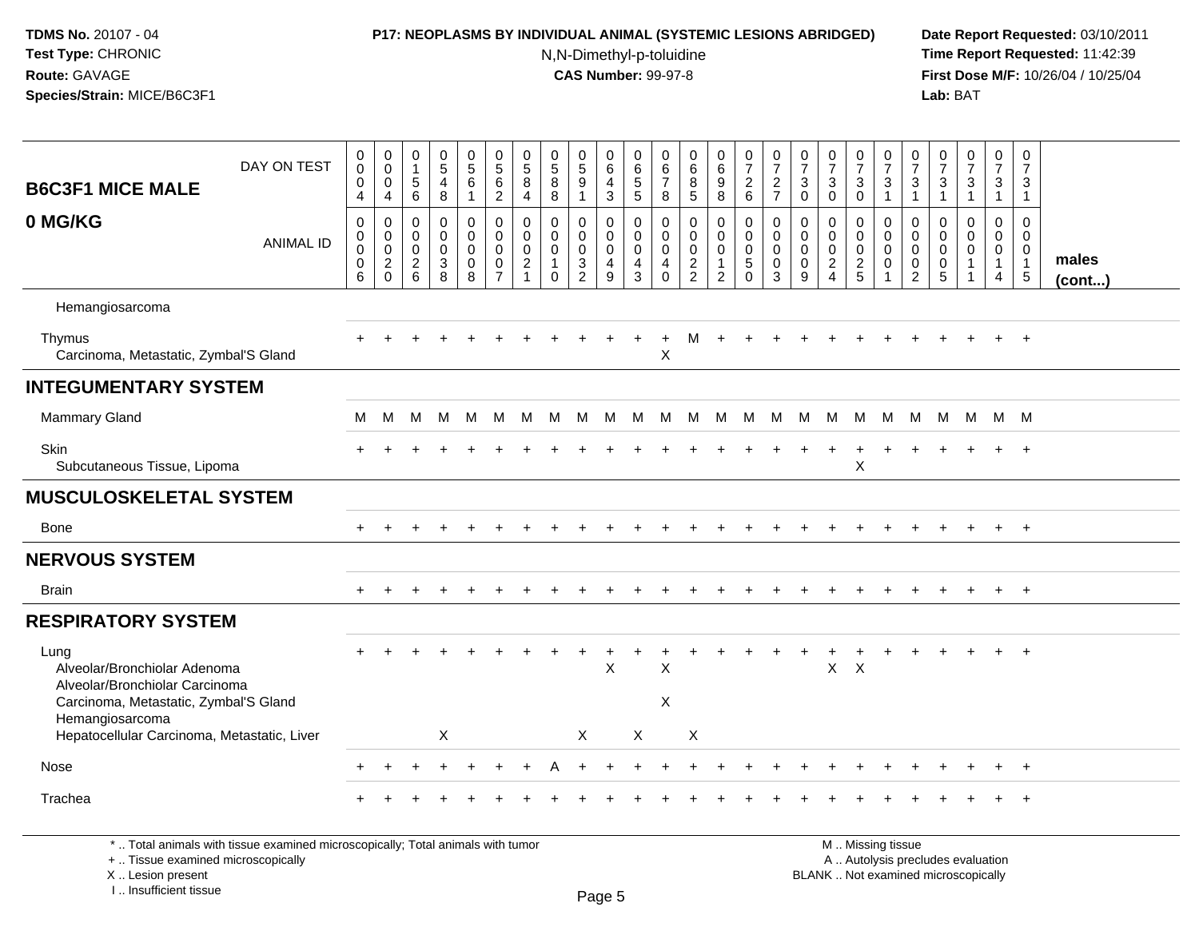**TDMS No.** 20107 - 04
**Test Type:** CHRONIC
**Route:** GAVAGE
**Species/Strain:** MICE/B6C3F1

**P17: NEOPLASMS BY INDIVIDUAL ANIMAL (SYSTEMIC LESIONS ABRIDGED)**
N,N-Dimethyl-p-toluidine
**CAS Number:** 99-97-8

**Date Report Requested:** 03/10/2011
**Time Report Requested:** 11:42:39
**First Dose M/F:** 10/26/04 / 10/25/04
**Lab:** BAT

| B6C3F1 MICE MALE 0 MG/KG | | | | | | | | | | | | | | | | | | | | | | | | | | |
|---|---|---|---|---|---|---|---|---|---|---|---|---|---|---|---|---|---|---|---|---|---|---|---|---|---|---|
| DAY ON TEST | 0004 | 0004 | 0156 | 0548 | 0561 | 0562 | 0584 | 0588 | 0591 | 0643 | 0655 | 0678 | 0685 | 0698 | 0726 | 0727 | 0730 | 0730 | 0730 | 0731 | 0731 | 0731 | 0731 | 0731 | 0731 | |
| ANIMAL ID | 00006 | 00020 | 00026 | 00038 | 00008 | 00007 | 00021 | 00010 | 00032 | 00049 | 00043 | 00040 | 00022 | 00012 | 00050 | 00003 | 00009 | 00024 | 00025 | 00001 | 00002 | 00005 | 00011 | 00014 | 00015 | males (cont...) |
| Hemangiosarcoma | | | | | | | | | | | | | | | | | | | | | | | | | | |
| Thymus | + | + | + | + | + | + | + | + | + | + | + | + | M | + | + | + | + | + | + | + | + | + | + | + | + | |
| Carcinoma, Metastatic, Zymbal'S Gland | | | | | | | | | | | | X | | | | | | | | | | | | | | |
| **INTEGUMENTARY SYSTEM** | | | | | | | | | | | | | | | | | | | | | | | | | | |
| Mammary Gland | M | M | M | M | M | M | M | M | M | M | M | M | M | M | M | M | M | M | M | M | M | M | M | M | M | |
| Skin | + | + | + | + | + | + | + | + | + | + | + | + | + | + | + | + | + | + | + | + | + | + | + | + | + | |
| Subcutaneous Tissue, Lipoma | | | | | | | | | | | | | | | | | | | X | | | | | | | |
| **MUSCULOSKELETAL SYSTEM** | | | | | | | | | | | | | | | | | | | | | | | | | | |
| Bone | + | + | + | + | + | + | + | + | + | + | + | + | + | + | + | + | + | + | + | + | + | + | + | + | + | |
| **NERVOUS SYSTEM** | | | | | | | | | | | | | | | | | | | | | | | | | | |
| Brain | + | + | + | + | + | + | + | + | + | + | + | + | + | + | + | + | + | + | + | + | + | + | + | + | + | |
| **RESPIRATORY SYSTEM** | | | | | | | | | | | | | | | | | | | | | | | | | | |
| Lung | + | + | + | + | + | + | + | + | + | + | + | + | + | + | + | + | + | + | + | + | + | + | + | + | + | |
| Alveolar/Bronchiolar Adenoma | | | | | | | | | | X | | X | | | | | | X | X | | | | | | | |
| Alveolar/Bronchiolar Carcinoma | | | | | | | | | | | | | | | | | | | | | | | | | | |
| Carcinoma, Metastatic, Zymbal'S Gland | | | | | | | | | | | | X | | | | | | | | | | | | | | |
| Hemangiosarcoma | | | | | | | | | | | | | | | | | | | | | | | | | | |
| Hepatocellular Carcinoma, Metastatic, Liver | | | | X | | | | | X | | X | | X | | | | | | | | | | | | | |
| Nose | + | + | + | + | + | + | + | A | + | + | + | + | + | + | + | + | + | + | + | + | + | + | + | + | + | |
| Trachea | + | + | + | + | + | + | + | + | + | + | + | + | + | + | + | + | + | + | + | + | + | + | + | + | + | |

\* .. Total animals with tissue examined microscopically; Total animals with tumor
\+ .. Tissue examined microscopically
X .. Lesion present
I .. Insufficient tissue

M .. Missing tissue
A .. Autolysis precludes evaluation
BLANK .. Not examined microscopically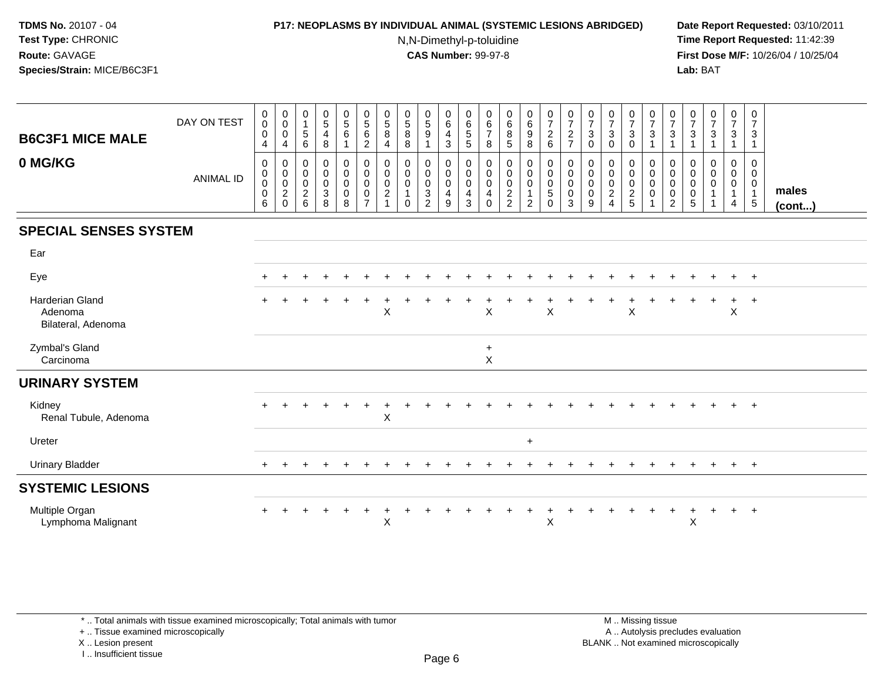**TDMS No.** 20107 - 04
**Test Type:** CHRONIC
**Route:** GAVAGE
**Species/Strain:** MICE/B6C3F1

**P17: NEOPLASMS BY INDIVIDUAL ANIMAL (SYSTEMIC LESIONS ABRIDGED)**
N,N-Dimethyl-p-toluidine
**CAS Number:** 99-97-8

**Date Report Requested:** 03/10/2011
**Time Report Requested:** 11:42:39
**First Dose M/F:** 10/26/04 / 10/25/04
**Lab:** BAT

## B6C3F1 MICE MALE 0 MG/KG

| DAY ON TEST | 0004 | 0004 | 0156 | 0548 | 0561 | 0562 | 0584 | 0588 | 0591 | 0643 | 0655 | 0678 | 0685 | 0698 | 0726 | 0727 | 0730 | 0730 | 0730 | 0731 | 0731 | 0731 | 0731 | 0731 | 0731 | |
|---|---|---|---|---|---|---|---|---|---|---|---|---|---|---|---|---|---|---|---|---|---|---|---|---|---|---|
| **ANIMAL ID** | 00006 | 00020 | 00026 | 00038 | 00008 | 00007 | 00021 | 00010 | 00032 | 00049 | 00043 | 00040 | 00022 | 00012 | 00050 | 00003 | 00009 | 00024 | 00025 | 00001 | 00002 | 00005 | 00011 | 00014 | 00015 | **males (cont...)** |
| **SPECIAL SENSES SYSTEM** | | | | | | | | | | | | | | | | | | | | | | | | | | |
| Ear | | | | | | | | | | | | | | | | | | | | | | | | | | |
| Eye | + | + | + | + | + | + | + | + | + | + | + | + | + | + | + | + | + | + | + | + | + | + | + | + | + | |
| Harderian Gland | + | + | + | + | + | + | + | + | + | + | + | + | + | + | + | + | + | + | + | + | + | + | + | + | + | |
| Adenoma | | | | | | | X | | | | | X | | | X | | | | X | | | | | X | | |
| Bilateral, Adenoma | | | | | | | | | | | | | | | | | | | | | | | | | | |
| Zymbal's Gland | | | | | | | | | | | | + | | | | | | | | | | | | | | |
| Carcinoma | | | | | | | | | | | | X | | | | | | | | | | | | | | |
| **URINARY SYSTEM** | | | | | | | | | | | | | | | | | | | | | | | | | | |
| Kidney | + | + | + | + | + | + | + | + | + | + | + | + | + | + | + | + | + | + | + | + | + | + | + | + | + | |
| Renal Tubule, Adenoma | | | | | | | X | | | | | | | | | | | | | | | | | | | |
| Ureter | | | | | | | | | | | | | | + | | | | | | | | | | | | |
| Urinary Bladder | + | + | + | + | + | + | + | + | + | + | + | + | + | + | + | + | + | + | + | + | + | + | + | + | + | |
| **SYSTEMIC LESIONS** | | | | | | | | | | | | | | | | | | | | | | | | | | |
| Multiple Organ | + | + | + | + | + | + | + | + | + | + | + | + | + | + | + | + | + | + | + | + | + | + | + | + | + | |
| Lymphoma Malignant | | | | | | | X | | | | | | | | X | | | | | | | X | | | | |

\* .. Total animals with tissue examined microscopically; Total animals with tumor
\+ .. Tissue examined microscopically
X .. Lesion present
I .. Insufficient tissue

M .. Missing tissue
A .. Autolysis precludes evaluation
BLANK .. Not examined microscopically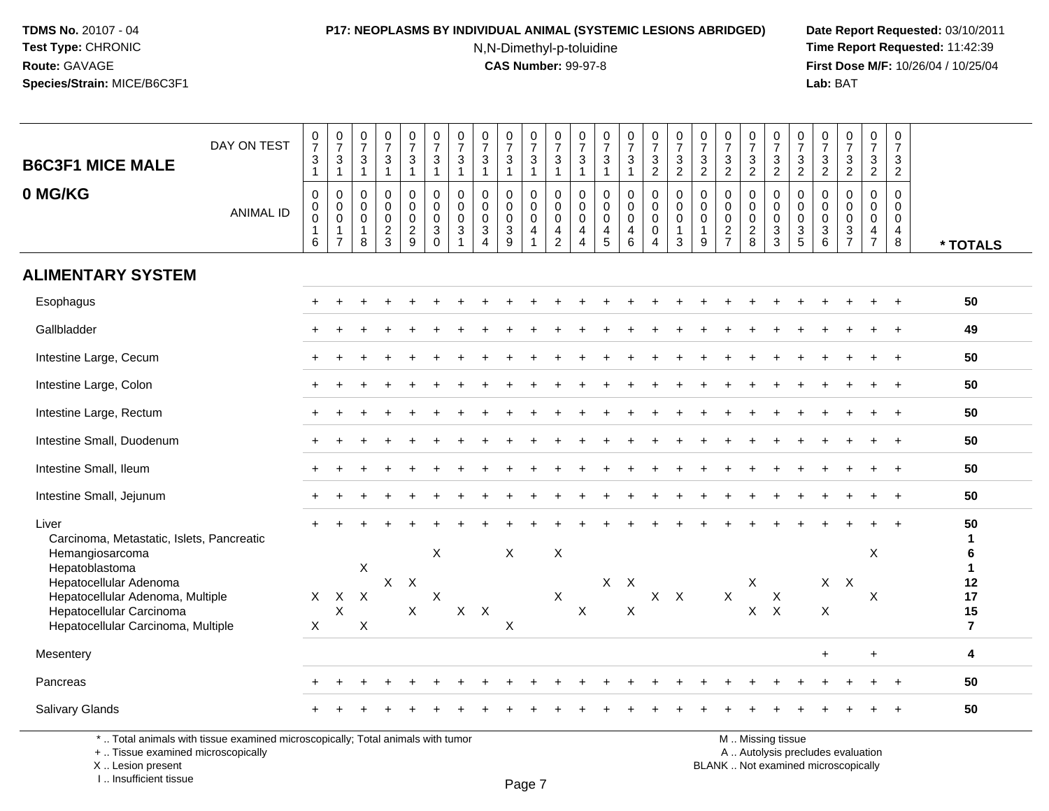**TDMS No.** 20107 - 04
**Test Type:** CHRONIC
**Route:** GAVAGE
**Species/Strain:** MICE/B6C3F1

**P17: NEOPLASMS BY INDIVIDUAL ANIMAL (SYSTEMIC LESIONS ABRIDGED)**
N,N-Dimethyl-p-toluidine
**CAS Number:** 99-97-8

**Date Report Requested:** 03/10/2011
**Time Report Requested:** 11:42:39
**First Dose M/F:** 10/26/04 / 10/25/04
**Lab:** BAT

## B6C3F1 MICE MALE 0 MG/KG

| DAY ON TEST | 0731 | 0731 | 0731 | 0731 | 0731 | 0731 | 0731 | 0731 | 0731 | 0731 | 0731 | 0731 | 0731 | 0731 | 0732 | 0732 | 0732 | 0732 | 0732 | 0732 | 0732 | 0732 | 0732 | 0732 | 0732 | |
|---|---|---|---|---|---|---|---|---|---|---|---|---|---|---|---|---|---|---|---|---|---|---|---|---|---|---|
| **ANIMAL ID** | 0016 | 0017 | 0018 | 0023 | 0029 | 0030 | 0031 | 0034 | 0039 | 0041 | 0042 | 0044 | 0045 | 0046 | 0004 | 0013 | 0019 | 0027 | 0028 | 0033 | 0035 | 0036 | 0037 | 0047 | 0048 | *** TOTALS** |
| **ALIMENTARY SYSTEM** | | | | | | | | | | | | | | | | | | | | | | | | | | |
| Esophagus | + | + | + | + | + | + | + | + | + | + | + | + | + | + | + | + | + | + | + | + | + | + | + | + | + | 50 |
| Gallbladder | + | + | + | + | + | + | + | + | + | + | + | + | + | + | + | + | + | + | + | + | + | + | + | + | + | 49 |
| Intestine Large, Cecum | + | + | + | + | + | + | + | + | + | + | + | + | + | + | + | + | + | + | + | + | + | + | + | + | + | 50 |
| Intestine Large, Colon | + | + | + | + | + | + | + | + | + | + | + | + | + | + | + | + | + | + | + | + | + | + | + | + | + | 50 |
| Intestine Large, Rectum | + | + | + | + | + | + | + | + | + | + | + | + | + | + | + | + | + | + | + | + | + | + | + | + | + | 50 |
| Intestine Small, Duodenum | + | + | + | + | + | + | + | + | + | + | + | + | + | + | + | + | + | + | + | + | + | + | + | + | + | 50 |
| Intestine Small, Ileum | + | + | + | + | + | + | + | + | + | + | + | + | + | + | + | + | + | + | + | + | + | + | + | + | + | 50 |
| Intestine Small, Jejunum | + | + | + | + | + | + | + | + | + | + | + | + | + | + | + | + | + | + | + | + | + | + | + | + | + | 50 |
| Liver | + | + | + | + | + | + | + | + | + | + | + | + | + | + | + | + | + | + | + | + | + | + | + | + | + | 50 |
| Carcinoma, Metastatic, Islets, Pancreatic | | | | | | | | | | | | | | | | | | | | | | | | | | 1 |
| Hemangiosarcoma | | | | | | X | | | X | | X | | | | | | | | | | | | | X | | 6 |
| Hepatoblastoma | | | X | | | | | | | | | | | | | | | | | | | | | | | 1 |
| Hepatocellular Adenoma | | | | X | X | | | | | | | | X | X | | | | | X | | | X | X | | | 12 |
| Hepatocellular Adenoma, Multiple | X | X | X | | | X | | | | | X | | | | X | X | | X | | X | | | | X | | 17 |
| Hepatocellular Carcinoma | | X | | | X | | X | X | | | | X | | X | | | | | X | X | | X | | | | 15 |
| Hepatocellular Carcinoma, Multiple | X | | X | | | | | | X | | | | | | | | | | | | | | | | | 7 |
| Mesentery | | | | | | | | | | | | | | | | | | | | | | + | | + | | 4 |
| Pancreas | + | + | + | + | + | + | + | + | + | + | + | + | + | + | + | + | + | + | + | + | + | + | + | + | + | 50 |
| Salivary Glands | + | + | + | + | + | + | + | + | + | + | + | + | + | + | + | + | + | + | + | + | + | + | + | + | + | 50 |

\* .. Total animals with tissue examined microscopically; Total animals with tumor
\+ .. Tissue examined microscopically
X .. Lesion present
I .. Insufficient tissue

M .. Missing tissue
A .. Autolysis precludes evaluation
BLANK .. Not examined microscopically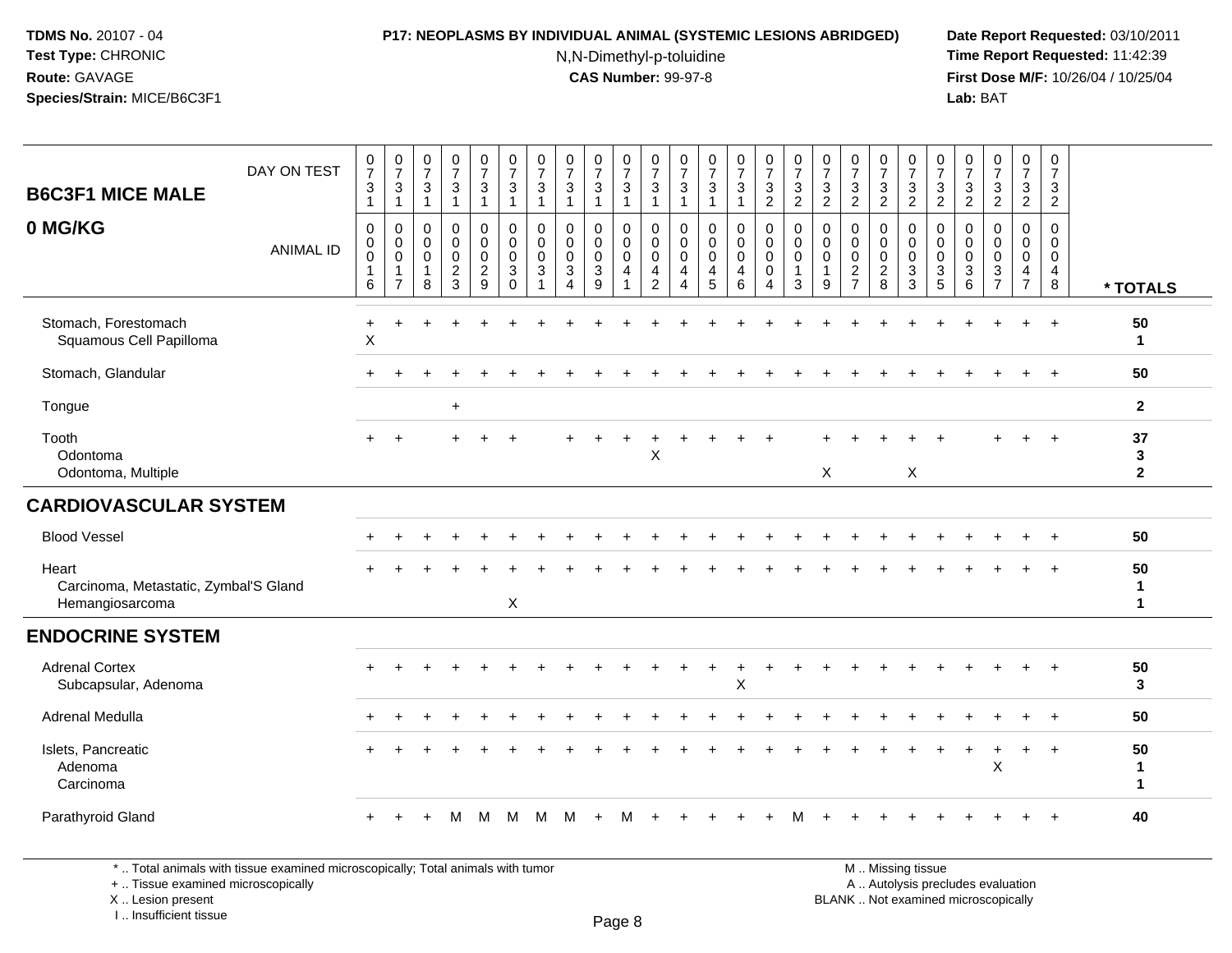**TDMS No.** 20107 - 04
**Test Type:** CHRONIC
**Route:** GAVAGE
**Species/Strain:** MICE/B6C3F1

**P17: NEOPLASMS BY INDIVIDUAL ANIMAL (SYSTEMIC LESIONS ABRIDGED)**
N,N-Dimethyl-p-toluidine
**CAS Number:** 99-97-8

**Date Report Requested:** 03/10/2011
**Time Report Requested:** 11:42:39
**First Dose M/F:** 10/26/04 / 10/25/04
**Lab:** BAT

## B6C3F1 MICE MALE 0 MG/KG

| DAY ON TEST | 0731 | 0731 | 0731 | 0731 | 0731 | 0731 | 0731 | 0731 | 0731 | 0731 | 0731 | 0731 | 0731 | 0731 | 0732 | 0732 | 0732 | 0732 | 0732 | 0732 | 0732 | 0732 | 0732 | 0732 | 0732 | |
|---|---|---|---|---|---|---|---|---|---|---|---|---|---|---|---|---|---|---|---|---|---|---|---|---|---|---|
| **ANIMAL ID** | 00016 | 00017 | 00018 | 00023 | 00029 | 00030 | 00031 | 00034 | 00039 | 00041 | 00042 | 00044 | 00045 | 00046 | 00004 | 00013 | 00019 | 00027 | 00028 | 00033 | 00035 | 00036 | 00037 | 00047 | 00048 | *** TOTALS** |
| Stomach, Forestomach | + | + | + | + | + | + | + | + | + | + | + | + | + | + | + | + | + | + | + | + | + | + | + | + | + | 50 |
| Squamous Cell Papilloma | X | | | | | | | | | | | | | | | | | | | | | | | | | 1 |
| Stomach, Glandular | + | + | + | + | + | + | + | + | + | + | + | + | + | + | + | + | + | + | + | + | + | + | + | + | + | 50 |
| Tongue | | | | + | | | | | | | | | | | | | | | | | | | | | | 2 |
| Tooth | + | + | | + | + | + | | + | + | + | + | + | + | + | + | | + | + | + | + | + | | + | + | + | 37 |
| Odontoma | | | | | | | | | | | X | | | | | | | | | | | | | | | 3 |
| Odontoma, Multiple | | | | | | | | | | | | | | | | | X | | | X | | | | | | 2 |
| **CARDIOVASCULAR SYSTEM** | | | | | | | | | | | | | | | | | | | | | | | | | | |
| Blood Vessel | + | + | + | + | + | + | + | + | + | + | + | + | + | + | + | + | + | + | + | + | + | + | + | + | + | 50 |
| Heart | + | + | + | + | + | + | + | + | + | + | + | + | + | + | + | + | + | + | + | + | + | + | + | + | + | 50 |
| Carcinoma, Metastatic, Zymbal'S Gland | | | | | | | | | | | | | | | | | | | | | | | | | | 1 |
| Hemangiosarcoma | | | | | | X | | | | | | | | | | | | | | | | | | | | 1 |
| **ENDOCRINE SYSTEM** | | | | | | | | | | | | | | | | | | | | | | | | | | |
| Adrenal Cortex | + | + | + | + | + | + | + | + | + | + | + | + | + | + | + | + | + | + | + | + | + | + | + | + | + | 50 |
| Subcapsular, Adenoma | | | | | | | | | | | | | | X | | | | | | | | | | | | 3 |
| Adrenal Medulla | + | + | + | + | + | + | + | + | + | + | + | + | + | + | + | + | + | + | + | + | + | + | + | + | + | 50 |
| Islets, Pancreatic | + | + | + | + | + | + | + | + | + | + | + | + | + | + | + | + | + | + | + | + | + | + | + | + | + | 50 |
| Adenoma | | | | | | | | | | | | | | | | | | | | | | | X | | | 1 |
| Carcinoma | | | | | | | | | | | | | | | | | | | | | | | | | | 1 |
| Parathyroid Gland | + | + | + | M | M | M | M | M | + | M | + | + | + | + | + | M | + | + | + | + | + | + | + | + | + | 40 |

\* .. Total animals with tissue examined microscopically; Total animals with tumor
\+ .. Tissue examined microscopically
X .. Lesion present
I .. Insufficient tissue

M .. Missing tissue
A .. Autolysis precludes evaluation
BLANK .. Not examined microscopically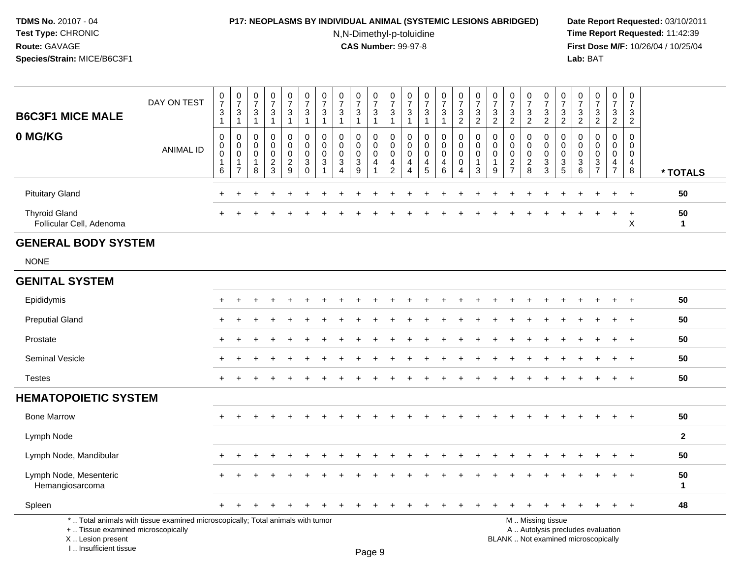**TDMS No.** 20107 - 04
**Test Type:** CHRONIC
**Route:** GAVAGE
**Species/Strain:** MICE/B6C3F1

**P17: NEOPLASMS BY INDIVIDUAL ANIMAL (SYSTEMIC LESIONS ABRIDGED)**
N,N-Dimethyl-p-toluidine
**CAS Number:** 99-97-8

**Date Report Requested:** 03/10/2011
**Time Report Requested:** 11:42:39
**First Dose M/F:** 10/26/04 / 10/25/04
**Lab:** BAT

| B6C3F1 MICE MALE 0 MG/KG | DAY ON TEST | 0731 | 0731 | 0731 | 0731 | 0731 | 0731 | 0731 | 0731 | 0731 | 0731 | 0731 | 0731 | 0731 | 0731 | 0732 | 0732 | 0732 | 0732 | 0732 | 0732 | 0732 | 0732 | 0732 | 0732 | 0732 | |
|---|---|---|---|---|---|---|---|---|---|---|---|---|---|---|---|---|---|---|---|---|---|---|---|---|---|---|---|
| | ANIMAL ID | 00016 | 00017 | 00018 | 00023 | 00029 | 00030 | 00031 | 00034 | 00039 | 00041 | 00042 | 00044 | 00045 | 00046 | 00004 | 00013 | 00019 | 00027 | 00028 | 00033 | 00035 | 00036 | 00037 | 00047 | 00048 | * TOTALS |
| Pituitary Gland | | + | + | + | + | + | + | + | + | + | + | + | + | + | + | + | + | + | + | + | + | + | + | + | + | + | 50 |
| Thyroid Gland | | + | + | + | + | + | + | + | + | + | + | + | + | + | + | + | + | + | + | + | + | + | + | + | + | + | 50 |
| Follicular Cell, Adenoma | | | | | | | | | | | | | | | | | | | | | | | | | | X | 1 |
| **GENERAL BODY SYSTEM** | | | | | | | | | | | | | | | | | | | | | | | | | | | |
| NONE | | | | | | | | | | | | | | | | | | | | | | | | | | | |
| **GENITAL SYSTEM** | | | | | | | | | | | | | | | | | | | | | | | | | | | |
| Epididymis | | + | + | + | + | + | + | + | + | + | + | + | + | + | + | + | + | + | + | + | + | + | + | + | + | + | 50 |
| Preputial Gland | | + | + | + | + | + | + | + | + | + | + | + | + | + | + | + | + | + | + | + | + | + | + | + | + | + | 50 |
| Prostate | | + | + | + | + | + | + | + | + | + | + | + | + | + | + | + | + | + | + | + | + | + | + | + | + | + | 50 |
| Seminal Vesicle | | + | + | + | + | + | + | + | + | + | + | + | + | + | + | + | + | + | + | + | + | + | + | + | + | + | 50 |
| Testes | | + | + | + | + | + | + | + | + | + | + | + | + | + | + | + | + | + | + | + | + | + | + | + | + | + | 50 |
| **HEMATOPOIETIC SYSTEM** | | | | | | | | | | | | | | | | | | | | | | | | | | | |
| Bone Marrow | | + | + | + | + | + | + | + | + | + | + | + | + | + | + | + | + | + | + | + | + | + | + | + | + | + | 50 |
| Lymph Node | | | | | | | | | | | | | | | | | | | | | | | | | | | 2 |
| Lymph Node, Mandibular | | + | + | + | + | + | + | + | + | + | + | + | + | + | + | + | + | + | + | + | + | + | + | + | + | + | 50 |
| Lymph Node, Mesenteric | | + | + | + | + | + | + | + | + | + | + | + | + | + | + | + | + | + | + | + | + | + | + | + | + | + | 50 |
| Hemangiosarcoma | | | | | | | | | | | | | | | | | | | | | | | | | | | 1 |
| Spleen | | + | + | + | + | + | + | + | + | + | + | + | + | + | + | + | + | + | + | + | + | + | + | + | + | + | 48 |

* .. Total animals with tissue examined microscopically; Total animals with tumor
+ .. Tissue examined microscopically
X .. Lesion present
I .. Insufficient tissue

M .. Missing tissue
A .. Autolysis precludes evaluation
BLANK .. Not examined microscopically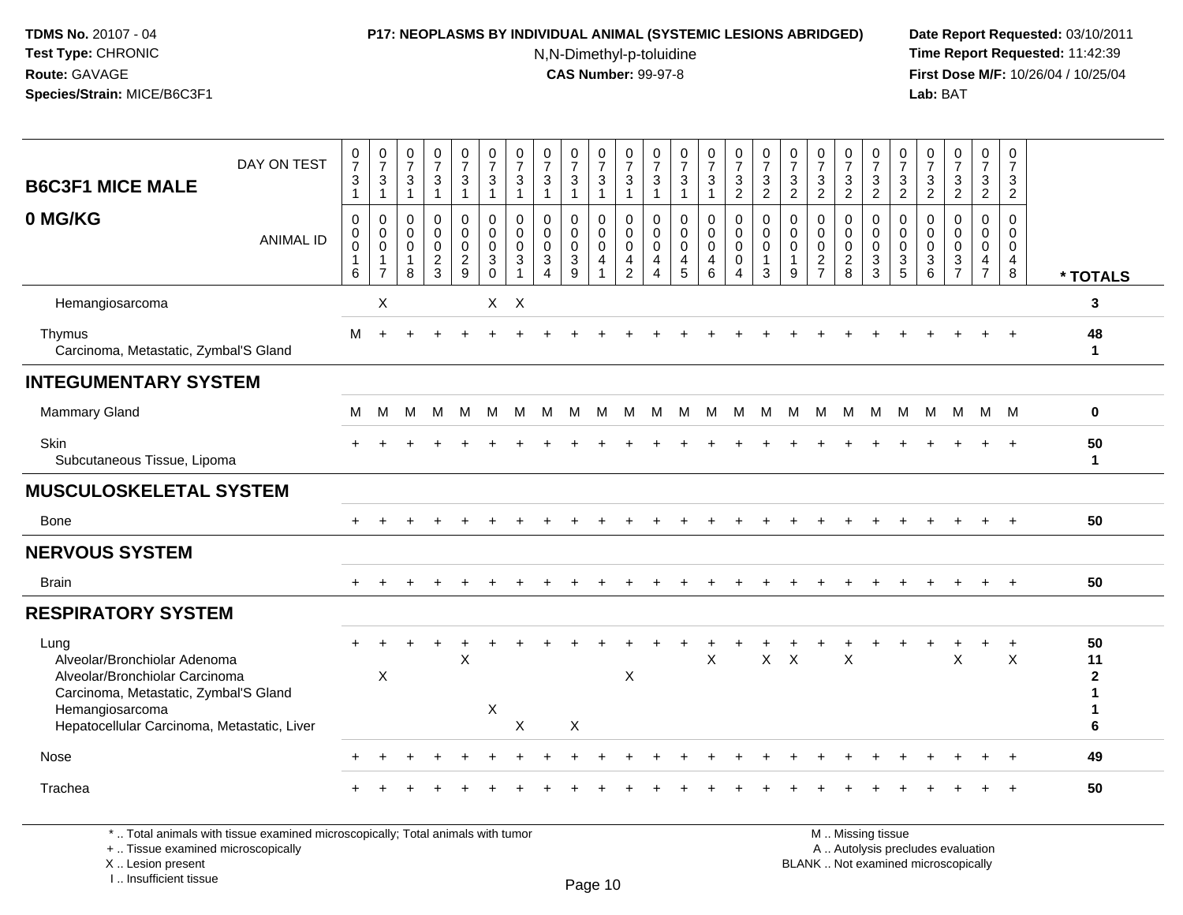**TDMS No.** 20107 - 04
**Test Type:** CHRONIC
**Route:** GAVAGE
**Species/Strain:** MICE/B6C3F1

**P17: NEOPLASMS BY INDIVIDUAL ANIMAL (SYSTEMIC LESIONS ABRIDGED)**
N,N-Dimethyl-p-toluidine
**CAS Number:** 99-97-8

**Date Report Requested:** 03/10/2011
**Time Report Requested:** 11:42:39
**First Dose M/F:** 10/26/04 / 10/25/04
**Lab:** BAT

| B6C3F1 MICE MALE 0 MG/KG — DAY ON TEST | 0731 | 0731 | 0731 | 0731 | 0731 | 0731 | 0731 | 0731 | 0731 | 0731 | 0731 | 0731 | 0731 | 0731 | 0732 | 0732 | 0732 | 0732 | 0732 | 0732 | 0732 | 0732 | 0732 | 0732 | 0732 | |
|---|---|---|---|---|---|---|---|---|---|---|---|---|---|---|---|---|---|---|---|---|---|---|---|---|---|---|
| **ANIMAL ID** | 0016 | 0017 | 0018 | 0023 | 0029 | 0030 | 0031 | 0034 | 0039 | 0041 | 0042 | 0044 | 0045 | 0046 | 0004 | 0013 | 0019 | 0027 | 0028 | 0033 | 0035 | 0036 | 0037 | 0047 | 0048 | *** TOTALS** |
| Hemangiosarcoma | | X | | | | X | X | | | | | | | | | | | | | | | | | | | **3** |
| Thymus | M | + | + | + | + | + | + | + | + | + | + | + | + | + | + | + | + | + | + | + | + | + | + | + | + | **48** |
| Carcinoma, Metastatic, Zymbal'S Gland | | | | | | | | | | | | | | | | | | | | | | | | | | **1** |
| **INTEGUMENTARY SYSTEM** | | | | | | | | | | | | | | | | | | | | | | | | | | |
| Mammary Gland | M | M | M | M | M | M | M | M | M | M | M | M | M | M | M | M | M | M | M | M | M | M | M | M | M | **0** |
| Skin | + | + | + | + | + | + | + | + | + | + | + | + | + | + | + | + | + | + | + | + | + | + | + | + | + | **50** |
| Subcutaneous Tissue, Lipoma | | | | | | | | | | | | | | | | | | | | | | | | | | **1** |
| **MUSCULOSKELETAL SYSTEM** | | | | | | | | | | | | | | | | | | | | | | | | | | |
| Bone | + | + | + | + | + | + | + | + | + | + | + | + | + | + | + | + | + | + | + | + | + | + | + | + | + | **50** |
| **NERVOUS SYSTEM** | | | | | | | | | | | | | | | | | | | | | | | | | | |
| Brain | + | + | + | + | + | + | + | + | + | + | + | + | + | + | + | + | + | + | + | + | + | + | + | + | + | **50** |
| **RESPIRATORY SYSTEM** | | | | | | | | | | | | | | | | | | | | | | | | | | |
| Lung | + | + | + | + | + | + | + | + | + | + | + | + | + | + | + | + | + | + | + | + | + | + | + | + | + | **50** |
| Alveolar/Bronchiolar Adenoma | | | | | X | | | | | | | | | X | | X | X | | X | | | | X | | X | **11** |
| Alveolar/Bronchiolar Carcinoma | | X | | | | | | | | | X | | | | | | | | | | | | | | | **2** |
| Carcinoma, Metastatic, Zymbal'S Gland | | | | | | | | | | | | | | | | | | | | | | | | | | **1** |
| Hemangiosarcoma | | | | | | X | | | | | | | | | | | | | | | | | | | | **1** |
| Hepatocellular Carcinoma, Metastatic, Liver | | | | | | | X | | X | | | | | | | | | | | | | | | | | **6** |
| Nose | + | + | + | + | + | + | + | + | + | + | + | + | + | + | + | + | + | + | + | + | + | + | + | + | + | **49** |
| Trachea | + | + | + | + | + | + | + | + | + | + | + | + | + | + | + | + | + | + | + | + | + | + | + | + | + | **50** |

\* .. Total animals with tissue examined microscopically; Total animals with tumor
\+ .. Tissue examined microscopically
X .. Lesion present
I .. Insufficient tissue

M .. Missing tissue
A .. Autolysis precludes evaluation
BLANK .. Not examined microscopically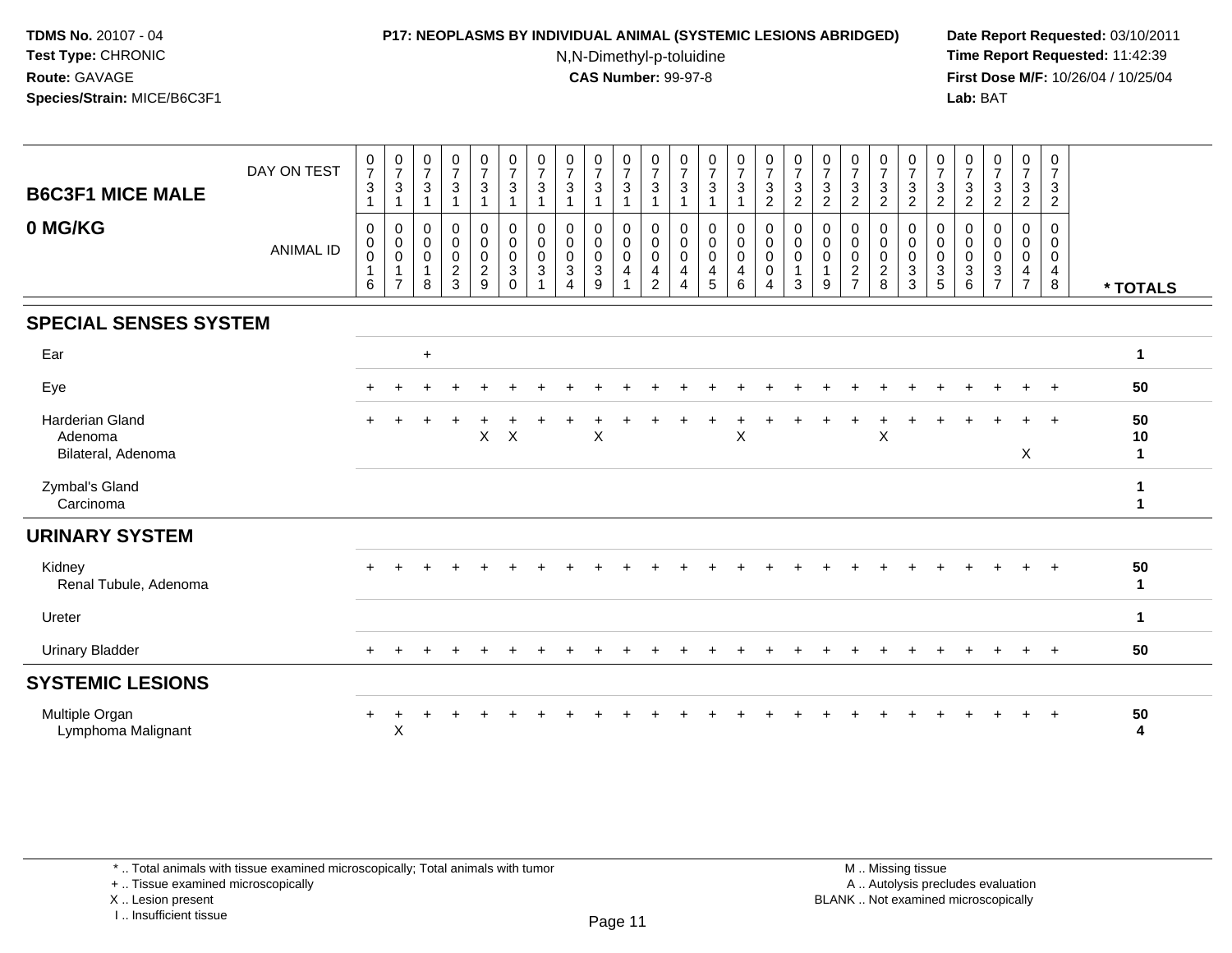**TDMS No.** 20107 - 04
**Test Type:** CHRONIC
**Route:** GAVAGE
**Species/Strain:** MICE/B6C3F1

**P17: NEOPLASMS BY INDIVIDUAL ANIMAL (SYSTEMIC LESIONS ABRIDGED)**
N,N-Dimethyl-p-toluidine
**CAS Number:** 99-97-8

**Date Report Requested:** 03/10/2011
**Time Report Requested:** 11:42:39
**First Dose M/F:** 10/26/04 / 10/25/04
**Lab:** BAT

| B6C3F1 MICE MALE 0 MG/KG | | | | | | | | | | | | | | | | | | | | | | | | | | |
|---|---|---|---|---|---|---|---|---|---|---|---|---|---|---|---|---|---|---|---|---|---|---|---|---|---|---|
| DAY ON TEST | 0731 | 0731 | 0731 | 0731 | 0731 | 0731 | 0731 | 0731 | 0731 | 0731 | 0731 | 0731 | 0731 | 0731 | 0732 | 0732 | 0732 | 0732 | 0732 | 0732 | 0732 | 0732 | 0732 | 0732 | 0732 | |
| ANIMAL ID | 0016 | 0017 | 0018 | 0023 | 0029 | 0030 | 0031 | 0034 | 0039 | 0041 | 0042 | 0044 | 0045 | 0046 | 0004 | 0013 | 0019 | 0027 | 0028 | 0033 | 0035 | 0036 | 0037 | 0047 | 0048 | * TOTALS |
| **SPECIAL SENSES SYSTEM** | | | | | | | | | | | | | | | | | | | | | | | | | | |
| Ear | | | + | | | | | | | | | | | | | | | | | | | | | | | 1 |
| Eye | + | + | + | + | + | + | + | + | + | + | + | + | + | + | + | + | + | + | + | + | + | + | + | + | + | 50 |
| Harderian Gland | + | + | + | + | + | + | + | + | + | + | + | + | + | + | + | + | + | + | + | + | + | + | + | + | + | 50 |
| Adenoma | | | | | X | X | | | X | | | | | X | | | | | X | | | | | | | 10 |
| Bilateral, Adenoma | | | | | | | | | | | | | | | | | | | | | | | | X | | 1 |
| Zymbal's Gland | | | | | | | | | | | | | | | | | | | | | | | | | | 1 |
| Carcinoma | | | | | | | | | | | | | | | | | | | | | | | | | | 1 |
| **URINARY SYSTEM** | | | | | | | | | | | | | | | | | | | | | | | | | | |
| Kidney | + | + | + | + | + | + | + | + | + | + | + | + | + | + | + | + | + | + | + | + | + | + | + | + | + | 50 |
| Renal Tubule, Adenoma | | | | | | | | | | | | | | | | | | | | | | | | | | 1 |
| Ureter | | | | | | | | | | | | | | | | | | | | | | | | | | 1 |
| Urinary Bladder | + | + | + | + | + | + | + | + | + | + | + | + | + | + | + | + | + | + | + | + | + | + | + | + | + | 50 |
| **SYSTEMIC LESIONS** | | | | | | | | | | | | | | | | | | | | | | | | | | |
| Multiple Organ | + | + | + | + | + | + | + | + | + | + | + | + | + | + | + | + | + | + | + | + | + | + | + | + | + | 50 |
| Lymphoma Malignant | | X | | | | | | | | | | | | | | | | | | | | | | | | 4 |

\* .. Total animals with tissue examined microscopically; Total animals with tumor
\+ .. Tissue examined microscopically
X .. Lesion present
I .. Insufficient tissue

M .. Missing tissue
A .. Autolysis precludes evaluation
BLANK .. Not examined microscopically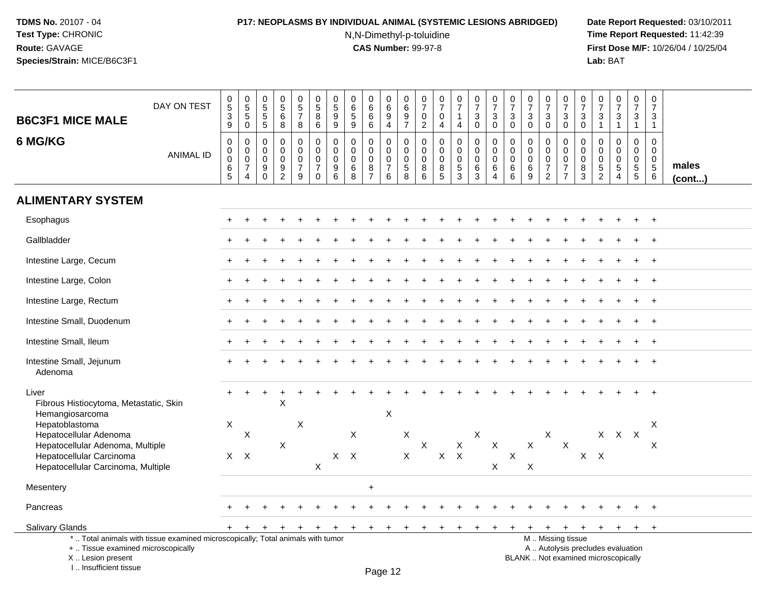**TDMS No.** 20107 - 04
**Test Type:** CHRONIC
**Route:** GAVAGE
**Species/Strain:** MICE/B6C3F1

**P17: NEOPLASMS BY INDIVIDUAL ANIMAL (SYSTEMIC LESIONS ABRIDGED)**
N,N-Dimethyl-p-toluidine
**CAS Number:** 99-97-8

**Date Report Requested:** 03/10/2011
**Time Report Requested:** 11:42:39
**First Dose M/F:** 10/26/04 / 10/25/04
**Lab:** BAT

| B6C3F1 MICE MALE 6 MG/KG | | | | | | | | | | | | | | | | | | | | | | | | | | |
|---|---|---|---|---|---|---|---|---|---|---|---|---|---|---|---|---|---|---|---|---|---|---|---|---|---|---|
| DAY ON TEST | 0539 | 0550 | 0555 | 0568 | 0578 | 0586 | 0599 | 0659 | 0666 | 0694 | 0697 | 0702 | 0704 | 0714 | 0730 | 0730 | 0730 | 0730 | 0730 | 0730 | 0730 | 0731 | 0731 | 0731 | 0731 | |
| ANIMAL ID | 00065 | 00074 | 00090 | 00092 | 00079 | 00070 | 00096 | 00068 | 00087 | 00076 | 00058 | 00086 | 00085 | 00053 | 00063 | 00064 | 00066 | 00069 | 00072 | 00077 | 00083 | 00052 | 00054 | 00055 | 00056 | males (cont...) |
| **ALIMENTARY SYSTEM** | | | | | | | | | | | | | | | | | | | | | | | | | | |
| Esophagus | + | + | + | + | + | + | + | + | + | + | + | + | + | + | + | + | + | + | + | + | + | + | + | + | + | |
| Gallbladder | + | + | + | + | + | + | + | + | + | + | + | + | + | + | + | + | + | + | + | + | + | + | + | + | + | |
| Intestine Large, Cecum | + | + | + | + | + | + | + | + | + | + | + | + | + | + | + | + | + | + | + | + | + | + | + | + | + | |
| Intestine Large, Colon | + | + | + | + | + | + | + | + | + | + | + | + | + | + | + | + | + | + | + | + | + | + | + | + | + | |
| Intestine Large, Rectum | + | + | + | + | + | + | + | + | + | + | + | + | + | + | + | + | + | + | + | + | + | + | + | + | + | |
| Intestine Small, Duodenum | + | + | + | + | + | + | + | + | + | + | + | + | + | + | + | + | + | + | + | + | + | + | + | + | + | |
| Intestine Small, Ileum | + | + | + | + | + | + | + | + | + | + | + | + | + | + | + | + | + | + | + | + | + | + | + | + | + | |
| Intestine Small, Jejunum | + | + | + | + | + | + | + | + | + | + | + | + | + | + | + | + | + | + | + | + | + | + | + | + | + | |
| Adenoma | | | | | | | | | | | | | | | | | | | | | | | | | | |
| Liver | + | + | + | + | + | + | + | + | + | + | + | + | + | + | + | + | + | + | + | + | + | + | + | + | + | |
| Fibrous Histiocytoma, Metastatic, Skin | | | | X | | | | | | | | | | | | | | | | | | | | | | |
| Hemangiosarcoma | | | | | | | | | | X | | | | | | | | | | | | | | | | |
| Hepatoblastoma | X | | | | X | | | | | | | | | | | | | | | | | | | | X | |
| Hepatocellular Adenoma | | X | | | | | | X | | | X | | | | X | | | | X | | | X | X | X | | |
| Hepatocellular Adenoma, Multiple | | | | X | | | | | | | | X | | X | | X | | X | | X | | | | | X | |
| Hepatocellular Carcinoma | X | X | | | | | X | X | | | X | | X | X | | | X | | | | X | X | | | | |
| Hepatocellular Carcinoma, Multiple | | | | | | X | | | | | | | | | | X | | X | | | | | | | | |
| Mesentery | | | | | | | | | + | | | | | | | | | | | | | | | | | |
| Pancreas | + | + | + | + | + | + | + | + | + | + | + | + | + | + | + | + | + | + | + | + | + | + | + | + | + | |
| Salivary Glands | + | + | + | + | + | + | + | + | + | + | + | + | + | + | + | + | + | + | + | + | + | + | + | + | + | |

\* .. Total animals with tissue examined microscopically; Total animals with tumor
\+ .. Tissue examined microscopically
X .. Lesion present
I .. Insufficient tissue

M .. Missing tissue
A .. Autolysis precludes evaluation
BLANK .. Not examined microscopically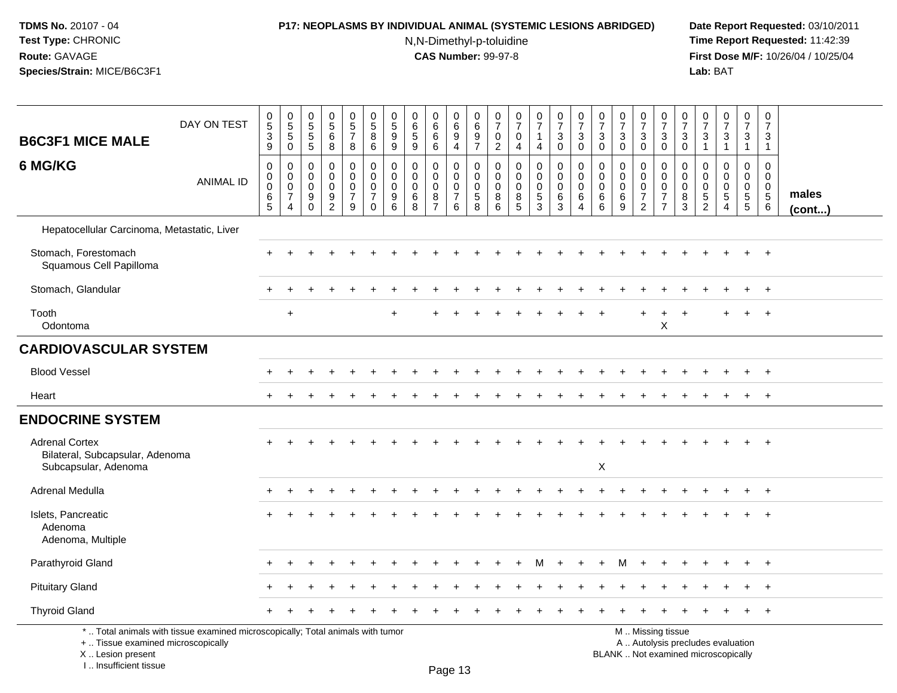**TDMS No.** 20107 - 04
**Test Type:** CHRONIC
**Route:** GAVAGE
**Species/Strain:** MICE/B6C3F1

**P17: NEOPLASMS BY INDIVIDUAL ANIMAL (SYSTEMIC LESIONS ABRIDGED)**
N,N-Dimethyl-p-toluidine
**CAS Number:** 99-97-8

**Date Report Requested:** 03/10/2011
**Time Report Requested:** 11:42:39
**First Dose M/F:** 10/26/04 / 10/25/04
**Lab:** BAT

## B6C3F1 MICE MALE
## 6 MG/KG

| DAY ON TEST | 0539 | 0550 | 0555 | 0568 | 0578 | 0586 | 0599 | 0659 | 0666 | 0694 | 0697 | 0702 | 0704 | 0714 | 0730 | 0730 | 0730 | 0730 | 0730 | 0730 | 0730 | 0731 | 0731 | 0731 | 0731 | |
|---|---|---|---|---|---|---|---|---|---|---|---|---|---|---|---|---|---|---|---|---|---|---|---|---|---|---|
| ANIMAL ID | 00065 | 00074 | 00090 | 00092 | 00079 | 00070 | 00096 | 00068 | 00087 | 00076 | 00058 | 00086 | 00085 | 00053 | 00063 | 00064 | 00066 | 00069 | 00072 | 00077 | 00083 | 00052 | 00054 | 00055 | 00056 | males (cont...) |
| Hepatocellular Carcinoma, Metastatic, Liver | | | | | | | | | | | | | | | | | | | | | | | | | | |
| Stomach, Forestomach | + | + | + | + | + | + | + | + | + | + | + | + | + | + | + | + | + | + | + | + | + | + | + | + | + | |
| Squamous Cell Papilloma | | | | | | | | | | | | | | | | | | | | | | | | | | |
| Stomach, Glandular | + | + | + | + | + | + | + | + | + | + | + | + | + | + | + | + | + | + | + | + | + | + | + | + | + | |
| Tooth | | + | | | | | + | | + | + | + | + | + | + | + | + | + | | + | + | + | | + | + | + | |
| Odontoma | | | | | | | | | | | | | | | | | | | | X | | | | | | |
| **CARDIOVASCULAR SYSTEM** | | | | | | | | | | | | | | | | | | | | | | | | | | |
| Blood Vessel | + | + | + | + | + | + | + | + | + | + | + | + | + | + | + | + | + | + | + | + | + | + | + | + | + | |
| Heart | + | + | + | + | + | + | + | + | + | + | + | + | + | + | + | + | + | + | + | + | + | + | + | + | + | |
| **ENDOCRINE SYSTEM** | | | | | | | | | | | | | | | | | | | | | | | | | | |
| Adrenal Cortex | + | + | + | + | + | + | + | + | + | + | + | + | + | + | + | + | + | + | + | + | + | + | + | + | + | |
| Bilateral, Subcapsular, Adenoma | | | | | | | | | | | | | | | | | | | | | | | | | | |
| Subcapsular, Adenoma | | | | | | | | | | | | | | | | | X | | | | | | | | | |
| Adrenal Medulla | + | + | + | + | + | + | + | + | + | + | + | + | + | + | + | + | + | + | + | + | + | + | + | + | + | |
| Islets, Pancreatic | + | + | + | + | + | + | + | + | + | + | + | + | + | + | + | + | + | + | + | + | + | + | + | + | + | |
| Adenoma | | | | | | | | | | | | | | | | | | | | | | | | | | |
| Adenoma, Multiple | | | | | | | | | | | | | | | | | | | | | | | | | | |
| Parathyroid Gland | + | + | + | + | + | + | + | + | + | + | + | + | + | M | + | + | + | M | + | + | + | + | + | + | + | |
| Pituitary Gland | + | + | + | + | + | + | + | + | + | + | + | + | + | + | + | + | + | + | + | + | + | + | + | + | + | |
| Thyroid Gland | + | + | + | + | + | + | + | + | + | + | + | + | + | + | + | + | + | + | + | + | + | + | + | + | + | |

\* .. Total animals with tissue examined microscopically; Total animals with tumor
\+ .. Tissue examined microscopically
X .. Lesion present
I .. Insufficient tissue

M .. Missing tissue
A .. Autolysis precludes evaluation
BLANK .. Not examined microscopically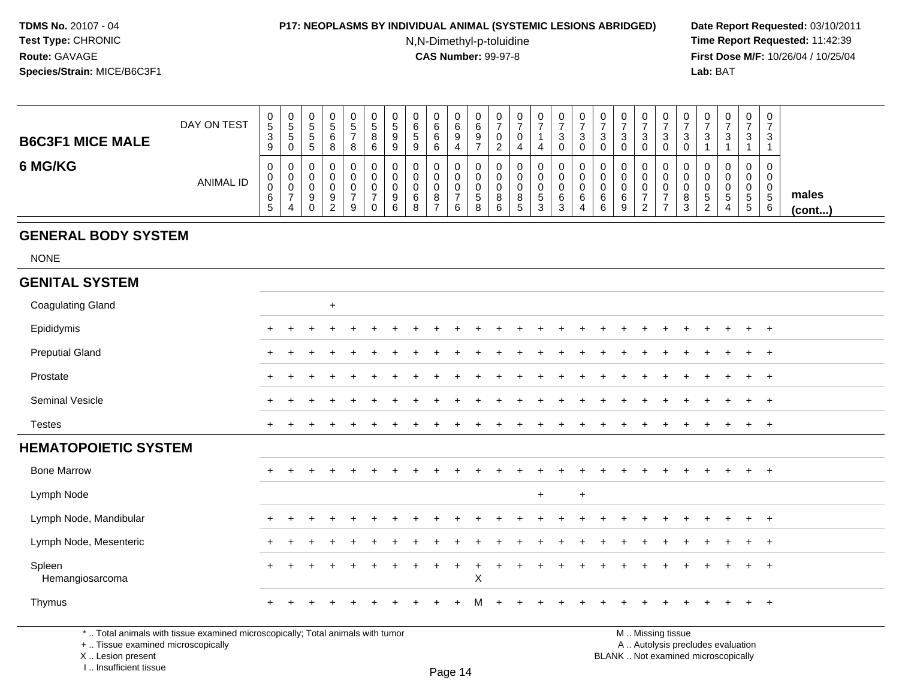**TDMS No.** 20107 - 04
**Test Type:** CHRONIC
**Route:** GAVAGE
**Species/Strain:** MICE/B6C3F1

**P17: NEOPLASMS BY INDIVIDUAL ANIMAL (SYSTEMIC LESIONS ABRIDGED)**
N,N-Dimethyl-p-toluidine
**CAS Number:** 99-97-8

**Date Report Requested:** 03/10/2011
**Time Report Requested:** 11:42:39
**First Dose M/F:** 10/26/04 / 10/25/04
**Lab:** BAT

| B6C3F1 MICE MALE 6 MG/KG | | | | | | | | | | | | | | | | | | | | | | | | | | |
|---|---|---|---|---|---|---|---|---|---|---|---|---|---|---|---|---|---|---|---|---|---|---|---|---|---|---|
| DAY ON TEST | 0539 | 0550 | 0555 | 0568 | 0578 | 0586 | 0599 | 0659 | 0666 | 0694 | 0697 | 0702 | 0704 | 0714 | 0730 | 0730 | 0730 | 0730 | 0730 | 0730 | 0730 | 0731 | 0731 | 0731 | 0731 | |
| ANIMAL ID | 00065 | 00074 | 00090 | 00092 | 00079 | 00070 | 00096 | 00068 | 00087 | 00076 | 00058 | 00086 | 00085 | 00053 | 00063 | 00064 | 00066 | 00069 | 00072 | 00077 | 00083 | 00052 | 00054 | 00055 | 00056 | males (cont...) |
| **GENERAL BODY SYSTEM** | | | | | | | | | | | | | | | | | | | | | | | | | | |
| NONE | | | | | | | | | | | | | | | | | | | | | | | | | | |
| **GENITAL SYSTEM** | | | | | | | | | | | | | | | | | | | | | | | | | | |
| Coagulating Gland | | | | + | | | | | | | | | | | | | | | | | | | | | | |
| Epididymis | + | + | + | + | + | + | + | + | + | + | + | + | + | + | + | + | + | + | + | + | + | + | + | + | + | |
| Preputial Gland | + | + | + | + | + | + | + | + | + | + | + | + | + | + | + | + | + | + | + | + | + | + | + | + | + | |
| Prostate | + | + | + | + | + | + | + | + | + | + | + | + | + | + | + | + | + | + | + | + | + | + | + | + | + | |
| Seminal Vesicle | + | + | + | + | + | + | + | + | + | + | + | + | + | + | + | + | + | + | + | + | + | + | + | + | + | |
| Testes | + | + | + | + | + | + | + | + | + | + | + | + | + | + | + | + | + | + | + | + | + | + | + | + | + | |
| **HEMATOPOIETIC SYSTEM** | | | | | | | | | | | | | | | | | | | | | | | | | | |
| Bone Marrow | + | + | + | + | + | + | + | + | + | + | + | + | + | + | + | + | + | + | + | + | + | + | + | + | + | |
| Lymph Node | | | | | | | | | | | | | | + | | + | | | | | | | | | | |
| Lymph Node, Mandibular | + | + | + | + | + | + | + | + | + | + | + | + | + | + | + | + | + | + | + | + | + | + | + | + | + | |
| Lymph Node, Mesenteric | + | + | + | + | + | + | + | + | + | + | + | + | + | + | + | + | + | + | + | + | + | + | + | + | + | |
| Spleen | + | + | + | + | + | + | + | + | + | + | + | + | + | + | + | + | + | + | + | + | + | + | + | + | + | |
| Hemangiosarcoma | | | | | | | | | | | X | | | | | | | | | | | | | | | |
| Thymus | + | + | + | + | + | + | + | + | + | + | M | + | + | + | + | + | + | + | + | + | + | + | + | + | + | |

\* .. Total animals with tissue examined microscopically; Total animals with tumor
\+ .. Tissue examined microscopically
X .. Lesion present
I .. Insufficient tissue

M .. Missing tissue
A .. Autolysis precludes evaluation
BLANK .. Not examined microscopically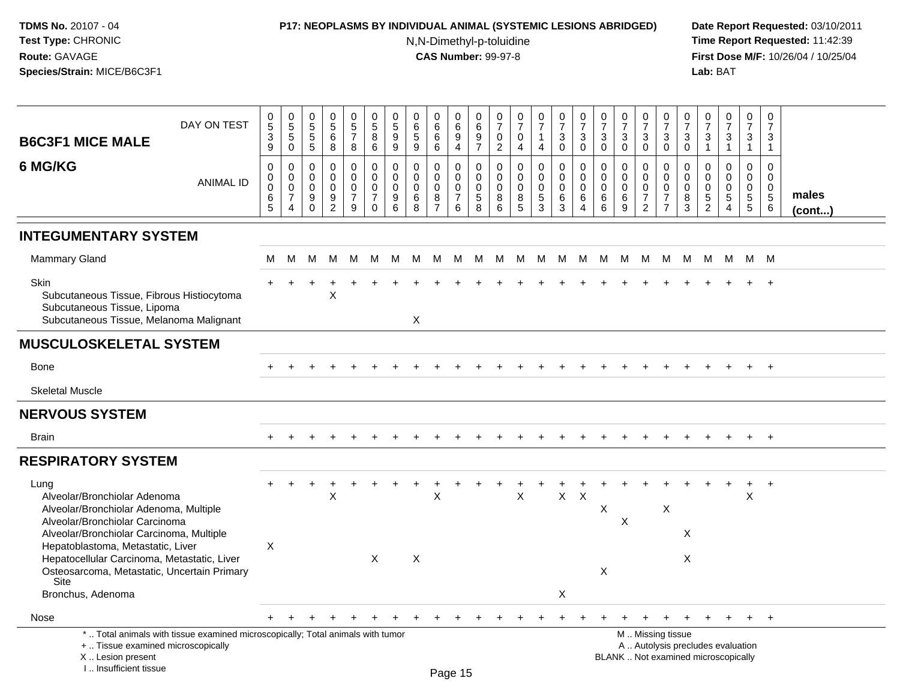**TDMS No.** 20107 - 04
**Test Type:** CHRONIC
**Route:** GAVAGE
**Species/Strain:** MICE/B6C3F1

**P17: NEOPLASMS BY INDIVIDUAL ANIMAL (SYSTEMIC LESIONS ABRIDGED)**
N,N-Dimethyl-p-toluidine
**CAS Number:** 99-97-8

**Date Report Requested:** 03/10/2011
**Time Report Requested:** 11:42:39
**First Dose M/F:** 10/26/04 / 10/25/04
**Lab:** BAT

## B6C3F1 MICE MALE
## 6 MG/KG

| DAY ON TEST | 0539 | 0550 | 0555 | 0568 | 0578 | 0586 | 0599 | 0659 | 0666 | 0694 | 0697 | 0702 | 0704 | 0714 | 0730 | 0730 | 0730 | 0730 | 0730 | 0730 | 0730 | 0731 | 0731 | 0731 | 0731 | |
|---|---|---|---|---|---|---|---|---|---|---|---|---|---|---|---|---|---|---|---|---|---|---|---|---|---|---|
| **ANIMAL ID** | 0065 | 0074 | 0090 | 0092 | 0079 | 0070 | 0096 | 0068 | 0087 | 0076 | 0058 | 0086 | 0085 | 0053 | 0063 | 0064 | 0066 | 0069 | 0072 | 0077 | 0083 | 0052 | 0054 | 0055 | 0056 | **males (cont...)** |
| **INTEGUMENTARY SYSTEM** | | | | | | | | | | | | | | | | | | | | | | | | | | |
| Mammary Gland | M | M | M | M | M | M | M | M | M | M | M | M | M | M | M | M | M | M | M | M | M | M | M | M | M | |
| Skin | + | + | + | + | + | + | + | + | + | + | + | + | + | + | + | + | + | + | + | + | + | + | + | + | + | |
| Subcutaneous Tissue, Fibrous Histiocytoma | | | | X | | | | | | | | | | | | | | | | | | | | | | |
| Subcutaneous Tissue, Lipoma | | | | | | | | | | | | | | | | | | | | | | | | | | |
| Subcutaneous Tissue, Melanoma Malignant | | | | | | | | X | | | | | | | | | | | | | | | | | | |
| **MUSCULOSKELETAL SYSTEM** | | | | | | | | | | | | | | | | | | | | | | | | | | |
| Bone | + | + | + | + | + | + | + | + | + | + | + | + | + | + | + | + | + | + | + | + | + | + | + | + | + | |
| Skeletal Muscle | | | | | | | | | | | | | | | | | | | | | | | | | | |
| **NERVOUS SYSTEM** | | | | | | | | | | | | | | | | | | | | | | | | | | |
| Brain | + | + | + | + | + | + | + | + | + | + | + | + | + | + | + | + | + | + | + | + | + | + | + | + | + | |
| **RESPIRATORY SYSTEM** | | | | | | | | | | | | | | | | | | | | | | | | | | |
| Lung | + | + | + | + | + | + | + | + | + | + | + | + | + | + | + | + | + | + | + | + | + | + | + | + | + | |
| Alveolar/Bronchiolar Adenoma | | | | X | | | | | X | | | | X | | X | X | | | | | | | | X | | |
| Alveolar/Bronchiolar Adenoma, Multiple | | | | | | | | | | | | | | | | | X | | | X | | | | | | |
| Alveolar/Bronchiolar Carcinoma | | | | | | | | | | | | | | | | | | X | | | | | | | | |
| Alveolar/Bronchiolar Carcinoma, Multiple | | | | | | | | | | | | | | | | | | | | | X | | | | | |
| Hepatoblastoma, Metastatic, Liver | X | | | | | | | | | | | | | | | | | | | | | | | | | |
| Hepatocellular Carcinoma, Metastatic, Liver | | | | | | X | | X | | | | | | | | | | | | | X | | | | | |
| Osteosarcoma, Metastatic, Uncertain Primary Site | | | | | | | | | | | | | | | | | X | | | | | | | | | |
| Bronchus, Adenoma | | | | | | | | | | | | | | | X | | | | | | | | | | | |
| Nose | + | + | + | + | + | + | + | + | + | + | + | + | + | + | + | + | + | + | + | + | + | + | + | + | + | |

\* .. Total animals with tissue examined microscopically; Total animals with tumor
\+ .. Tissue examined microscopically
X .. Lesion present
I .. Insufficient tissue

M .. Missing tissue
A .. Autolysis precludes evaluation
BLANK .. Not examined microscopically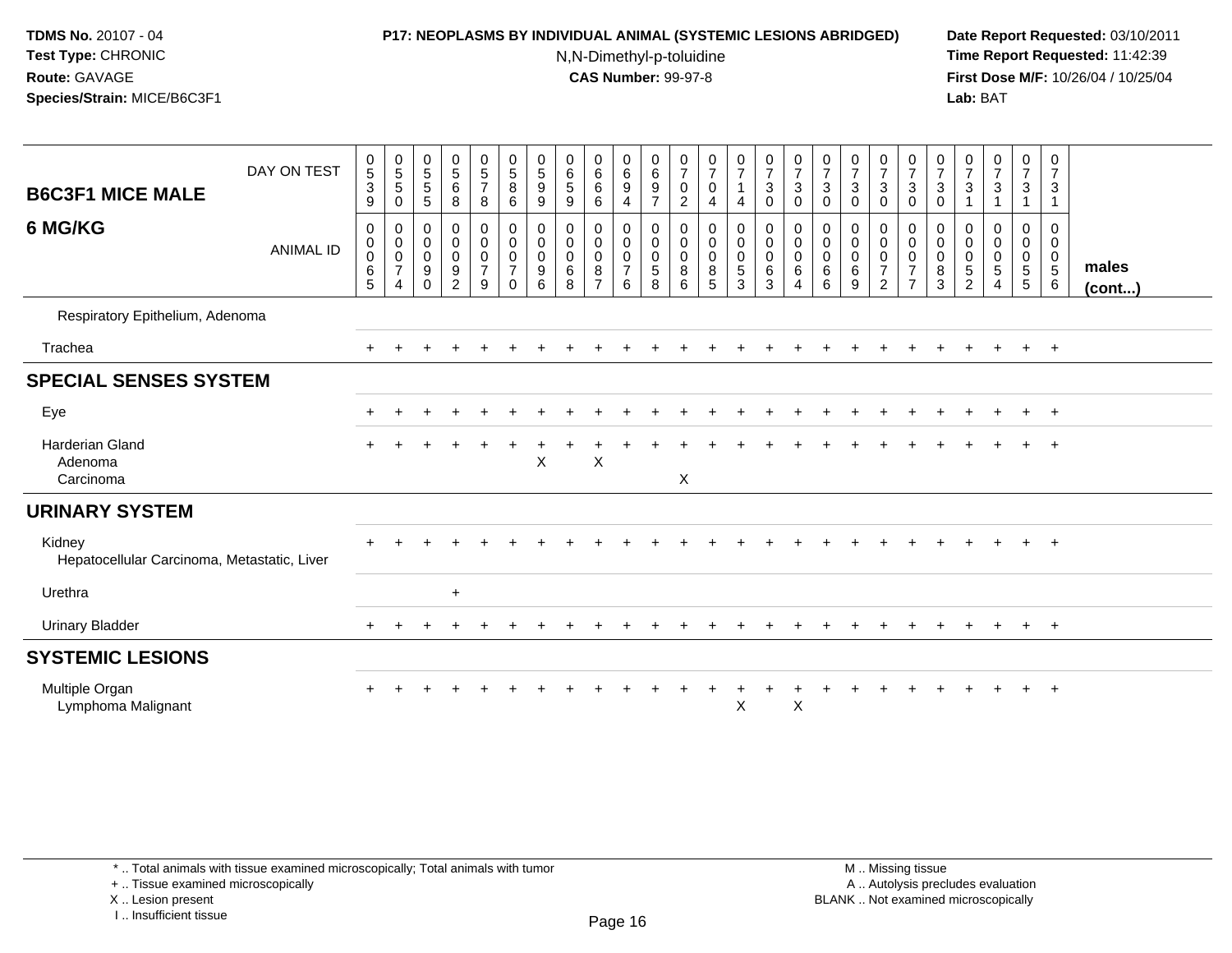**TDMS No.** 20107 - 04
**Test Type:** CHRONIC
**Route:** GAVAGE
**Species/Strain:** MICE/B6C3F1

**P17: NEOPLASMS BY INDIVIDUAL ANIMAL (SYSTEMIC LESIONS ABRIDGED)**
N,N-Dimethyl-p-toluidine
**CAS Number:** 99-97-8

**Date Report Requested:** 03/10/2011
**Time Report Requested:** 11:42:39
**First Dose M/F:** 10/26/04 / 10/25/04
**Lab:** BAT

| B6C3F1 MICE MALE 6 MG/KG | | | | | | | | | | | | | | | | | | | | | | | | | | |
|---|---|---|---|---|---|---|---|---|---|---|---|---|---|---|---|---|---|---|---|---|---|---|---|---|---|---|
| DAY ON TEST | 0539 | 0550 | 0555 | 0568 | 0578 | 0586 | 0599 | 0659 | 0666 | 0694 | 0697 | 0702 | 0704 | 0714 | 0730 | 0730 | 0730 | 0730 | 0730 | 0730 | 0730 | 0731 | 0731 | 0731 | 0731 | |
| ANIMAL ID | 00065 | 00074 | 00090 | 00092 | 00079 | 00070 | 00096 | 00068 | 00087 | 00076 | 00058 | 00086 | 00085 | 00053 | 00063 | 00064 | 00066 | 00069 | 00072 | 00077 | 00083 | 00052 | 00054 | 00055 | 00056 | males (cont...) |
| Respiratory Epithelium, Adenoma | | | | | | | | | | | | | | | | | | | | | | | | | | |
| Trachea | + | + | + | + | + | + | + | + | + | + | + | + | + | + | + | + | + | + | + | + | + | + | + | + | + | |
| **SPECIAL SENSES SYSTEM** | | | | | | | | | | | | | | | | | | | | | | | | | | |
| Eye | + | + | + | + | + | + | + | + | + | + | + | + | + | + | + | + | + | + | + | + | + | + | + | + | + | |
| Harderian Gland | + | + | + | + | + | + | + | + | + | + | + | + | + | + | + | + | + | + | + | + | + | + | + | + | + | |
| Adenoma | | | | | | | X | | X | | | | | | | | | | | | | | | | | |
| Carcinoma | | | | | | | | | | | | X | | | | | | | | | | | | | | |
| **URINARY SYSTEM** | | | | | | | | | | | | | | | | | | | | | | | | | | |
| Kidney | + | + | + | + | + | + | + | + | + | + | + | + | + | + | + | + | + | + | + | + | + | + | + | + | + | |
| Hepatocellular Carcinoma, Metastatic, Liver | | | | | | | | | | | | | | | | | | | | | | | | | | |
| Urethra | | | | + | | | | | | | | | | | | | | | | | | | | | | |
| Urinary Bladder | + | + | + | + | + | + | + | + | + | + | + | + | + | + | + | + | + | + | + | + | + | + | + | + | + | |
| **SYSTEMIC LESIONS** | | | | | | | | | | | | | | | | | | | | | | | | | | |
| Multiple Organ | + | + | + | + | + | + | + | + | + | + | + | + | + | + | + | + | + | + | + | + | + | + | + | + | + | |
| Lymphoma Malignant | | | | | | | | | | | | | | X | | X | | | | | | | | | | |

\* .. Total animals with tissue examined microscopically; Total animals with tumor
\+ .. Tissue examined microscopically
X .. Lesion present
I .. Insufficient tissue

M .. Missing tissue
A .. Autolysis precludes evaluation
BLANK .. Not examined microscopically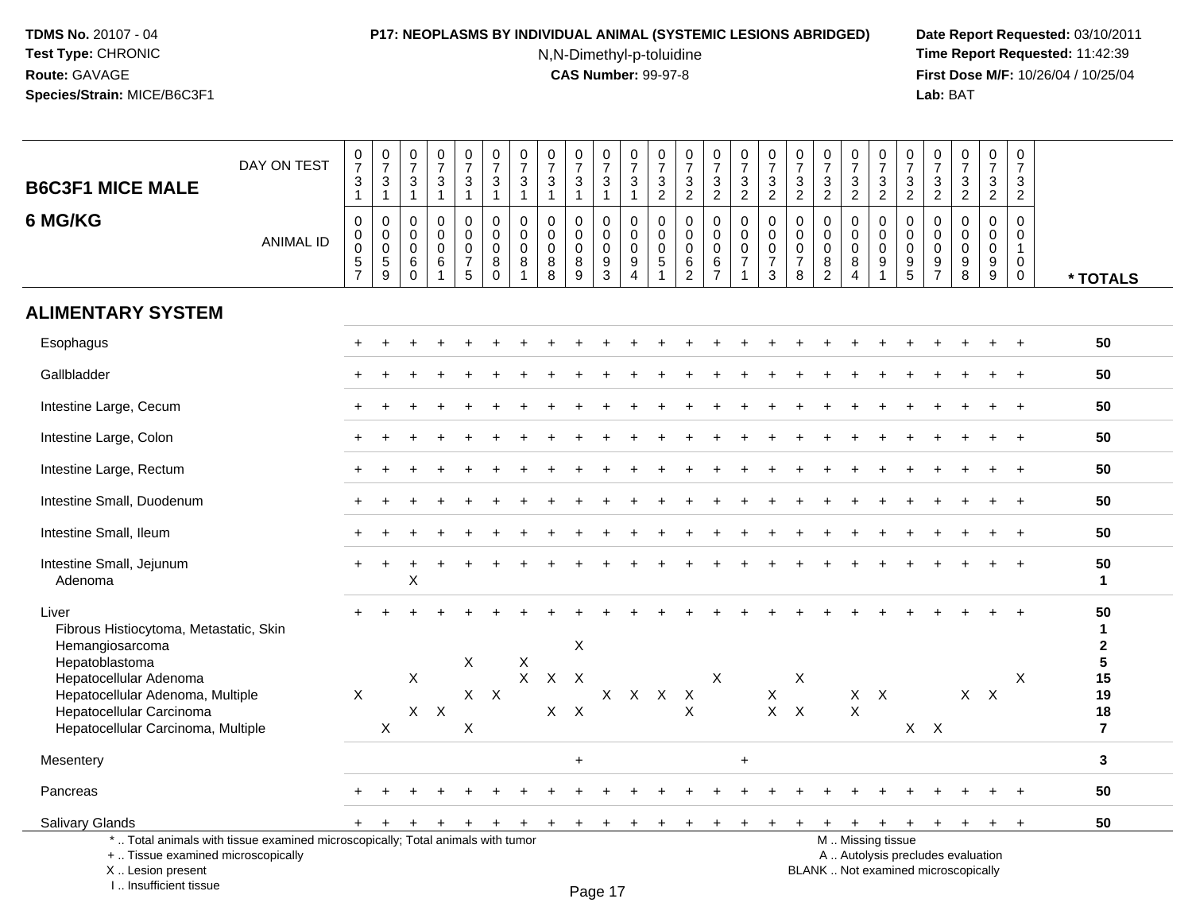# P17: NEOPLASMS BY INDIVIDUAL ANIMAL (SYSTEMIC LESIONS ABRIDGED)

N,N-Dimethyl-p-toluidine
**CAS Number:** 99-97-8

**TDMS No.** 20107 - 04
**Test Type:** CHRONIC
**Route:** GAVAGE
**Species/Strain:** MICE/B6C3F1

**Date Report Requested:** 03/10/2011
**Time Report Requested:** 11:42:39
**First Dose M/F:** 10/26/04 / 10/25/04
**Lab:** BAT

## B6C3F1 MICE MALE
## 6 MG/KG

| DAY ON TEST | 0731 | 0731 | 0731 | 0731 | 0731 | 0731 | 0731 | 0731 | 0731 | 0731 | 0731 | 0732 | 0732 | 0732 | 0732 | 0732 | 0732 | 0732 | 0732 | 0732 | 0732 | 0732 | 0732 | 0732 | 0732 | |
|---|---|---|---|---|---|---|---|---|---|---|---|---|---|---|---|---|---|---|---|---|---|---|---|---|---|---|
| **ANIMAL ID** | 0057 | 0059 | 0060 | 0061 | 0075 | 0080 | 0081 | 0088 | 0089 | 0093 | 0094 | 0051 | 0062 | 0067 | 0071 | 0073 | 0078 | 0082 | 0084 | 0091 | 0095 | 0097 | 0098 | 0099 | 0100 | *** TOTALS** |
| **ALIMENTARY SYSTEM** | | | | | | | | | | | | | | | | | | | | | | | | | | |
| Esophagus | + | + | + | + | + | + | + | + | + | + | + | + | + | + | + | + | + | + | + | + | + | + | + | + | + | **50** |
| Gallbladder | + | + | + | + | + | + | + | + | + | + | + | + | + | + | + | + | + | + | + | + | + | + | + | + | + | **50** |
| Intestine Large, Cecum | + | + | + | + | + | + | + | + | + | + | + | + | + | + | + | + | + | + | + | + | + | + | + | + | + | **50** |
| Intestine Large, Colon | + | + | + | + | + | + | + | + | + | + | + | + | + | + | + | + | + | + | + | + | + | + | + | + | + | **50** |
| Intestine Large, Rectum | + | + | + | + | + | + | + | + | + | + | + | + | + | + | + | + | + | + | + | + | + | + | + | + | + | **50** |
| Intestine Small, Duodenum | + | + | + | + | + | + | + | + | + | + | + | + | + | + | + | + | + | + | + | + | + | + | + | + | + | **50** |
| Intestine Small, Ileum | + | + | + | + | + | + | + | + | + | + | + | + | + | + | + | + | + | + | + | + | + | + | + | + | + | **50** |
| Intestine Small, Jejunum | + | + | + | + | + | + | + | + | + | + | + | + | + | + | + | + | + | + | + | + | + | + | + | + | + | **50** |
| Adenoma | | | X | | | | | | | | | | | | | | | | | | | | | | | **1** |
| Liver | + | + | + | + | + | + | + | + | + | + | + | + | + | + | + | + | + | + | + | + | + | + | + | + | + | **50** |
| Fibrous Histiocytoma, Metastatic, Skin | | | | | | | | | | | | | | | | | | | | | | | | | | **1** |
| Hemangiosarcoma | | | | | | | | | X | | | | | | | | | | | | | | | | | **2** |
| Hepatoblastoma | | | | | X | | X | | | | | | | | | | | | | | | | | | | **5** |
| Hepatocellular Adenoma | | | X | | | | X | X | X | | | | | X | | | X | | | | | | | | X | **15** |
| Hepatocellular Adenoma, Multiple | X | | | | X | X | | | | X | X | X | X | | | X | | | X | X | | | X | X | | **19** |
| Hepatocellular Carcinoma | | | X | X | | | | X | X | | | | X | | | X | X | | X | | | | | | | **18** |
| Hepatocellular Carcinoma, Multiple | | X | | | X | | | | | | | | | | | | | | | | X | X | | | | **7** |
| Mesentery | | | | | | | | | + | | | | | | + | | | | | | | | | | | **3** |
| Pancreas | + | + | + | + | + | + | + | + | + | + | + | + | + | + | + | + | + | + | + | + | + | + | + | + | + | **50** |
| Salivary Glands | + | + | + | + | + | + | + | + | + | + | + | + | + | + | + | + | + | + | + | + | + | + | + | + | + | **50** |

* .. Total animals with tissue examined microscopically; Total animals with tumor
+ .. Tissue examined microscopically
X .. Lesion present
I .. Insufficient tissue

M .. Missing tissue
A .. Autolysis precludes evaluation
BLANK .. Not examined microscopically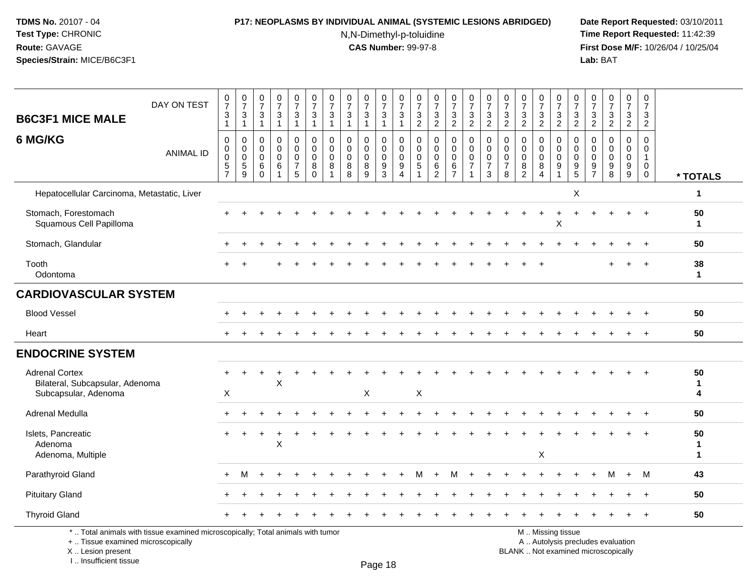**TDMS No.** 20107 - 04
**Test Type:** CHRONIC
**Route:** GAVAGE
**Species/Strain:** MICE/B6C3F1

**P17: NEOPLASMS BY INDIVIDUAL ANIMAL (SYSTEMIC LESIONS ABRIDGED)**
N,N-Dimethyl-p-toluidine
**CAS Number:** 99-97-8

**Date Report Requested:** 03/10/2011
**Time Report Requested:** 11:42:39
**First Dose M/F:** 10/26/04 / 10/25/04
**Lab:** BAT

## B6C3F1 MICE MALE
## 6 MG/KG

| DAY ON TEST | 0731 | 0731 | 0731 | 0731 | 0731 | 0731 | 0731 | 0731 | 0731 | 0731 | 0731 | 0732 | 0732 | 0732 | 0732 | 0732 | 0732 | 0732 | 0732 | 0732 | 0732 | 0732 | 0732 | 0732 | 0732 | |
|---|---|---|---|---|---|---|---|---|---|---|---|---|---|---|---|---|---|---|---|---|---|---|---|---|---|---|
| **ANIMAL ID** | 0057 | 0059 | 0060 | 0061 | 0075 | 0080 | 0081 | 0088 | 0089 | 0093 | 0094 | 0051 | 0062 | 0067 | 0071 | 0073 | 0078 | 0082 | 0084 | 0091 | 0095 | 0097 | 0098 | 0099 | 0100 | *** TOTALS** |
| Hepatocellular Carcinoma, Metastatic, Liver | | | | | | | | | | | | | | | | | | | | | X | | | | | 1 |
| Stomach, Forestomach | + | + | + | + | + | + | + | + | + | + | + | + | + | + | + | + | + | + | + | + | + | + | + | + | + | 50 |
| Squamous Cell Papilloma | | | | | | | | | | | | | | | | | | | | X | | | | | | 1 |
| Stomach, Glandular | + | + | + | + | + | + | + | + | + | + | + | + | + | + | + | + | + | + | + | + | + | + | + | + | + | 50 |
| Tooth | + | + | | + | + | + | + | + | + | + | + | + | + | + | + | + | + | + | + | | | | + | + | + | 38 |
| Odontoma | | | | | | | | | | | | | | | | | | | | | | | | | | 1 |
| **CARDIOVASCULAR SYSTEM** | | | | | | | | | | | | | | | | | | | | | | | | | | |
| Blood Vessel | + | + | + | + | + | + | + | + | + | + | + | + | + | + | + | + | + | + | + | + | + | + | + | + | + | 50 |
| Heart | + | + | + | + | + | + | + | + | + | + | + | + | + | + | + | + | + | + | + | + | + | + | + | + | + | 50 |
| **ENDOCRINE SYSTEM** | | | | | | | | | | | | | | | | | | | | | | | | | | |
| Adrenal Cortex | + | + | + | + | + | + | + | + | + | + | + | + | + | + | + | + | + | + | + | + | + | + | + | + | + | 50 |
| Bilateral, Subcapsular, Adenoma | | | | X | | | | | | | | | | | | | | | | | | | | | | 1 |
| Subcapsular, Adenoma | X | | | | | | | | X | | | X | | | | | | | | | | | | | | 4 |
| Adrenal Medulla | + | + | + | + | + | + | + | + | + | + | + | + | + | + | + | + | + | + | + | + | + | + | + | + | + | 50 |
| Islets, Pancreatic | + | + | + | + | + | + | + | + | + | + | + | + | + | + | + | + | + | + | + | + | + | + | + | + | + | 50 |
| Adenoma | | | | X | | | | | | | | | | | | | | | | | | | | | | 1 |
| Adenoma, Multiple | | | | | | | | | | | | | | | | | | | X | | | | | | | 1 |
| Parathyroid Gland | + | M | + | + | + | + | + | + | + | + | + | M | + | M | + | + | + | + | + | + | + | + | M | + | M | 43 |
| Pituitary Gland | + | + | + | + | + | + | + | + | + | + | + | + | + | + | + | + | + | + | + | + | + | + | + | + | + | 50 |
| Thyroid Gland | + | + | + | + | + | + | + | + | + | + | + | + | + | + | + | + | + | + | + | + | + | + | + | + | + | 50 |

\* .. Total animals with tissue examined microscopically; Total animals with tumor
\+ .. Tissue examined microscopically
X .. Lesion present
I .. Insufficient tissue

M .. Missing tissue
A .. Autolysis precludes evaluation
BLANK .. Not examined microscopically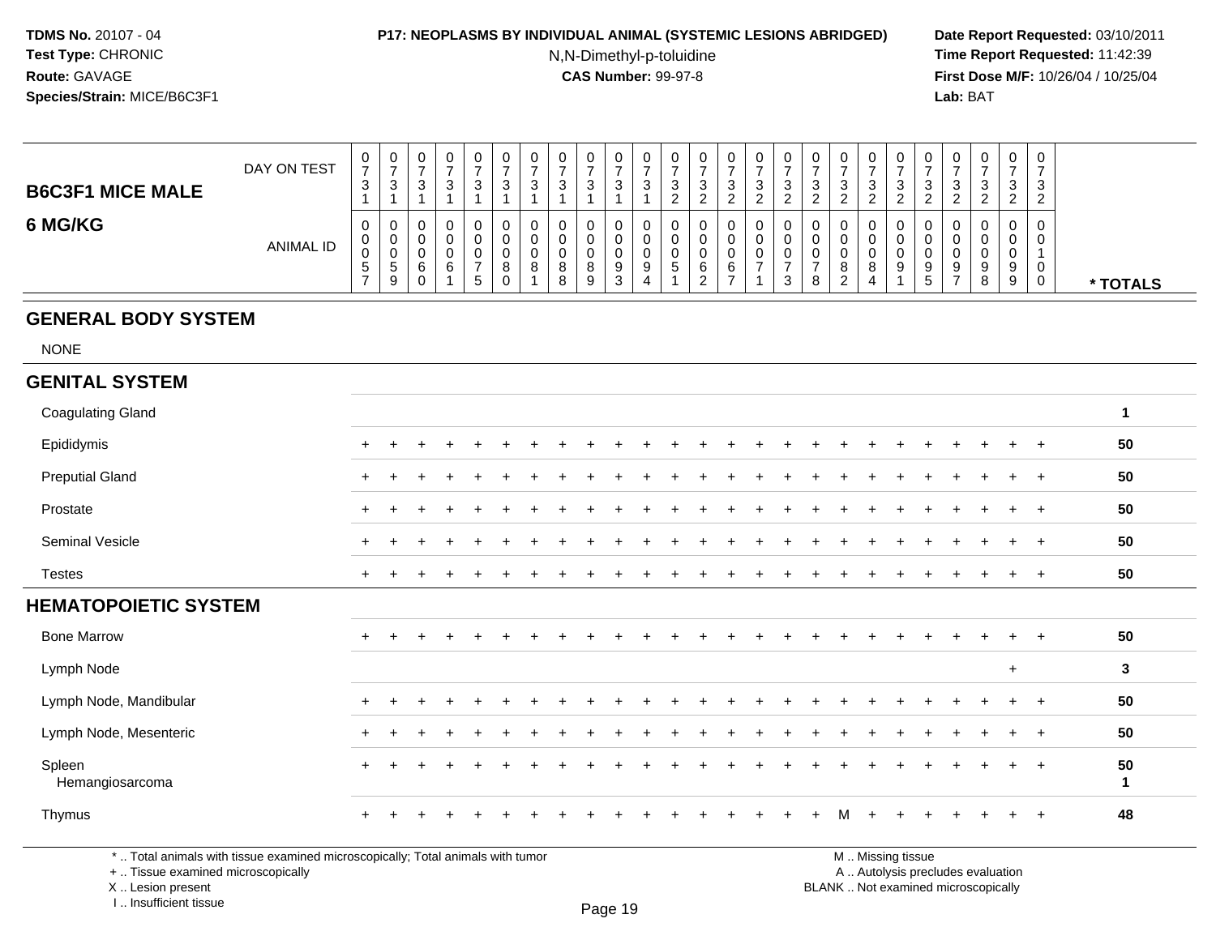**TDMS No.** 20107 - 04
**Test Type:** CHRONIC
**Route:** GAVAGE
**Species/Strain:** MICE/B6C3F1

**P17: NEOPLASMS BY INDIVIDUAL ANIMAL (SYSTEMIC LESIONS ABRIDGED)**
N,N-Dimethyl-p-toluidine
**CAS Number:** 99-97-8

**Date Report Requested:** 03/10/2011
**Time Report Requested:** 11:42:39
**First Dose M/F:** 10/26/04 / 10/25/04
**Lab:** BAT

## B6C3F1 MICE MALE 6 MG/KG

| DAY ON TEST | 0731 | 0731 | 0731 | 0731 | 0731 | 0731 | 0731 | 0731 | 0731 | 0731 | 0731 | 0732 | 0732 | 0732 | 0732 | 0732 | 0732 | 0732 | 0732 | 0732 | 0732 | 0732 | 0732 | 0732 | 0732 | |
|---|---|---|---|---|---|---|---|---|---|---|---|---|---|---|---|---|---|---|---|---|---|---|---|---|---|---|
| **ANIMAL ID** | 00057 | 00059 | 00060 | 00061 | 00075 | 00080 | 00081 | 00088 | 00089 | 00093 | 00094 | 00051 | 00062 | 00067 | 00071 | 00073 | 00078 | 00082 | 00084 | 00091 | 00095 | 00097 | 00098 | 00099 | 00100 | *** TOTALS** |
| **GENERAL BODY SYSTEM** | | | | | | | | | | | | | | | | | | | | | | | | | | |
| NONE | | | | | | | | | | | | | | | | | | | | | | | | | | |
| **GENITAL SYSTEM** | | | | | | | | | | | | | | | | | | | | | | | | | | |
| Coagulating Gland | | | | | | | | | | | | | | | | | | | | | | | | | | 1 |
| Epididymis | + | + | + | + | + | + | + | + | + | + | + | + | + | + | + | + | + | + | + | + | + | + | + | + | + | 50 |
| Preputial Gland | + | + | + | + | + | + | + | + | + | + | + | + | + | + | + | + | + | + | + | + | + | + | + | + | + | 50 |
| Prostate | + | + | + | + | + | + | + | + | + | + | + | + | + | + | + | + | + | + | + | + | + | + | + | + | + | 50 |
| Seminal Vesicle | + | + | + | + | + | + | + | + | + | + | + | + | + | + | + | + | + | + | + | + | + | + | + | + | + | 50 |
| Testes | + | + | + | + | + | + | + | + | + | + | + | + | + | + | + | + | + | + | + | + | + | + | + | + | + | 50 |
| **HEMATOPOIETIC SYSTEM** | | | | | | | | | | | | | | | | | | | | | | | | | | |
| Bone Marrow | + | + | + | + | + | + | + | + | + | + | + | + | + | + | + | + | + | + | + | + | + | + | + | + | + | 50 |
| Lymph Node | | | | | | | | | | | | | | | | | | | | | | | | + | | 3 |
| Lymph Node, Mandibular | + | + | + | + | + | + | + | + | + | + | + | + | + | + | + | + | + | + | + | + | + | + | + | + | + | 50 |
| Lymph Node, Mesenteric | + | + | + | + | + | + | + | + | + | + | + | + | + | + | + | + | + | + | + | + | + | + | + | + | + | 50 |
| Spleen | + | + | + | + | + | + | + | + | + | + | + | + | + | + | + | + | + | + | + | + | + | + | + | + | + | 50 |
| Hemangiosarcoma | | | | | | | | | | | | | | | | | | | | | | | | | | 1 |
| Thymus | + | + | + | + | + | + | + | + | + | + | + | + | + | + | + | + | + | M | + | + | + | + | + | + | + | 48 |

* .. Total animals with tissue examined microscopically; Total animals with tumor
+ .. Tissue examined microscopically
X .. Lesion present
I .. Insufficient tissue

M .. Missing tissue
A .. Autolysis precludes evaluation
BLANK .. Not examined microscopically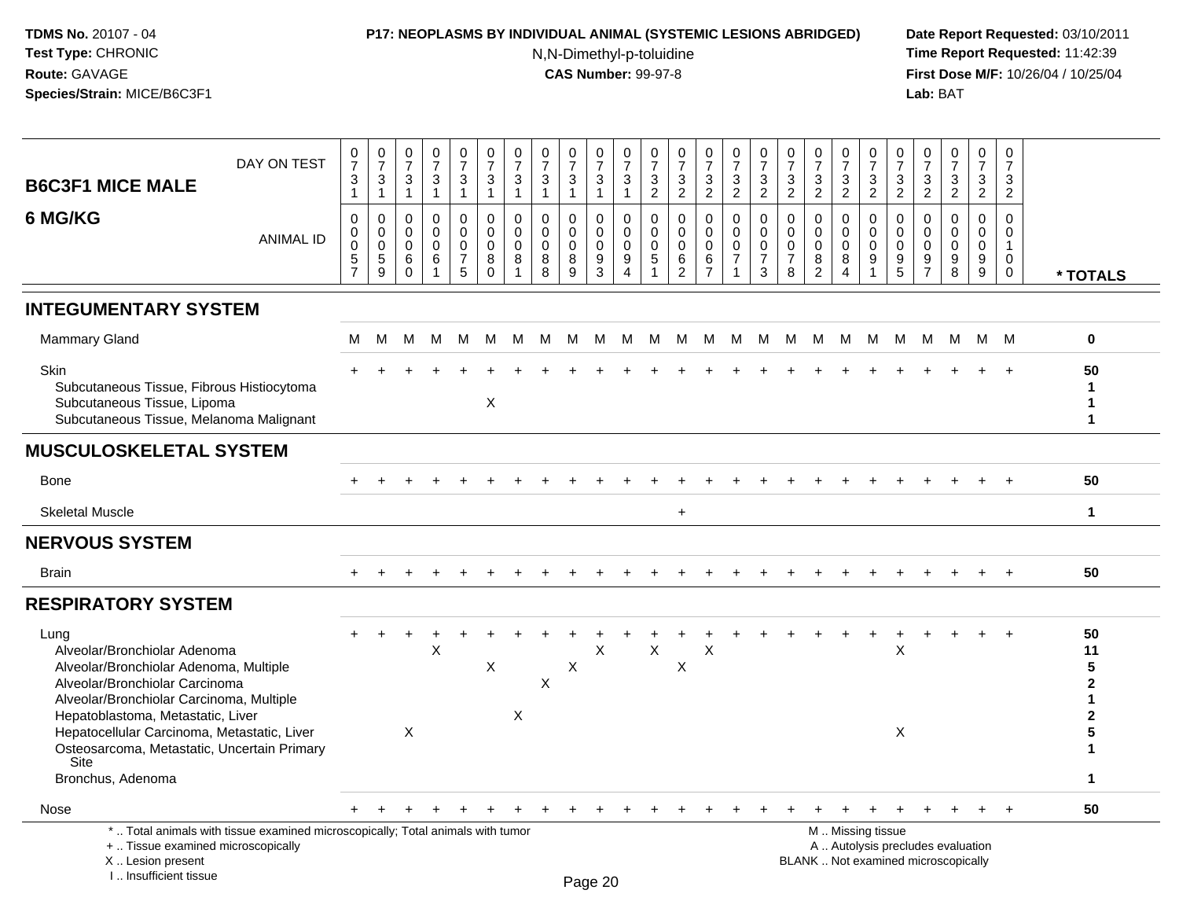# P17: NEOPLASMS BY INDIVIDUAL ANIMAL (SYSTEMIC LESIONS ABRIDGED)

N,N-Dimethyl-p-toluidine

**CAS Number:** 99-97-8

## B6C3F1 MICE MALE — 6 MG/KG

| | | | | | | | | | | | | | | | | | | | | | | | | | | |
|---|---|---|---|---|---|---|---|---|---|---|---|---|---|---|---|---|---|---|---|---|---|---|---|---|---|---|
| **DAY ON TEST** | 0731 | 0731 | 0731 | 0731 | 0731 | 0731 | 0731 | 0731 | 0731 | 0731 | 0731 | 0732 | 0732 | 0732 | 0732 | 0732 | 0732 | 0732 | 0732 | 0732 | 0732 | 0732 | 0732 | 0732 | 0732 | |
| **ANIMAL ID** | 0057 | 0059 | 0060 | 0061 | 0075 | 0080 | 0081 | 0088 | 0089 | 0093 | 0094 | 0051 | 0062 | 0067 | 0071 | 0073 | 0078 | 0082 | 0084 | 0091 | 0095 | 0097 | 0098 | 0099 | 0100 | *** TOTALS** |
| **INTEGUMENTARY SYSTEM** | | | | | | | | | | | | | | | | | | | | | | | | | | |
| Mammary Gland | M | M | M | M | M | M | M | M | M | M | M | M | M | M | M | M | M | M | M | M | M | M | M | M | M | 0 |
| Skin | + | + | + | + | + | + | + | + | + | + | + | + | + | + | + | + | + | + | + | + | + | + | + | + | + | 50 |
| Subcutaneous Tissue, Fibrous Histiocytoma | | | | | | | | | | | | | | | | | | | | | | | | | | 1 |
| Subcutaneous Tissue, Lipoma | | | | | | X | | | | | | | | | | | | | | | | | | | | 1 |
| Subcutaneous Tissue, Melanoma Malignant | | | | | | | | | | | | | | | | | | | | | | | | | | 1 |
| **MUSCULOSKELETAL SYSTEM** | | | | | | | | | | | | | | | | | | | | | | | | | | |
| Bone | + | + | + | + | + | + | + | + | + | + | + | + | + | + | + | + | + | + | + | + | + | + | + | + | + | 50 |
| Skeletal Muscle | | | | | | | | | | | | | + | | | | | | | | | | | | | 1 |
| **NERVOUS SYSTEM** | | | | | | | | | | | | | | | | | | | | | | | | | | |
| Brain | + | + | + | + | + | + | + | + | + | + | + | + | + | + | + | + | + | + | + | + | + | + | + | + | + | 50 |
| **RESPIRATORY SYSTEM** | | | | | | | | | | | | | | | | | | | | | | | | | | |
| Lung | + | + | + | + | + | + | + | + | + | + | + | + | + | + | + | + | + | + | + | + | + | + | + | + | + | 50 |
| Alveolar/Bronchiolar Adenoma | | | | X | | | | | | X | | X | | X | | | | | | | X | | | | | 11 |
| Alveolar/Bronchiolar Adenoma, Multiple | | | | | | X | | | X | | | | X | | | | | | | | | | | | | 5 |
| Alveolar/Bronchiolar Carcinoma | | | | | | | | X | | | | | | | | | | | | | | | | | | 2 |
| Alveolar/Bronchiolar Carcinoma, Multiple | | | | | | | | | | | | | | | | | | | | | | | | | | 1 |
| Hepatoblastoma, Metastatic, Liver | | | | | | | X | | | | | | | | | | | | | | | | | | | 2 |
| Hepatocellular Carcinoma, Metastatic, Liver | | | X | | | | | | | | | | | | | | | | | | X | | | | | 5 |
| Osteosarcoma, Metastatic, Uncertain Primary Site | | | | | | | | | | | | | | | | | | | | | | | | | | 1 |
| Bronchus, Adenoma | | | | | | | | | | | | | | | | | | | | | | | | | | 1 |
| Nose | + | + | + | + | + | + | + | + | + | + | + | + | + | + | + | + | + | + | + | + | + | + | + | + | + | 50 |

\* .. Total animals with tissue examined microscopically; Total animals with tumor
\+ .. Tissue examined microscopically
X .. Lesion present
I .. Insufficient tissue

M .. Missing tissue
A .. Autolysis precludes evaluation
BLANK .. Not examined microscopically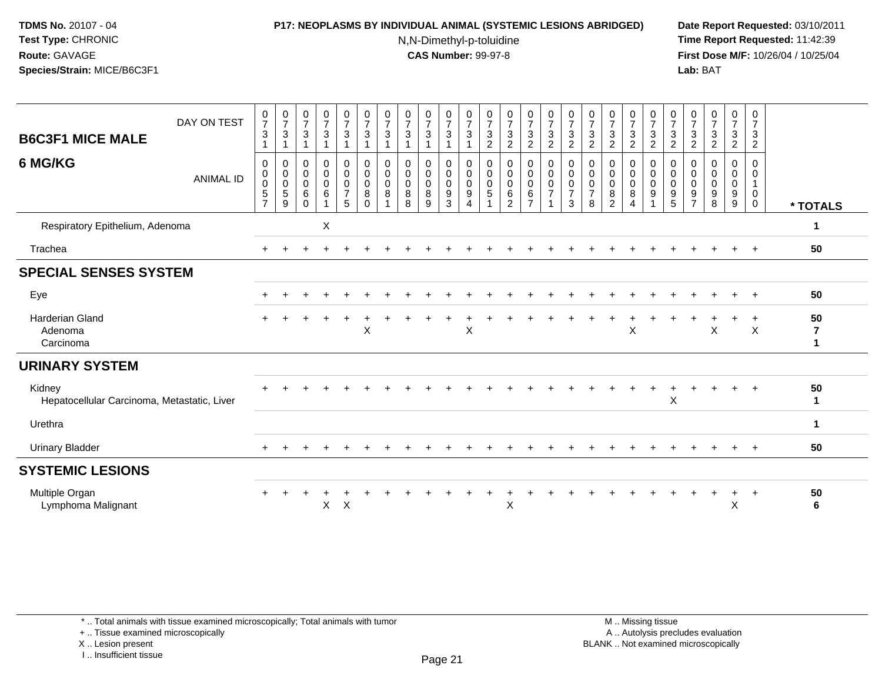**TDMS No.** 20107 - 04
**Test Type:** CHRONIC
**Route:** GAVAGE
**Species/Strain:** MICE/B6C3F1

**P17: NEOPLASMS BY INDIVIDUAL ANIMAL (SYSTEMIC LESIONS ABRIDGED)**
N,N-Dimethyl-p-toluidine
**CAS Number:** 99-97-8

**Date Report Requested:** 03/10/2011
**Time Report Requested:** 11:42:39
**First Dose M/F:** 10/26/04 / 10/25/04
**Lab:** BAT

## B6C3F1 MICE MALE — 6 MG/KG

| DAY ON TEST | 0731 | 0731 | 0731 | 0731 | 0731 | 0731 | 0731 | 0731 | 0731 | 0731 | 0731 | 0732 | 0732 | 0732 | 0732 | 0732 | 0732 | 0732 | 0732 | 0732 | 0732 | 0732 | 0732 | 0732 | 0732 | |
|---|---|---|---|---|---|---|---|---|---|---|---|---|---|---|---|---|---|---|---|---|---|---|---|---|---|---|
| **ANIMAL ID** | 00057 | 00059 | 00060 | 00061 | 00075 | 00080 | 00081 | 00088 | 00089 | 00093 | 00094 | 00051 | 00062 | 00067 | 00071 | 00073 | 00078 | 00082 | 00084 | 00091 | 00095 | 00097 | 00098 | 00099 | 00100 | *** TOTALS** |
| Respiratory Epithelium, Adenoma | | | | X | | | | | | | | | | | | | | | | | | | | | | 1 |
| Trachea | + | + | + | + | + | + | + | + | + | + | + | + | + | + | + | + | + | + | + | + | + | + | + | + | + | 50 |
| **SPECIAL SENSES SYSTEM** | | | | | | | | | | | | | | | | | | | | | | | | | | |
| Eye | + | + | + | + | + | + | + | + | + | + | + | + | + | + | + | + | + | + | + | + | + | + | + | + | + | 50 |
| Harderian Gland | + | + | + | + | + | + | + | + | + | + | + | + | + | + | + | + | + | + | + | + | + | + | + | + | + | 50 |
| Adenoma | | | | | | X | | | | | X | | | | | | | | X | | | | X | | X | 7 |
| Carcinoma | | | | | | | | | | | | | | | | | | | | | | | | | | 1 |
| **URINARY SYSTEM** | | | | | | | | | | | | | | | | | | | | | | | | | | |
| Kidney | + | + | + | + | + | + | + | + | + | + | + | + | + | + | + | + | + | + | + | + | + | + | + | + | + | 50 |
| Hepatocellular Carcinoma, Metastatic, Liver | | | | | | | | | | | | | | | | | | | | | X | | | | | 1 |
| Urethra | | | | | | | | | | | | | | | | | | | | | | | | | | 1 |
| Urinary Bladder | + | + | + | + | + | + | + | + | + | + | + | + | + | + | + | + | + | + | + | + | + | + | + | + | + | 50 |
| **SYSTEMIC LESIONS** | | | | | | | | | | | | | | | | | | | | | | | | | | |
| Multiple Organ | + | + | + | + | + | + | + | + | + | + | + | + | + | + | + | + | + | + | + | + | + | + | + | + | + | 50 |
| Lymphoma Malignant | | | | X | X | | | | | | | | X | | | | | | | | | | | X | | 6 |

\* .. Total animals with tissue examined microscopically; Total animals with tumor
\+ .. Tissue examined microscopically
X .. Lesion present
I .. Insufficient tissue

M .. Missing tissue
A .. Autolysis precludes evaluation
BLANK .. Not examined microscopically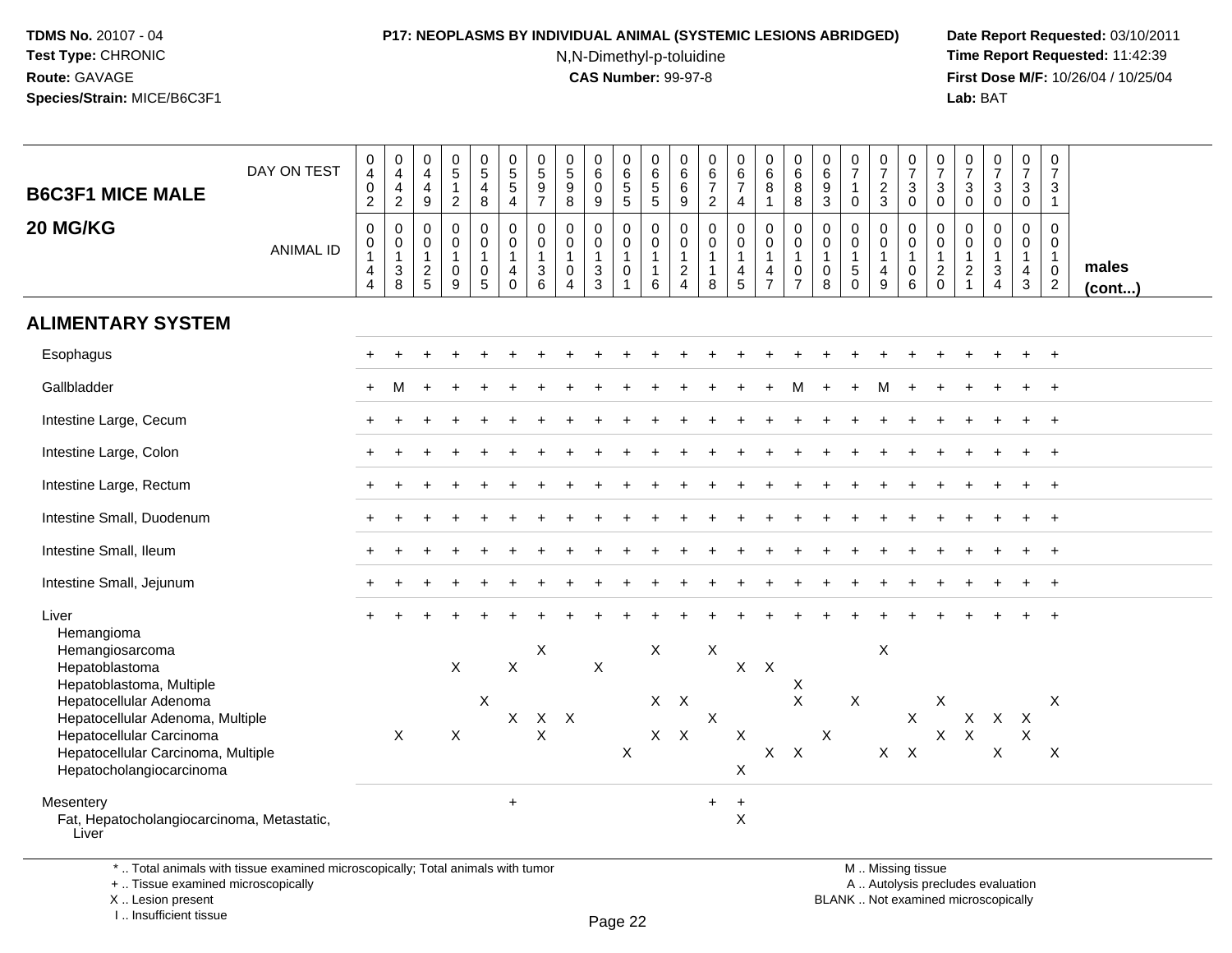**TDMS No.** 20107 - 04
**Test Type:** CHRONIC
**Route:** GAVAGE
**Species/Strain:** MICE/B6C3F1

**P17: NEOPLASMS BY INDIVIDUAL ANIMAL (SYSTEMIC LESIONS ABRIDGED)**
N,N-Dimethyl-p-toluidine
**CAS Number:** 99-97-8

**Date Report Requested:** 03/10/2011
**Time Report Requested:** 11:42:39
**First Dose M/F:** 10/26/04 / 10/25/04
**Lab:** BAT

| B6C3F1 MICE MALE 20 MG/KG | | | | | | | | | | | | | | | | | | | | | | | | | | |
|---|---|---|---|---|---|---|---|---|---|---|---|---|---|---|---|---|---|---|---|---|---|---|---|---|---|---|
| DAY ON TEST | 0402 | 0442 | 0449 | 0512 | 0548 | 0554 | 0597 | 0598 | 0609 | 0655 | 0655 | 0669 | 0672 | 0674 | 0681 | 0688 | 0693 | 0710 | 0723 | 0730 | 0730 | 0730 | 0730 | 0730 | 0731 | |
| ANIMAL ID | 00144 | 00138 | 00125 | 00109 | 00105 | 00140 | 00136 | 00104 | 00133 | 00101 | 00116 | 00124 | 00118 | 00145 | 00147 | 00107 | 00108 | 00150 | 00149 | 00106 | 00120 | 00121 | 00134 | 00143 | 00102 | males (cont...) |
| **ALIMENTARY SYSTEM** | | | | | | | | | | | | | | | | | | | | | | | | | | |
| Esophagus | + | + | + | + | + | + | + | + | + | + | + | + | + | + | + | + | + | + | + | + | + | + | + | + | + | |
| Gallbladder | + | M | + | + | + | + | + | + | + | + | + | + | + | + | + | M | + | + | M | + | + | + | + | + | + | |
| Intestine Large, Cecum | + | + | + | + | + | + | + | + | + | + | + | + | + | + | + | + | + | + | + | + | + | + | + | + | + | |
| Intestine Large, Colon | + | + | + | + | + | + | + | + | + | + | + | + | + | + | + | + | + | + | + | + | + | + | + | + | + | |
| Intestine Large, Rectum | + | + | + | + | + | + | + | + | + | + | + | + | + | + | + | + | + | + | + | + | + | + | + | + | + | |
| Intestine Small, Duodenum | + | + | + | + | + | + | + | + | + | + | + | + | + | + | + | + | + | + | + | + | + | + | + | + | + | |
| Intestine Small, Ileum | + | + | + | + | + | + | + | + | + | + | + | + | + | + | + | + | + | + | + | + | + | + | + | + | + | |
| Intestine Small, Jejunum | + | + | + | + | + | + | + | + | + | + | + | + | + | + | + | + | + | + | + | + | + | + | + | + | + | |
| Liver | + | + | + | + | + | + | + | + | + | + | + | + | + | + | + | + | + | + | + | + | + | + | + | + | + | |
| Hemangioma | | | | | | | | | | | | | | | | | | | | | | | | | | |
| Hemangiosarcoma | | | | | | | X | | | | X | | X | | | | | | X | | | | | | | |
| Hepatoblastoma | | | | X | | X | | | X | | | | | X | X | | | | | | | | | | | |
| Hepatoblastoma, Multiple | | | | | | | | | | | | | | | | X | | | | | | | | | | |
| Hepatocellular Adenoma | | | | | X | | | | | | X | X | | | | X | | X | | | X | | | | X | |
| Hepatocellular Adenoma, Multiple | | | | | | X | X | X | | | | | X | | | | | | | X | | X | X | X | | |
| Hepatocellular Carcinoma | | X | | X | | | X | | | | X | X | | X | | | X | | | | X | X | | X | | |
| Hepatocellular Carcinoma, Multiple | | | | | | | | | | X | | | | | X | X | | | X | X | | | X | | X | |
| Hepatocholangiocarcinoma | | | | | | | | | | | | | | X | | | | | | | | | | | | |
| Mesentery | | | | | | + | | | | | | | + | + | | | | | | | | | | | | |
| Fat, Hepatocholangiocarcinoma, Metastatic, Liver | | | | | | | | | | | | | | X | | | | | | | | | | | | |

\* .. Total animals with tissue examined microscopically; Total animals with tumor
\+ .. Tissue examined microscopically
X .. Lesion present
I .. Insufficient tissue

M .. Missing tissue
A .. Autolysis precludes evaluation
BLANK .. Not examined microscopically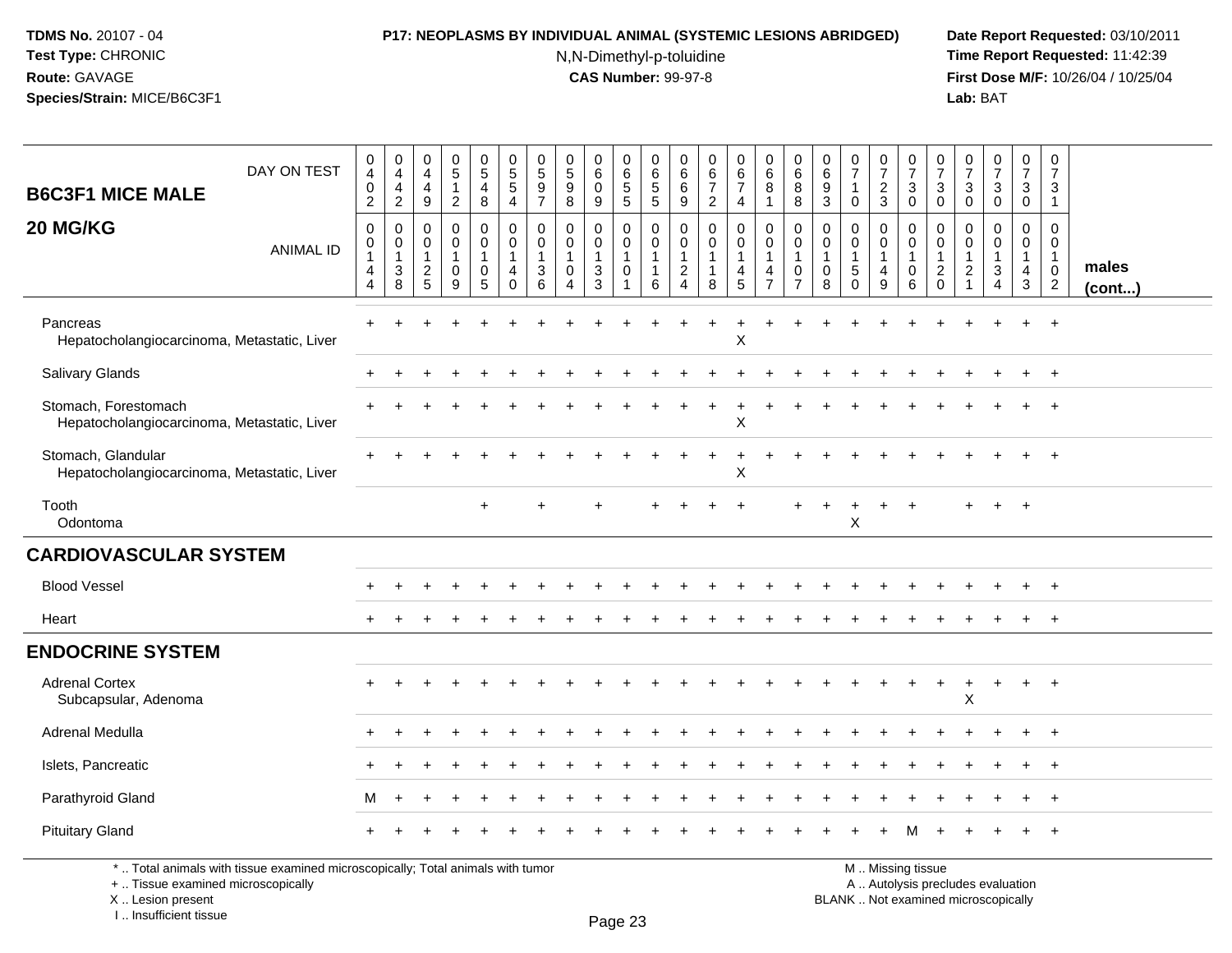**TDMS No.** 20107 - 04
**Test Type:** CHRONIC
**Route:** GAVAGE
**Species/Strain:** MICE/B6C3F1

**P17: NEOPLASMS BY INDIVIDUAL ANIMAL (SYSTEMIC LESIONS ABRIDGED)**
N,N-Dimethyl-p-toluidine
**CAS Number:** 99-97-8

**Date Report Requested:** 03/10/2011
**Time Report Requested:** 11:42:39
**First Dose M/F:** 10/26/04 / 10/25/04
**Lab:** BAT

| B6C3F1 MICE MALE 20 MG/KG | | | | | | | | | | | | | | | | | | | | | | | | | | |
|---|---|---|---|---|---|---|---|---|---|---|---|---|---|---|---|---|---|---|---|---|---|---|---|---|---|---|
| DAY ON TEST | 0402 | 0442 | 0449 | 0512 | 0548 | 0554 | 0597 | 0598 | 0609 | 0655 | 0655 | 0669 | 0672 | 0674 | 0681 | 0688 | 0693 | 0710 | 0723 | 0730 | 0730 | 0730 | 0730 | 0730 | 0731 | |
| ANIMAL ID | 00144 | 00138 | 00125 | 00109 | 00105 | 00140 | 00136 | 00104 | 00133 | 00101 | 00116 | 00124 | 00118 | 00145 | 00147 | 00107 | 00108 | 00150 | 00149 | 00106 | 00120 | 00121 | 00134 | 00143 | 00102 | males (cont...) |
| Pancreas | + | + | + | + | + | + | + | + | + | + | + | + | + | + | + | + | + | + | + | + | + | + | + | + | + | |
| Hepatocholangiocarcinoma, Metastatic, Liver | | | | | | | | | | | | | | X | | | | | | | | | | | | |
| Salivary Glands | + | + | + | + | + | + | + | + | + | + | + | + | + | + | + | + | + | + | + | + | + | + | + | + | + | |
| Stomach, Forestomach | + | + | + | + | + | + | + | + | + | + | + | + | + | + | + | + | + | + | + | + | + | + | + | + | + | |
| Hepatocholangiocarcinoma, Metastatic, Liver | | | | | | | | | | | | | | X | | | | | | | | | | | | |
| Stomach, Glandular | + | + | + | + | + | + | + | + | + | + | + | + | + | + | + | + | + | + | + | + | + | + | + | + | + | |
| Hepatocholangiocarcinoma, Metastatic, Liver | | | | | | | | | | | | | | X | | | | | | | | | | | | |
| Tooth | | | | | + | | + | | + | | + | + | + | + | | + | + | + | + | + | | + | + | + | | |
| Odontoma | | | | | | | | | | | | | | | | | | X | | | | | | | | |
| **CARDIOVASCULAR SYSTEM** | | | | | | | | | | | | | | | | | | | | | | | | | | |
| Blood Vessel | + | + | + | + | + | + | + | + | + | + | + | + | + | + | + | + | + | + | + | + | + | + | + | + | + | |
| Heart | + | + | + | + | + | + | + | + | + | + | + | + | + | + | + | + | + | + | + | + | + | + | + | + | + | |
| **ENDOCRINE SYSTEM** | | | | | | | | | | | | | | | | | | | | | | | | | | |
| Adrenal Cortex | + | + | + | + | + | + | + | + | + | + | + | + | + | + | + | + | + | + | + | + | + | + | + | + | + | |
| Subcapsular, Adenoma | | | | | | | | | | | | | | | | | | | | | | X | | | | |
| Adrenal Medulla | + | + | + | + | + | + | + | + | + | + | + | + | + | + | + | + | + | + | + | + | + | + | + | + | + | |
| Islets, Pancreatic | + | + | + | + | + | + | + | + | + | + | + | + | + | + | + | + | + | + | + | + | + | + | + | + | + | |
| Parathyroid Gland | M | + | + | + | + | + | + | + | + | + | + | + | + | + | + | + | + | + | + | + | + | + | + | + | + | |
| Pituitary Gland | + | + | + | + | + | + | + | + | + | + | + | + | + | + | + | + | + | + | + | M | + | + | + | + | + | |

\* .. Total animals with tissue examined microscopically; Total animals with tumor
\+ .. Tissue examined microscopically
X .. Lesion present
I .. Insufficient tissue

M .. Missing tissue
A .. Autolysis precludes evaluation
BLANK .. Not examined microscopically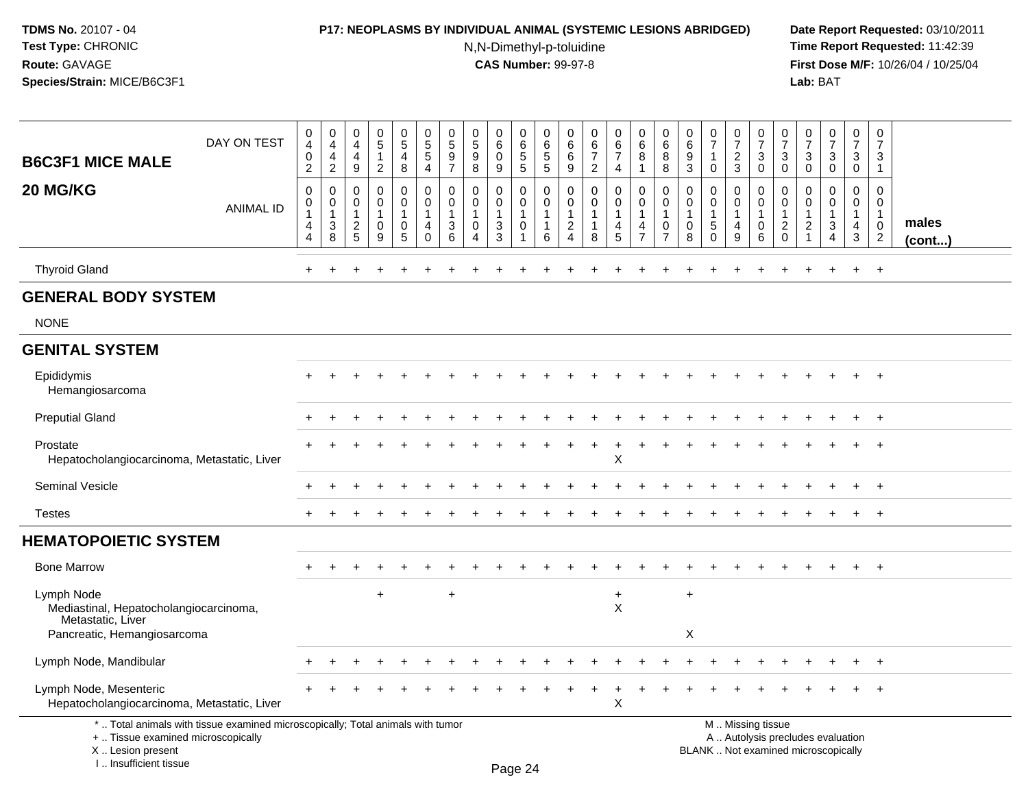**TDMS No.** 20107 - 04
**Test Type:** CHRONIC
**Route:** GAVAGE
**Species/Strain:** MICE/B6C3F1

**P17: NEOPLASMS BY INDIVIDUAL ANIMAL (SYSTEMIC LESIONS ABRIDGED)**
N,N-Dimethyl-p-toluidine
**CAS Number:** 99-97-8

**Date Report Requested:** 03/10/2011
**Time Report Requested:** 11:42:39
**First Dose M/F:** 10/26/04 / 10/25/04
**Lab:** BAT

**B6C3F1 MICE MALE 20 MG/KG** — males (cont...)

| DAY ON TEST | 0402 | 0442 | 0449 | 0512 | 0548 | 0554 | 0597 | 0598 | 0609 | 0655 | 0655 | 0669 | 0672 | 0674 | 0681 | 0688 | 0693 | 0710 | 0723 | 0730 | 0730 | 0730 | 0730 | 0730 | 0731 |
|---|---|---|---|---|---|---|---|---|---|---|---|---|---|---|---|---|---|---|---|---|---|---|---|---|---|
| **ANIMAL ID** | 00144 | 00138 | 00125 | 00109 | 00105 | 00140 | 00136 | 00104 | 00133 | 00101 | 00116 | 00124 | 00118 | 00145 | 00147 | 00107 | 00108 | 00150 | 00149 | 00106 | 00120 | 00121 | 00134 | 00143 | 00102 |
| Thyroid Gland | + | + | + | + | + | + | + | + | + | + | + | + | + | + | + | + | + | + | + | + | + | + | + | + | + |
| **GENERAL BODY SYSTEM** | | | | | | | | | | | | | | | | | | | | | | | | | |
| NONE | | | | | | | | | | | | | | | | | | | | | | | | | |
| **GENITAL SYSTEM** | | | | | | | | | | | | | | | | | | | | | | | | | |
| Epididymis | + | + | + | + | + | + | + | + | + | + | + | + | + | + | + | + | + | + | + | + | + | + | + | + | + |
| Hemangiosarcoma | | | | | | | | | | | | | | | | | | | | | | | | | |
| Preputial Gland | + | + | + | + | + | + | + | + | + | + | + | + | + | + | + | + | + | + | + | + | + | + | + | + | + |
| Prostate | + | + | + | + | + | + | + | + | + | + | + | + | + | + | + | + | + | + | + | + | + | + | + | + | + |
| Hepatocholangiocarcinoma, Metastatic, Liver | | | | | | | | | | | | | | X | | | | | | | | | | | |
| Seminal Vesicle | + | + | + | + | + | + | + | + | + | + | + | + | + | + | + | + | + | + | + | + | + | + | + | + | + |
| Testes | + | + | + | + | + | + | + | + | + | + | + | + | + | + | + | + | + | + | + | + | + | + | + | + | + |
| **HEMATOPOIETIC SYSTEM** | | | | | | | | | | | | | | | | | | | | | | | | | |
| Bone Marrow | + | + | + | + | + | + | + | + | + | + | + | + | + | + | + | + | + | + | + | + | + | + | + | + | + |
| Lymph Node | | | | + | | | + | | | | | | | + | | | + | | | | | | | | |
| Mediastinal, Hepatocholangiocarcinoma, Metastatic, Liver | | | | | | | | | | | | | | X | | | | | | | | | | | |
| Pancreatic, Hemangiosarcoma | | | | | | | | | | | | | | | | | X | | | | | | | | |
| Lymph Node, Mandibular | + | + | + | + | + | + | + | + | + | + | + | + | + | + | + | + | + | + | + | + | + | + | + | + | + |
| Lymph Node, Mesenteric | + | + | + | + | + | + | + | + | + | + | + | + | + | + | + | + | + | + | + | + | + | + | + | + | + |
| Hepatocholangiocarcinoma, Metastatic, Liver | | | | | | | | | | | | | | X | | | | | | | | | | | |

\* .. Total animals with tissue examined microscopically; Total animals with tumor
\+ .. Tissue examined microscopically
X .. Lesion present
I .. Insufficient tissue

M .. Missing tissue
A .. Autolysis precludes evaluation
BLANK .. Not examined microscopically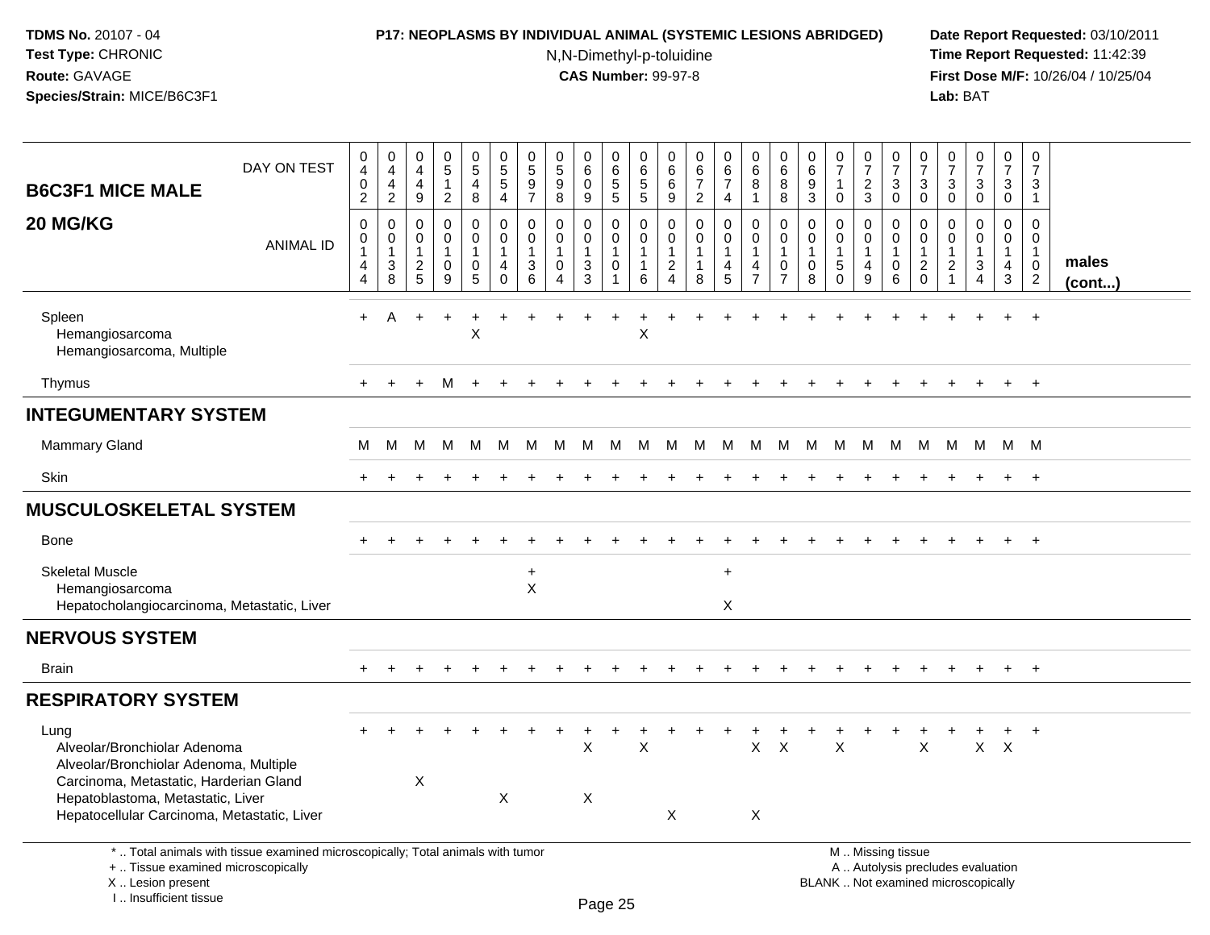**TDMS No.** 20107 - 04
**Test Type:** CHRONIC
**Route:** GAVAGE
**Species/Strain:** MICE/B6C3F1

**P17: NEOPLASMS BY INDIVIDUAL ANIMAL (SYSTEMIC LESIONS ABRIDGED)**
N,N-Dimethyl-p-toluidine
**CAS Number:** 99-97-8

**Date Report Requested:** 03/10/2011
**Time Report Requested:** 11:42:39
**First Dose M/F:** 10/26/04 / 10/25/04
**Lab:** BAT

## B6C3F1 MICE MALE — 20 MG/KG

| DAY ON TEST | 0402 | 0442 | 0449 | 0512 | 0548 | 0554 | 0597 | 0598 | 0609 | 0655 | 0655 | 0669 | 0672 | 0674 | 0681 | 0688 | 0693 | 0710 | 0723 | 0730 | 0730 | 0730 | 0730 | 0730 | 0731 | |
|---|---|---|---|---|---|---|---|---|---|---|---|---|---|---|---|---|---|---|---|---|---|---|---|---|---|---|
| **ANIMAL ID** | 0014 4 | 0013 8 | 0012 5 | 0010 9 | 0010 5 | 0014 0 | 0013 6 | 0010 4 | 0013 3 | 0010 1 | 0011 6 | 0012 4 | 0011 8 | 0014 5 | 0014 7 | 0010 7 | 0010 8 | 0015 0 | 0014 9 | 0010 6 | 0012 0 | 0012 1 | 0013 4 | 0014 3 | 0010 2 | **males (cont...)** |
| Spleen | + | A | + | + | + | + | + | + | + | + | + | + | + | + | + | + | + | + | + | + | + | + | + | + | + | |
| Hemangiosarcoma | | | | | X | | | | | | X | | | | | | | | | | | | | | | |
| Hemangiosarcoma, Multiple | | | | | | | | | | | | | | | | | | | | | | | | | | |
| Thymus | + | + | + | M | + | + | + | + | + | + | + | + | + | + | + | + | + | + | + | + | + | + | + | + | + | |
| **INTEGUMENTARY SYSTEM** | | | | | | | | | | | | | | | | | | | | | | | | | | |
| Mammary Gland | M | M | M | M | M | M | M | M | M | M | M | M | M | M | M | M | M | M | M | M | M | M | M | M | M | |
| Skin | + | + | + | + | + | + | + | + | + | + | + | + | + | + | + | + | + | + | + | + | + | + | + | + | + | |
| **MUSCULOSKELETAL SYSTEM** | | | | | | | | | | | | | | | | | | | | | | | | | | |
| Bone | + | + | + | + | + | + | + | + | + | + | + | + | + | + | + | + | + | + | + | + | + | + | + | + | + | |
| Skeletal Muscle | | | | | | | + | | | | | | | + | | | | | | | | | | | | |
| Hemangiosarcoma | | | | | | | X | | | | | | | | | | | | | | | | | | | |
| Hepatocholangiocarcinoma, Metastatic, Liver | | | | | | | | | | | | | | X | | | | | | | | | | | | |
| **NERVOUS SYSTEM** | | | | | | | | | | | | | | | | | | | | | | | | | | |
| Brain | + | + | + | + | + | + | + | + | + | + | + | + | + | + | + | + | + | + | + | + | + | + | + | + | + | |
| **RESPIRATORY SYSTEM** | | | | | | | | | | | | | | | | | | | | | | | | | | |
| Lung | + | + | + | + | + | + | + | + | + | + | + | + | + | + | + | + | + | + | + | + | + | + | + | + | + | |
| Alveolar/Bronchiolar Adenoma | | | | | | | | | X | | X | | | | X | X | | X | | | X | | X | X | | |
| Alveolar/Bronchiolar Adenoma, Multiple | | | | | | | | | | | | | | | | | | | | | | | | | | |
| Carcinoma, Metastatic, Harderian Gland | | | X | | | | | | | | | | | | | | | | | | | | | | | |
| Hepatoblastoma, Metastatic, Liver | | | | | | X | | | X | | | | | | | | | | | | | | | | | |
| Hepatocellular Carcinoma, Metastatic, Liver | | | | | | | | | | | | X | | | X | | | | | | | | | | | |

\* .. Total animals with tissue examined microscopically; Total animals with tumor
\+ .. Tissue examined microscopically
X .. Lesion present
I .. Insufficient tissue

M .. Missing tissue
A .. Autolysis precludes evaluation
BLANK .. Not examined microscopically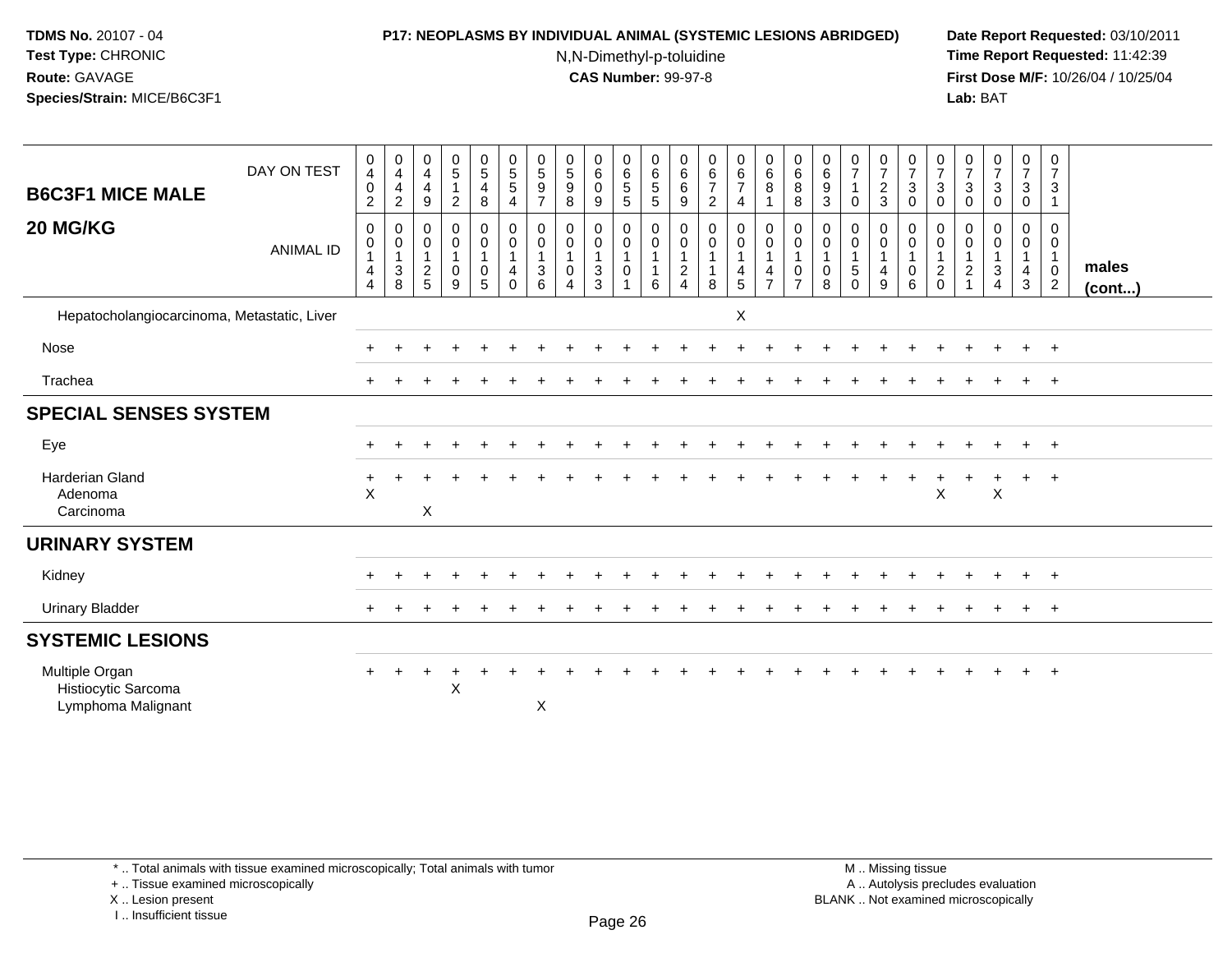**TDMS No.** 20107 - 04
**Test Type:** CHRONIC
**Route:** GAVAGE
**Species/Strain:** MICE/B6C3F1

**P17: NEOPLASMS BY INDIVIDUAL ANIMAL (SYSTEMIC LESIONS ABRIDGED)**
N,N-Dimethyl-p-toluidine
**CAS Number:** 99-97-8

**Date Report Requested:** 03/10/2011
**Time Report Requested:** 11:42:39
**First Dose M/F:** 10/26/04 / 10/25/04
**Lab:** BAT

| B6C3F1 MICE MALE 20 MG/KG | | | | | | | | | | | | | | | | | | | | | | | | | | |
|---|---|---|---|---|---|---|---|---|---|---|---|---|---|---|---|---|---|---|---|---|---|---|---|---|---|---|
| DAY ON TEST | 0402 | 0442 | 0449 | 0512 | 0548 | 0554 | 0597 | 0598 | 0609 | 0655 | 0655 | 0669 | 0672 | 0674 | 0681 | 0688 | 0693 | 0710 | 0723 | 0730 | 0730 | 0730 | 0730 | 0730 | 0731 | |
| ANIMAL ID | 0014 4 | 0013 8 | 0012 5 | 0010 9 | 0010 5 | 0014 0 | 0013 6 | 0010 4 | 0013 3 | 0010 1 | 0011 6 | 0012 4 | 0011 8 | 0014 5 | 0014 7 | 0010 7 | 0010 8 | 0015 0 | 0014 9 | 0010 6 | 0012 0 | 0012 1 | 0013 4 | 0014 3 | 0010 2 | males (cont...) |
| Hepatocholangiocarcinoma, Metastatic, Liver | | | | | | | | | | | | | | X | | | | | | | | | | | | |
| Nose | + | + | + | + | + | + | + | + | + | + | + | + | + | + | + | + | + | + | + | + | + | + | + | + | + | |
| Trachea | + | + | + | + | + | + | + | + | + | + | + | + | + | + | + | + | + | + | + | + | + | + | + | + | + | |
| **SPECIAL SENSES SYSTEM** | | | | | | | | | | | | | | | | | | | | | | | | | | |
| Eye | + | + | + | + | + | + | + | + | + | + | + | + | + | + | + | + | + | + | + | + | + | + | + | + | + | |
| Harderian Gland | + | + | + | + | + | + | + | + | + | + | + | + | + | + | + | + | + | + | + | + | + | + | + | + | + | |
| Adenoma | X | | | | | | | | | | | | | | | | | | | | X | | X | | | |
| Carcinoma | | | X | | | | | | | | | | | | | | | | | | | | | | | |
| **URINARY SYSTEM** | | | | | | | | | | | | | | | | | | | | | | | | | | |
| Kidney | + | + | + | + | + | + | + | + | + | + | + | + | + | + | + | + | + | + | + | + | + | + | + | + | + | |
| Urinary Bladder | + | + | + | + | + | + | + | + | + | + | + | + | + | + | + | + | + | + | + | + | + | + | + | + | + | |
| **SYSTEMIC LESIONS** | | | | | | | | | | | | | | | | | | | | | | | | | | |
| Multiple Organ | + | + | + | + | + | + | + | + | + | + | + | + | + | + | + | + | + | + | + | + | + | + | + | + | + | |
| Histiocytic Sarcoma | | | | X | | | | | | | | | | | | | | | | | | | | | | |
| Lymphoma Malignant | | | | | | | X | | | | | | | | | | | | | | | | | | | |

\* .. Total animals with tissue examined microscopically; Total animals with tumor
\+ .. Tissue examined microscopically
X .. Lesion present
I .. Insufficient tissue

M .. Missing tissue
A .. Autolysis precludes evaluation
BLANK .. Not examined microscopically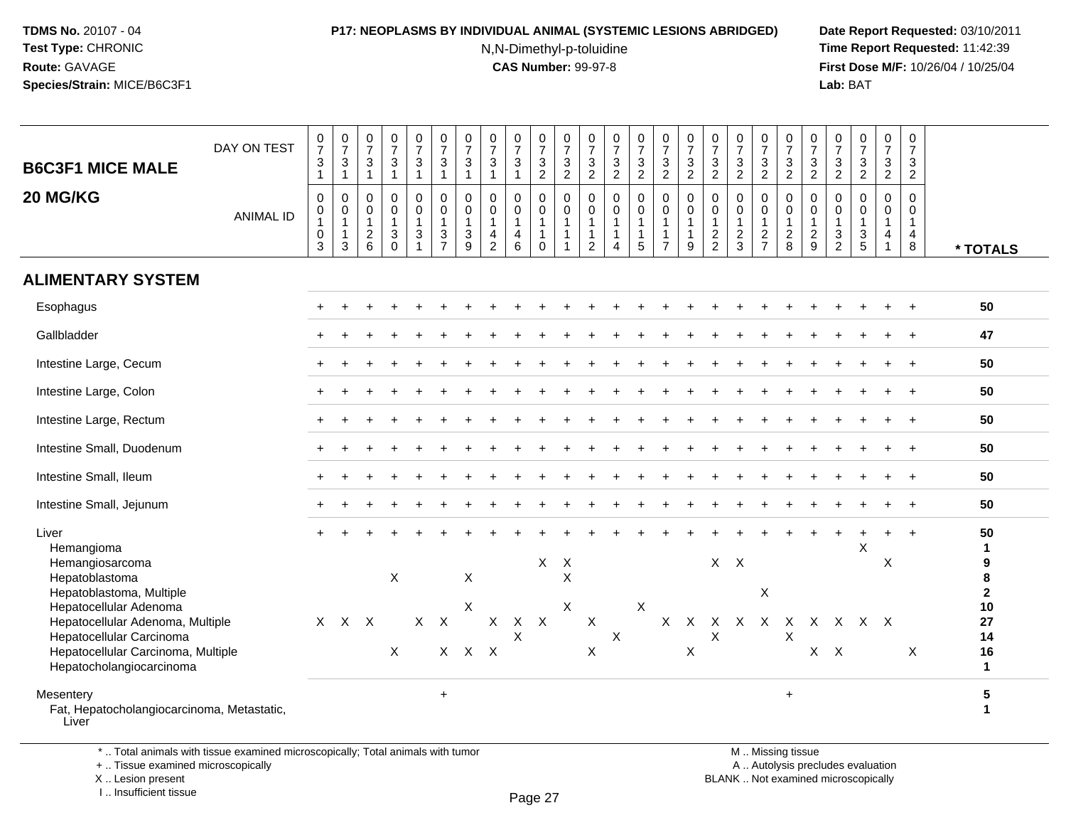**TDMS No.** 20107 - 04
**Test Type:** CHRONIC
**Route:** GAVAGE
**Species/Strain:** MICE/B6C3F1

**P17: NEOPLASMS BY INDIVIDUAL ANIMAL (SYSTEMIC LESIONS ABRIDGED)**
N,N-Dimethyl-p-toluidine
**CAS Number:** 99-97-8

**Date Report Requested:** 03/10/2011
**Time Report Requested:** 11:42:39
**First Dose M/F:** 10/26/04 / 10/25/04
**Lab:** BAT

## B6C3F1 MICE MALE
## 20 MG/KG

| DAY ON TEST | 0731 | 0731 | 0731 | 0731 | 0731 | 0731 | 0731 | 0731 | 0731 | 0732 | 0732 | 0732 | 0732 | 0732 | 0732 | 0732 | 0732 | 0732 | 0732 | 0732 | 0732 | 0732 | 0732 | 0732 | 0732 | |
|---|---|---|---|---|---|---|---|---|---|---|---|---|---|---|---|---|---|---|---|---|---|---|---|---|---|---|
| **ANIMAL ID** | 0103 | 0113 | 0126 | 0130 | 0131 | 0137 | 0139 | 0142 | 0146 | 0110 | 0111 | 0112 | 0114 | 0115 | 0117 | 0119 | 0122 | 0123 | 0127 | 0128 | 0129 | 0132 | 0135 | 0141 | 0148 | *** TOTALS** |
| **ALIMENTARY SYSTEM** | | | | | | | | | | | | | | | | | | | | | | | | | | |
| Esophagus | + | + | + | + | + | + | + | + | + | + | + | + | + | + | + | + | + | + | + | + | + | + | + | + | + | **50** |
| Gallbladder | + | + | + | + | + | + | + | + | + | + | + | + | + | + | + | + | + | + | + | + | + | + | + | + | + | **47** |
| Intestine Large, Cecum | + | + | + | + | + | + | + | + | + | + | + | + | + | + | + | + | + | + | + | + | + | + | + | + | + | **50** |
| Intestine Large, Colon | + | + | + | + | + | + | + | + | + | + | + | + | + | + | + | + | + | + | + | + | + | + | + | + | + | **50** |
| Intestine Large, Rectum | + | + | + | + | + | + | + | + | + | + | + | + | + | + | + | + | + | + | + | + | + | + | + | + | + | **50** |
| Intestine Small, Duodenum | + | + | + | + | + | + | + | + | + | + | + | + | + | + | + | + | + | + | + | + | + | + | + | + | + | **50** |
| Intestine Small, Ileum | + | + | + | + | + | + | + | + | + | + | + | + | + | + | + | + | + | + | + | + | + | + | + | + | + | **50** |
| Intestine Small, Jejunum | + | + | + | + | + | + | + | + | + | + | + | + | + | + | + | + | + | + | + | + | + | + | + | + | + | **50** |
| Liver | + | + | + | + | + | + | + | + | + | + | + | + | + | + | + | + | + | + | + | + | + | + | + | + | + | **50** |
| Hemangioma | | | | | | | | | | | | | | | | | | | | | | | X | | | **1** |
| Hemangiosarcoma | | | | | | | | | | X | X | | | | | | X | X | | | | | | X | | **9** |
| Hepatoblastoma | | | | X | | | X | | | | X | | | | | | | | | | | | | | | **8** |
| Hepatoblastoma, Multiple | | | | | | | | | | | | | | | | | | | X | | | | | | | **2** |
| Hepatocellular Adenoma | | | | | | | X | | | | X | | | X | | | | | | | | | | | | **10** |
| Hepatocellular Adenoma, Multiple | X | X | X | | X | X | | X | X | X | | X | | | X | X | X | X | X | X | X | X | X | X | | **27** |
| Hepatocellular Carcinoma | | | | | | | | | X | | | | X | | | | X | | | X | | | | | | **14** |
| Hepatocellular Carcinoma, Multiple | | | | X | | X | X | X | | | | X | | | | X | | | | | X | X | | | X | **16** |
| Hepatocholangiocarcinoma | | | | | | | | | | | | | | | | | | | | | | | | | | **1** |
| Mesentery | | | | | | + | | | | | | | | | | | | | | + | | | | | | **5** |
| Fat, Hepatocholangiocarcinoma, Metastatic, Liver | | | | | | | | | | | | | | | | | | | | | | | | | | **1** |

\* .. Total animals with tissue examined microscopically; Total animals with tumor
\+ .. Tissue examined microscopically
X .. Lesion present
I .. Insufficient tissue

M .. Missing tissue
A .. Autolysis precludes evaluation
BLANK .. Not examined microscopically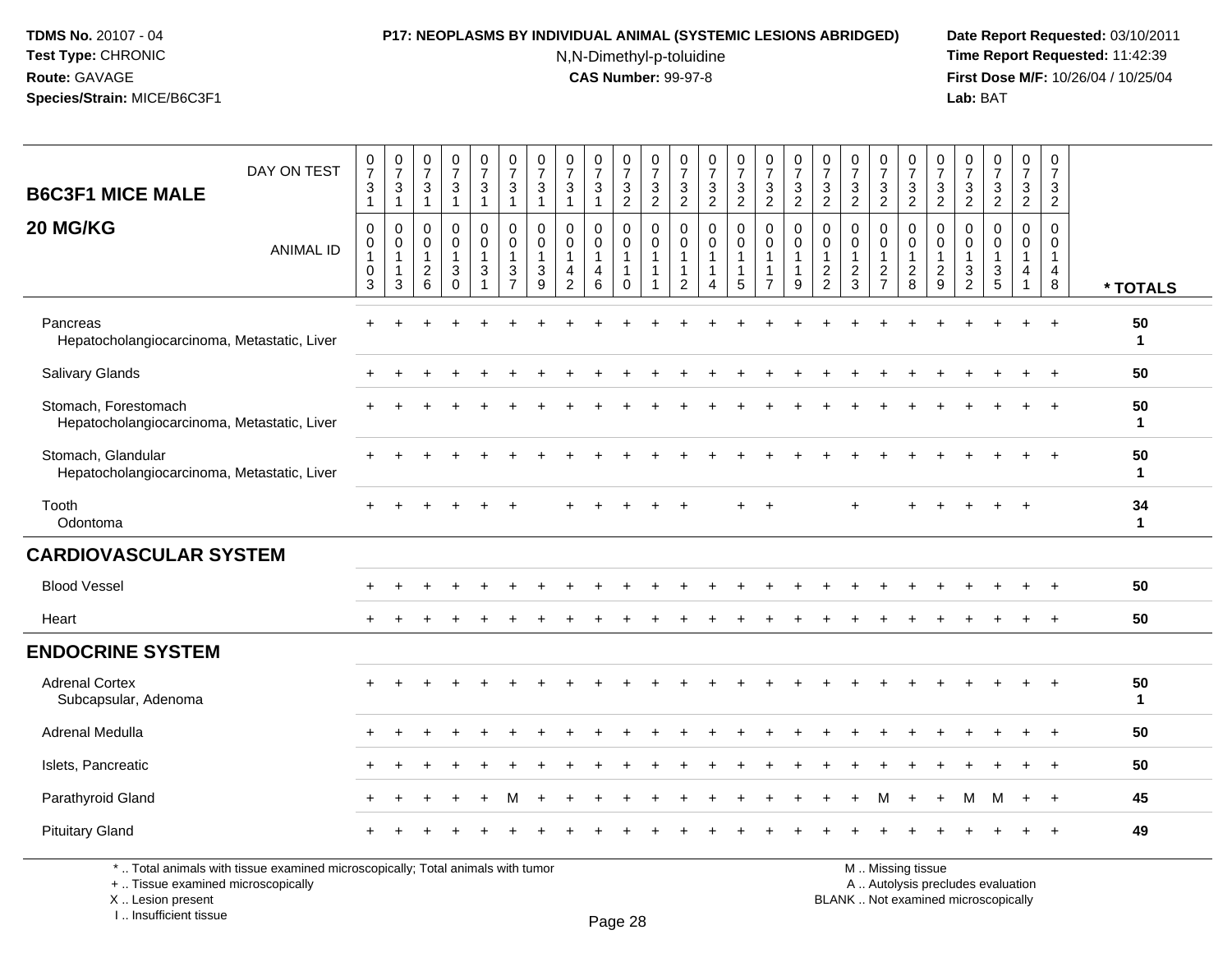**TDMS No.** 20107 - 04
**Test Type:** CHRONIC
**Route:** GAVAGE
**Species/Strain:** MICE/B6C3F1

**P17: NEOPLASMS BY INDIVIDUAL ANIMAL (SYSTEMIC LESIONS ABRIDGED)**
N,N-Dimethyl-p-toluidine
**CAS Number:** 99-97-8

**Date Report Requested:** 03/10/2011
**Time Report Requested:** 11:42:39
**First Dose M/F:** 10/26/04 / 10/25/04
**Lab:** BAT

## B6C3F1 MICE MALE 20 MG/KG

| DAY ON TEST | 0731 | 0731 | 0731 | 0731 | 0731 | 0731 | 0731 | 0731 | 0731 | 0732 | 0732 | 0732 | 0732 | 0732 | 0732 | 0732 | 0732 | 0732 | 0732 | 0732 | 0732 | 0732 | 0732 | 0732 | 0732 | |
|---|---|---|---|---|---|---|---|---|---|---|---|---|---|---|---|---|---|---|---|---|---|---|---|---|---|---|
| ANIMAL ID | 00103 | 00113 | 00126 | 00130 | 00131 | 00137 | 00139 | 00142 | 00146 | 00110 | 00111 | 00112 | 00114 | 00115 | 00117 | 00119 | 00122 | 00123 | 00127 | 00128 | 00129 | 00132 | 00135 | 00141 | 00148 | * TOTALS |
| Pancreas | + | + | + | + | + | + | + | + | + | + | + | + | + | + | + | + | + | + | + | + | + | + | + | + | + | 50 |
| Hepatocholangiocarcinoma, Metastatic, Liver | | | | | | | | | | | | | | | | | | | | | | | | | | 1 |
| Salivary Glands | + | + | + | + | + | + | + | + | + | + | + | + | + | + | + | + | + | + | + | + | + | + | + | + | + | 50 |
| Stomach, Forestomach | + | + | + | + | + | + | + | + | + | + | + | + | + | + | + | + | + | + | + | + | + | + | + | + | + | 50 |
| Hepatocholangiocarcinoma, Metastatic, Liver | | | | | | | | | | | | | | | | | | | | | | | | | | 1 |
| Stomach, Glandular | + | + | + | + | + | + | + | + | + | + | + | + | + | + | + | + | + | + | + | + | + | + | + | + | + | 50 |
| Hepatocholangiocarcinoma, Metastatic, Liver | | | | | | | | | | | | | | | | | | | | | | | | | | 1 |
| Tooth | + | + | + | + | + | + | | + | + | + | + | + | | + | + | | | + | | + | + | + | + | + | | 34 |
| Odontoma | | | | | | | | | | | | | | | | | | | | | | | | | | 1 |
| **CARDIOVASCULAR SYSTEM** | | | | | | | | | | | | | | | | | | | | | | | | | | |
| Blood Vessel | + | + | + | + | + | + | + | + | + | + | + | + | + | + | + | + | + | + | + | + | + | + | + | + | + | 50 |
| Heart | + | + | + | + | + | + | + | + | + | + | + | + | + | + | + | + | + | + | + | + | + | + | + | + | + | 50 |
| **ENDOCRINE SYSTEM** | | | | | | | | | | | | | | | | | | | | | | | | | | |
| Adrenal Cortex | + | + | + | + | + | + | + | + | + | + | + | + | + | + | + | + | + | + | + | + | + | + | + | + | + | 50 |
| Subcapsular, Adenoma | | | | | | | | | | | | | | | | | | | | | | | | | | 1 |
| Adrenal Medulla | + | + | + | + | + | + | + | + | + | + | + | + | + | + | + | + | + | + | + | + | + | + | + | + | + | 50 |
| Islets, Pancreatic | + | + | + | + | + | + | + | + | + | + | + | + | + | + | + | + | + | + | + | + | + | + | + | + | + | 50 |
| Parathyroid Gland | + | + | + | + | + | M | + | + | + | + | + | + | + | + | + | + | + | + | M | + | + | M | M | + | + | 45 |
| Pituitary Gland | + | + | + | + | + | + | + | + | + | + | + | + | + | + | + | + | + | + | + | + | + | + | + | + | + | 49 |

\* .. Total animals with tissue examined microscopically; Total animals with tumor
\+ .. Tissue examined microscopically
X .. Lesion present
I .. Insufficient tissue

M .. Missing tissue
A .. Autolysis precludes evaluation
BLANK .. Not examined microscopically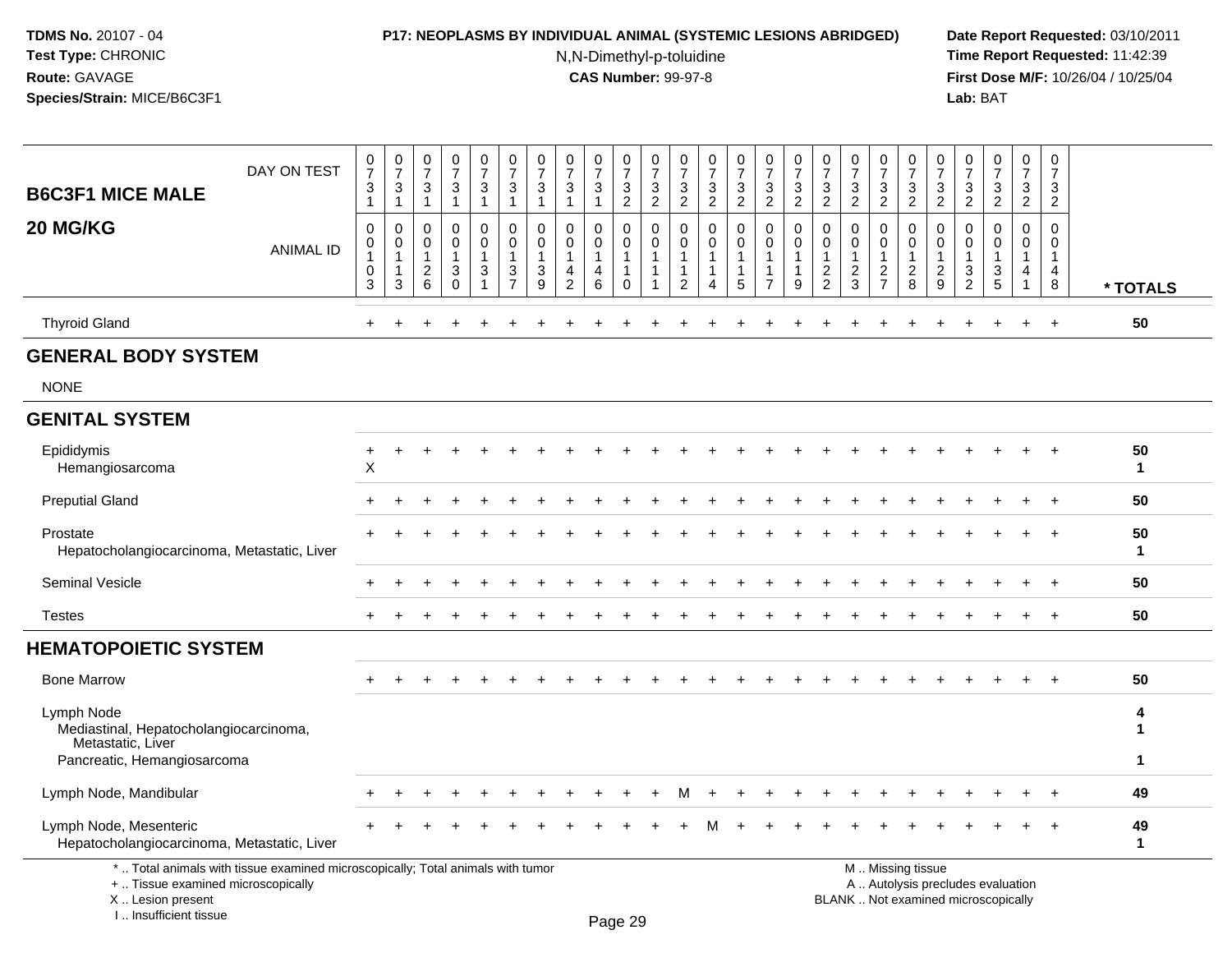**TDMS No.** 20107 - 04
**Test Type:** CHRONIC
**Route:** GAVAGE
**Species/Strain:** MICE/B6C3F1

**P17: NEOPLASMS BY INDIVIDUAL ANIMAL (SYSTEMIC LESIONS ABRIDGED)**
N,N-Dimethyl-p-toluidine
**CAS Number:** 99-97-8

**Date Report Requested:** 03/10/2011
**Time Report Requested:** 11:42:39
**First Dose M/F:** 10/26/04 / 10/25/04
**Lab:** BAT

## B6C3F1 MICE MALE 20 MG/KG

| DAY ON TEST | 0731 | 0731 | 0731 | 0731 | 0731 | 0731 | 0731 | 0731 | 0731 | 0732 | 0732 | 0732 | 0732 | 0732 | 0732 | 0732 | 0732 | 0732 | 0732 | 0732 | 0732 | 0732 | 0732 | 0732 | 0732 | |
|---|---|---|---|---|---|---|---|---|---|---|---|---|---|---|---|---|---|---|---|---|---|---|---|---|---|---|
| ANIMAL ID | 00103 | 00113 | 00126 | 00130 | 00131 | 00137 | 00139 | 00142 | 00146 | 00110 | 00111 | 00112 | 00114 | 00115 | 00117 | 00119 | 00122 | 00123 | 00127 | 00128 | 00129 | 00132 | 00135 | 00141 | 00148 | * TOTALS |
| Thyroid Gland | + | + | + | + | + | + | + | + | + | + | + | + | + | + | + | + | + | + | + | + | + | + | + | + | + | 50 |
| **GENERAL BODY SYSTEM** | | | | | | | | | | | | | | | | | | | | | | | | | | |
| NONE | | | | | | | | | | | | | | | | | | | | | | | | | | |
| **GENITAL SYSTEM** | | | | | | | | | | | | | | | | | | | | | | | | | | |
| Epididymis | + | + | + | + | + | + | + | + | + | + | + | + | + | + | + | + | + | + | + | + | + | + | + | + | + | 50 |
| Hemangiosarcoma | X | | | | | | | | | | | | | | | | | | | | | | | | | 1 |
| Preputial Gland | + | + | + | + | + | + | + | + | + | + | + | + | + | + | + | + | + | + | + | + | + | + | + | + | + | 50 |
| Prostate | + | + | + | + | + | + | + | + | + | + | + | + | + | + | + | + | + | + | + | + | + | + | + | + | + | 50 |
| Hepatocholangiocarcinoma, Metastatic, Liver | | | | | | | | | | | | | | | | | | | | | | | | | | 1 |
| Seminal Vesicle | + | + | + | + | + | + | + | + | + | + | + | + | + | + | + | + | + | + | + | + | + | + | + | + | + | 50 |
| Testes | + | + | + | + | + | + | + | + | + | + | + | + | + | + | + | + | + | + | + | + | + | + | + | + | + | 50 |
| **HEMATOPOIETIC SYSTEM** | | | | | | | | | | | | | | | | | | | | | | | | | | |
| Bone Marrow | + | + | + | + | + | + | + | + | + | + | + | + | + | + | + | + | + | + | + | + | + | + | + | + | + | 50 |
| Lymph Node | | | | | | | | | | | | | | | | | | | | | | | | | | 4 |
| Mediastinal, Hepatocholangiocarcinoma, Metastatic, Liver | | | | | | | | | | | | | | | | | | | | | | | | | | 1 |
| Pancreatic, Hemangiosarcoma | | | | | | | | | | | | | | | | | | | | | | | | | | 1 |
| Lymph Node, Mandibular | + | + | + | + | + | + | + | + | + | + | + | M | + | + | + | + | + | + | + | + | + | + | + | + | + | 49 |
| Lymph Node, Mesenteric | + | + | + | + | + | + | + | + | + | + | + | + | M | + | + | + | + | + | + | + | + | + | + | + | + | 49 |
| Hepatocholangiocarcinoma, Metastatic, Liver | | | | | | | | | | | | | | | | | | | | | | | | | | 1 |

* .. Total animals with tissue examined microscopically; Total animals with tumor
+ .. Tissue examined microscopically
X .. Lesion present
I .. Insufficient tissue

M .. Missing tissue
A .. Autolysis precludes evaluation
BLANK .. Not examined microscopically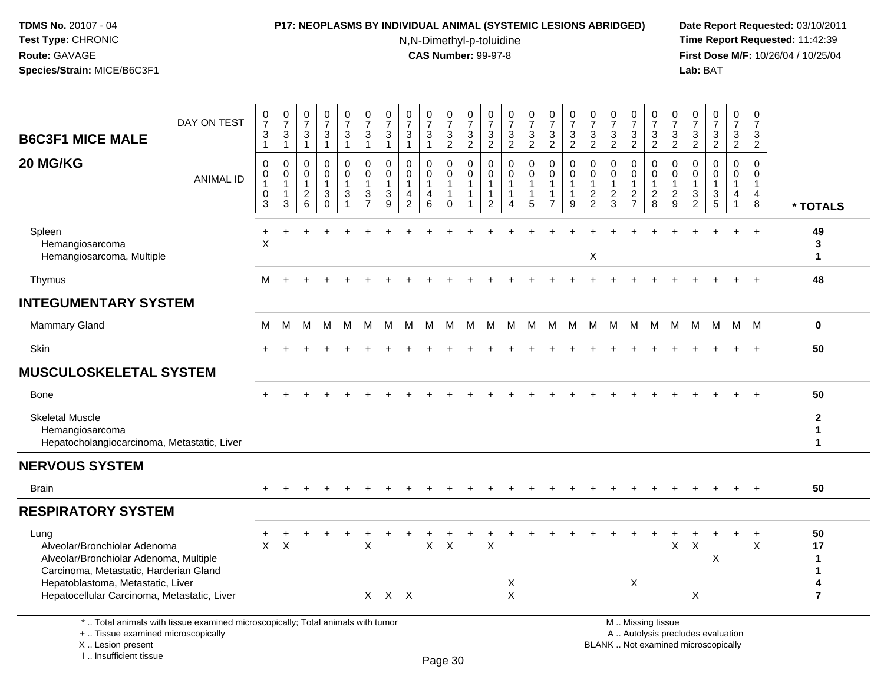**TDMS No.** 20107 - 04
**Test Type:** CHRONIC
**Route:** GAVAGE
**Species/Strain:** MICE/B6C3F1

**P17: NEOPLASMS BY INDIVIDUAL ANIMAL (SYSTEMIC LESIONS ABRIDGED)**
N,N-Dimethyl-p-toluidine
**CAS Number:** 99-97-8

**Date Report Requested:** 03/10/2011
**Time Report Requested:** 11:42:39
**First Dose M/F:** 10/26/04 / 10/25/04
**Lab:** BAT

## B6C3F1 MICE MALE 20 MG/KG

| DAY ON TEST | 0731 | 0731 | 0731 | 0731 | 0731 | 0731 | 0731 | 0731 | 0731 | 0732 | 0732 | 0732 | 0732 | 0732 | 0732 | 0732 | 0732 | 0732 | 0732 | 0732 | 0732 | 0732 | 0732 | 0732 | 0732 | |
|---|---|---|---|---|---|---|---|---|---|---|---|---|---|---|---|---|---|---|---|---|---|---|---|---|---|---|
| **ANIMAL ID** | 0103 | 0113 | 0126 | 0130 | 0131 | 0137 | 0139 | 0142 | 0146 | 0110 | 0111 | 0112 | 0114 | 0115 | 0117 | 0119 | 0122 | 0123 | 0127 | 0128 | 0129 | 0132 | 0135 | 0141 | 0148 | *** TOTALS** |
| Spleen | + | + | + | + | + | + | + | + | + | + | + | + | + | + | + | + | + | + | + | + | + | + | + | + | + | **49** |
| Hemangiosarcoma | X | | | | | | | | | | | | | | | | | | | | | | | | | **3** |
| Hemangiosarcoma, Multiple | | | | | | | | | | | | | | | | | X | | | | | | | | | **1** |
| Thymus | M | + | + | + | + | + | + | + | + | + | + | + | + | + | + | + | + | + | + | + | + | + | + | + | + | **48** |
| **INTEGUMENTARY SYSTEM** | | | | | | | | | | | | | | | | | | | | | | | | | | |
| Mammary Gland | M | M | M | M | M | M | M | M | M | M | M | M | M | M | M | M | M | M | M | M | M | M | M | M | M | **0** |
| Skin | + | + | + | + | + | + | + | + | + | + | + | + | + | + | + | + | + | + | + | + | + | + | + | + | + | **50** |
| **MUSCULOSKELETAL SYSTEM** | | | | | | | | | | | | | | | | | | | | | | | | | | |
| Bone | + | + | + | + | + | + | + | + | + | + | + | + | + | + | + | + | + | + | + | + | + | + | + | + | + | **50** |
| Skeletal Muscle | | | | | | | | | | | | | | | | | | | | | | | | | | **2** |
| Hemangiosarcoma | | | | | | | | | | | | | | | | | | | | | | | | | | **1** |
| Hepatocholangiocarcinoma, Metastatic, Liver | | | | | | | | | | | | | | | | | | | | | | | | | | **1** |
| **NERVOUS SYSTEM** | | | | | | | | | | | | | | | | | | | | | | | | | | |
| Brain | + | + | + | + | + | + | + | + | + | + | + | + | + | + | + | + | + | + | + | + | + | + | + | + | + | **50** |
| **RESPIRATORY SYSTEM** | | | | | | | | | | | | | | | | | | | | | | | | | | |
| Lung | + | + | + | + | + | + | + | + | + | + | + | + | + | + | + | + | + | + | + | + | + | + | + | + | + | **50** |
| Alveolar/Bronchiolar Adenoma | X | X | | | | X | | | X | X | | X | | | | | | | | | X | X | | | X | **17** |
| Alveolar/Bronchiolar Adenoma, Multiple | | | | | | | | | | | | | | | | | | | | | | | X | | | **1** |
| Carcinoma, Metastatic, Harderian Gland | | | | | | | | | | | | | | | | | | | | | | | | | | **1** |
| Hepatoblastoma, Metastatic, Liver | | | | | | | | | | | | | X | | | | | | X | | | | | | | **4** |
| Hepatocellular Carcinoma, Metastatic, Liver | | | | | | X | X | X | | | | | X | | | | | | | | | X | | | | **7** |

\* .. Total animals with tissue examined microscopically; Total animals with tumor
\+ .. Tissue examined microscopically
X .. Lesion present
I .. Insufficient tissue

M .. Missing tissue
A .. Autolysis precludes evaluation
BLANK .. Not examined microscopically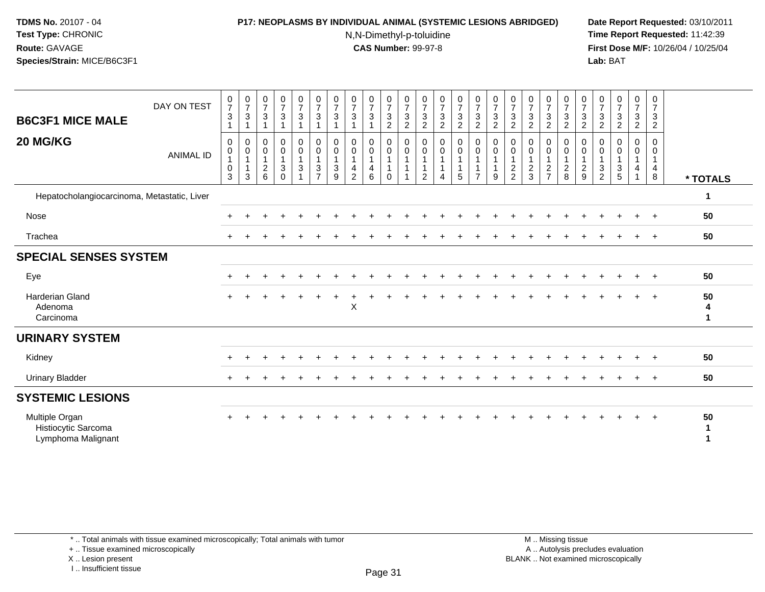TDMS No. 20107 - 04
Test Type: CHRONIC
Route: GAVAGE
Species/Strain: MICE/B6C3F1

**P17: NEOPLASMS BY INDIVIDUAL ANIMAL (SYSTEMIC LESIONS ABRIDGED)**
N,N-Dimethyl-p-toluidine
**CAS Number:** 99-97-8

Date Report Requested: 03/10/2011
Time Report Requested: 11:42:39
First Dose M/F: 10/26/04 / 10/25/04
Lab: BAT

## B6C3F1 MICE MALE
## 20 MG/KG

| DAY ON TEST | 0731 | 0731 | 0731 | 0731 | 0731 | 0731 | 0731 | 0731 | 0731 | 0732 | 0732 | 0732 | 0732 | 0732 | 0732 | 0732 | 0732 | 0732 | 0732 | 0732 | 0732 | 0732 | 0732 | 0732 | 0732 | |
|---|---|---|---|---|---|---|---|---|---|---|---|---|---|---|---|---|---|---|---|---|---|---|---|---|---|---|
| **ANIMAL ID** | 00103 | 00113 | 00126 | 00130 | 00131 | 00137 | 00139 | 00142 | 00146 | 00110 | 00111 | 00112 | 00114 | 00115 | 00117 | 00119 | 00122 | 00123 | 00127 | 00128 | 00129 | 00132 | 00135 | 00141 | 00148 | *** TOTALS** |
| Hepatocholangiocarcinoma, Metastatic, Liver | | | | | | | | | | | | | | | | | | | | | | | | | | 1 |
| Nose | + | + | + | + | + | + | + | + | + | + | + | + | + | + | + | + | + | + | + | + | + | + | + | + | + | 50 |
| Trachea | + | + | + | + | + | + | + | + | + | + | + | + | + | + | + | + | + | + | + | + | + | + | + | + | + | 50 |
| **SPECIAL SENSES SYSTEM** | | | | | | | | | | | | | | | | | | | | | | | | | | |
| Eye | + | + | + | + | + | + | + | + | + | + | + | + | + | + | + | + | + | + | + | + | + | + | + | + | + | 50 |
| Harderian Gland | + | + | + | + | + | + | + | + | + | + | + | + | + | + | + | + | + | + | + | + | + | + | + | + | + | 50 |
| Adenoma | | | | | | | | X | | | | | | | | | | | | | | | | | | 4 |
| Carcinoma | | | | | | | | | | | | | | | | | | | | | | | | | | 1 |
| **URINARY SYSTEM** | | | | | | | | | | | | | | | | | | | | | | | | | | |
| Kidney | + | + | + | + | + | + | + | + | + | + | + | + | + | + | + | + | + | + | + | + | + | + | + | + | + | 50 |
| Urinary Bladder | + | + | + | + | + | + | + | + | + | + | + | + | + | + | + | + | + | + | + | + | + | + | + | + | + | 50 |
| **SYSTEMIC LESIONS** | | | | | | | | | | | | | | | | | | | | | | | | | | |
| Multiple Organ | + | + | + | + | + | + | + | + | + | + | + | + | + | + | + | + | + | + | + | + | + | + | + | + | + | 50 |
| Histiocytic Sarcoma | | | | | | | | | | | | | | | | | | | | | | | | | | 1 |
| Lymphoma Malignant | | | | | | | | | | | | | | | | | | | | | | | | | | 1 |

* .. Total animals with tissue examined microscopically; Total animals with tumor
+ .. Tissue examined microscopically
X .. Lesion present
I .. Insufficient tissue

M .. Missing tissue
A .. Autolysis precludes evaluation
BLANK .. Not examined microscopically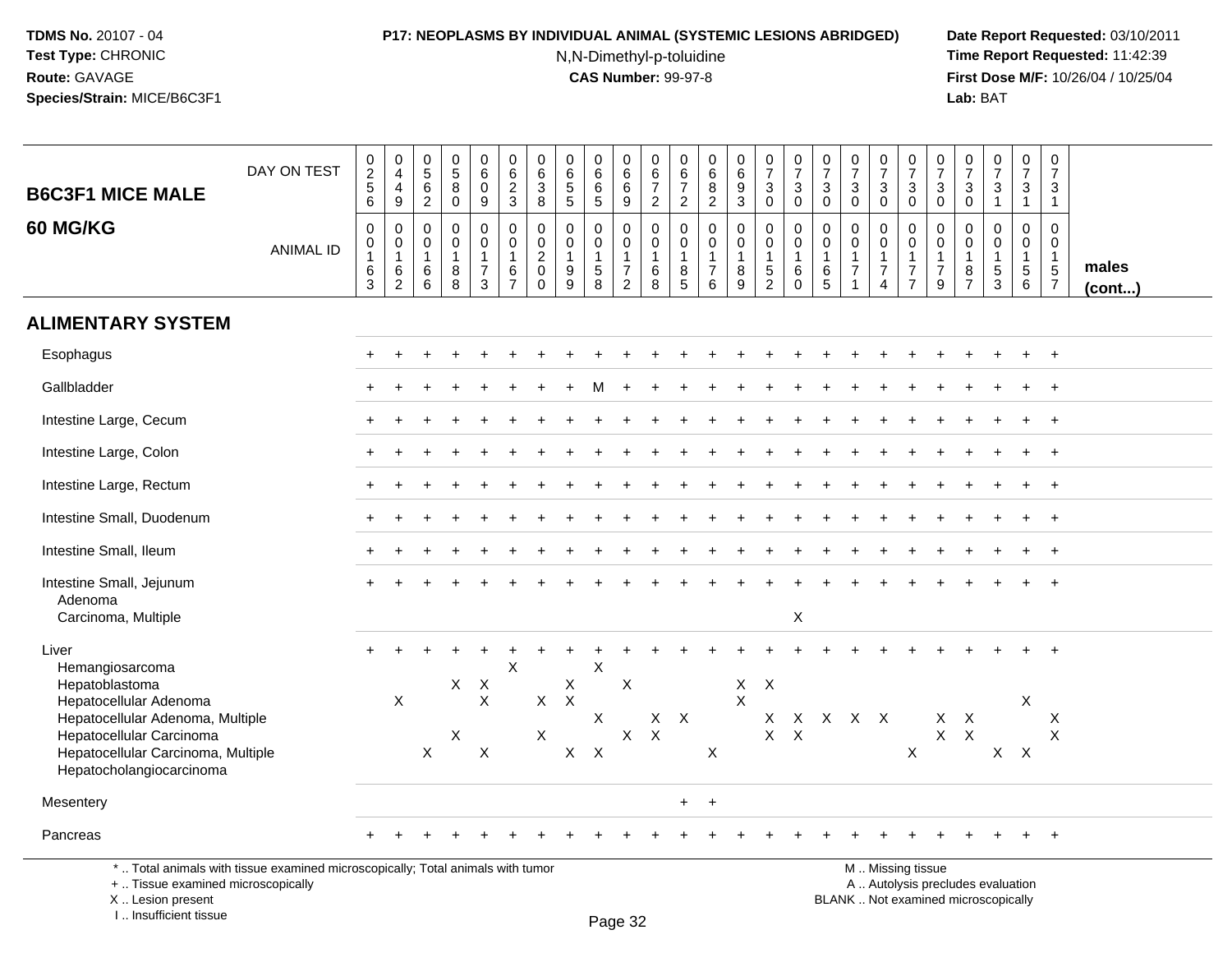**TDMS No.** 20107 - 04
**Test Type:** CHRONIC
**Route:** GAVAGE
**Species/Strain:** MICE/B6C3F1

**P17: NEOPLASMS BY INDIVIDUAL ANIMAL (SYSTEMIC LESIONS ABRIDGED)**
N,N-Dimethyl-p-toluidine
**CAS Number:** 99-97-8

**Date Report Requested:** 03/10/2011
**Time Report Requested:** 11:42:39
**First Dose M/F:** 10/26/04 / 10/25/04
**Lab:** BAT

## B6C3F1 MICE MALE
## 60 MG/KG

| DAY ON TEST | 0256 | 0449 | 0562 | 0580 | 0609 | 0623 | 0638 | 0655 | 0665 | 0669 | 0672 | 0672 | 0682 | 0693 | 0730 | 0730 | 0730 | 0730 | 0730 | 0730 | 0730 | 0730 | 0731 | 0731 | 0731 | |
|---|---|---|---|---|---|---|---|---|---|---|---|---|---|---|---|---|---|---|---|---|---|---|---|---|---|---|
| **ANIMAL ID** | 00163 | 00162 | 00166 | 00188 | 00173 | 00167 | 00200 | 00199 | 00158 | 00172 | 00168 | 00185 | 00176 | 00189 | 00152 | 00160 | 00165 | 00171 | 00174 | 00177 | 00179 | 00187 | 00153 | 00156 | 00157 | **males (cont...)** |
| **ALIMENTARY SYSTEM** | | | | | | | | | | | | | | | | | | | | | | | | | | |
| Esophagus | + | + | + | + | + | + | + | + | + | + | + | + | + | + | + | + | + | + | + | + | + | + | + | + | + | |
| Gallbladder | + | + | + | + | + | + | + | + | M | + | + | + | + | + | + | + | + | + | + | + | + | + | + | + | + | |
| Intestine Large, Cecum | + | + | + | + | + | + | + | + | + | + | + | + | + | + | + | + | + | + | + | + | + | + | + | + | + | |
| Intestine Large, Colon | + | + | + | + | + | + | + | + | + | + | + | + | + | + | + | + | + | + | + | + | + | + | + | + | + | |
| Intestine Large, Rectum | + | + | + | + | + | + | + | + | + | + | + | + | + | + | + | + | + | + | + | + | + | + | + | + | + | |
| Intestine Small, Duodenum | + | + | + | + | + | + | + | + | + | + | + | + | + | + | + | + | + | + | + | + | + | + | + | + | + | |
| Intestine Small, Ileum | + | + | + | + | + | + | + | + | + | + | + | + | + | + | + | + | + | + | + | + | + | + | + | + | + | |
| Intestine Small, Jejunum | + | + | + | + | + | + | + | + | + | + | + | + | + | + | + | + | + | + | + | + | + | + | + | + | + | |
| Adenoma | | | | | | | | | | | | | | | | | | | | | | | | | | |
| Carcinoma, Multiple | | | | | | | | | | | | | | | | X | | | | | | | | | | |
| Liver | + | + | + | + | + | + | + | + | + | + | + | + | + | + | + | + | + | + | + | + | + | + | + | + | + | |
| Hemangiosarcoma | | | | | | X | | | X | | | | | | | | | | | | | | | | | |
| Hepatoblastoma | | | | X | X | | | X | | X | | | | X | X | | | | | | | | | | | |
| Hepatocellular Adenoma | | X | | | X | | X | X | | | | | | X | | | | | | | | | | X | | |
| Hepatocellular Adenoma, Multiple | | | | | | | | | X | | X | X | | | X | X | X | X | X | | X | X | | | X | |
| Hepatocellular Carcinoma | | | | X | | | X | | | X | X | | | | X | X | | | | | X | X | | | X | |
| Hepatocellular Carcinoma, Multiple | | | X | | X | | | X | X | | | | X | | | | | | | X | | | X | X | | |
| Hepatocholangiocarcinoma | | | | | | | | | | | | | | | | | | | | | | | | | | |
| Mesentery | | | | | | | | | | | | + | + | | | | | | | | | | | | | |
| Pancreas | + | + | + | + | + | + | + | + | + | + | + | + | + | + | + | + | + | + | + | + | + | + | + | + | + | |

\* .. Total animals with tissue examined microscopically; Total animals with tumor
\+ .. Tissue examined microscopically
X .. Lesion present
I .. Insufficient tissue

M .. Missing tissue
A .. Autolysis precludes evaluation
BLANK .. Not examined microscopically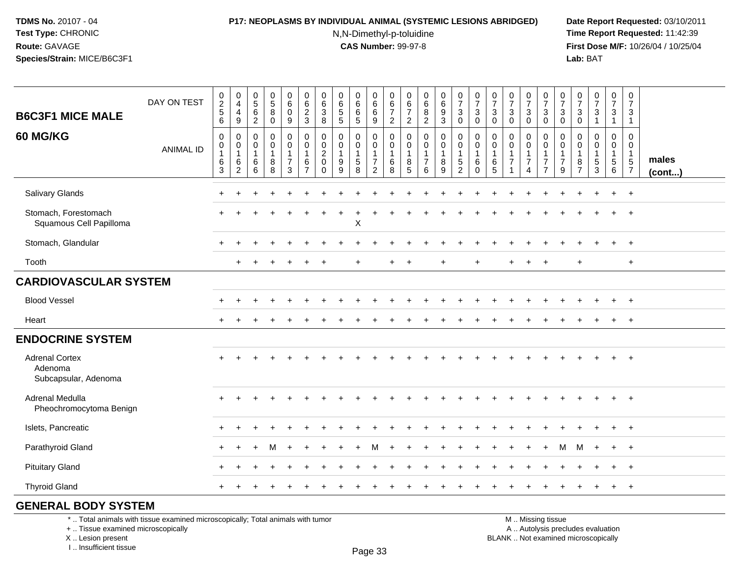**TDMS No.** 20107 - 04
**Test Type:** CHRONIC
**Route:** GAVAGE
**Species/Strain:** MICE/B6C3F1

**P17: NEOPLASMS BY INDIVIDUAL ANIMAL (SYSTEMIC LESIONS ABRIDGED)**
N,N-Dimethyl-p-toluidine
**CAS Number:** 99-97-8

**Date Report Requested:** 03/10/2011
**Time Report Requested:** 11:42:39
**First Dose M/F:** 10/26/04 / 10/25/04
**Lab:** BAT

| B6C3F1 MICE MALE 60 MG/KG | | | | | | | | | | | | | | | | | | | | | | | | | | males (cont...) |
|---|---|---|---|---|---|---|---|---|---|---|---|---|---|---|---|---|---|---|---|---|---|---|---|---|---|---|
| DAY ON TEST | 0256 | 0449 | 0562 | 0580 | 0609 | 0623 | 0638 | 0655 | 0665 | 0669 | 0672 | 0672 | 0682 | 0693 | 0730 | 0730 | 0730 | 0730 | 0730 | 0730 | 0730 | 0730 | 0731 | 0731 | 0731 | |
| ANIMAL ID | 0163 | 0162 | 0166 | 0188 | 0173 | 0167 | 0200 | 0199 | 0158 | 0172 | 0168 | 0185 | 0176 | 0189 | 0152 | 0160 | 0165 | 0171 | 0174 | 0177 | 0179 | 0187 | 0153 | 0156 | 0157 | |
| Salivary Glands | + | + | + | + | + | + | + | + | + | + | + | + | + | + | + | + | + | + | + | + | + | + | + | + | + | |
| Stomach, Forestomach | + | + | + | + | + | + | + | + | + | + | + | + | + | + | + | + | + | + | + | + | + | + | + | + | + | |
| Squamous Cell Papilloma | | | | | | | | | X | | | | | | | | | | | | | | | | | |
| Stomach, Glandular | + | + | + | + | + | + | + | + | + | + | + | + | + | + | + | + | + | + | + | + | + | + | + | + | + | |
| Tooth | | + | + | + | + | + | + | | + | | + | + | | + | | + | | + | + | + | | + | | | + | |
| **CARDIOVASCULAR SYSTEM** | | | | | | | | | | | | | | | | | | | | | | | | | | |
| Blood Vessel | + | + | + | + | + | + | + | + | + | + | + | + | + | + | + | + | + | + | + | + | + | + | + | + | + | |
| Heart | + | + | + | + | + | + | + | + | + | + | + | + | + | + | + | + | + | + | + | + | + | + | + | + | + | |
| **ENDOCRINE SYSTEM** | | | | | | | | | | | | | | | | | | | | | | | | | | |
| Adrenal Cortex | + | + | + | + | + | + | + | + | + | + | + | + | + | + | + | + | + | + | + | + | + | + | + | + | + | |
| Adenoma | | | | | | | | | | | | | | | | | | | | | | | | | | |
| Subcapsular, Adenoma | | | | | | | | | | | | | | | | | | | | | | | | | | |
| Adrenal Medulla | + | + | + | + | + | + | + | + | + | + | + | + | + | + | + | + | + | + | + | + | + | + | + | + | + | |
| Pheochromocytoma Benign | | | | | | | | | | | | | | | | | | | | | | | | | | |
| Islets, Pancreatic | + | + | + | + | + | + | + | + | + | + | + | + | + | + | + | + | + | + | + | + | + | + | + | + | + | |
| Parathyroid Gland | + | + | + | M | + | + | + | + | + | M | + | + | + | + | + | + | + | + | + | + | M | M | + | + | + | |
| Pituitary Gland | + | + | + | + | + | + | + | + | + | + | + | + | + | + | + | + | + | + | + | + | + | + | + | + | + | |
| Thyroid Gland | + | + | + | + | + | + | + | + | + | + | + | + | + | + | + | + | + | + | + | + | + | + | + | + | + | |
| **GENERAL BODY SYSTEM** | | | | | | | | | | | | | | | | | | | | | | | | | | |

* .. Total animals with tissue examined microscopically; Total animals with tumor
+ .. Tissue examined microscopically
X .. Lesion present
I .. Insufficient tissue

M .. Missing tissue
A .. Autolysis precludes evaluation
BLANK .. Not examined microscopically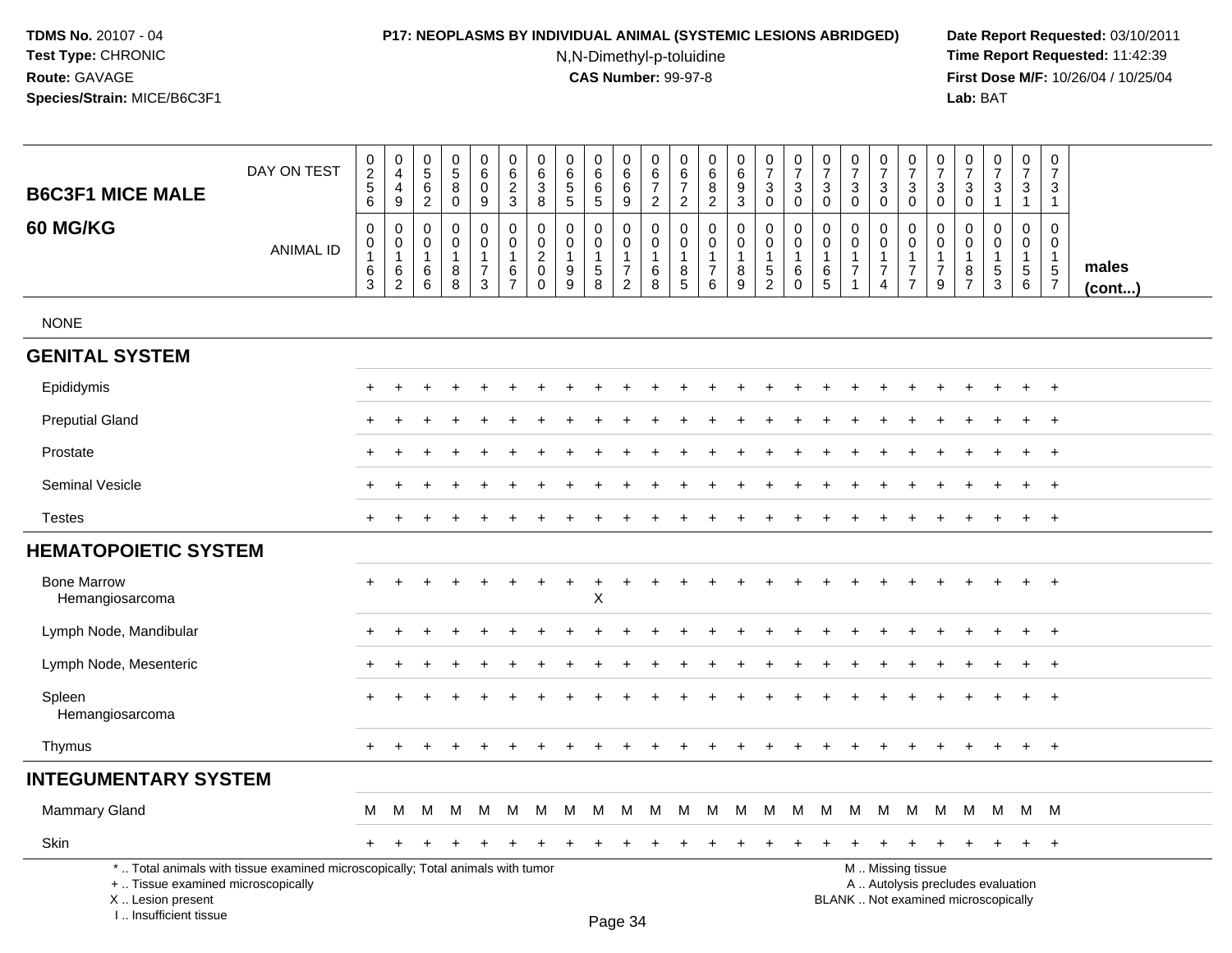**TDMS No.** 20107 - 04
**Test Type:** CHRONIC
**Route:** GAVAGE
**Species/Strain:** MICE/B6C3F1

**P17: NEOPLASMS BY INDIVIDUAL ANIMAL (SYSTEMIC LESIONS ABRIDGED)**
N,N-Dimethyl-p-toluidine
**CAS Number:** 99-97-8

**Date Report Requested:** 03/10/2011
**Time Report Requested:** 11:42:39
**First Dose M/F:** 10/26/04 / 10/25/04
**Lab:** BAT

## B6C3F1 MICE MALE 60 MG/KG

| DAY ON TEST | 0256 | 0449 | 0562 | 0580 | 0609 | 0623 | 0638 | 0655 | 0665 | 0669 | 0672 | 0672 | 0682 | 0693 | 0730 | 0730 | 0730 | 0730 | 0730 | 0730 | 0730 | 0730 | 0731 | 0731 | 0731 | |
|---|---|---|---|---|---|---|---|---|---|---|---|---|---|---|---|---|---|---|---|---|---|---|---|---|---|---|
| **ANIMAL ID** | 00163 | 00162 | 00166 | 00188 | 00173 | 00167 | 00200 | 00199 | 00158 | 00172 | 00168 | 00185 | 00176 | 00189 | 00152 | 00160 | 00165 | 00171 | 00174 | 00177 | 00179 | 00187 | 00153 | 00156 | 00157 | **males (cont...)** |
| NONE | | | | | | | | | | | | | | | | | | | | | | | | | | |
| **GENITAL SYSTEM** | | | | | | | | | | | | | | | | | | | | | | | | | | |
| Epididymis | + | + | + | + | + | + | + | + | + | + | + | + | + | + | + | + | + | + | + | + | + | + | + | + | + | |
| Preputial Gland | + | + | + | + | + | + | + | + | + | + | + | + | + | + | + | + | + | + | + | + | + | + | + | + | + | |
| Prostate | + | + | + | + | + | + | + | + | + | + | + | + | + | + | + | + | + | + | + | + | + | + | + | + | + | |
| Seminal Vesicle | + | + | + | + | + | + | + | + | + | + | + | + | + | + | + | + | + | + | + | + | + | + | + | + | + | |
| Testes | + | + | + | + | + | + | + | + | + | + | + | + | + | + | + | + | + | + | + | + | + | + | + | + | + | |
| **HEMATOPOIETIC SYSTEM** | | | | | | | | | | | | | | | | | | | | | | | | | | |
| Bone Marrow | + | + | + | + | + | + | + | + | + | + | + | + | + | + | + | + | + | + | + | + | + | + | + | + | + | |
| Hemangiosarcoma | | | | | | | | | X | | | | | | | | | | | | | | | | | |
| Lymph Node, Mandibular | + | + | + | + | + | + | + | + | + | + | + | + | + | + | + | + | + | + | + | + | + | + | + | + | + | |
| Lymph Node, Mesenteric | + | + | + | + | + | + | + | + | + | + | + | + | + | + | + | + | + | + | + | + | + | + | + | + | + | |
| Spleen | + | + | + | + | + | + | + | + | + | + | + | + | + | + | + | + | + | + | + | + | + | + | + | + | + | |
| Hemangiosarcoma | | | | | | | | | | | | | | | | | | | | | | | | | | |
| Thymus | + | + | + | + | + | + | + | + | + | + | + | + | + | + | + | + | + | + | + | + | + | + | + | + | + | |
| **INTEGUMENTARY SYSTEM** | | | | | | | | | | | | | | | | | | | | | | | | | | |
| Mammary Gland | M | M | M | M | M | M | M | M | M | M | M | M | M | M | M | M | M | M | M | M | M | M | M | M | M | |
| Skin | + | + | + | + | + | + | + | + | + | + | + | + | + | + | + | + | + | + | + | + | + | + | + | + | + | |

* .. Total animals with tissue examined microscopically; Total animals with tumor
+ .. Tissue examined microscopically
X .. Lesion present
I .. Insufficient tissue

M .. Missing tissue
A .. Autolysis precludes evaluation
BLANK .. Not examined microscopically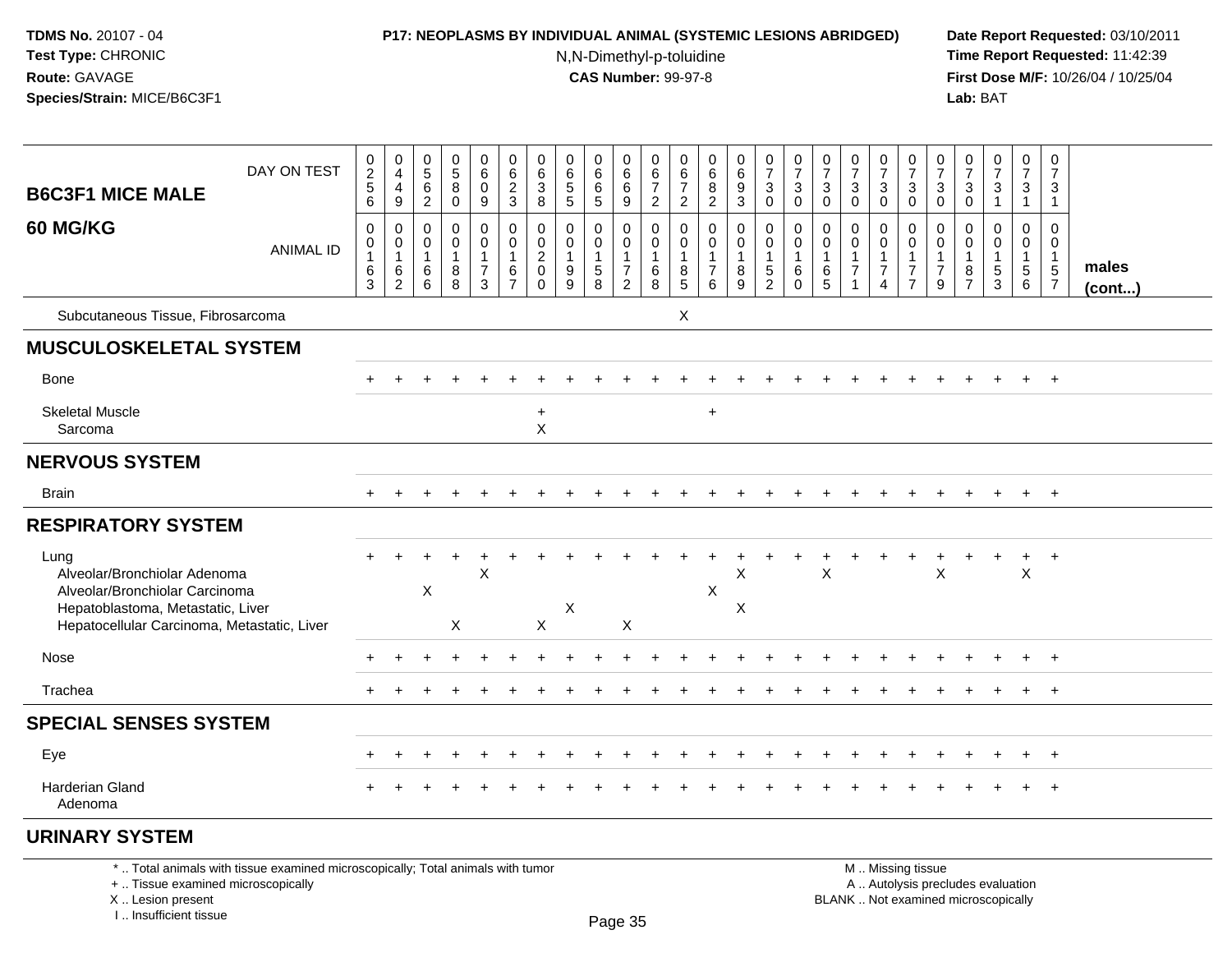**TDMS No.** 20107 - 04
**Test Type:** CHRONIC
**Route:** GAVAGE
**Species/Strain:** MICE/B6C3F1

**P17: NEOPLASMS BY INDIVIDUAL ANIMAL (SYSTEMIC LESIONS ABRIDGED)**
N,N-Dimethyl-p-toluidine
**CAS Number:** 99-97-8

**Date Report Requested:** 03/10/2011
**Time Report Requested:** 11:42:39
**First Dose M/F:** 10/26/04 / 10/25/04
**Lab:** BAT

## B6C3F1 MICE MALE 60 MG/KG

| DAY ON TEST | 0256 | 0449 | 0562 | 0580 | 0609 | 0623 | 0638 | 0655 | 0665 | 0669 | 0672 | 0672 | 0682 | 0693 | 0730 | 0730 | 0730 | 0730 | 0730 | 0730 | 0730 | 0730 | 0731 | 0731 | 0731 | |
|---|---|---|---|---|---|---|---|---|---|---|---|---|---|---|---|---|---|---|---|---|---|---|---|---|---|---|
| ANIMAL ID | 00163 | 00162 | 00166 | 00188 | 00173 | 00167 | 00200 | 00199 | 00158 | 00172 | 00168 | 00185 | 00176 | 00189 | 00152 | 00160 | 00165 | 00171 | 00174 | 00177 | 00179 | 00187 | 00153 | 00156 | 00157 | males (cont...) |
| Subcutaneous Tissue, Fibrosarcoma | | | | | | | | | | | | X | | | | | | | | | | | | | | |
| **MUSCULOSKELETAL SYSTEM** | | | | | | | | | | | | | | | | | | | | | | | | | | |
| Bone | + | + | + | + | + | + | + | + | + | + | + | + | + | + | + | + | + | + | + | + | + | + | + | + | + | |
| Skeletal Muscle | | | | | | | + | | | | | | + | | | | | | | | | | | | | |
| Sarcoma | | | | | | | X | | | | | | | | | | | | | | | | | | | |
| **NERVOUS SYSTEM** | | | | | | | | | | | | | | | | | | | | | | | | | | |
| Brain | + | + | + | + | + | + | + | + | + | + | + | + | + | + | + | + | + | + | + | + | + | + | + | + | + | |
| **RESPIRATORY SYSTEM** | | | | | | | | | | | | | | | | | | | | | | | | | | |
| Lung | + | + | + | + | + | + | + | + | + | + | + | + | + | + | + | + | + | + | + | + | + | + | + | + | + | |
| Alveolar/Bronchiolar Adenoma | | | | | X | | | | | | | | | X | | | X | | | | X | | | X | | |
| Alveolar/Bronchiolar Carcinoma | | | X | | | | | | | | | | X | | | | | | | | | | | | | |
| Hepatoblastoma, Metastatic, Liver | | | | | | | | X | | | | | | X | | | | | | | | | | | | |
| Hepatocellular Carcinoma, Metastatic, Liver | | | | X | | | X | | | X | | | | | | | | | | | | | | | | |
| Nose | + | + | + | + | + | + | + | + | + | + | + | + | + | + | + | + | + | + | + | + | + | + | + | + | + | |
| Trachea | + | + | + | + | + | + | + | + | + | + | + | + | + | + | + | + | + | + | + | + | + | + | + | + | + | |
| **SPECIAL SENSES SYSTEM** | | | | | | | | | | | | | | | | | | | | | | | | | | |
| Eye | + | + | + | + | + | + | + | + | + | + | + | + | + | + | + | + | + | + | + | + | + | + | + | + | + | |
| Harderian Gland | + | + | + | + | + | + | + | + | + | + | + | + | + | + | + | + | + | + | + | + | + | + | + | + | + | |
| Adenoma | | | | | | | | | | | | | | | | | | | | | | | | | | |
| **URINARY SYSTEM** | | | | | | | | | | | | | | | | | | | | | | | | | | |

\* .. Total animals with tissue examined microscopically; Total animals with tumor
\+ .. Tissue examined microscopically
X .. Lesion present
I .. Insufficient tissue

M .. Missing tissue
A .. Autolysis precludes evaluation
BLANK .. Not examined microscopically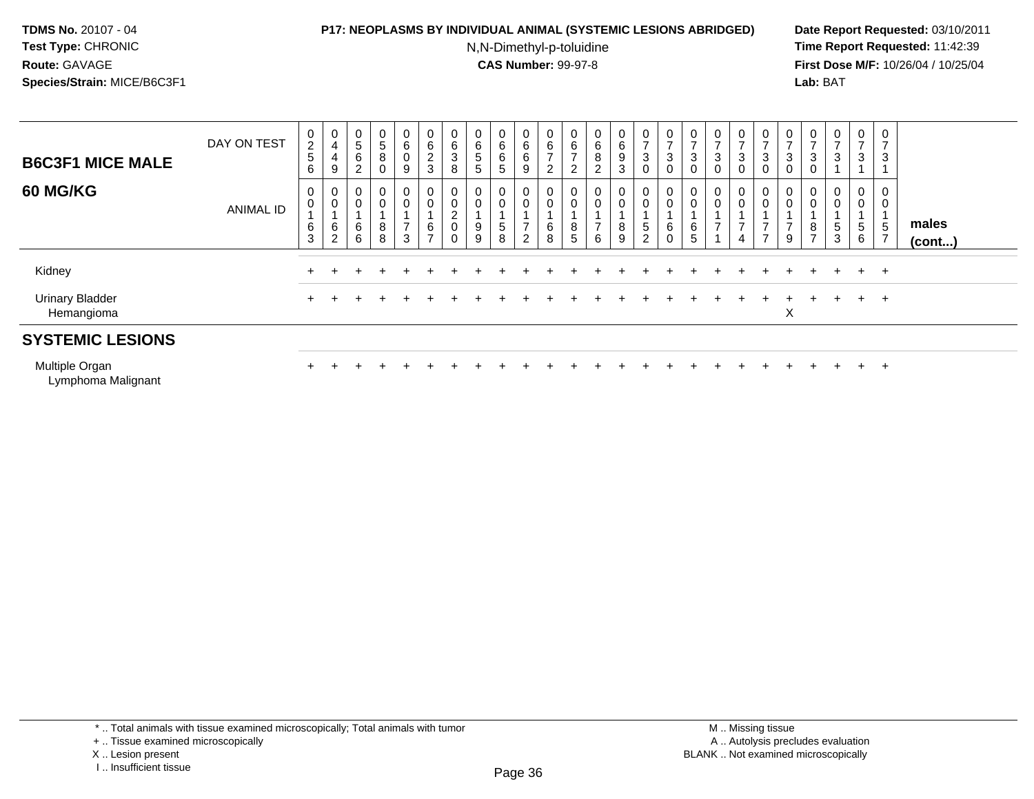**TDMS No.** 20107 - 04
**Test Type:** CHRONIC
**Route:** GAVAGE
**Species/Strain:** MICE/B6C3F1

**P17: NEOPLASMS BY INDIVIDUAL ANIMAL (SYSTEMIC LESIONS ABRIDGED)**
N,N-Dimethyl-p-toluidine
**CAS Number:** 99-97-8

**Date Report Requested:** 03/10/2011
**Time Report Requested:** 11:42:39
**First Dose M/F:** 10/26/04 / 10/25/04
**Lab:** BAT

| **B6C3F1 MICE MALE** DAY ON TEST | 0256 | 0449 | 0562 | 0580 | 0609 | 0623 | 0638 | 0655 | 0665 | 0669 | 0672 | 0672 | 0682 | 0693 | 0730 | 0730 | 0730 | 0730 | 0730 | 0730 | 0730 | 0730 | 0731 | 0731 | 0731 | |
|---|---|---|---|---|---|---|---|---|---|---|---|---|---|---|---|---|---|---|---|---|---|---|---|---|---|---|
| **60 MG/KG** ANIMAL ID | 00163 | 00162 | 00166 | 00188 | 00173 | 00167 | 00200 | 00199 | 00158 | 00172 | 00168 | 00185 | 00176 | 00189 | 00152 | 00160 | 00165 | 00171 | 00174 | 00177 | 00179 | 00187 | 00153 | 00156 | 00157 | **males (cont...)** |
| Kidney | + | + | + | + | + | + | + | + | + | + | + | + | + | + | + | + | + | + | + | + | + | + | + | + | + | |
| Urinary Bladder | + | + | + | + | + | + | + | + | + | + | + | + | + | + | + | + | + | + | + | + | + | + | + | + | + | |
| Hemangioma | | | | | | | | | | | | | | | | | | | | | X | | | | | |
| **SYSTEMIC LESIONS** | | | | | | | | | | | | | | | | | | | | | | | | | | |
| Multiple Organ | + | + | + | + | + | + | + | + | + | + | + | + | + | + | + | + | + | + | + | + | + | + | + | + | + | |
| Lymphoma Malignant | | | | | | | | | | | | | | | | | | | | | | | | | | |

\* .. Total animals with tissue examined microscopically; Total animals with tumor
\+ .. Tissue examined microscopically
X .. Lesion present
I .. Insufficient tissue

M .. Missing tissue
A .. Autolysis precludes evaluation
BLANK .. Not examined microscopically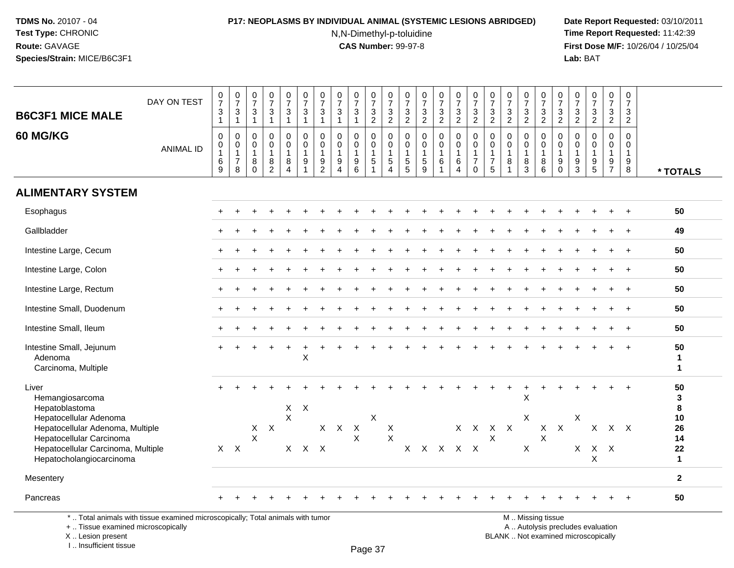## B6C3F1 MICE MALE — 60 MG/KG

| | 1 | 2 | 3 | 4 | 5 | 6 | 7 | 8 | 9 | 10 | 11 | 12 | 13 | 14 | 15 | 16 | 17 | 18 | 19 | 20 | 21 | 22 | 23 | 24 | 25 | * TOTALS |
|---|---|---|---|---|---|---|---|---|---|---|---|---|---|---|---|---|---|---|---|---|---|---|---|---|---|---|
| DAY ON TEST | 0731 | 0731 | 0731 | 0731 | 0731 | 0731 | 0731 | 0731 | 0731 | 0732 | 0732 | 0732 | 0732 | 0732 | 0732 | 0732 | 0732 | 0732 | 0732 | 0732 | 0732 | 0732 | 0732 | 0732 | 0732 | |
| ANIMAL ID | 0169 | 0178 | 0180 | 0182 | 0184 | 0191 | 0192 | 0194 | 0196 | 0151 | 0154 | 0155 | 0159 | 0161 | 0164 | 0170 | 0175 | 0181 | 0183 | 0186 | 0190 | 0193 | 0195 | 0197 | 0198 | |
| **ALIMENTARY SYSTEM** | | | | | | | | | | | | | | | | | | | | | | | | | | |
| Esophagus | + | + | + | + | + | + | + | + | + | + | + | + | + | + | + | + | + | + | + | + | + | + | + | + | + | 50 |
| Gallbladder | + | + | + | + | + | + | + | + | + | + | + | + | + | + | + | + | + | + | + | + | + | + | + | + | + | 49 |
| Intestine Large, Cecum | + | + | + | + | + | + | + | + | + | + | + | + | + | + | + | + | + | + | + | + | + | + | + | + | + | 50 |
| Intestine Large, Colon | + | + | + | + | + | + | + | + | + | + | + | + | + | + | + | + | + | + | + | + | + | + | + | + | + | 50 |
| Intestine Large, Rectum | + | + | + | + | + | + | + | + | + | + | + | + | + | + | + | + | + | + | + | + | + | + | + | + | + | 50 |
| Intestine Small, Duodenum | + | + | + | + | + | + | + | + | + | + | + | + | + | + | + | + | + | + | + | + | + | + | + | + | + | 50 |
| Intestine Small, Ileum | + | + | + | + | + | + | + | + | + | + | + | + | + | + | + | + | + | + | + | + | + | + | + | + | + | 50 |
| Intestine Small, Jejunum | + | + | + | + | + | + | + | + | + | + | + | + | + | + | + | + | + | + | + | + | + | + | + | + | + | 50 |
| Adenoma | | | | | | X | | | | | | | | | | | | | | | | | | | | 1 |
| Carcinoma, Multiple | | | | | | | | | | | | | | | | | | | | | | | | | | 1 |
| Liver | + | + | + | + | + | + | + | + | + | + | + | + | + | + | + | + | + | + | + | + | + | + | + | + | + | 50 |
| Hemangiosarcoma | | | | | | | | | | | | | | | | | | | X | | | | | | | 3 |
| Hepatoblastoma | | | | | X | X | | | | | | | | | | | | | | | | | | | | 8 |
| Hepatocellular Adenoma | | | | | X | | | | | X | | | | | | | | | X | | | X | | | | 10 |
| Hepatocellular Adenoma, Multiple | | | X | X | | | X | X | X | | X | | | | X | X | X | X | | X | X | | X | X | X | 26 |
| Hepatocellular Carcinoma | | | X | | | | | | X | | X | | | | | | X | | | X | | | | | | 14 |
| Hepatocellular Carcinoma, Multiple | X | X | | | X | X | X | | | | | X | X | X | X | X | | | X | | | X | X | X | | 22 |
| Hepatocholangiocarcinoma | | | | | | | | | | | | | | | | | | | | | | | X | | | 1 |
| Mesentery | | | | | | | | | | | | | | | | | | | | | | | | | | 2 |
| Pancreas | + | + | + | + | + | + | + | + | + | + | + | + | + | + | + | + | + | + | + | + | + | + | + | + | + | 50 |

* .. Total animals with tissue examined microscopically; Total animals with tumor
+ .. Tissue examined microscopically
X .. Lesion present
I .. Insufficient tissue
M .. Missing tissue
A .. Autolysis precludes evaluation
BLANK .. Not examined microscopically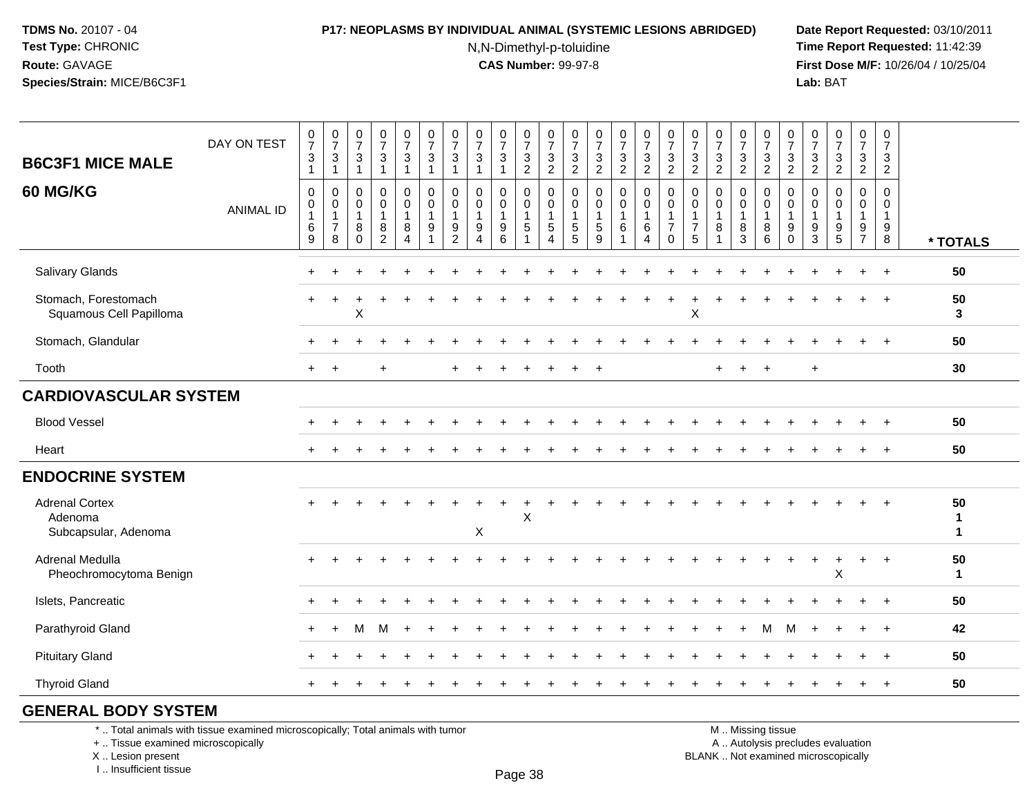**P17: NEOPLASMS BY INDIVIDUAL ANIMAL (SYSTEMIC LESIONS ABRIDGED)**

N,N-Dimethyl-p-toluidine
**CAS Number:** 99-97-8

**TDMS No.** 20107 - 04
**Test Type:** CHRONIC
**Route:** GAVAGE
**Species/Strain:** MICE/B6C3F1

**Date Report Requested:** 03/10/2011
**Time Report Requested:** 11:42:39
**First Dose M/F:** 10/26/04 / 10/25/04
**Lab:** BAT

| B6C3F1 MICE MALE<br>60 MG/KG | | | | | | | | | | | | | | | | | | | | | | | | | | |
|---|---|---|---|---|---|---|---|---|---|---|---|---|---|---|---|---|---|---|---|---|---|---|---|---|---|---|
| DAY ON TEST | 0731 | 0731 | 0731 | 0731 | 0731 | 0731 | 0731 | 0731 | 0731 | 0732 | 0732 | 0732 | 0732 | 0732 | 0732 | 0732 | 0732 | 0732 | 0732 | 0732 | 0732 | 0732 | 0732 | 0732 | 0732 | |
| ANIMAL ID | 0169 | 0178 | 0180 | 0182 | 0184 | 0191 | 0192 | 0194 | 0196 | 0151 | 0154 | 0155 | 0159 | 0161 | 0164 | 0170 | 0175 | 0181 | 0183 | 0186 | 0190 | 0193 | 0195 | 0197 | 0198 | * TOTALS |
| Salivary Glands | + | + | + | + | + | + | + | + | + | + | + | + | + | + | + | + | + | + | + | + | + | + | + | + | + | 50 |
| Stomach, Forestomach | + | + | + | + | + | + | + | + | + | + | + | + | + | + | + | + | + | + | + | + | + | + | + | + | + | 50 |
| Squamous Cell Papilloma | | | X | | | | | | | | | | | | | | X | | | | | | | | | 3 |
| Stomach, Glandular | + | + | + | + | + | + | + | + | + | + | + | + | + | + | + | + | + | + | + | + | + | + | + | + | + | 50 |
| Tooth | + | + | | + | | | + | + | + | + | + | + | + | | | | | + | + | + | | + | | | | 30 |
| **CARDIOVASCULAR SYSTEM** | | | | | | | | | | | | | | | | | | | | | | | | | | |
| Blood Vessel | + | + | + | + | + | + | + | + | + | + | + | + | + | + | + | + | + | + | + | + | + | + | + | + | + | 50 |
| Heart | + | + | + | + | + | + | + | + | + | + | + | + | + | + | + | + | + | + | + | + | + | + | + | + | + | 50 |
| **ENDOCRINE SYSTEM** | | | | | | | | | | | | | | | | | | | | | | | | | | |
| Adrenal Cortex | + | + | + | + | + | + | + | + | + | + | + | + | + | + | + | + | + | + | + | + | + | + | + | + | + | 50 |
| Adenoma | | | | | | | | | | X | | | | | | | | | | | | | | | | 1 |
| Subcapsular, Adenoma | | | | | | | | X | | | | | | | | | | | | | | | | | | 1 |
| Adrenal Medulla | + | + | + | + | + | + | + | + | + | + | + | + | + | + | + | + | + | + | + | + | + | + | + | + | + | 50 |
| Pheochromocytoma Benign | | | | | | | | | | | | | | | | | | | | | | | X | | | 1 |
| Islets, Pancreatic | + | + | + | + | + | + | + | + | + | + | + | + | + | + | + | + | + | + | + | + | + | + | + | + | + | 50 |
| Parathyroid Gland | + | + | M | M | + | + | + | + | + | + | + | + | + | + | + | + | + | + | + | M | M | + | + | + | + | 42 |
| Pituitary Gland | + | + | + | + | + | + | + | + | + | + | + | + | + | + | + | + | + | + | + | + | + | + | + | + | + | 50 |
| Thyroid Gland | + | + | + | + | + | + | + | + | + | + | + | + | + | + | + | + | + | + | + | + | + | + | + | + | + | 50 |

**GENERAL BODY SYSTEM**

\* .. Total animals with tissue examined microscopically; Total animals with tumor
\+ .. Tissue examined microscopically
X .. Lesion present
I .. Insufficient tissue

M .. Missing tissue
A .. Autolysis precludes evaluation
BLANK .. Not examined microscopically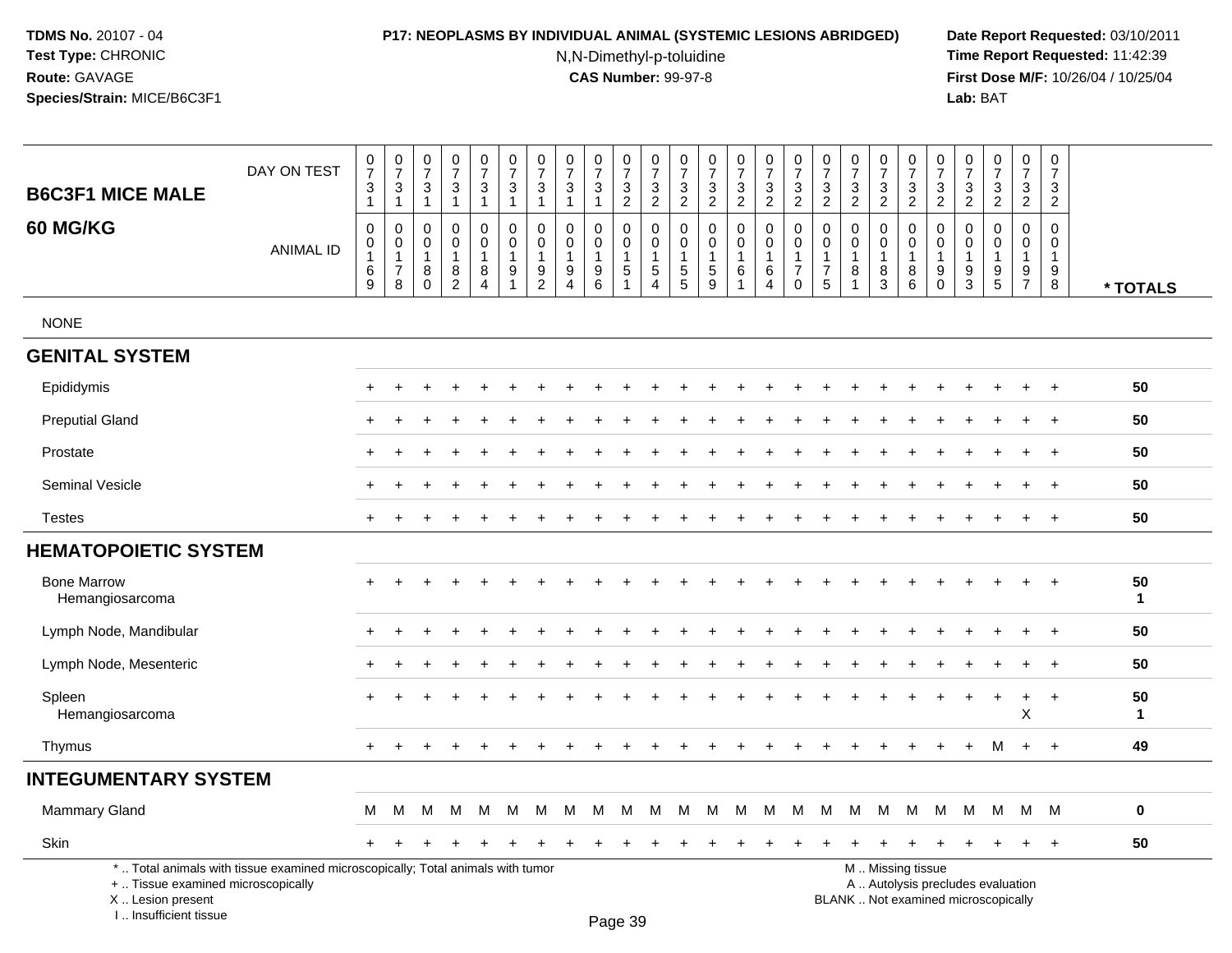**TDMS No.** 20107 - 04
**Test Type:** CHRONIC
**Route:** GAVAGE
**Species/Strain:** MICE/B6C3F1

**P17: NEOPLASMS BY INDIVIDUAL ANIMAL (SYSTEMIC LESIONS ABRIDGED)**
N,N-Dimethyl-p-toluidine
**CAS Number:** 99-97-8

**Date Report Requested:** 03/10/2011
**Time Report Requested:** 11:42:39
**First Dose M/F:** 10/26/04 / 10/25/04
**Lab:** BAT

| B6C3F1 MICE MALE 60 MG/KG | | | | | | | | | | | | | | | | | | | | | | | | | | |
|---|---|---|---|---|---|---|---|---|---|---|---|---|---|---|---|---|---|---|---|---|---|---|---|---|---|---|
| DAY ON TEST | 0731 | 0731 | 0731 | 0731 | 0731 | 0731 | 0731 | 0731 | 0731 | 0732 | 0732 | 0732 | 0732 | 0732 | 0732 | 0732 | 0732 | 0732 | 0732 | 0732 | 0732 | 0732 | 0732 | 0732 | 0732 | |
| ANIMAL ID | 00169 | 00178 | 00180 | 00182 | 00184 | 00191 | 00192 | 00194 | 00196 | 00151 | 00154 | 00155 | 00159 | 00161 | 00164 | 00170 | 00175 | 00181 | 00183 | 00186 | 00190 | 00193 | 00195 | 00197 | 00198 | * TOTALS |
| NONE | | | | | | | | | | | | | | | | | | | | | | | | | | |
| **GENITAL SYSTEM** | | | | | | | | | | | | | | | | | | | | | | | | | | |
| Epididymis | + | + | + | + | + | + | + | + | + | + | + | + | + | + | + | + | + | + | + | + | + | + | + | + | + | 50 |
| Preputial Gland | + | + | + | + | + | + | + | + | + | + | + | + | + | + | + | + | + | + | + | + | + | + | + | + | + | 50 |
| Prostate | + | + | + | + | + | + | + | + | + | + | + | + | + | + | + | + | + | + | + | + | + | + | + | + | + | 50 |
| Seminal Vesicle | + | + | + | + | + | + | + | + | + | + | + | + | + | + | + | + | + | + | + | + | + | + | + | + | + | 50 |
| Testes | + | + | + | + | + | + | + | + | + | + | + | + | + | + | + | + | + | + | + | + | + | + | + | + | + | 50 |
| **HEMATOPOIETIC SYSTEM** | | | | | | | | | | | | | | | | | | | | | | | | | | |
| Bone Marrow | + | + | + | + | + | + | + | + | + | + | + | + | + | + | + | + | + | + | + | + | + | + | + | + | + | 50 |
| Hemangiosarcoma | | | | | | | | | | | | | | | | | | | | | | | | | | 1 |
| Lymph Node, Mandibular | + | + | + | + | + | + | + | + | + | + | + | + | + | + | + | + | + | + | + | + | + | + | + | + | + | 50 |
| Lymph Node, Mesenteric | + | + | + | + | + | + | + | + | + | + | + | + | + | + | + | + | + | + | + | + | + | + | + | + | + | 50 |
| Spleen | + | + | + | + | + | + | + | + | + | + | + | + | + | + | + | + | + | + | + | + | + | + | + | + | + | 50 |
| Hemangiosarcoma | | | | | | | | | | | | | | | | | | | | | | | | X | | 1 |
| Thymus | + | + | + | + | + | + | + | + | + | + | + | + | + | + | + | + | + | + | + | + | + | + | M | + | + | 49 |
| **INTEGUMENTARY SYSTEM** | | | | | | | | | | | | | | | | | | | | | | | | | | |
| Mammary Gland | M | M | M | M | M | M | M | M | M | M | M | M | M | M | M | M | M | M | M | M | M | M | M | M | M | 0 |
| Skin | + | + | + | + | + | + | + | + | + | + | + | + | + | + | + | + | + | + | + | + | + | + | + | + | + | 50 |

* .. Total animals with tissue examined microscopically; Total animals with tumor
+ .. Tissue examined microscopically
X .. Lesion present
I .. Insufficient tissue

M .. Missing tissue
A .. Autolysis precludes evaluation
BLANK .. Not examined microscopically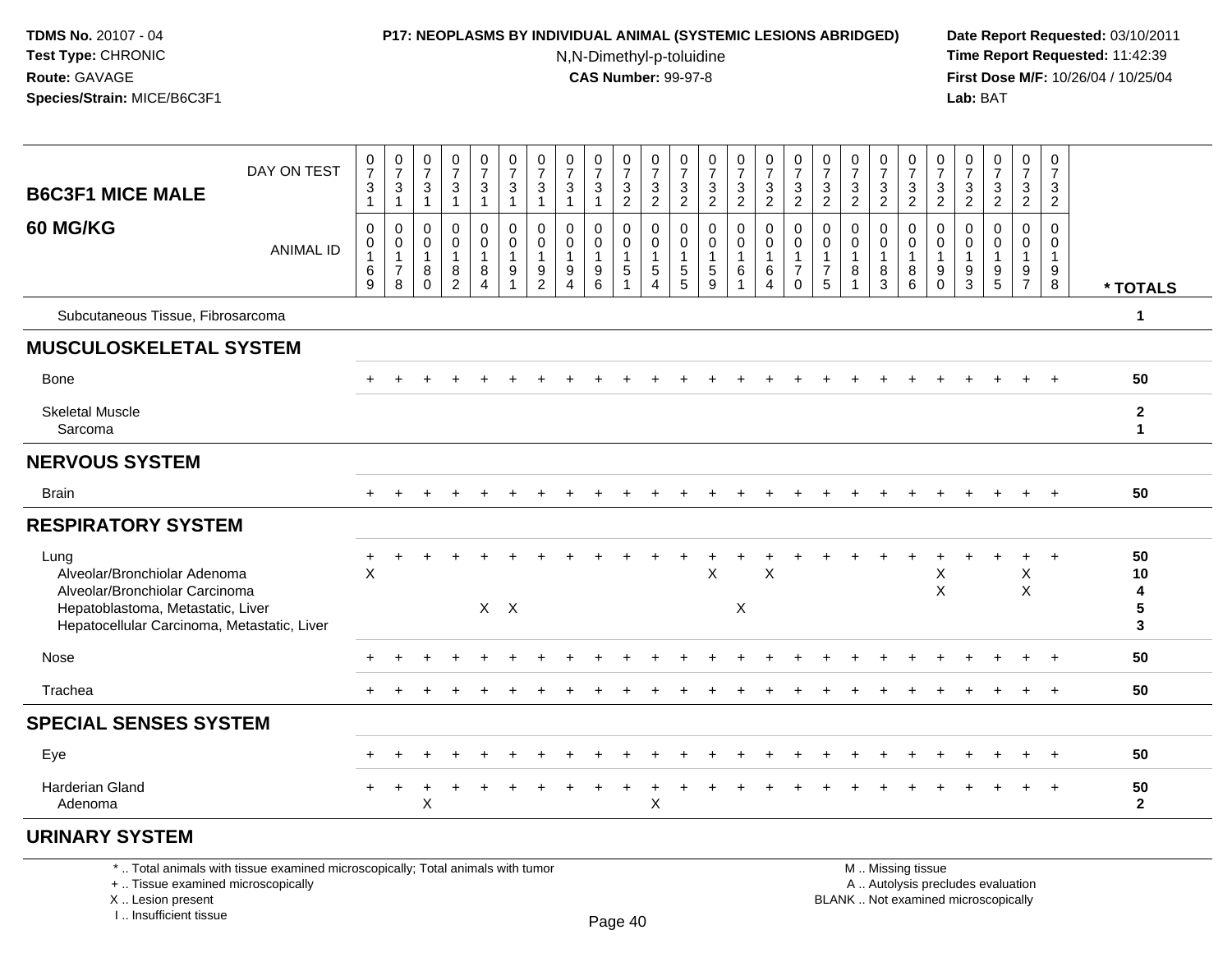**TDMS No.** 20107 - 04
**Test Type:** CHRONIC
**Route:** GAVAGE
**Species/Strain:** MICE/B6C3F1

**P17: NEOPLASMS BY INDIVIDUAL ANIMAL (SYSTEMIC LESIONS ABRIDGED)**
N,N-Dimethyl-p-toluidine
**CAS Number:** 99-97-8

**Date Report Requested:** 03/10/2011
**Time Report Requested:** 11:42:39
**First Dose M/F:** 10/26/04 / 10/25/04
**Lab:** BAT

## B6C3F1 MICE MALE 60 MG/KG

| DAY ON TEST | 0731 | 0731 | 0731 | 0731 | 0731 | 0731 | 0731 | 0731 | 0731 | 0732 | 0732 | 0732 | 0732 | 0732 | 0732 | 0732 | 0732 | 0732 | 0732 | 0732 | 0732 | 0732 | 0732 | 0732 | 0732 | |
|---|---|---|---|---|---|---|---|---|---|---|---|---|---|---|---|---|---|---|---|---|---|---|---|---|---|---|
| **ANIMAL ID** | 00169 | 00178 | 00180 | 00182 | 00184 | 00191 | 00192 | 00194 | 00196 | 00151 | 00154 | 00155 | 00159 | 00161 | 00164 | 00170 | 00175 | 00181 | 00183 | 00186 | 00190 | 00193 | 00195 | 00197 | 00198 | *** TOTALS** |
| Subcutaneous Tissue, Fibrosarcoma | | | | | | | | | | | | | | | | | | | | | | | | | | 1 |
| **MUSCULOSKELETAL SYSTEM** | | | | | | | | | | | | | | | | | | | | | | | | | | |
| Bone | + | + | + | + | + | + | + | + | + | + | + | + | + | + | + | + | + | + | + | + | + | + | + | + | + | 50 |
| Skeletal Muscle | | | | | | | | | | | | | | | | | | | | | | | | | | 2 |
| Sarcoma | | | | | | | | | | | | | | | | | | | | | | | | | | 1 |
| **NERVOUS SYSTEM** | | | | | | | | | | | | | | | | | | | | | | | | | | |
| Brain | + | + | + | + | + | + | + | + | + | + | + | + | + | + | + | + | + | + | + | + | + | + | + | + | + | 50 |
| **RESPIRATORY SYSTEM** | | | | | | | | | | | | | | | | | | | | | | | | | | |
| Lung | + | + | + | + | + | + | + | + | + | + | + | + | + | + | + | + | + | + | + | + | + | + | + | + | + | 50 |
| Alveolar/Bronchiolar Adenoma | X | | | | | | | | | | | | X | | X | | | | | | X | | | X | | 10 |
| Alveolar/Bronchiolar Carcinoma | | | | | | | | | | | | | | | | | | | | | X | | | X | | 4 |
| Hepatoblastoma, Metastatic, Liver | | | | | X | X | | | | | | | | X | | | | | | | | | | | | 5 |
| Hepatocellular Carcinoma, Metastatic, Liver | | | | | | | | | | | | | | | | | | | | | | | | | | 3 |
| Nose | + | + | + | + | + | + | + | + | + | + | + | + | + | + | + | + | + | + | + | + | + | + | + | + | + | 50 |
| Trachea | + | + | + | + | + | + | + | + | + | + | + | + | + | + | + | + | + | + | + | + | + | + | + | + | + | 50 |
| **SPECIAL SENSES SYSTEM** | | | | | | | | | | | | | | | | | | | | | | | | | | |
| Eye | + | + | + | + | + | + | + | + | + | + | + | + | + | + | + | + | + | + | + | + | + | + | + | + | + | 50 |
| Harderian Gland | + | + | + | + | + | + | + | + | + | + | + | + | + | + | + | + | + | + | + | + | + | + | + | + | + | 50 |
| Adenoma | | | X | | | | | | | | X | | | | | | | | | | | | | | | 2 |
| **URINARY SYSTEM** | | | | | | | | | | | | | | | | | | | | | | | | | | |

\* .. Total animals with tissue examined microscopically; Total animals with tumor
\+ .. Tissue examined microscopically
X .. Lesion present
I .. Insufficient tissue

M .. Missing tissue
A .. Autolysis precludes evaluation
BLANK .. Not examined microscopically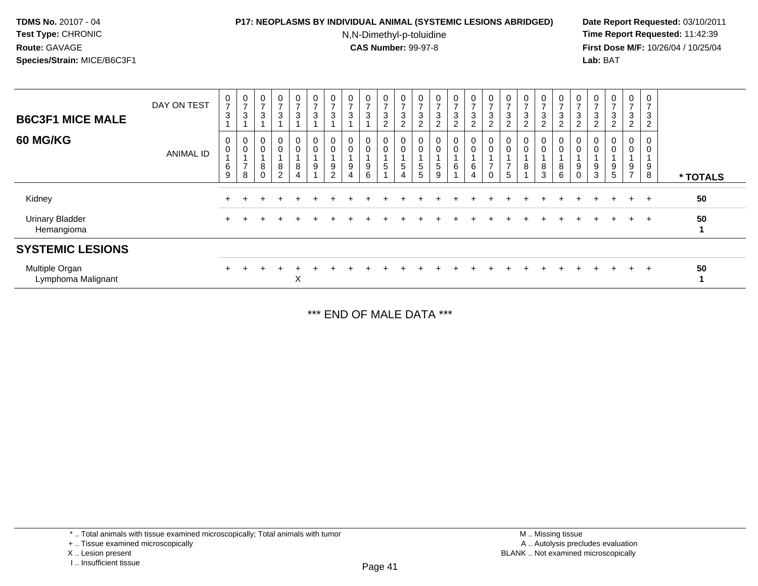**TDMS No.** 20107 - 04
**Test Type:** CHRONIC
**Route:** GAVAGE
**Species/Strain:** MICE/B6C3F1

**P17: NEOPLASMS BY INDIVIDUAL ANIMAL (SYSTEMIC LESIONS ABRIDGED)**
N,N-Dimethyl-p-toluidine
**CAS Number:** 99-97-8

**Date Report Requested:** 03/10/2011
**Time Report Requested:** 11:42:39
**First Dose M/F:** 10/26/04 / 10/25/04
**Lab:** BAT

## B6C3F1 MICE MALE 60 MG/KG

| DAY ON TEST | 0731 | 0731 | 0731 | 0731 | 0731 | 0731 | 0731 | 0731 | 0731 | 0732 | 0732 | 0732 | 0732 | 0732 | 0732 | 0732 | 0732 | 0732 | 0732 | 0732 | 0732 | 0732 | 0732 | 0732 | 0732 | |
|---|---|---|---|---|---|---|---|---|---|---|---|---|---|---|---|---|---|---|---|---|---|---|---|---|---|---|
| **ANIMAL ID** | 00169 | 00178 | 00180 | 00182 | 00184 | 00191 | 00192 | 00194 | 00196 | 00151 | 00154 | 00155 | 00159 | 00161 | 00164 | 00170 | 00175 | 00181 | 00183 | 00186 | 00190 | 00193 | 00195 | 00197 | 00198 | *** TOTALS** |
| Kidney | + | + | + | + | + | + | + | + | + | + | + | + | + | + | + | + | + | + | + | + | + | + | + | + | + | 50 |
| Urinary Bladder | + | + | + | + | + | + | + | + | + | + | + | + | + | + | + | + | + | + | + | + | + | + | + | + | + | 50 |
| Hemangioma | | | | | | | | | | | | | | | | | | | | | | | | | | 1 |
| **SYSTEMIC LESIONS** | | | | | | | | | | | | | | | | | | | | | | | | | | |
| Multiple Organ | + | + | + | + | + | + | + | + | + | + | + | + | + | + | + | + | + | + | + | + | + | + | + | + | + | 50 |
| Lymphoma Malignant | | | | | X | | | | | | | | | | | | | | | | | | | | | 1 |

*** END OF MALE DATA ***

* .. Total animals with tissue examined microscopically; Total animals with tumor
+ .. Tissue examined microscopically
X .. Lesion present
I .. Insufficient tissue

M .. Missing tissue
A .. Autolysis precludes evaluation
BLANK .. Not examined microscopically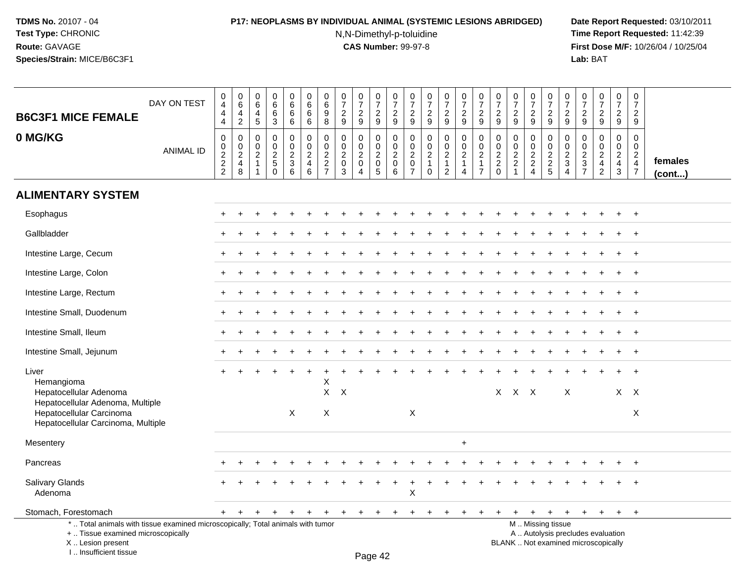**TDMS No.** 20107 - 04
**Test Type:** CHRONIC
**Route:** GAVAGE
**Species/Strain:** MICE/B6C3F1

**P17: NEOPLASMS BY INDIVIDUAL ANIMAL (SYSTEMIC LESIONS ABRIDGED)**
N,N-Dimethyl-p-toluidine
**CAS Number:** 99-97-8

**Date Report Requested:** 03/10/2011
**Time Report Requested:** 11:42:39
**First Dose M/F:** 10/26/04 / 10/25/04
**Lab:** BAT

| B6C3F1 MICE FEMALE 0 MG/KG | | | | | | | | | | | | | | | | | | | | | | | | | | |
|---|---|---|---|---|---|---|---|---|---|---|---|---|---|---|---|---|---|---|---|---|---|---|---|---|---|---|
| DAY ON TEST | 0444 | 0642 | 0645 | 0663 | 0666 | 0666 | 0698 | 0729 | 0729 | 0729 | 0729 | 0729 | 0729 | 0729 | 0729 | 0729 | 0729 | 0729 | 0729 | 0729 | 0729 | 0729 | 0729 | 0729 | 0729 | |
| ANIMAL ID | 00222 | 00248 | 00211 | 00250 | 00236 | 00246 | 00227 | 00203 | 00204 | 00205 | 00206 | 00207 | 00210 | 00212 | 00214 | 00217 | 00220 | 00221 | 00224 | 00225 | 00234 | 00237 | 00242 | 00243 | 00247 | females (cont...) |
| **ALIMENTARY SYSTEM** | | | | | | | | | | | | | | | | | | | | | | | | | | |
| Esophagus | + | + | + | + | + | + | + | + | + | + | + | + | + | + | + | + | + | + | + | + | + | + | + | + | + | |
| Gallbladder | + | + | + | + | + | + | + | + | + | + | + | + | + | + | + | + | + | + | + | + | + | + | + | + | + | |
| Intestine Large, Cecum | + | + | + | + | + | + | + | + | + | + | + | + | + | + | + | + | + | + | + | + | + | + | + | + | + | |
| Intestine Large, Colon | + | + | + | + | + | + | + | + | + | + | + | + | + | + | + | + | + | + | + | + | + | + | + | + | + | |
| Intestine Large, Rectum | + | + | + | + | + | + | + | + | + | + | + | + | + | + | + | + | + | + | + | + | + | + | + | + | + | |
| Intestine Small, Duodenum | + | + | + | + | + | + | + | + | + | + | + | + | + | + | + | + | + | + | + | + | + | + | + | + | + | |
| Intestine Small, Ileum | + | + | + | + | + | + | + | + | + | + | + | + | + | + | + | + | + | + | + | + | + | + | + | + | + | |
| Intestine Small, Jejunum | + | + | + | + | + | + | + | + | + | + | + | + | + | + | + | + | + | + | + | + | + | + | + | + | + | |
| Liver | + | + | + | + | + | + | + | + | + | + | + | + | + | + | + | + | + | + | + | + | + | + | + | + | + | |
| Hemangioma | | | | | | | X | | | | | | | | | | | | | | | | | | | |
| Hepatocellular Adenoma | | | | | | | X | X | | | | | | | | | X | X | X | | X | | | X | X | |
| Hepatocellular Adenoma, Multiple | | | | | | | | | | | | | | | | | | | | | | | | | | |
| Hepatocellular Carcinoma | | | | | X | | X | | | | | X | | | | | | | | | | | | | X | |
| Hepatocellular Carcinoma, Multiple | | | | | | | | | | | | | | | | | | | | | | | | | | |
| Mesentery | | | | | | | | | | | | | | | + | | | | | | | | | | | |
| Pancreas | + | + | + | + | + | + | + | + | + | + | + | + | + | + | + | + | + | + | + | + | + | + | + | + | + | |
| Salivary Glands | + | + | + | + | + | + | + | + | + | + | + | + | + | + | + | + | + | + | + | + | + | + | + | + | + | |
| Adenoma | | | | | | | | | | | | X | | | | | | | | | | | | | | |
| Stomach, Forestomach | + | + | + | + | + | + | + | + | + | + | + | + | + | + | + | + | + | + | + | + | + | + | + | + | + | |

\* .. Total animals with tissue examined microscopically; Total animals with tumor
\+ .. Tissue examined microscopically
X .. Lesion present
I .. Insufficient tissue

M .. Missing tissue
A .. Autolysis precludes evaluation
BLANK .. Not examined microscopically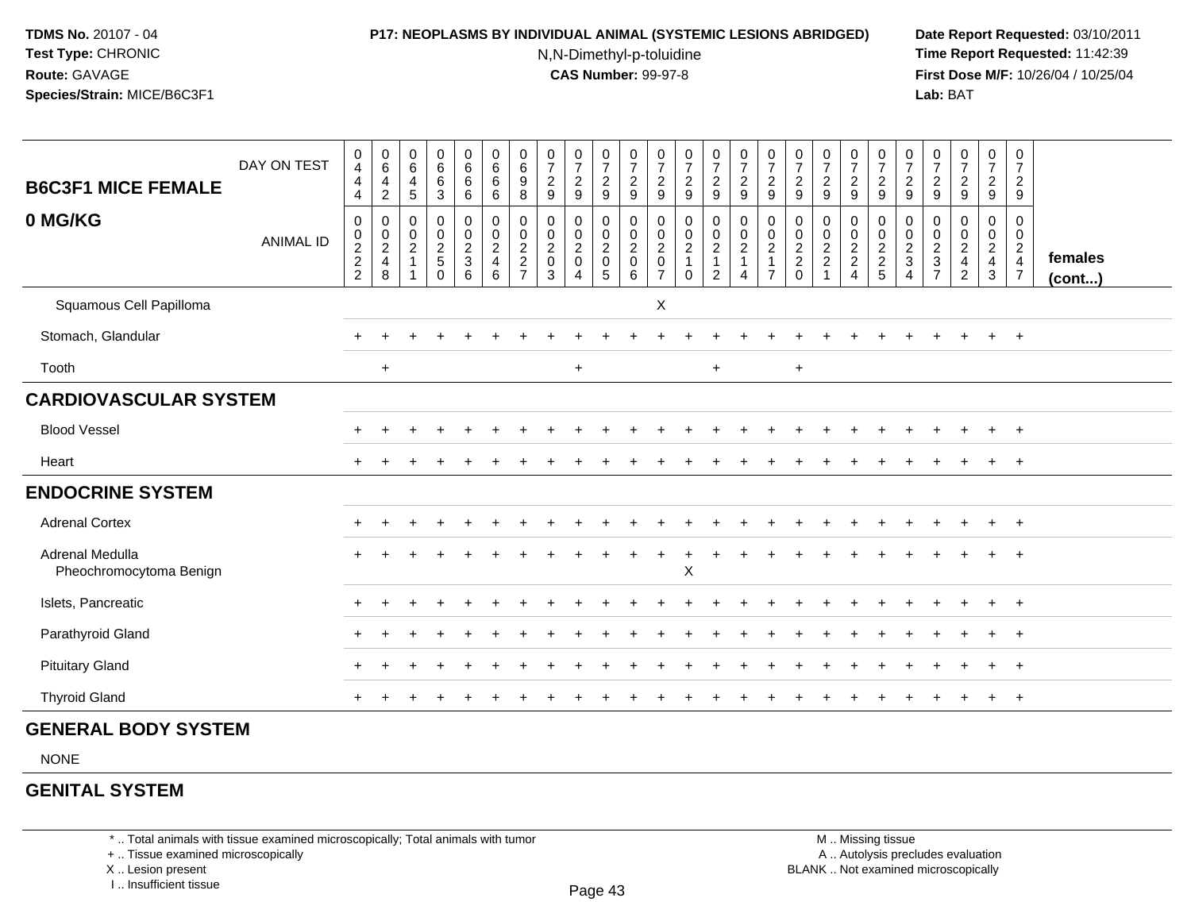**TDMS No.** 20107 - 04
**Test Type:** CHRONIC
**Route:** GAVAGE
**Species/Strain:** MICE/B6C3F1

**P17: NEOPLASMS BY INDIVIDUAL ANIMAL (SYSTEMIC LESIONS ABRIDGED)**
N,N-Dimethyl-p-toluidine
**CAS Number:** 99-97-8

**Date Report Requested:** 03/10/2011
**Time Report Requested:** 11:42:39
**First Dose M/F:** 10/26/04 / 10/25/04
**Lab:** BAT

| B6C3F1 MICE FEMALE 0 MG/KG | | | | | | | | | | | | | | | | | | | | | | | | | | |
|---|---|---|---|---|---|---|---|---|---|---|---|---|---|---|---|---|---|---|---|---|---|---|---|---|---|---|
| DAY ON TEST | 0444 | 0642 | 0645 | 0663 | 0666 | 0666 | 0698 | 0729 | 0729 | 0729 | 0729 | 0729 | 0729 | 0729 | 0729 | 0729 | 0729 | 0729 | 0729 | 0729 | 0729 | 0729 | 0729 | 0729 | 0729 | |
| ANIMAL ID | 00222 | 00248 | 00211 | 00250 | 00236 | 00246 | 00227 | 00203 | 00204 | 00205 | 00206 | 00207 | 00210 | 00212 | 00214 | 00217 | 00220 | 00221 | 00224 | 00225 | 00234 | 00237 | 00242 | 00243 | 00247 | females (cont...) |
| Squamous Cell Papilloma | | | | | | | | | | | | X | | | | | | | | | | | | | | |
| Stomach, Glandular | + | + | + | + | + | + | + | + | + | + | + | + | + | + | + | + | + | + | + | + | + | + | + | + | + | |
| Tooth | | + | | | | | | | + | | | | | + | | | + | | | | | | | | | |
| **CARDIOVASCULAR SYSTEM** | | | | | | | | | | | | | | | | | | | | | | | | | | |
| Blood Vessel | + | + | + | + | + | + | + | + | + | + | + | + | + | + | + | + | + | + | + | + | + | + | + | + | + | |
| Heart | + | + | + | + | + | + | + | + | + | + | + | + | + | + | + | + | + | + | + | + | + | + | + | + | + | |
| **ENDOCRINE SYSTEM** | | | | | | | | | | | | | | | | | | | | | | | | | | |
| Adrenal Cortex | + | + | + | + | + | + | + | + | + | + | + | + | + | + | + | + | + | + | + | + | + | + | + | + | + | |
| Adrenal Medulla | + | + | + | + | + | + | + | + | + | + | + | + | + | + | + | + | + | + | + | + | + | + | + | + | + | |
| Pheochromocytoma Benign | | | | | | | | | | | | | X | | | | | | | | | | | | | |
| Islets, Pancreatic | + | + | + | + | + | + | + | + | + | + | + | + | + | + | + | + | + | + | + | + | + | + | + | + | + | |
| Parathyroid Gland | + | + | + | + | + | + | + | + | + | + | + | + | + | + | + | + | + | + | + | + | + | + | + | + | + | |
| Pituitary Gland | + | + | + | + | + | + | + | + | + | + | + | + | + | + | + | + | + | + | + | + | + | + | + | + | + | |
| Thyroid Gland | + | + | + | + | + | + | + | + | + | + | + | + | + | + | + | + | + | + | + | + | + | + | + | + | + | |
| **GENERAL BODY SYSTEM** | | | | | | | | | | | | | | | | | | | | | | | | | | |
| NONE | | | | | | | | | | | | | | | | | | | | | | | | | | |
| **GENITAL SYSTEM** | | | | | | | | | | | | | | | | | | | | | | | | | | |

* .. Total animals with tissue examined microscopically; Total animals with tumor
+ .. Tissue examined microscopically
X .. Lesion present
I .. Insufficient tissue

M .. Missing tissue
A .. Autolysis precludes evaluation
BLANK .. Not examined microscopically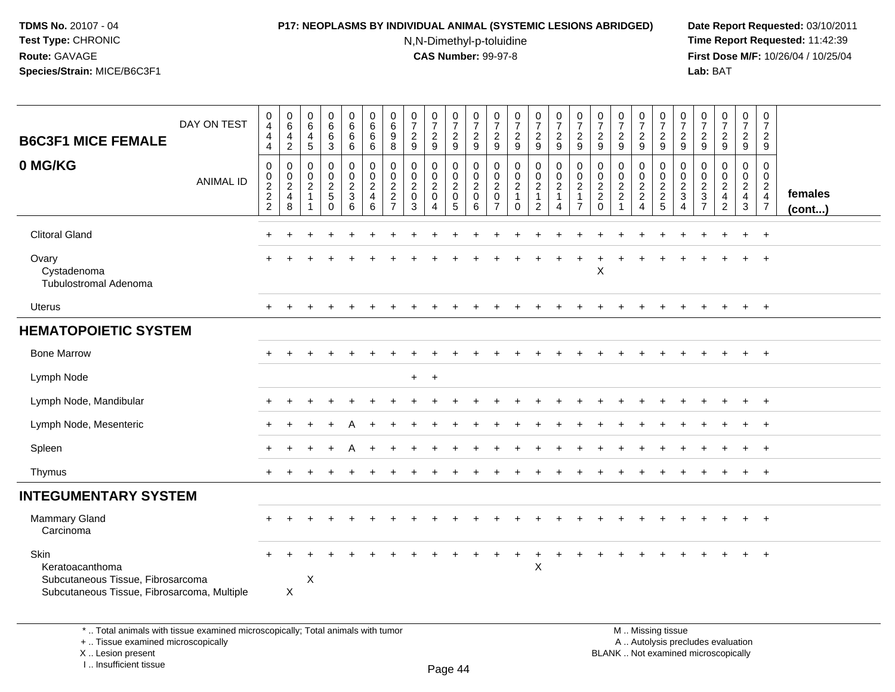**TDMS No.** 20107 - 04
**Test Type:** CHRONIC
**Route:** GAVAGE
**Species/Strain:** MICE/B6C3F1

**P17: NEOPLASMS BY INDIVIDUAL ANIMAL (SYSTEMIC LESIONS ABRIDGED)**
N,N-Dimethyl-p-toluidine
**CAS Number:** 99-97-8

**Date Report Requested:** 03/10/2011
**Time Report Requested:** 11:42:39
**First Dose M/F:** 10/26/04 / 10/25/04
**Lab:** BAT

| B6C3F1 MICE FEMALE 0 MG/KG | DAY ON TEST | 0444 | 0642 | 0645 | 0663 | 0666 | 0666 | 0698 | 0729 | 0729 | 0729 | 0729 | 0729 | 0729 | 0729 | 0729 | 0729 | 0729 | 0729 | 0729 | 0729 | 0729 | 0729 | 0729 | 0729 | 0729 | |
|---|---|---|---|---|---|---|---|---|---|---|---|---|---|---|---|---|---|---|---|---|---|---|---|---|---|---|---|
| | ANIMAL ID | 0022 2 | 0024 8 | 0021 1 | 0025 0 | 0023 6 | 0024 6 | 0022 7 | 0020 3 | 0020 4 | 0020 5 | 0020 6 | 0020 7 | 0021 0 | 0021 2 | 0021 4 | 0021 7 | 0022 0 | 0022 1 | 0022 4 | 0022 5 | 0023 4 | 0023 7 | 0024 2 | 0024 3 | 0024 7 | females (cont...) |
| Clitoral Gland | | + | + | + | + | + | + | + | + | + | + | + | + | + | + | + | + | + | + | + | + | + | + | + | + | + | |
| Ovary | | + | + | + | + | + | + | + | + | + | + | + | + | + | + | + | + | + | + | + | + | + | + | + | + | + | |
| Cystadenoma | | | | | | | | | | | | | | | | | | X | | | | | | | | | |
| Tubulostromal Adenoma | | | | | | | | | | | | | | | | | | | | | | | | | | | |
| Uterus | | + | + | + | + | + | + | + | + | + | + | + | + | + | + | + | + | + | + | + | + | + | + | + | + | + | |
| **HEMATOPOIETIC SYSTEM** | | | | | | | | | | | | | | | | | | | | | | | | | | | |
| Bone Marrow | | + | + | + | + | + | + | + | + | + | + | + | + | + | + | + | + | + | + | + | + | + | + | + | + | + | |
| Lymph Node | | | | | | | | | + | + | | | | | | | | | | | | | | | | | |
| Lymph Node, Mandibular | | + | + | + | + | + | + | + | + | + | + | + | + | + | + | + | + | + | + | + | + | + | + | + | + | + | |
| Lymph Node, Mesenteric | | + | + | + | + | A | + | + | + | + | + | + | + | + | + | + | + | + | + | + | + | + | + | + | + | + | |
| Spleen | | + | + | + | + | A | + | + | + | + | + | + | + | + | + | + | + | + | + | + | + | + | + | + | + | + | |
| Thymus | | + | + | + | + | + | + | + | + | + | + | + | + | + | + | + | + | + | + | + | + | + | + | + | + | + | |
| **INTEGUMENTARY SYSTEM** | | | | | | | | | | | | | | | | | | | | | | | | | | | |
| Mammary Gland | | + | + | + | + | + | + | + | + | + | + | + | + | + | + | + | + | + | + | + | + | + | + | + | + | + | |
| Carcinoma | | | | | | | | | | | | | | | | | | | | | | | | | | | |
| Skin | | + | + | + | + | + | + | + | + | + | + | + | + | + | + | + | + | + | + | + | + | + | + | + | + | + | |
| Keratoacanthoma | | | | | | | | | | | | | | | X | | | | | | | | | | | | |
| Subcutaneous Tissue, Fibrosarcoma | | | | X | | | | | | | | | | | | | | | | | | | | | | | |
| Subcutaneous Tissue, Fibrosarcoma, Multiple | | | X | | | | | | | | | | | | | | | | | | | | | | | | |

*.. Total animals with tissue examined microscopically; Total animals with tumor
+ .. Tissue examined microscopically
X .. Lesion present
I .. Insufficient tissue

M .. Missing tissue
A .. Autolysis precludes evaluation
BLANK .. Not examined microscopically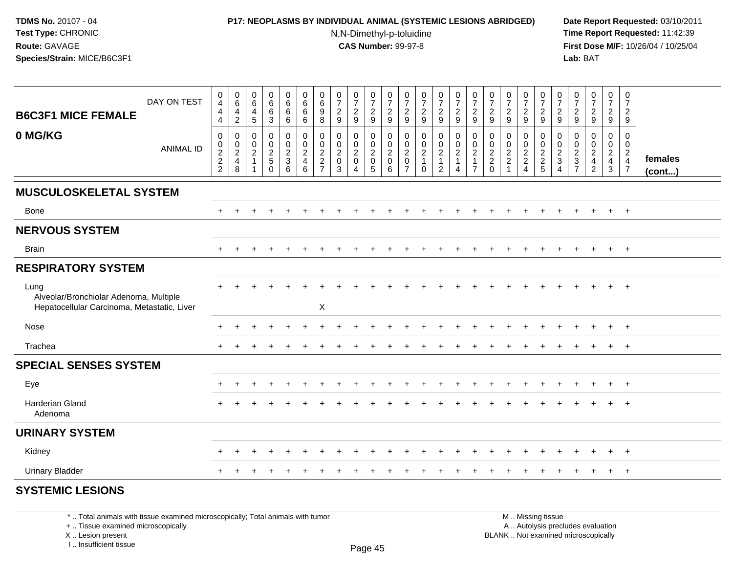**TDMS No.** 20107 - 04
**Test Type:** CHRONIC
**Route:** GAVAGE
**Species/Strain:** MICE/B6C3F1

**P17: NEOPLASMS BY INDIVIDUAL ANIMAL (SYSTEMIC LESIONS ABRIDGED)**
N,N-Dimethyl-p-toluidine
**CAS Number:** 99-97-8

**Date Report Requested:** 03/10/2011
**Time Report Requested:** 11:42:39
**First Dose M/F:** 10/26/04 / 10/25/04
**Lab:** BAT

## B6C3F1 MICE FEMALE 0 MG/KG

| DAY ON TEST | 0444 | 0642 | 0645 | 0663 | 0666 | 0666 | 0698 | 0729 | 0729 | 0729 | 0729 | 0729 | 0729 | 0729 | 0729 | 0729 | 0729 | 0729 | 0729 | 0729 | 0729 | 0729 | 0729 | 0729 | 0729 | |
|---|---|---|---|---|---|---|---|---|---|---|---|---|---|---|---|---|---|---|---|---|---|---|---|---|---|---|
| **ANIMAL ID** | 00222 | 00248 | 00211 | 00250 | 00236 | 00246 | 00227 | 00203 | 00204 | 00205 | 00206 | 00207 | 00210 | 00212 | 00214 | 00217 | 00220 | 00221 | 00224 | 00225 | 00234 | 00237 | 00242 | 00243 | 00247 | **females (cont...)** |
| **MUSCULOSKELETAL SYSTEM** | | | | | | | | | | | | | | | | | | | | | | | | | | |
| Bone | + | + | + | + | + | + | + | + | + | + | + | + | + | + | + | + | + | + | + | + | + | + | + | + | + | |
| **NERVOUS SYSTEM** | | | | | | | | | | | | | | | | | | | | | | | | | | |
| Brain | + | + | + | + | + | + | + | + | + | + | + | + | + | + | + | + | + | + | + | + | + | + | + | + | + | |
| **RESPIRATORY SYSTEM** | | | | | | | | | | | | | | | | | | | | | | | | | | |
| Lung | + | + | + | + | + | + | + | + | + | + | + | + | + | + | + | + | + | + | + | + | + | + | + | + | + | |
| Alveolar/Bronchiolar Adenoma, Multiple | | | | | | | | | | | | | | | | | | | | | | | | | | |
| Hepatocellular Carcinoma, Metastatic, Liver | | | | | | | X | | | | | | | | | | | | | | | | | | | |
| Nose | + | + | + | + | + | + | + | + | + | + | + | + | + | + | + | + | + | + | + | + | + | + | + | + | + | |
| Trachea | + | + | + | + | + | + | + | + | + | + | + | + | + | + | + | + | + | + | + | + | + | + | + | + | + | |
| **SPECIAL SENSES SYSTEM** | | | | | | | | | | | | | | | | | | | | | | | | | | |
| Eye | + | + | + | + | + | + | + | + | + | + | + | + | + | + | + | + | + | + | + | + | + | + | + | + | + | |
| Harderian Gland | + | + | + | + | + | + | + | + | + | + | + | + | + | + | + | + | + | + | + | + | + | + | + | + | + | |
| Adenoma | | | | | | | | | | | | | | | | | | | | | | | | | | |
| **URINARY SYSTEM** | | | | | | | | | | | | | | | | | | | | | | | | | | |
| Kidney | + | + | + | + | + | + | + | + | + | + | + | + | + | + | + | + | + | + | + | + | + | + | + | + | + | |
| Urinary Bladder | + | + | + | + | + | + | + | + | + | + | + | + | + | + | + | + | + | + | + | + | + | + | + | + | + | |
| **SYSTEMIC LESIONS** | | | | | | | | | | | | | | | | | | | | | | | | | | |

\* .. Total animals with tissue examined microscopically; Total animals with tumor
\+ .. Tissue examined microscopically
X .. Lesion present
I .. Insufficient tissue

M .. Missing tissue
A .. Autolysis precludes evaluation
BLANK .. Not examined microscopically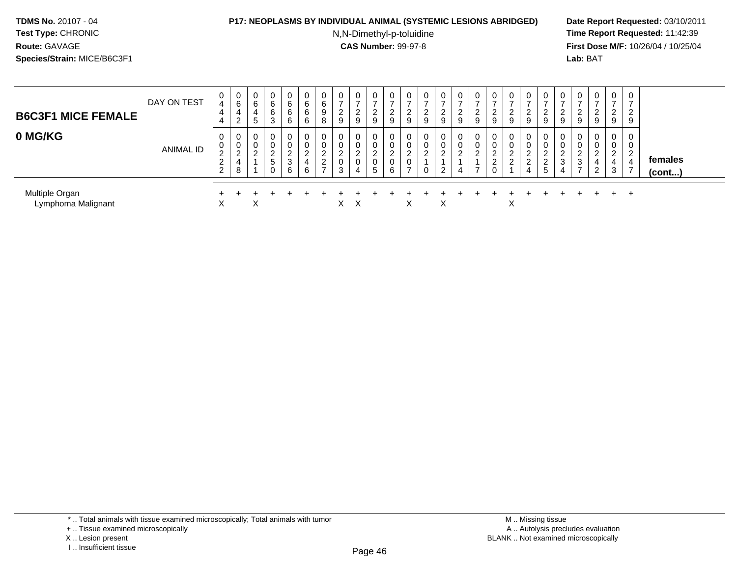**TDMS No.** 20107 - 04
**Test Type:** CHRONIC
**Route:** GAVAGE
**Species/Strain:** MICE/B6C3F1

**P17: NEOPLASMS BY INDIVIDUAL ANIMAL (SYSTEMIC LESIONS ABRIDGED)**
N,N-Dimethyl-p-toluidine
**CAS Number:** 99-97-8

**Date Report Requested:** 03/10/2011
**Time Report Requested:** 11:42:39
**First Dose M/F:** 10/26/04 / 10/25/04
**Lab:** BAT

| **B6C3F1 MICE FEMALE** DAY ON TEST | 0444 | 0642 | 0645 | 0663 | 0666 | 0666 | 0698 | 0729 | 0729 | 0729 | 0729 | 0729 | 0729 | 0729 | 0729 | 0729 | 0729 | 0729 | 0729 | 0729 | 0729 | 0729 | 0729 | 0729 | 0729 | |
|---|---|---|---|---|---|---|---|---|---|---|---|---|---|---|---|---|---|---|---|---|---|---|---|---|---|---|
| **0 MG/KG** ANIMAL ID | 00222 | 00248 | 00211 | 00250 | 00236 | 00246 | 00227 | 00203 | 00204 | 00205 | 00206 | 00207 | 00210 | 00212 | 00214 | 00217 | 00220 | 00221 | 00224 | 00225 | 00234 | 00237 | 00242 | 00243 | 00247 | **females (cont...)** |
| Multiple Organ | + | + | + | + | + | + | + | + | + | + | + | + | + | + | + | + | + | + | + | + | + | + | + | + | + | |
| Lymphoma Malignant | X | | X | | | | | X | X | | | X | | X | | | | X | | | | | | | | |

\* .. Total animals with tissue examined microscopically; Total animals with tumor
\+ .. Tissue examined microscopically
X .. Lesion present
I .. Insufficient tissue

M .. Missing tissue
A .. Autolysis precludes evaluation
BLANK .. Not examined microscopically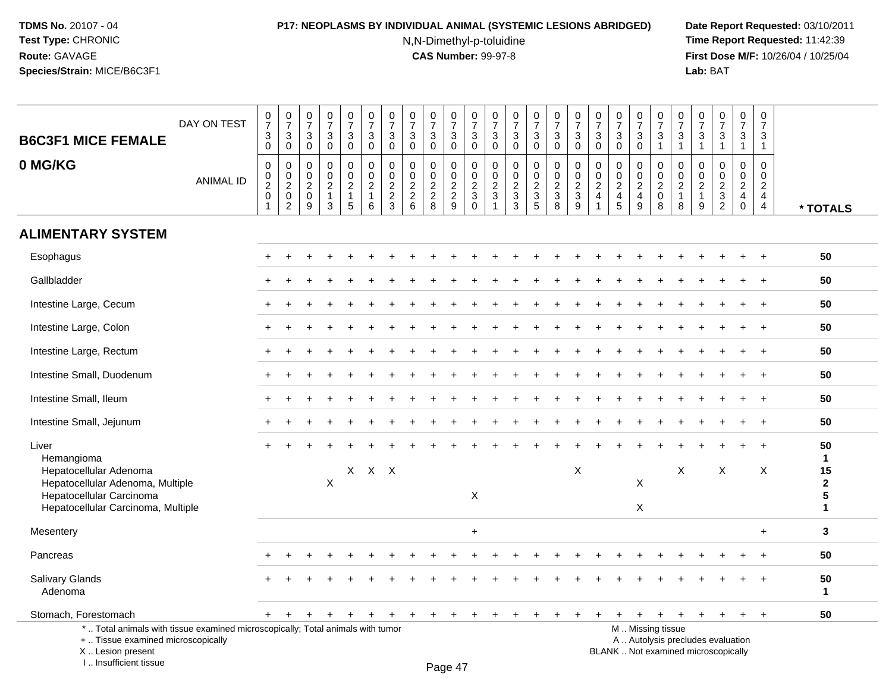**TDMS No.** 20107 - 04
**Test Type:** CHRONIC
**Route:** GAVAGE
**Species/Strain:** MICE/B6C3F1

**P17: NEOPLASMS BY INDIVIDUAL ANIMAL (SYSTEMIC LESIONS ABRIDGED)**
N,N-Dimethyl-p-toluidine
**CAS Number:** 99-97-8

**Date Report Requested:** 03/10/2011
**Time Report Requested:** 11:42:39
**First Dose M/F:** 10/26/04 / 10/25/04
**Lab:** BAT

## B6C3F1 MICE FEMALE 0 MG/KG

| DAY ON TEST | 0730 | 0730 | 0730 | 0730 | 0730 | 0730 | 0730 | 0730 | 0730 | 0730 | 0730 | 0730 | 0730 | 0730 | 0730 | 0730 | 0730 | 0730 | 0730 | 0731 | 0731 | 0731 | 0731 | 0731 | 0731 | |
|---|---|---|---|---|---|---|---|---|---|---|---|---|---|---|---|---|---|---|---|---|---|---|---|---|---|---|
| **ANIMAL ID** | 00201 | 00202 | 00209 | 00213 | 00215 | 00216 | 00223 | 00226 | 00228 | 00229 | 00230 | 00231 | 00233 | 00235 | 00238 | 00239 | 00241 | 00245 | 00249 | 00208 | 00218 | 00219 | 00232 | 00240 | 00244 | *** TOTALS** |
| **ALIMENTARY SYSTEM** | | | | | | | | | | | | | | | | | | | | | | | | | | |
| Esophagus | + | + | + | + | + | + | + | + | + | + | + | + | + | + | + | + | + | + | + | + | + | + | + | + | + | 50 |
| Gallbladder | + | + | + | + | + | + | + | + | + | + | + | + | + | + | + | + | + | + | + | + | + | + | + | + | + | 50 |
| Intestine Large, Cecum | + | + | + | + | + | + | + | + | + | + | + | + | + | + | + | + | + | + | + | + | + | + | + | + | + | 50 |
| Intestine Large, Colon | + | + | + | + | + | + | + | + | + | + | + | + | + | + | + | + | + | + | + | + | + | + | + | + | + | 50 |
| Intestine Large, Rectum | + | + | + | + | + | + | + | + | + | + | + | + | + | + | + | + | + | + | + | + | + | + | + | + | + | 50 |
| Intestine Small, Duodenum | + | + | + | + | + | + | + | + | + | + | + | + | + | + | + | + | + | + | + | + | + | + | + | + | + | 50 |
| Intestine Small, Ileum | + | + | + | + | + | + | + | + | + | + | + | + | + | + | + | + | + | + | + | + | + | + | + | + | + | 50 |
| Intestine Small, Jejunum | + | + | + | + | + | + | + | + | + | + | + | + | + | + | + | + | + | + | + | + | + | + | + | + | + | 50 |
| Liver | + | + | + | + | + | + | + | + | + | + | + | + | + | + | + | + | + | + | + | + | + | + | + | + | + | 50 |
| Hemangioma | | | | | | | | | | | | | | | | | | | | | | | | | | 1 |
| Hepatocellular Adenoma | | | | | X | X | X | | | | | | | | | X | | | | | X | | X | | X | 15 |
| Hepatocellular Adenoma, Multiple | | | | X | | | | | | | | | | | | | | | X | | | | | | | 2 |
| Hepatocellular Carcinoma | | | | | | | | | | | X | | | | | | | | | | | | | | | 5 |
| Hepatocellular Carcinoma, Multiple | | | | | | | | | | | | | | | | | | | X | | | | | | | 1 |
| Mesentery | | | | | | | | | | | + | | | | | | | | | | | | | | + | 3 |
| Pancreas | + | + | + | + | + | + | + | + | + | + | + | + | + | + | + | + | + | + | + | + | + | + | + | + | + | 50 |
| Salivary Glands | + | + | + | + | + | + | + | + | + | + | + | + | + | + | + | + | + | + | + | + | + | + | + | + | + | 50 |
| Adenoma | | | | | | | | | | | | | | | | | | | | | | | | | | 1 |
| Stomach, Forestomach | + | + | + | + | + | + | + | + | + | + | + | + | + | + | + | + | + | + | + | + | + | + | + | + | + | 50 |

* .. Total animals with tissue examined microscopically; Total animals with tumor
+ .. Tissue examined microscopically
X .. Lesion present
I .. Insufficient tissue

M .. Missing tissue
A .. Autolysis precludes evaluation
BLANK .. Not examined microscopically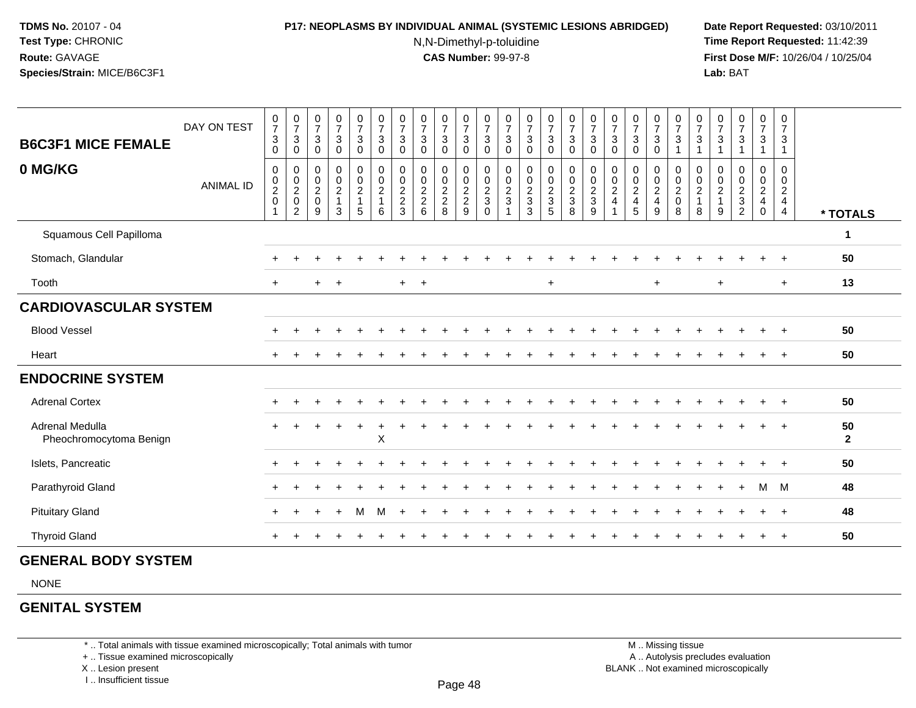**TDMS No.** 20107 - 04
**Test Type:** CHRONIC
**Route:** GAVAGE
**Species/Strain:** MICE/B6C3F1

**P17: NEOPLASMS BY INDIVIDUAL ANIMAL (SYSTEMIC LESIONS ABRIDGED)**
N,N-Dimethyl-p-toluidine
**CAS Number:** 99-97-8

**Date Report Requested:** 03/10/2011
**Time Report Requested:** 11:42:39
**First Dose M/F:** 10/26/04 / 10/25/04
**Lab:** BAT

| B6C3F1 MICE FEMALE 0 MG/KG | DAY ON TEST | 0730 | 0730 | 0730 | 0730 | 0730 | 0730 | 0730 | 0730 | 0730 | 0730 | 0730 | 0730 | 0730 | 0730 | 0730 | 0730 | 0730 | 0730 | 0730 | 0731 | 0731 | 0731 | 0731 | 0731 | 0731 | |
|---|---|---|---|---|---|---|---|---|---|---|---|---|---|---|---|---|---|---|---|---|---|---|---|---|---|---|---|
| | ANIMAL ID | 00201 | 00202 | 00209 | 00213 | 00215 | 00216 | 00223 | 00226 | 00228 | 00229 | 00230 | 00231 | 00233 | 00235 | 00238 | 00239 | 00241 | 00245 | 00249 | 00208 | 00218 | 00219 | 00232 | 00240 | 00244 | * TOTALS |
| Squamous Cell Papilloma | | | | | | | | | | | | | | | | | | | | | | | | | | | 1 |
| Stomach, Glandular | | + | + | + | + | + | + | + | + | + | + | + | + | + | + | + | + | + | + | + | + | + | + | + | + | + | 50 |
| Tooth | | + | | + | + | | | + | + | | | | | | + | | | | | + | | | + | | | + | 13 |
| **CARDIOVASCULAR SYSTEM** | | | | | | | | | | | | | | | | | | | | | | | | | | | |
| Blood Vessel | | + | + | + | + | + | + | + | + | + | + | + | + | + | + | + | + | + | + | + | + | + | + | + | + | + | 50 |
| Heart | | + | + | + | + | + | + | + | + | + | + | + | + | + | + | + | + | + | + | + | + | + | + | + | + | + | 50 |
| **ENDOCRINE SYSTEM** | | | | | | | | | | | | | | | | | | | | | | | | | | | |
| Adrenal Cortex | | + | + | + | + | + | + | + | + | + | + | + | + | + | + | + | + | + | + | + | + | + | + | + | + | + | 50 |
| Adrenal Medulla | | + | + | + | + | + | + | + | + | + | + | + | + | + | + | + | + | + | + | + | + | + | + | + | + | + | 50 |
| Pheochromocytoma Benign | | | | | | | X | | | | | | | | | | | | | | | | | | | | 2 |
| Islets, Pancreatic | | + | + | + | + | + | + | + | + | + | + | + | + | + | + | + | + | + | + | + | + | + | + | + | + | + | 50 |
| Parathyroid Gland | | + | + | + | + | + | + | + | + | + | + | + | + | + | + | + | + | + | + | + | + | + | + | + | M | M | 48 |
| Pituitary Gland | | + | + | + | + | M | M | + | + | + | + | + | + | + | + | + | + | + | + | + | + | + | + | + | + | + | 48 |
| Thyroid Gland | | + | + | + | + | + | + | + | + | + | + | + | + | + | + | + | + | + | + | + | + | + | + | + | + | + | 50 |
| **GENERAL BODY SYSTEM** | | | | | | | | | | | | | | | | | | | | | | | | | | | |
| NONE | | | | | | | | | | | | | | | | | | | | | | | | | | | |
| **GENITAL SYSTEM** | | | | | | | | | | | | | | | | | | | | | | | | | | | |

\* .. Total animals with tissue examined microscopically; Total animals with tumor
\+ .. Tissue examined microscopically
X .. Lesion present
I .. Insufficient tissue

M .. Missing tissue
A .. Autolysis precludes evaluation
BLANK .. Not examined microscopically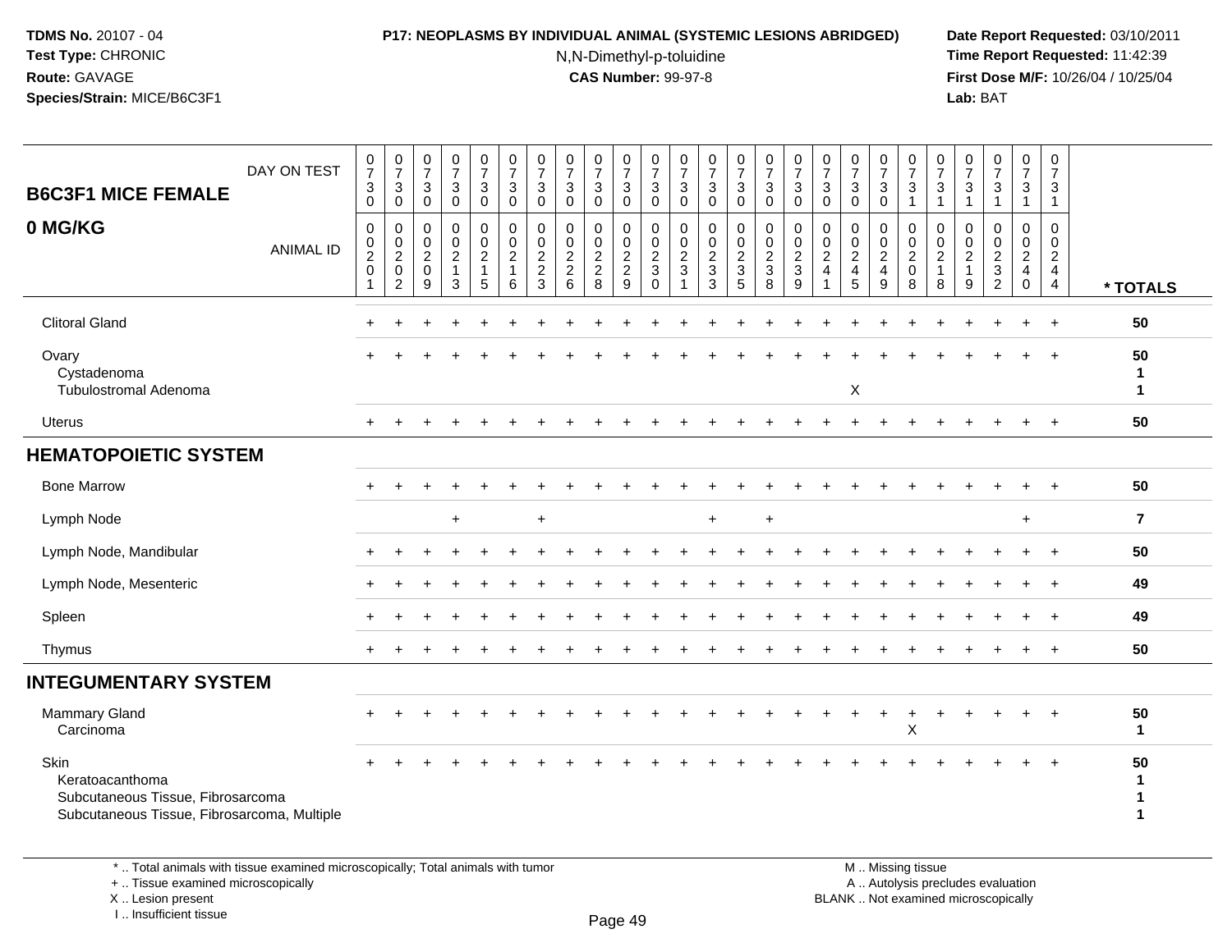TDMS No. 20107 - 04
Test Type: CHRONIC
Route: GAVAGE
Species/Strain: MICE/B6C3F1

**P17: NEOPLASMS BY INDIVIDUAL ANIMAL (SYSTEMIC LESIONS ABRIDGED)**

N,N-Dimethyl-p-toluidine

**CAS Number:** 99-97-8

Date Report Requested: 03/10/2011
Time Report Requested: 11:42:39
First Dose M/F: 10/26/04 / 10/25/04
Lab: BAT

| B6C3F1 MICE FEMALE 0 MG/KG | 0730 | 0730 | 0730 | 0730 | 0730 | 0730 | 0730 | 0730 | 0730 | 0730 | 0730 | 0730 | 0730 | 0730 | 0730 | 0730 | 0730 | 0730 | 0730 | 0731 | 0731 | 0731 | 0731 | 0731 | 0731 | |
|---|---|---|---|---|---|---|---|---|---|---|---|---|---|---|---|---|---|---|---|---|---|---|---|---|---|---|
| ANIMAL ID | 00201 | 00202 | 00209 | 00213 | 00215 | 00216 | 00223 | 00226 | 00228 | 00229 | 00230 | 00231 | 00233 | 00235 | 00238 | 00239 | 00241 | 00245 | 00249 | 00208 | 00218 | 00219 | 00232 | 00240 | 00244 | * TOTALS |
| Clitoral Gland | + | + | + | + | + | + | + | + | + | + | + | + | + | + | + | + | + | + | + | + | + | + | + | + | + | 50 |
| Ovary | + | + | + | + | + | + | + | + | + | + | + | + | + | + | + | + | + | + | + | + | + | + | + | + | + | 50 |
| Cystadenoma | | | | | | | | | | | | | | | | | | | | | | | | | | 1 |
| Tubulostromal Adenoma | | | | | | | | | | | | | | | | | | X | | | | | | | | 1 |
| Uterus | + | + | + | + | + | + | + | + | + | + | + | + | + | + | + | + | + | + | + | + | + | + | + | + | + | 50 |
| **HEMATOPOIETIC SYSTEM** | | | | | | | | | | | | | | | | | | | | | | | | | | |
| Bone Marrow | + | + | + | + | + | + | + | + | + | + | + | + | + | + | + | + | + | + | + | + | + | + | + | + | + | 50 |
| Lymph Node | | | | + | | | + | | | | | | + | | + | | | | | | | | | + | | 7 |
| Lymph Node, Mandibular | + | + | + | + | + | + | + | + | + | + | + | + | + | + | + | + | + | + | + | + | + | + | + | + | + | 50 |
| Lymph Node, Mesenteric | + | + | + | + | + | + | + | + | + | + | + | + | + | + | + | + | + | + | + | + | + | + | + | + | + | 49 |
| Spleen | + | + | + | + | + | + | + | + | + | + | + | + | + | + | + | + | + | + | + | + | + | + | + | + | + | 49 |
| Thymus | + | + | + | + | + | + | + | + | + | + | + | + | + | + | + | + | + | + | + | + | + | + | + | + | + | 50 |
| **INTEGUMENTARY SYSTEM** | | | | | | | | | | | | | | | | | | | | | | | | | | |
| Mammary Gland | + | + | + | + | + | + | + | + | + | + | + | + | + | + | + | + | + | + | + | + | + | + | + | + | + | 50 |
| Carcinoma | | | | | | | | | | | | | | | | | | | | X | | | | | | 1 |
| Skin | + | + | + | + | + | + | + | + | + | + | + | + | + | + | + | + | + | + | + | + | + | + | + | + | + | 50 |
| Keratoacanthoma | | | | | | | | | | | | | | | | | | | | | | | | | | 1 |
| Subcutaneous Tissue, Fibrosarcoma | | | | | | | | | | | | | | | | | | | | | | | | | | 1 |
| Subcutaneous Tissue, Fibrosarcoma, Multiple | | | | | | | | | | | | | | | | | | | | | | | | | | 1 |

\* .. Total animals with tissue examined microscopically; Total animals with tumor
\+ .. Tissue examined microscopically
X .. Lesion present
I .. Insufficient tissue

M .. Missing tissue
A .. Autolysis precludes evaluation
BLANK .. Not examined microscopically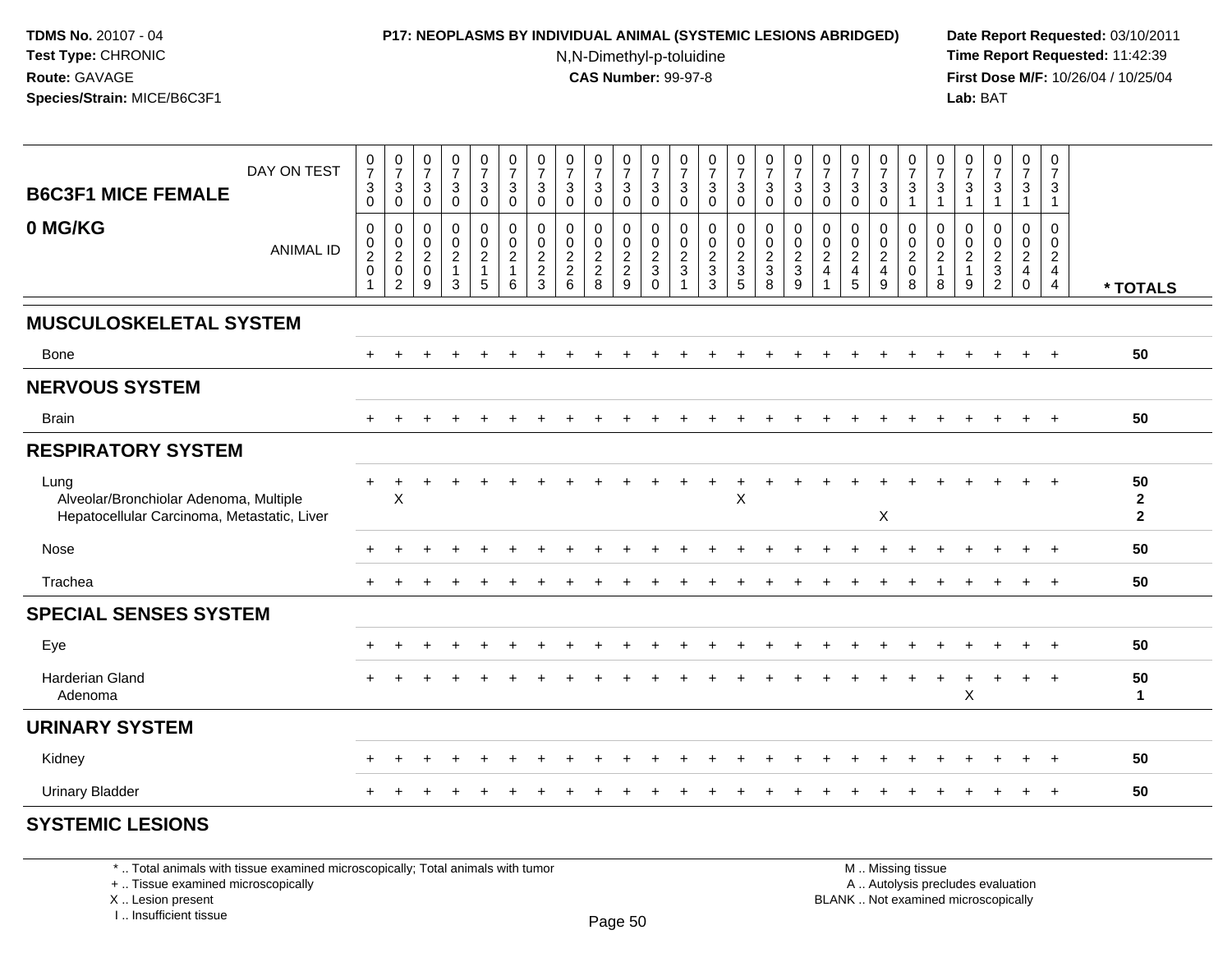**TDMS No.** 20107 - 04
**Test Type:** CHRONIC
**Route:** GAVAGE
**Species/Strain:** MICE/B6C3F1

**P17: NEOPLASMS BY INDIVIDUAL ANIMAL (SYSTEMIC LESIONS ABRIDGED)**
N,N-Dimethyl-p-toluidine
**CAS Number:** 99-97-8

**Date Report Requested:** 03/10/2011
**Time Report Requested:** 11:42:39
**First Dose M/F:** 10/26/04 / 10/25/04
**Lab:** BAT

| B6C3F1 MICE FEMALE 0 MG/KG — DAY ON TEST | 0730 | 0730 | 0730 | 0730 | 0730 | 0730 | 0730 | 0730 | 0730 | 0730 | 0730 | 0730 | 0730 | 0730 | 0730 | 0730 | 0730 | 0730 | 0730 | 0731 | 0731 | 0731 | 0731 | 0731 | 0731 | |
|---|---|---|---|---|---|---|---|---|---|---|---|---|---|---|---|---|---|---|---|---|---|---|---|---|---|---|
| **ANIMAL ID** | 0020 1 | 0020 2 | 0020 9 | 0021 3 | 0021 5 | 0021 6 | 0022 3 | 0022 6 | 0022 8 | 0022 9 | 0023 0 | 0023 1 | 0023 3 | 0023 5 | 0023 8 | 0023 9 | 0024 1 | 0024 5 | 0024 9 | 0020 8 | 0021 8 | 0021 9 | 0023 2 | 0024 0 | 0024 4 | *** TOTALS** |
| **MUSCULOSKELETAL SYSTEM** | | | | | | | | | | | | | | | | | | | | | | | | | | |
| Bone | + | + | + | + | + | + | + | + | + | + | + | + | + | + | + | + | + | + | + | + | + | + | + | + | + | 50 |
| **NERVOUS SYSTEM** | | | | | | | | | | | | | | | | | | | | | | | | | | |
| Brain | + | + | + | + | + | + | + | + | + | + | + | + | + | + | + | + | + | + | + | + | + | + | + | + | + | 50 |
| **RESPIRATORY SYSTEM** | | | | | | | | | | | | | | | | | | | | | | | | | | |
| Lung | + | + | + | + | + | + | + | + | + | + | + | + | + | + | + | + | + | + | + | + | + | + | + | + | + | 50 |
| Alveolar/Bronchiolar Adenoma, Multiple | | X | | | | | | | | | | | | X | | | | | | | | | | | | 2 |
| Hepatocellular Carcinoma, Metastatic, Liver | | | | | | | | | | | | | | | | | | | X | | | | | | | 2 |
| Nose | + | + | + | + | + | + | + | + | + | + | + | + | + | + | + | + | + | + | + | + | + | + | + | + | + | 50 |
| Trachea | + | + | + | + | + | + | + | + | + | + | + | + | + | + | + | + | + | + | + | + | + | + | + | + | + | 50 |
| **SPECIAL SENSES SYSTEM** | | | | | | | | | | | | | | | | | | | | | | | | | | |
| Eye | + | + | + | + | + | + | + | + | + | + | + | + | + | + | + | + | + | + | + | + | + | + | + | + | + | 50 |
| Harderian Gland | + | + | + | + | + | + | + | + | + | + | + | + | + | + | + | + | + | + | + | + | + | + | + | + | + | 50 |
| Adenoma | | | | | | | | | | | | | | | | | | | | | | X | | | | 1 |
| **URINARY SYSTEM** | | | | | | | | | | | | | | | | | | | | | | | | | | |
| Kidney | + | + | + | + | + | + | + | + | + | + | + | + | + | + | + | + | + | + | + | + | + | + | + | + | + | 50 |
| Urinary Bladder | + | + | + | + | + | + | + | + | + | + | + | + | + | + | + | + | + | + | + | + | + | + | + | + | + | 50 |
| **SYSTEMIC LESIONS** | | | | | | | | | | | | | | | | | | | | | | | | | | |

\* .. Total animals with tissue examined microscopically; Total animals with tumor
\+ .. Tissue examined microscopically
X .. Lesion present
I .. Insufficient tissue

M .. Missing tissue
A .. Autolysis precludes evaluation
BLANK .. Not examined microscopically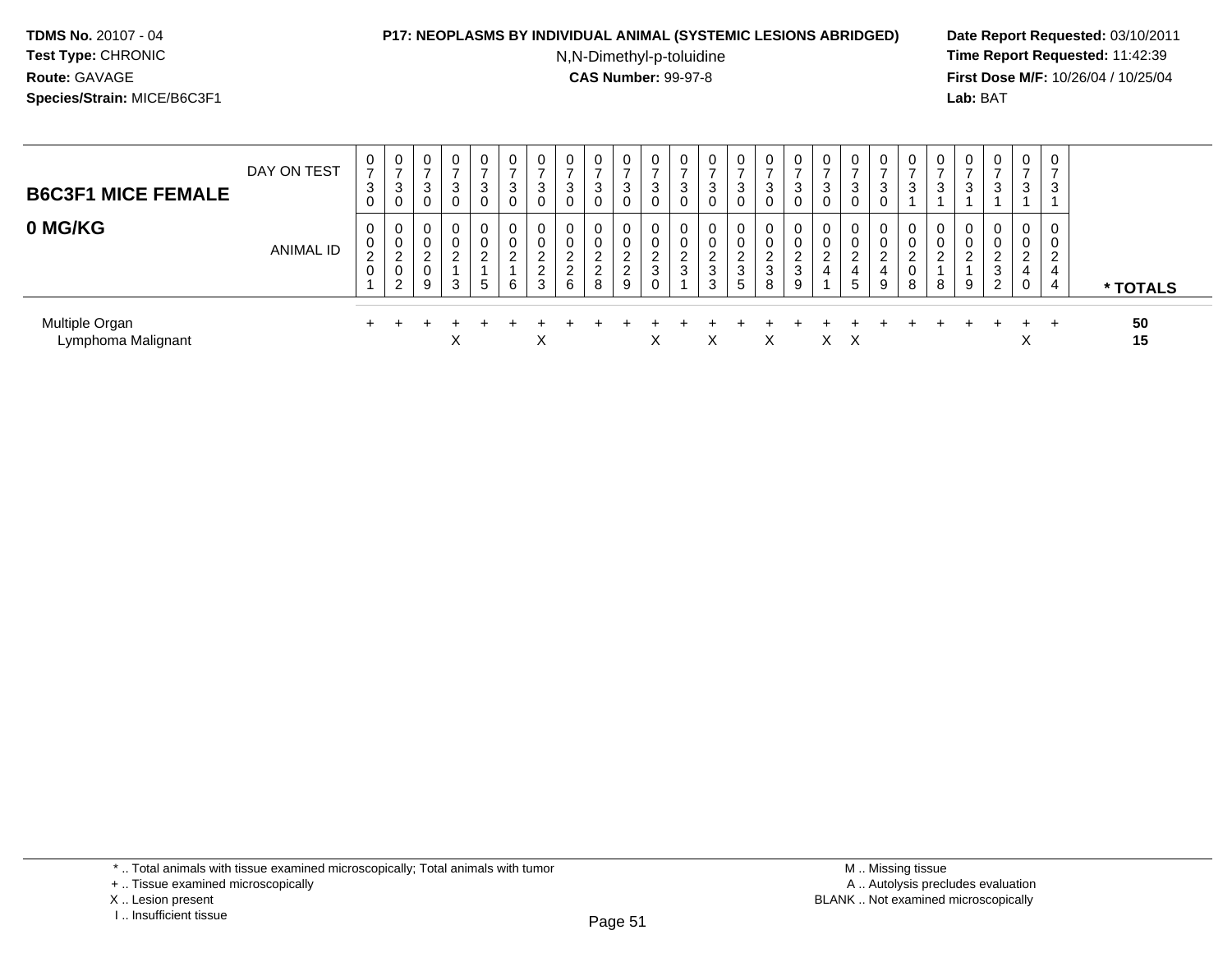**TDMS No.** 20107 - 04
**Test Type:** CHRONIC
**Route:** GAVAGE
**Species/Strain:** MICE/B6C3F1

**P17: NEOPLASMS BY INDIVIDUAL ANIMAL (SYSTEMIC LESIONS ABRIDGED)**
N,N-Dimethyl-p-toluidine
**CAS Number:** 99-97-8

**Date Report Requested:** 03/10/2011
**Time Report Requested:** 11:42:39
**First Dose M/F:** 10/26/04 / 10/25/04
**Lab:** BAT

| B6C3F1 MICE FEMALE 0 MG/KG | | | | | | | | | | | | | | | | | | | | | | | | | | | |
|---|---|---|---|---|---|---|---|---|---|---|---|---|---|---|---|---|---|---|---|---|---|---|---|---|---|---|---|
| DAY ON TEST | 0730 | 0730 | 0730 | 0730 | 0730 | 0730 | 0730 | 0730 | 0730 | 0730 | 0730 | 0730 | 0730 | 0730 | 0730 | 0730 | 0730 | 0730 | 0730 | 0731 | 0731 | 0731 | 0731 | 0731 | 0731 | | |
| ANIMAL ID | 00201 | 00202 | 00209 | 00213 | 00215 | 00216 | 00223 | 00226 | 00228 | 00229 | 00230 | 00231 | 00233 | 00235 | 00238 | 00239 | 00241 | 00245 | 00249 | 00208 | 00218 | 00219 | 00232 | 00240 | 00244 | | * TOTALS |
| Multiple Organ | + | + | + | + | + | + | + | + | + | + | + | + | + | + | + | + | + | + | + | + | + | + | + | + | + | | 50 |
| Lymphoma Malignant | | | | X | | | X | | | | X | | X | | X | | X | X | | | | | | X | | | 15 |

\* .. Total animals with tissue examined microscopically; Total animals with tumor
\+ .. Tissue examined microscopically
X .. Lesion present
I .. Insufficient tissue

M .. Missing tissue
A .. Autolysis precludes evaluation
BLANK .. Not examined microscopically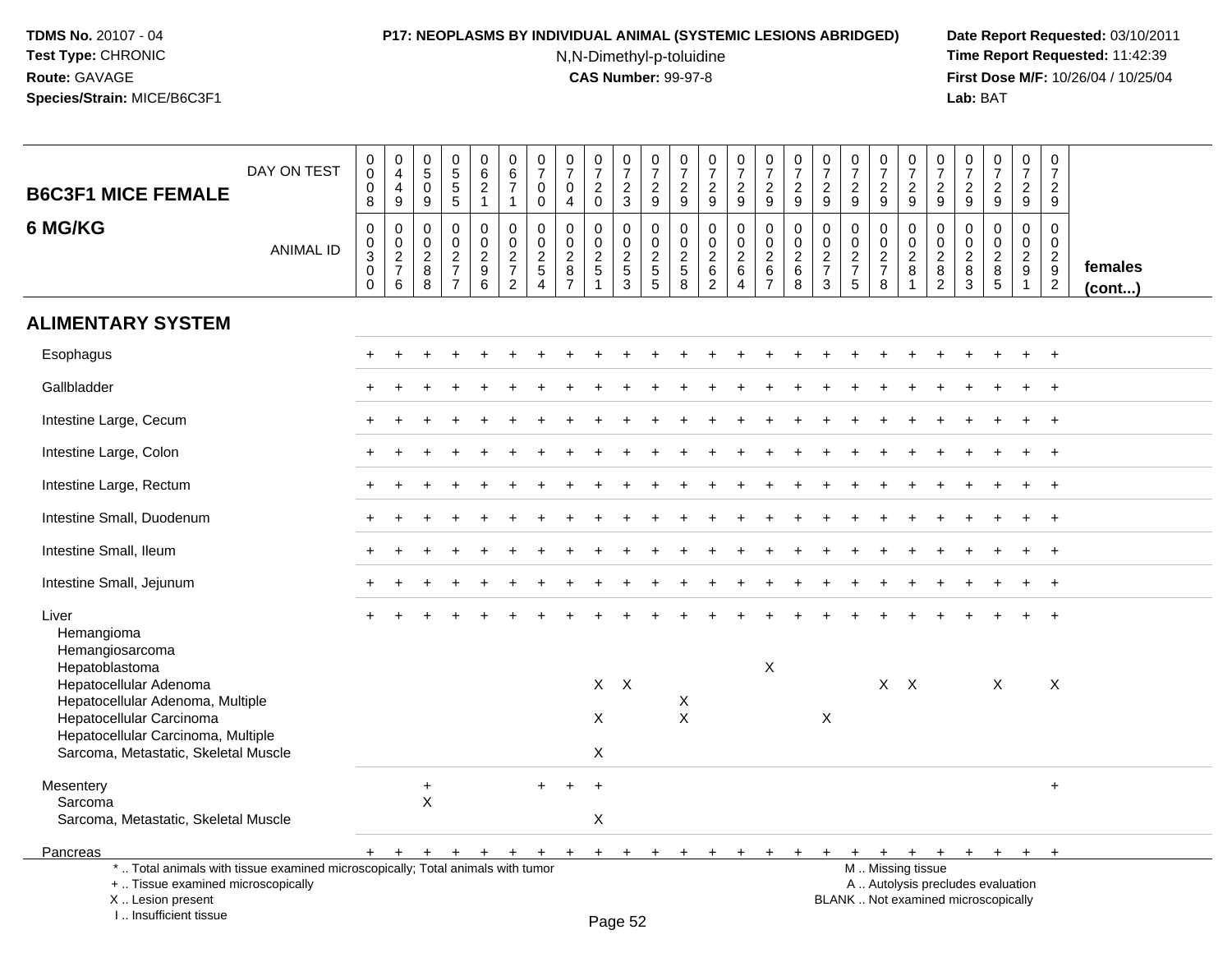**TDMS No.** 20107 - 04
**Test Type:** CHRONIC
**Route:** GAVAGE
**Species/Strain:** MICE/B6C3F1

**P17: NEOPLASMS BY INDIVIDUAL ANIMAL (SYSTEMIC LESIONS ABRIDGED)**
N,N-Dimethyl-p-toluidine
**CAS Number:** 99-97-8

**Date Report Requested:** 03/10/2011
**Time Report Requested:** 11:42:39
**First Dose M/F:** 10/26/04 / 10/25/04
**Lab:** BAT

## B6C3F1 MICE FEMALE 6 MG/KG

| DAY ON TEST | 0008 | 0449 | 0509 | 0555 | 0621 | 0671 | 0700 | 0704 | 0720 | 0723 | 0729 | 0729 | 0729 | 0729 | 0729 | 0729 | 0729 | 0729 | 0729 | 0729 | 0729 | 0729 | 0729 | 0729 | 0729 | |
|---|---|---|---|---|---|---|---|---|---|---|---|---|---|---|---|---|---|---|---|---|---|---|---|---|---|---|
| **ANIMAL ID** | 00300 | 00276 | 00288 | 00277 | 00296 | 00272 | 00254 | 00287 | 00251 | 00253 | 00255 | 00258 | 00262 | 00264 | 00267 | 00268 | 00273 | 00275 | 00278 | 00281 | 00282 | 00283 | 00285 | 00291 | 00292 | **females (cont...)** |
| **ALIMENTARY SYSTEM** | | | | | | | | | | | | | | | | | | | | | | | | | | |
| Esophagus | + | + | + | + | + | + | + | + | + | + | + | + | + | + | + | + | + | + | + | + | + | + | + | + | + | |
| Gallbladder | + | + | + | + | + | + | + | + | + | + | + | + | + | + | + | + | + | + | + | + | + | + | + | + | + | |
| Intestine Large, Cecum | + | + | + | + | + | + | + | + | + | + | + | + | + | + | + | + | + | + | + | + | + | + | + | + | + | |
| Intestine Large, Colon | + | + | + | + | + | + | + | + | + | + | + | + | + | + | + | + | + | + | + | + | + | + | + | + | + | |
| Intestine Large, Rectum | + | + | + | + | + | + | + | + | + | + | + | + | + | + | + | + | + | + | + | + | + | + | + | + | + | |
| Intestine Small, Duodenum | + | + | + | + | + | + | + | + | + | + | + | + | + | + | + | + | + | + | + | + | + | + | + | + | + | |
| Intestine Small, Ileum | + | + | + | + | + | + | + | + | + | + | + | + | + | + | + | + | + | + | + | + | + | + | + | + | + | |
| Intestine Small, Jejunum | + | + | + | + | + | + | + | + | + | + | + | + | + | + | + | + | + | + | + | + | + | + | + | + | + | |
| Liver | + | + | + | + | + | + | + | + | + | + | + | + | + | + | + | + | + | + | + | + | + | + | + | + | + | |
| Hemangioma | | | | | | | | | | | | | | | | | | | | | | | | | | |
| Hemangiosarcoma | | | | | | | | | | | | | | | | | | | | | | | | | | |
| Hepatoblastoma | | | | | | | | | | | | | | | X | | | | | | | | | | | |
| Hepatocellular Adenoma | | | | | | | | | X | X | | | | | | | | | X | X | | | X | | X | |
| Hepatocellular Adenoma, Multiple | | | | | | | | | | | | X | | | | | | | | | | | | | | |
| Hepatocellular Carcinoma | | | | | | | | | X | | | X | | | | | X | | | | | | | | | |
| Hepatocellular Carcinoma, Multiple | | | | | | | | | | | | | | | | | | | | | | | | | | |
| Sarcoma, Metastatic, Skeletal Muscle | | | | | | | | | X | | | | | | | | | | | | | | | | | |
| Mesentery | | | + | | | | + | + | + | | | | | | | | | | | | | | | | + | |
| Sarcoma | | | X | | | | | | | | | | | | | | | | | | | | | | | |
| Sarcoma, Metastatic, Skeletal Muscle | | | | | | | | | X | | | | | | | | | | | | | | | | | |
| Pancreas | + | + | + | + | + | + | + | + | + | + | + | + | + | + | + | + | + | + | + | + | + | + | + | + | + | |

\* .. Total animals with tissue examined microscopically; Total animals with tumor
\+ .. Tissue examined microscopically
X .. Lesion present
I .. Insufficient tissue

M .. Missing tissue
A .. Autolysis precludes evaluation
BLANK .. Not examined microscopically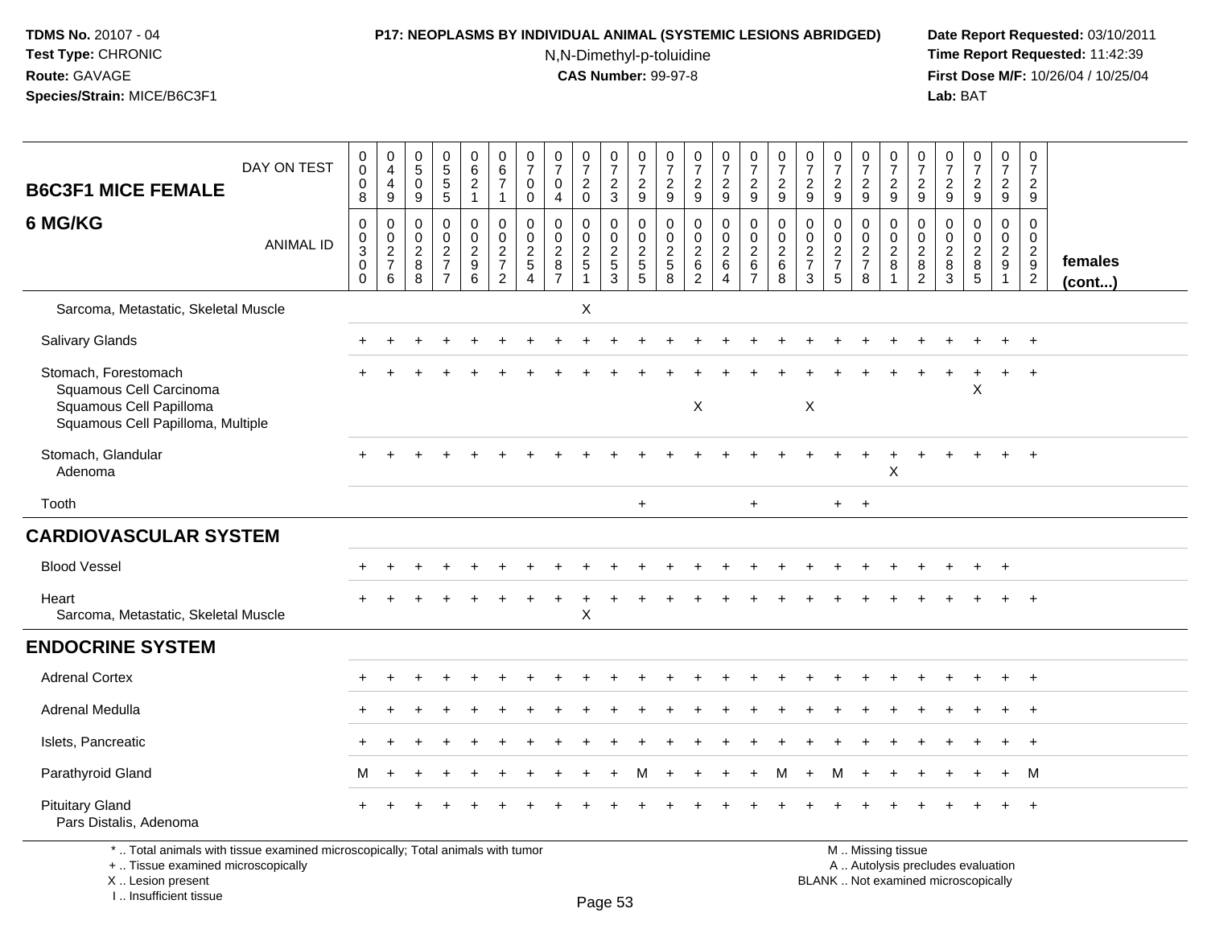**TDMS No.** 20107 - 04
**Test Type:** CHRONIC
**Route:** GAVAGE
**Species/Strain:** MICE/B6C3F1

**P17: NEOPLASMS BY INDIVIDUAL ANIMAL (SYSTEMIC LESIONS ABRIDGED)**
N,N-Dimethyl-p-toluidine
**CAS Number:** 99-97-8

**Date Report Requested:** 03/10/2011
**Time Report Requested:** 11:42:39
**First Dose M/F:** 10/26/04 / 10/25/04
**Lab:** BAT

| B6C3F1 MICE FEMALE 6 MG/KG | | | | | | | | | | | | | | | | | | | | | | | | | | |
|---|---|---|---|---|---|---|---|---|---|---|---|---|---|---|---|---|---|---|---|---|---|---|---|---|---|---|
| DAY ON TEST | 0008 | 0449 | 0509 | 0555 | 0621 | 0671 | 0700 | 0704 | 0720 | 0723 | 0729 | 0729 | 0729 | 0729 | 0729 | 0729 | 0729 | 0729 | 0729 | 0729 | 0729 | 0729 | 0729 | 0729 | 0729 | |
| ANIMAL ID | 00300 | 00276 | 00288 | 00277 | 00296 | 00272 | 00254 | 00287 | 00251 | 00253 | 00255 | 00258 | 00262 | 00264 | 00267 | 00268 | 00273 | 00275 | 00278 | 00281 | 00282 | 00283 | 00285 | 00291 | 00292 | females (cont...) |
| Sarcoma, Metastatic, Skeletal Muscle | | | | | | | | | X | | | | | | | | | | | | | | | | | |
| Salivary Glands | + | + | + | + | + | + | + | + | + | + | + | + | + | + | + | + | + | + | + | + | + | + | + | + | + | |
| Stomach, Forestomach | + | + | + | + | + | + | + | + | + | + | + | + | + | + | + | + | + | + | + | + | + | + | + | + | + | |
| Squamous Cell Carcinoma | | | | | | | | | | | | | | | | | | | | | | | X | | | |
| Squamous Cell Papilloma | | | | | | | | | | | | | X | | | | X | | | | | | | | | |
| Squamous Cell Papilloma, Multiple | | | | | | | | | | | | | | | | | | | | | | | | | | |
| Stomach, Glandular | + | + | + | + | + | + | + | + | + | + | + | + | + | + | + | + | + | + | + | + | + | + | + | + | + | |
| Adenoma | | | | | | | | | | | | | | | | | | | | X | | | | | | |
| Tooth | | | | | | | | | | | + | | | | + | | | + | + | | | | | | | |
| **CARDIOVASCULAR SYSTEM** | | | | | | | | | | | | | | | | | | | | | | | | | | |
| Blood Vessel | + | + | + | + | + | + | + | + | + | + | + | + | + | + | + | + | + | + | + | + | + | + | + | + | | |
| Heart | + | + | + | + | + | + | + | + | + | + | + | + | + | + | + | + | + | + | + | + | + | + | + | + | + | |
| Sarcoma, Metastatic, Skeletal Muscle | | | | | | | | | X | | | | | | | | | | | | | | | | | |
| **ENDOCRINE SYSTEM** | | | | | | | | | | | | | | | | | | | | | | | | | | |
| Adrenal Cortex | + | + | + | + | + | + | + | + | + | + | + | + | + | + | + | + | + | + | + | + | + | + | + | + | + | |
| Adrenal Medulla | + | + | + | + | + | + | + | + | + | + | + | + | + | + | + | + | + | + | + | + | + | + | + | + | + | |
| Islets, Pancreatic | + | + | + | + | + | + | + | + | + | + | + | + | + | + | + | + | + | + | + | + | + | + | + | + | + | |
| Parathyroid Gland | M | + | + | + | + | + | + | + | + | + | M | + | + | + | + | M | + | M | + | + | + | + | + | + | M | |
| Pituitary Gland | + | + | + | + | + | + | + | + | + | + | + | + | + | + | + | + | + | + | + | + | + | + | + | + | + | |
| Pars Distalis, Adenoma | | | | | | | | | | | | | | | | | | | | | | | | | | |

\* .. Total animals with tissue examined microscopically; Total animals with tumor
\+ .. Tissue examined microscopically
X .. Lesion present
I .. Insufficient tissue

M .. Missing tissue
A .. Autolysis precludes evaluation
BLANK .. Not examined microscopically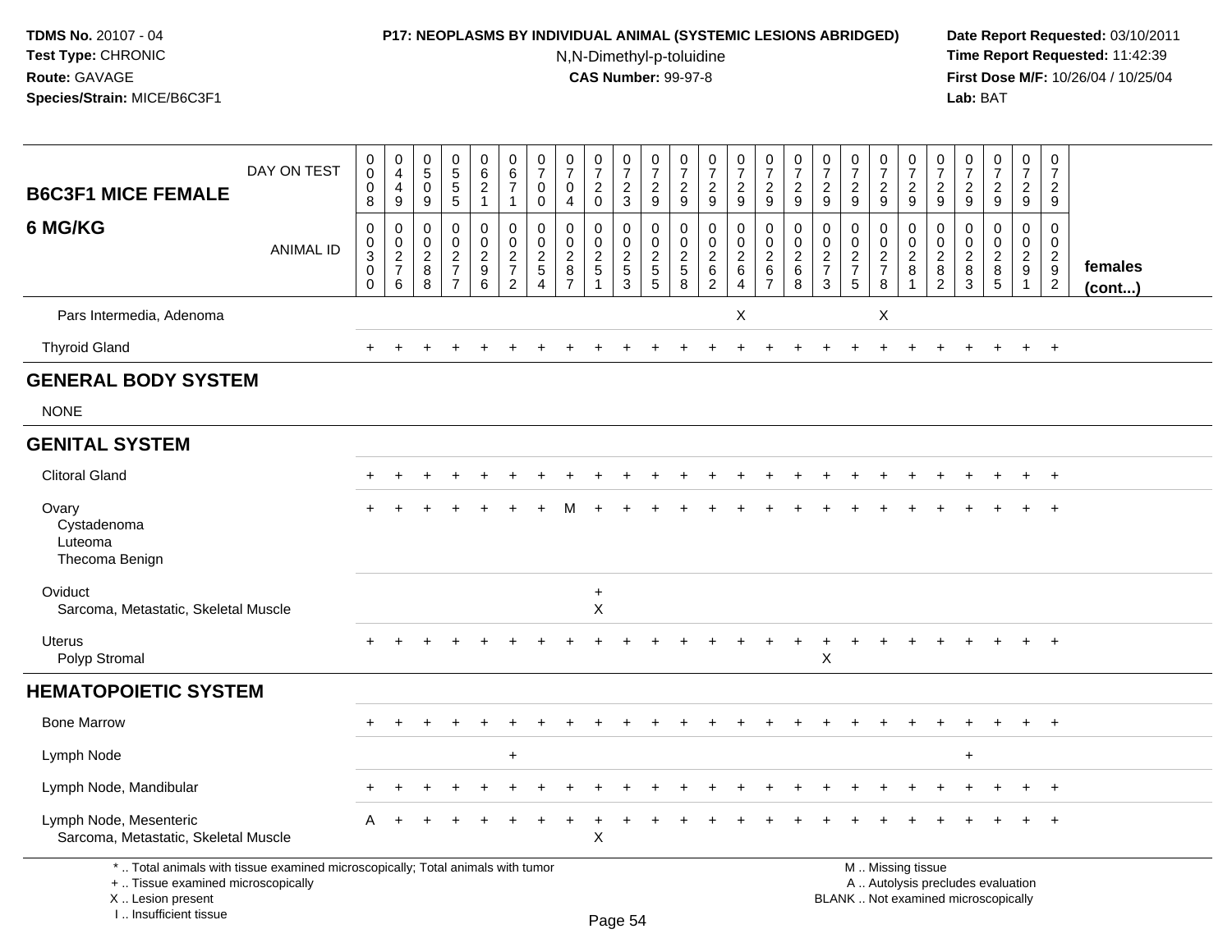**TDMS No.** 20107 - 04
**Test Type:** CHRONIC
**Route:** GAVAGE
**Species/Strain:** MICE/B6C3F1

**P17: NEOPLASMS BY INDIVIDUAL ANIMAL (SYSTEMIC LESIONS ABRIDGED)**
N,N-Dimethyl-p-toluidine
**CAS Number:** 99-97-8

**Date Report Requested:** 03/10/2011
**Time Report Requested:** 11:42:39
**First Dose M/F:** 10/26/04 / 10/25/04
**Lab:** BAT

| B6C3F1 MICE FEMALE 6 MG/KG | | | | | | | | | | | | | | | | | | | | | | | | | | |
|---|---|---|---|---|---|---|---|---|---|---|---|---|---|---|---|---|---|---|---|---|---|---|---|---|---|---|
| DAY ON TEST | 0008 | 0449 | 0509 | 0555 | 0621 | 0671 | 0700 | 0704 | 0720 | 0723 | 0729 | 0729 | 0729 | 0729 | 0729 | 0729 | 0729 | 0729 | 0729 | 0729 | 0729 | 0729 | 0729 | 0729 | 0729 | |
| ANIMAL ID | 00300 | 00276 | 00288 | 00277 | 00296 | 00272 | 00254 | 00287 | 00251 | 00253 | 00255 | 00258 | 00262 | 00264 | 00267 | 00268 | 00273 | 00275 | 00278 | 00281 | 00282 | 00283 | 00285 | 00291 | 00292 | females (cont...) |
| Pars Intermedia, Adenoma | | | | | | | | | | | | | | X | | | | | X | | | | | | | |
| Thyroid Gland | + | + | + | + | + | + | + | + | + | + | + | + | + | + | + | + | + | + | + | + | + | + | + | + | + | |
| **GENERAL BODY SYSTEM** | | | | | | | | | | | | | | | | | | | | | | | | | | |
| NONE | | | | | | | | | | | | | | | | | | | | | | | | | | |
| **GENITAL SYSTEM** | | | | | | | | | | | | | | | | | | | | | | | | | | |
| Clitoral Gland | + | + | + | + | + | + | + | + | + | + | + | + | + | + | + | + | + | + | + | + | + | + | + | + | + | |
| Ovary | + | + | + | + | + | + | + | M | + | + | + | + | + | + | + | + | + | + | + | + | + | + | + | + | + | |
| Cystadenoma | | | | | | | | | | | | | | | | | | | | | | | | | | |
| Luteoma | | | | | | | | | | | | | | | | | | | | | | | | | | |
| Thecoma Benign | | | | | | | | | | | | | | | | | | | | | | | | | | |
| Oviduct | | | | | | | | | + | | | | | | | | | | | | | | | | | |
| Sarcoma, Metastatic, Skeletal Muscle | | | | | | | | | X | | | | | | | | | | | | | | | | | |
| Uterus | + | + | + | + | + | + | + | + | + | + | + | + | + | + | + | + | + | + | + | + | + | + | + | + | + | |
| Polyp Stromal | | | | | | | | | | | | | | | | | X | | | | | | | | | |
| **HEMATOPOIETIC SYSTEM** | | | | | | | | | | | | | | | | | | | | | | | | | | |
| Bone Marrow | + | + | + | + | + | + | + | + | + | + | + | + | + | + | + | + | + | + | + | + | + | + | + | + | + | |
| Lymph Node | | | | | | + | | | | | | | | | | | | | | | | + | | | | |
| Lymph Node, Mandibular | + | + | + | + | + | + | + | + | + | + | + | + | + | + | + | + | + | + | + | + | + | + | + | + | + | |
| Lymph Node, Mesenteric | A | + | + | + | + | + | + | + | + | + | + | + | + | + | + | + | + | + | + | + | + | + | + | + | + | |
| Sarcoma, Metastatic, Skeletal Muscle | | | | | | | | | X | | | | | | | | | | | | | | | | | |

\* .. Total animals with tissue examined microscopically; Total animals with tumor
\+ .. Tissue examined microscopically
X .. Lesion present
I .. Insufficient tissue

M .. Missing tissue
A .. Autolysis precludes evaluation
BLANK .. Not examined microscopically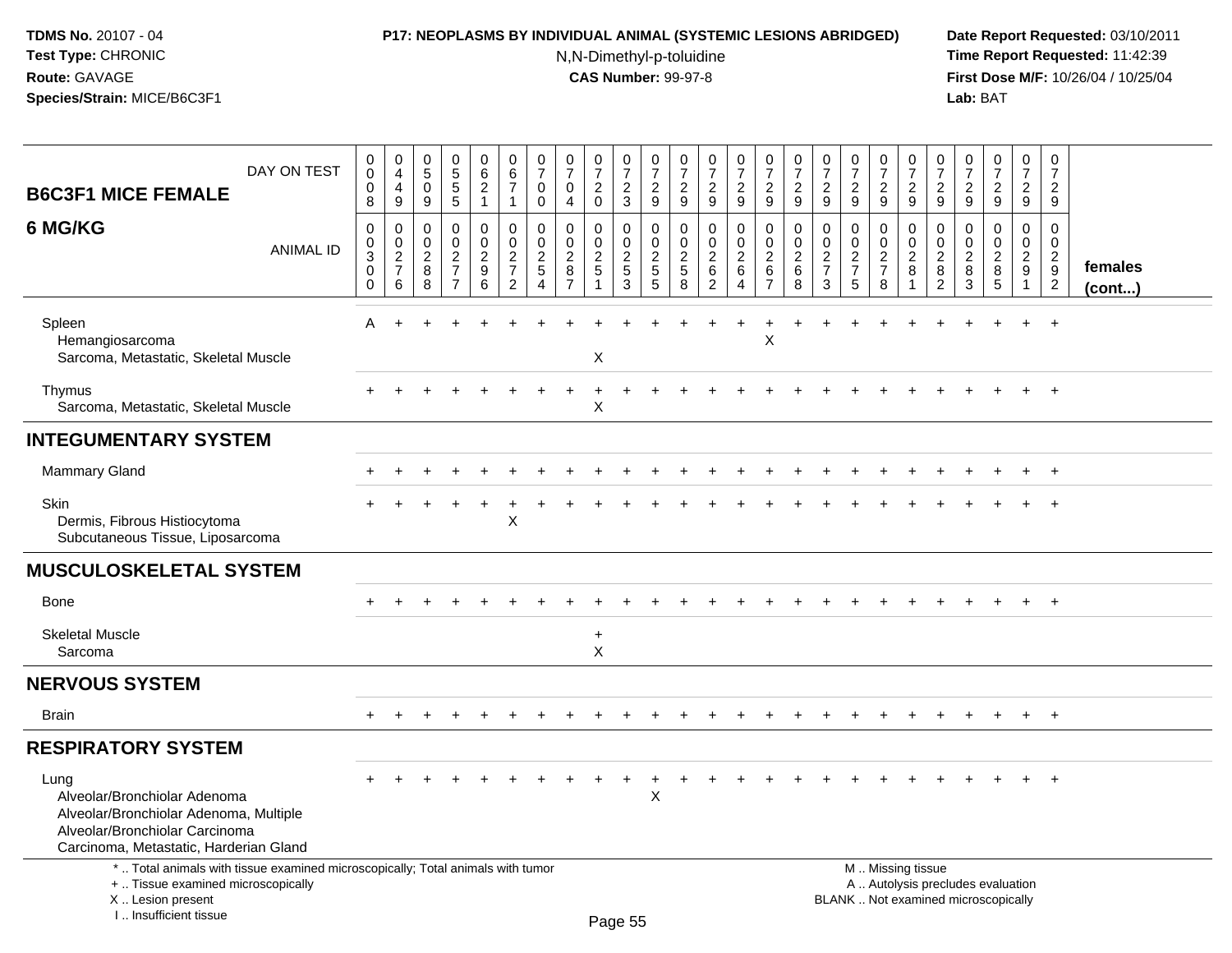**TDMS No.** 20107 - 04
**Test Type:** CHRONIC
**Route:** GAVAGE
**Species/Strain:** MICE/B6C3F1

**P17: NEOPLASMS BY INDIVIDUAL ANIMAL (SYSTEMIC LESIONS ABRIDGED)**
N,N-Dimethyl-p-toluidine
**CAS Number:** 99-97-8

**Date Report Requested:** 03/10/2011
**Time Report Requested:** 11:42:39
**First Dose M/F:** 10/26/04 / 10/25/04
**Lab:** BAT

| B6C3F1 MICE FEMALE 6 MG/KG — DAY ON TEST | 008 | 449 | 509 | 555 | 621 | 671 | 700 | 704 | 720 | 723 | 729 | 729 | 729 | 729 | 729 | 729 | 729 | 729 | 729 | 729 | 729 | 729 | 729 | 729 | 729 | |
|---|---|---|---|---|---|---|---|---|---|---|---|---|---|---|---|---|---|---|---|---|---|---|---|---|---|---|
| ANIMAL ID | 0030 0 | 0027 6 | 0028 8 | 0027 7 | 0029 6 | 0027 2 | 0025 4 | 0028 7 | 0025 1 | 0025 3 | 0025 5 | 0025 8 | 0026 2 | 0026 4 | 0026 7 | 0026 8 | 0027 3 | 0027 5 | 0027 8 | 0028 1 | 0028 2 | 0028 3 | 0028 5 | 0029 1 | 0029 2 | **females (cont...)** |
| Spleen | A | + | + | + | + | + | + | + | + | + | + | + | + | + | + | + | + | + | + | + | + | + | + | + | + | |
| Hemangiosarcoma | | | | | | | | | | | | | | | X | | | | | | | | | | | |
| Sarcoma, Metastatic, Skeletal Muscle | | | | | | | | | X | | | | | | | | | | | | | | | | | |
| Thymus | + | + | + | + | + | + | + | + | + | + | + | + | + | + | + | + | + | + | + | + | + | + | + | + | + | |
| Sarcoma, Metastatic, Skeletal Muscle | | | | | | | | | X | | | | | | | | | | | | | | | | | |
| **INTEGUMENTARY SYSTEM** | | | | | | | | | | | | | | | | | | | | | | | | | | |
| Mammary Gland | + | + | + | + | + | + | + | + | + | + | + | + | + | + | + | + | + | + | + | + | + | + | + | + | + | |
| Skin | + | + | + | + | + | + | + | + | + | + | + | + | + | + | + | + | + | + | + | + | + | + | + | + | + | |
| Dermis, Fibrous Histiocytoma | | | | | | X | | | | | | | | | | | | | | | | | | | | |
| Subcutaneous Tissue, Liposarcoma | | | | | | | | | | | | | | | | | | | | | | | | | | |
| **MUSCULOSKELETAL SYSTEM** | | | | | | | | | | | | | | | | | | | | | | | | | | |
| Bone | + | + | + | + | + | + | + | + | + | + | + | + | + | + | + | + | + | + | + | + | + | + | + | + | + | |
| Skeletal Muscle | | | | | | | | | + | | | | | | | | | | | | | | | | | |
| Sarcoma | | | | | | | | | X | | | | | | | | | | | | | | | | | |
| **NERVOUS SYSTEM** | | | | | | | | | | | | | | | | | | | | | | | | | | |
| Brain | + | + | + | + | + | + | + | + | + | + | + | + | + | + | + | + | + | + | + | + | + | + | + | + | + | |
| **RESPIRATORY SYSTEM** | | | | | | | | | | | | | | | | | | | | | | | | | | |
| Lung | + | + | + | + | + | + | + | + | + | + | + | + | + | + | + | + | + | + | + | + | + | + | + | + | + | |
| Alveolar/Bronchiolar Adenoma | | | | | | | | | | | X | | | | | | | | | | | | | | | |
| Alveolar/Bronchiolar Adenoma, Multiple | | | | | | | | | | | | | | | | | | | | | | | | | | |
| Alveolar/Bronchiolar Carcinoma | | | | | | | | | | | | | | | | | | | | | | | | | | |
| Carcinoma, Metastatic, Harderian Gland | | | | | | | | | | | | | | | | | | | | | | | | | | |

\* .. Total animals with tissue examined microscopically; Total animals with tumor
\+ .. Tissue examined microscopically
X .. Lesion present
I .. Insufficient tissue

M .. Missing tissue
A .. Autolysis precludes evaluation
BLANK .. Not examined microscopically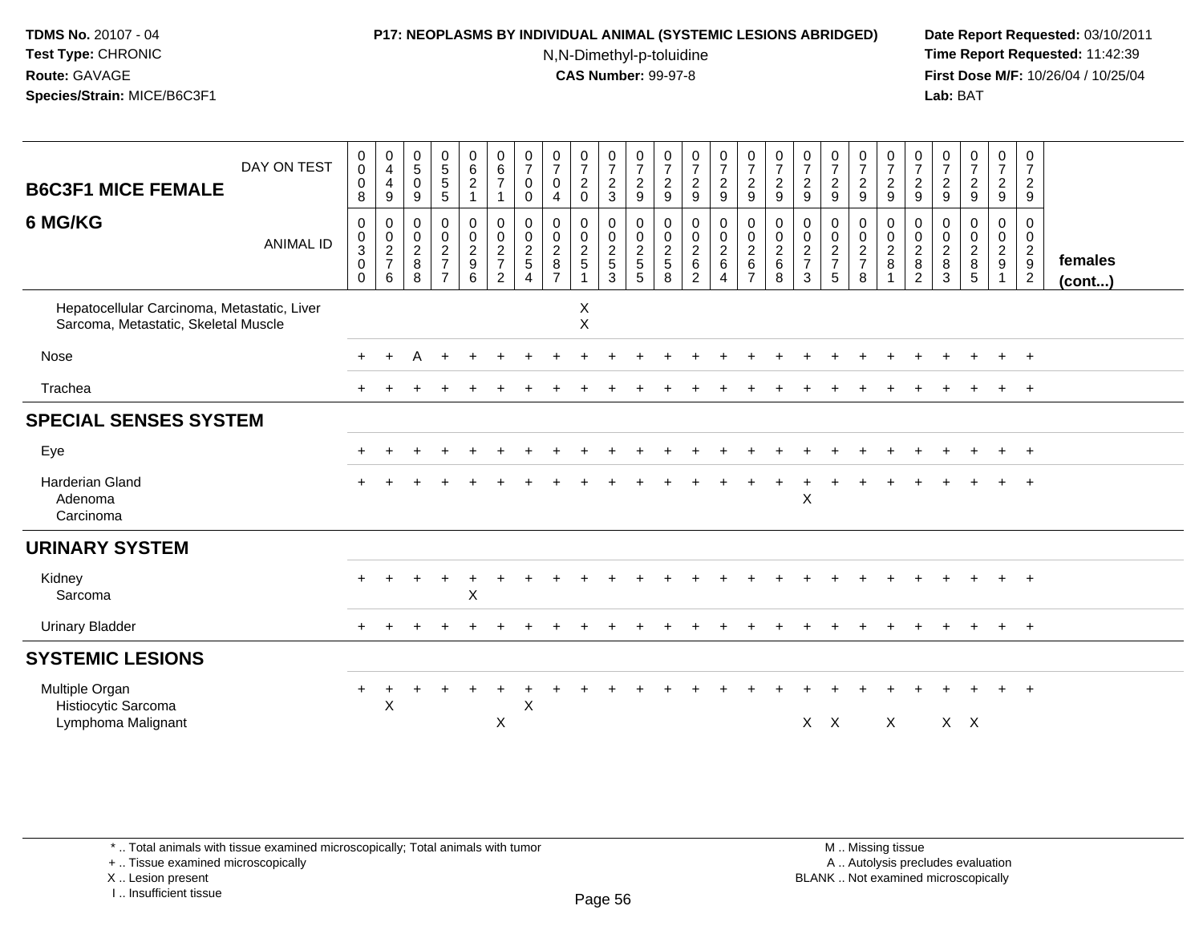**TDMS No.** 20107 - 04
**Test Type:** CHRONIC
**Route:** GAVAGE
**Species/Strain:** MICE/B6C3F1

**P17: NEOPLASMS BY INDIVIDUAL ANIMAL (SYSTEMIC LESIONS ABRIDGED)**
N,N-Dimethyl-p-toluidine
**CAS Number:** 99-97-8

**Date Report Requested:** 03/10/2011
**Time Report Requested:** 11:42:39
**First Dose M/F:** 10/26/04 / 10/25/04
**Lab:** BAT

| B6C3F1 MICE FEMALE 6 MG/KG | | | | | | | | | | | | | | | | | | | | | | | | | | |
|---|---|---|---|---|---|---|---|---|---|---|---|---|---|---|---|---|---|---|---|---|---|---|---|---|---|---|
| DAY ON TEST | 0008 | 0449 | 0509 | 0555 | 0621 | 0671 | 0700 | 0704 | 0720 | 0723 | 0729 | 0729 | 0729 | 0729 | 0729 | 0729 | 0729 | 0729 | 0729 | 0729 | 0729 | 0729 | 0729 | 0729 | 0729 | |
| ANIMAL ID | 00300 | 00276 | 00288 | 00277 | 00296 | 00272 | 00254 | 00287 | 00251 | 00253 | 00255 | 00258 | 00262 | 00264 | 00267 | 00268 | 00273 | 00275 | 00278 | 00281 | 00282 | 00283 | 00285 | 00291 | 00292 | females (cont...) |
| Hepatocellular Carcinoma, Metastatic, Liver | | | | | | | | | X | | | | | | | | | | | | | | | | | |
| Sarcoma, Metastatic, Skeletal Muscle | | | | | | | | | X | | | | | | | | | | | | | | | | | |
| Nose | + | + | A | + | + | + | + | + | + | + | + | + | + | + | + | + | + | + | + | + | + | + | + | + | + | |
| Trachea | + | + | + | + | + | + | + | + | + | + | + | + | + | + | + | + | + | + | + | + | + | + | + | + | + | |
| **SPECIAL SENSES SYSTEM** | | | | | | | | | | | | | | | | | | | | | | | | | | |
| Eye | + | + | + | + | + | + | + | + | + | + | + | + | + | + | + | + | + | + | + | + | + | + | + | + | + | |
| Harderian Gland | + | + | + | + | + | + | + | + | + | + | + | + | + | + | + | + | + | + | + | + | + | + | + | + | + | |
| Adenoma | | | | | | | | | | | | | | | | | X | | | | | | | | | |
| Carcinoma | | | | | | | | | | | | | | | | | | | | | | | | | | |
| **URINARY SYSTEM** | | | | | | | | | | | | | | | | | | | | | | | | | | |
| Kidney | + | + | + | + | + | + | + | + | + | + | + | + | + | + | + | + | + | + | + | + | + | + | + | + | + | |
| Sarcoma | | | | | X | | | | | | | | | | | | | | | | | | | | | |
| Urinary Bladder | + | + | + | + | + | + | + | + | + | + | + | + | + | + | + | + | + | + | + | + | + | + | + | + | + | |
| **SYSTEMIC LESIONS** | | | | | | | | | | | | | | | | | | | | | | | | | | |
| Multiple Organ | + | + | + | + | + | + | + | + | + | + | + | + | + | + | + | + | + | + | + | + | + | + | + | + | + | |
| Histiocytic Sarcoma | | X | | | | | X | | | | | | | | | | | | | | | | | | | |
| Lymphoma Malignant | | | | | | X | | | | | | | | | | | X | X | | X | | X | X | | | |

\* .. Total animals with tissue examined microscopically; Total animals with tumor
\+ .. Tissue examined microscopically
X .. Lesion present
I .. Insufficient tissue

M .. Missing tissue
A .. Autolysis precludes evaluation
BLANK .. Not examined microscopically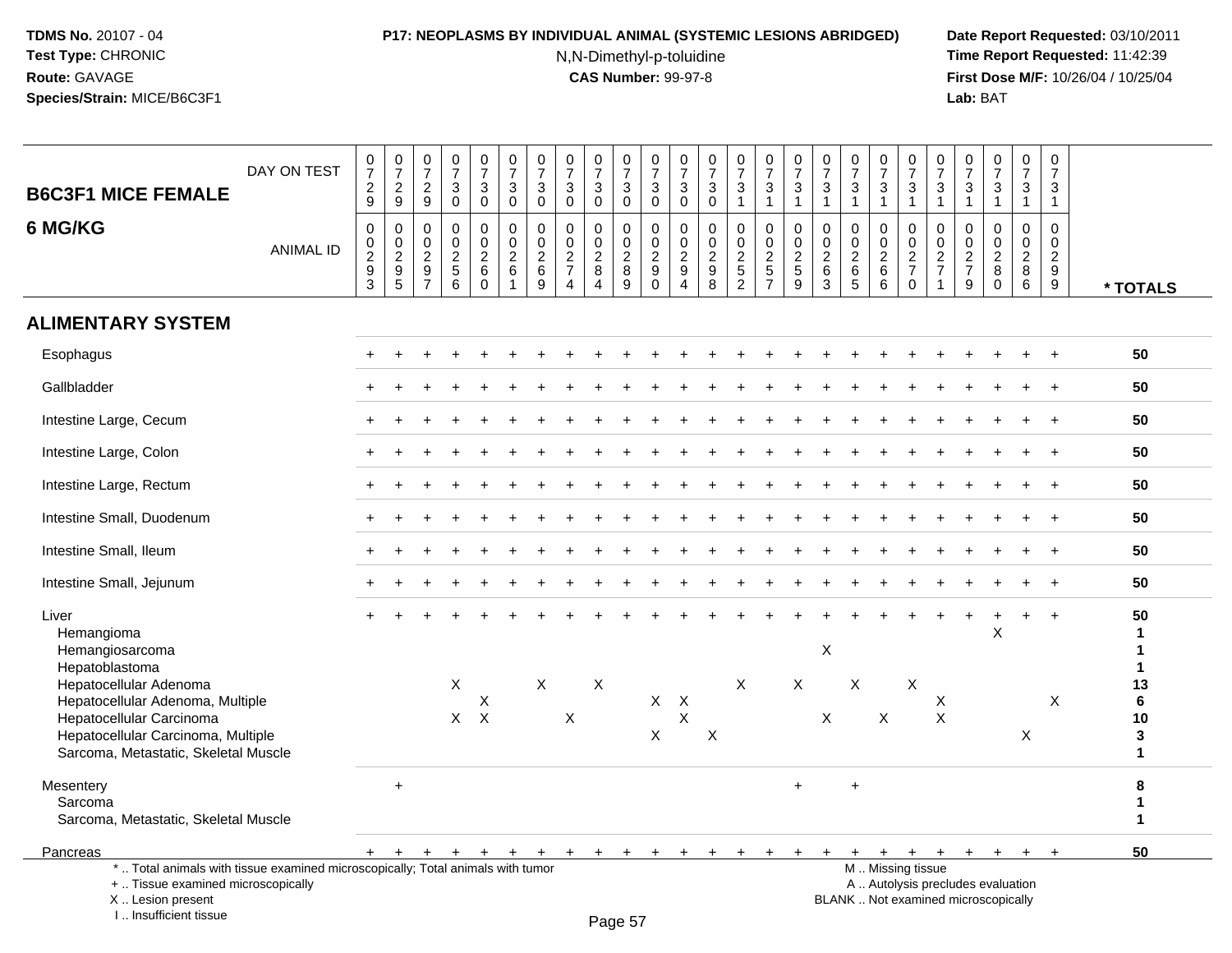**TDMS No.** 20107 - 04
**Test Type:** CHRONIC
**Route:** GAVAGE
**Species/Strain:** MICE/B6C3F1

**P17: NEOPLASMS BY INDIVIDUAL ANIMAL (SYSTEMIC LESIONS ABRIDGED)**
N,N-Dimethyl-p-toluidine
**CAS Number:** 99-97-8

**Date Report Requested:** 03/10/2011
**Time Report Requested:** 11:42:39
**First Dose M/F:** 10/26/04 / 10/25/04
**Lab:** BAT

## B6C3F1 MICE FEMALE 6 MG/KG

| DAY ON TEST | 0729 | 0729 | 0729 | 0730 | 0730 | 0730 | 0730 | 0730 | 0730 | 0730 | 0730 | 0730 | 0730 | 0731 | 0731 | 0731 | 0731 | 0731 | 0731 | 0731 | 0731 | 0731 | 0731 | 0731 | 0731 | |
|---|---|---|---|---|---|---|---|---|---|---|---|---|---|---|---|---|---|---|---|---|---|---|---|---|---|---|
| **ANIMAL ID** | 0293 | 0295 | 0297 | 0256 | 0260 | 0261 | 0269 | 0274 | 0284 | 0289 | 0290 | 0294 | 0298 | 0252 | 0257 | 0259 | 0263 | 0265 | 0266 | 0270 | 0271 | 0279 | 0280 | 0286 | 0299 | *** TOTALS** |
| **ALIMENTARY SYSTEM** | | | | | | | | | | | | | | | | | | | | | | | | | | |
| Esophagus | + | + | + | + | + | + | + | + | + | + | + | + | + | + | + | + | + | + | + | + | + | + | + | + | + | **50** |
| Gallbladder | + | + | + | + | + | + | + | + | + | + | + | + | + | + | + | + | + | + | + | + | + | + | + | + | + | **50** |
| Intestine Large, Cecum | + | + | + | + | + | + | + | + | + | + | + | + | + | + | + | + | + | + | + | + | + | + | + | + | + | **50** |
| Intestine Large, Colon | + | + | + | + | + | + | + | + | + | + | + | + | + | + | + | + | + | + | + | + | + | + | + | + | + | **50** |
| Intestine Large, Rectum | + | + | + | + | + | + | + | + | + | + | + | + | + | + | + | + | + | + | + | + | + | + | + | + | + | **50** |
| Intestine Small, Duodenum | + | + | + | + | + | + | + | + | + | + | + | + | + | + | + | + | + | + | + | + | + | + | + | + | + | **50** |
| Intestine Small, Ileum | + | + | + | + | + | + | + | + | + | + | + | + | + | + | + | + | + | + | + | + | + | + | + | + | + | **50** |
| Intestine Small, Jejunum | + | + | + | + | + | + | + | + | + | + | + | + | + | + | + | + | + | + | + | + | + | + | + | + | + | **50** |
| Liver | + | + | + | + | + | + | + | + | + | + | + | + | + | + | + | + | + | + | + | + | + | + | + | + | + | **50** |
| Hemangioma | | | | | | | | | | | | | | | | | | | | | | | X | | | **1** |
| Hemangiosarcoma | | | | | | | | | | | | | | | | | X | | | | | | | | | **1** |
| Hepatoblastoma | | | | | | | | | | | | | | | | | | | | | | | | | | **1** |
| Hepatocellular Adenoma | | | | X | | | X | | X | | | | | X | | X | | X | | X | | | | | | **13** |
| Hepatocellular Adenoma, Multiple | | | | | X | | | | | | X | X | | | | | | | | | X | | | | X | **6** |
| Hepatocellular Carcinoma | | | | X | X | | | X | | | | X | | | | | X | | X | | X | | | | | **10** |
| Hepatocellular Carcinoma, Multiple | | | | | | | | | | | X | | X | | | | | | | | | | | X | | **3** |
| Sarcoma, Metastatic, Skeletal Muscle | | | | | | | | | | | | | | | | | | | | | | | | | | **1** |
| Mesentery | | + | | | | | | | | | | | | | | + | | + | | | | | | | | **8** |
| Sarcoma | | | | | | | | | | | | | | | | | | | | | | | | | | **1** |
| Sarcoma, Metastatic, Skeletal Muscle | | | | | | | | | | | | | | | | | | | | | | | | | | **1** |
| Pancreas | + | + | + | + | + | + | + | + | + | + | + | + | + | + | + | + | + | + | + | + | + | + | + | + | + | **50** |

\* .. Total animals with tissue examined microscopically; Total animals with tumor
\+ .. Tissue examined microscopically
X .. Lesion present
I .. Insufficient tissue

M .. Missing tissue
A .. Autolysis precludes evaluation
BLANK .. Not examined microscopically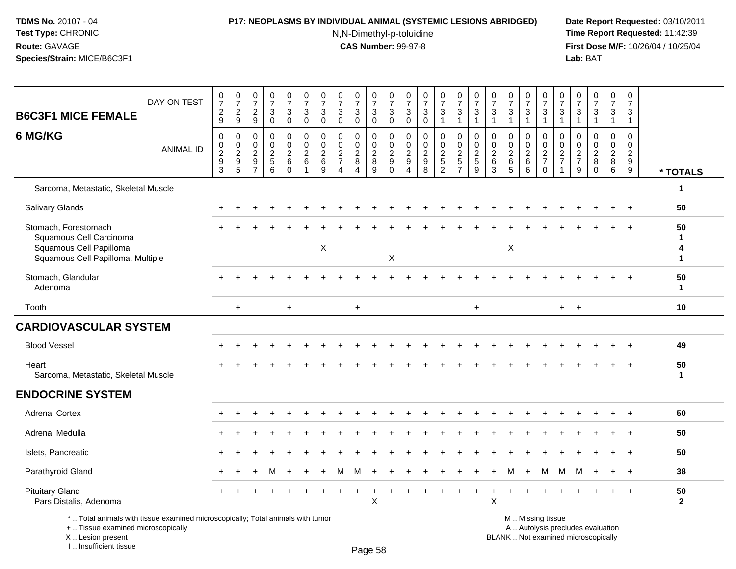**TDMS No.** 20107 - 04
**Test Type:** CHRONIC
**Route:** GAVAGE
**Species/Strain:** MICE/B6C3F1

**P17: NEOPLASMS BY INDIVIDUAL ANIMAL (SYSTEMIC LESIONS ABRIDGED)**
N,N-Dimethyl-p-toluidine
**CAS Number:** 99-97-8

**Date Report Requested:** 03/10/2011
**Time Report Requested:** 11:42:39
**First Dose M/F:** 10/26/04 / 10/25/04
**Lab:** BAT

## B6C3F1 MICE FEMALE 6 MG/KG

| DAY ON TEST | 0729 | 0729 | 0729 | 0730 | 0730 | 0730 | 0730 | 0730 | 0730 | 0730 | 0730 | 0730 | 0730 | 0731 | 0731 | 0731 | 0731 | 0731 | 0731 | 0731 | 0731 | 0731 | 0731 | 0731 | 0731 | |
|---|---|---|---|---|---|---|---|---|---|---|---|---|---|---|---|---|---|---|---|---|---|---|---|---|---|---|
| **ANIMAL ID** | 0293 | 0295 | 0297 | 0256 | 0260 | 0261 | 0269 | 0274 | 0284 | 0289 | 0290 | 0294 | 0298 | 0252 | 0257 | 0259 | 0263 | 0265 | 0266 | 0270 | 0271 | 0279 | 0280 | 0286 | 0299 | *** TOTALS** |
| Sarcoma, Metastatic, Skeletal Muscle | | | | | | | | | | | | | | | | | | | | | | | | | | 1 |
| Salivary Glands | + | + | + | + | + | + | + | + | + | + | + | + | + | + | + | + | + | + | + | + | + | + | + | + | + | 50 |
| Stomach, Forestomach | + | + | + | + | + | + | + | + | + | + | + | + | + | + | + | + | + | + | + | + | + | + | + | + | + | 50 |
| Squamous Cell Carcinoma | | | | | | | | | | | | | | | | | | | | | | | | | | 1 |
| Squamous Cell Papilloma | | | | | | | X | | | | | | | | | | | X | | | | | | | | 4 |
| Squamous Cell Papilloma, Multiple | | | | | | | | | | | X | | | | | | | | | | | | | | | 1 |
| Stomach, Glandular | + | + | + | + | + | + | + | + | + | + | + | + | + | + | + | + | + | + | + | + | + | + | + | + | + | 50 |
| Adenoma | | | | | | | | | | | | | | | | | | | | | | | | | | 1 |
| Tooth | | + | | | + | | | | + | | | | | | | + | | | | | + | + | | | | 10 |
| **CARDIOVASCULAR SYSTEM** | | | | | | | | | | | | | | | | | | | | | | | | | | |
| Blood Vessel | + | + | + | + | + | + | + | + | + | + | + | + | + | + | + | + | + | + | + | + | + | + | + | + | + | 49 |
| Heart | + | + | + | + | + | + | + | + | + | + | + | + | + | + | + | + | + | + | + | + | + | + | + | + | + | 50 |
| Sarcoma, Metastatic, Skeletal Muscle | | | | | | | | | | | | | | | | | | | | | | | | | | 1 |
| **ENDOCRINE SYSTEM** | | | | | | | | | | | | | | | | | | | | | | | | | | |
| Adrenal Cortex | + | + | + | + | + | + | + | + | + | + | + | + | + | + | + | + | + | + | + | + | + | + | + | + | + | 50 |
| Adrenal Medulla | + | + | + | + | + | + | + | + | + | + | + | + | + | + | + | + | + | + | + | + | + | + | + | + | + | 50 |
| Islets, Pancreatic | + | + | + | + | + | + | + | + | + | + | + | + | + | + | + | + | + | + | + | + | + | + | + | + | + | 50 |
| Parathyroid Gland | + | + | + | M | + | + | + | M | M | + | + | + | + | + | + | + | + | M | + | M | M | M | + | + | + | 38 |
| Pituitary Gland | + | + | + | + | + | + | + | + | + | + | + | + | + | + | + | + | + | + | + | + | + | + | + | + | + | 50 |
| Pars Distalis, Adenoma | | | | | | | | | | X | | | | | | | X | | | | | | | | | 2 |

* .. Total animals with tissue examined microscopically; Total animals with tumor
+ .. Tissue examined microscopically
X .. Lesion present
I .. Insufficient tissue

M .. Missing tissue
A .. Autolysis precludes evaluation
BLANK .. Not examined microscopically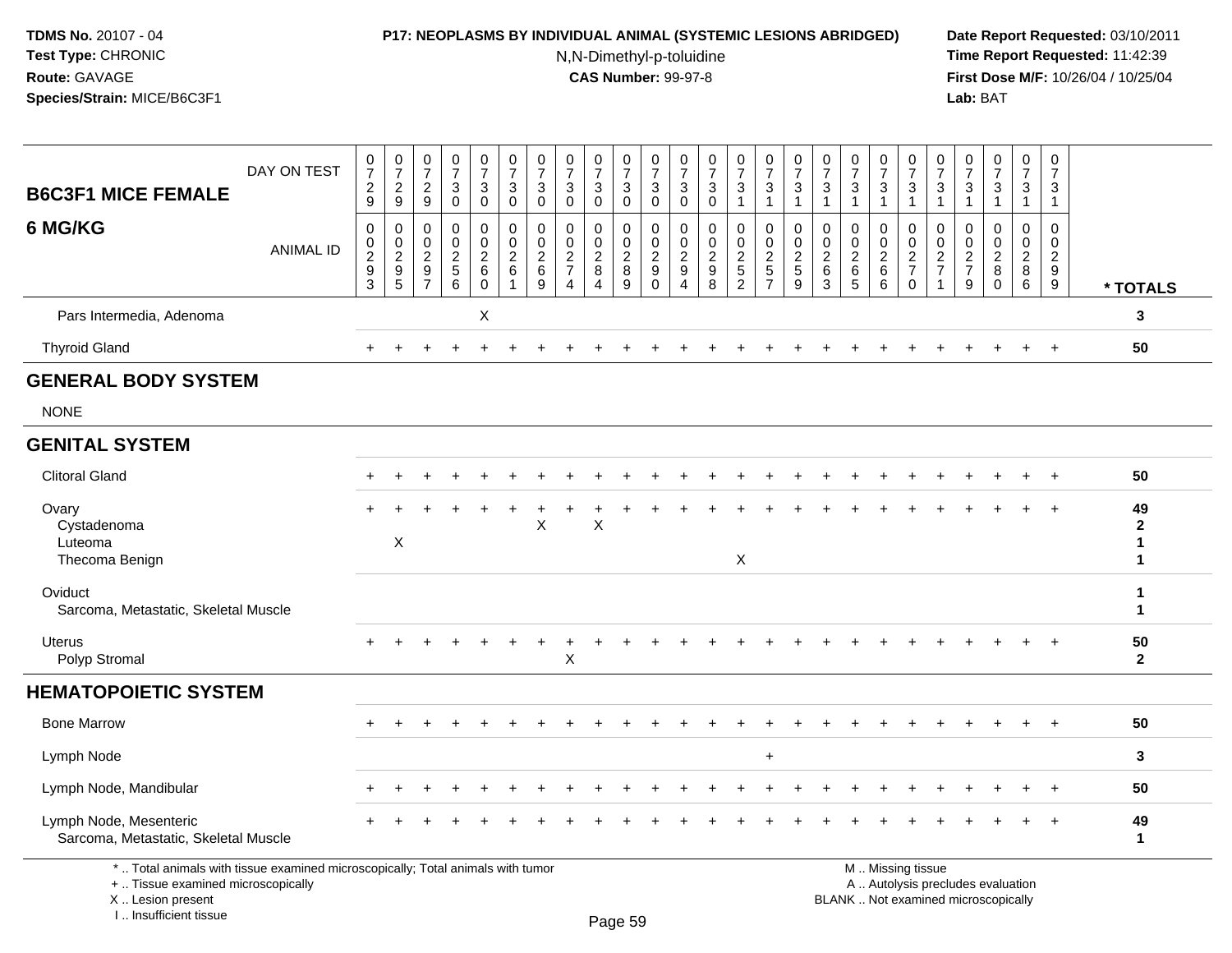# P17: NEOPLASMS BY INDIVIDUAL ANIMAL (SYSTEMIC LESIONS ABRIDGED)

N,N-Dimethyl-p-toluidine
**CAS Number:** 99-97-8

**TDMS No.** 20107 - 04
**Test Type:** CHRONIC
**Route:** GAVAGE
**Species/Strain:** MICE/B6C3F1

**Date Report Requested:** 03/10/2011
**Time Report Requested:** 11:42:39
**First Dose M/F:** 10/26/04 / 10/25/04
**Lab:** BAT

| B6C3F1 MICE FEMALE — DAY ON TEST | 0729 | 0729 | 0729 | 0730 | 0730 | 0730 | 0730 | 0730 | 0730 | 0730 | 0730 | 0730 | 0730 | 0731 | 0731 | 0731 | 0731 | 0731 | 0731 | 0731 | 0731 | 0731 | 0731 | 0731 | 0731 | |
|---|---|---|---|---|---|---|---|---|---|---|---|---|---|---|---|---|---|---|---|---|---|---|---|---|---|---|
| **6 MG/KG** — ANIMAL ID | 0293 | 0295 | 0297 | 0256 | 0260 | 0261 | 0269 | 0274 | 0284 | 0289 | 0290 | 0294 | 0298 | 0252 | 0257 | 0259 | 0263 | 0265 | 0266 | 0270 | 0271 | 0279 | 0280 | 0286 | 0299 | *** TOTALS** |
| Pars Intermedia, Adenoma | | | | | X | | | | | | | | | | | | | | | | | | | | | 3 |
| Thyroid Gland | + | + | + | + | + | + | + | + | + | + | + | + | + | + | + | + | + | + | + | + | + | + | + | + | + | 50 |
| **GENERAL BODY SYSTEM** | | | | | | | | | | | | | | | | | | | | | | | | | | |
| NONE | | | | | | | | | | | | | | | | | | | | | | | | | | |
| **GENITAL SYSTEM** | | | | | | | | | | | | | | | | | | | | | | | | | | |
| Clitoral Gland | + | + | + | + | + | + | + | + | + | + | + | + | + | + | + | + | + | + | + | + | + | + | + | + | + | 50 |
| Ovary | + | + | + | + | + | + | + | + | + | + | + | + | + | + | + | + | + | + | + | + | + | + | + | + | + | 49 |
| Cystadenoma | | | | | | | X | | X | | | | | | | | | | | | | | | | | 2 |
| Luteoma | | X | | | | | | | | | | | | | | | | | | | | | | | | 1 |
| Thecoma Benign | | | | | | | | | | | | | | X | | | | | | | | | | | | 1 |
| Oviduct | | | | | | | | | | | | | | | | | | | | | | | | | | 1 |
| Sarcoma, Metastatic, Skeletal Muscle | | | | | | | | | | | | | | | | | | | | | | | | | | 1 |
| Uterus | + | + | + | + | + | + | + | + | + | + | + | + | + | + | + | + | + | + | + | + | + | + | + | + | + | 50 |
| Polyp Stromal | | | | | | | | X | | | | | | | | | | | | | | | | | | 2 |
| **HEMATOPOIETIC SYSTEM** | | | | | | | | | | | | | | | | | | | | | | | | | | |
| Bone Marrow | + | + | + | + | + | + | + | + | + | + | + | + | + | + | + | + | + | + | + | + | + | + | + | + | + | 50 |
| Lymph Node | | | | | | | | | | | | | | | + | | | | | | | | | | | 3 |
| Lymph Node, Mandibular | + | + | + | + | + | + | + | + | + | + | + | + | + | + | + | + | + | + | + | + | + | + | + | + | + | 50 |
| Lymph Node, Mesenteric | + | + | + | + | + | + | + | + | + | + | + | + | + | + | + | + | + | + | + | + | + | + | + | + | + | 49 |
| Sarcoma, Metastatic, Skeletal Muscle | | | | | | | | | | | | | | | | | | | | | | | | | | 1 |

\* .. Total animals with tissue examined microscopically; Total animals with tumor
\+ .. Tissue examined microscopically
X .. Lesion present
I .. Insufficient tissue

M .. Missing tissue
A .. Autolysis precludes evaluation
BLANK .. Not examined microscopically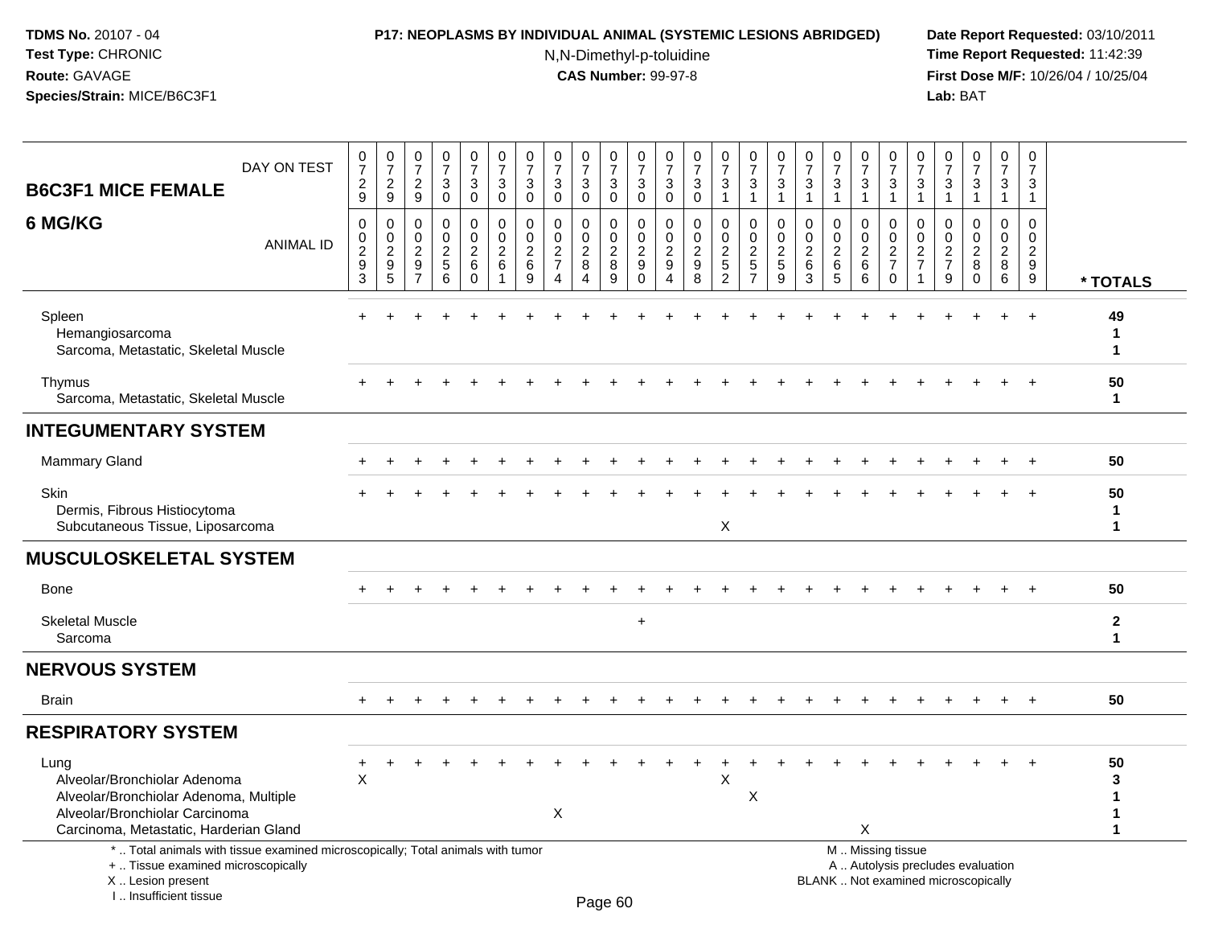**TDMS No.** 20107 - 04
**Test Type:** CHRONIC
**Route:** GAVAGE
**Species/Strain:** MICE/B6C3F1

**P17: NEOPLASMS BY INDIVIDUAL ANIMAL (SYSTEMIC LESIONS ABRIDGED)**
N,N-Dimethyl-p-toluidine
**CAS Number:** 99-97-8

**Date Report Requested:** 03/10/2011
**Time Report Requested:** 11:42:39
**First Dose M/F:** 10/26/04 / 10/25/04
**Lab:** BAT

| B6C3F1 MICE FEMALE 6 MG/KG — DAY ON TEST | 0729 | 0729 | 0729 | 0730 | 0730 | 0730 | 0730 | 0730 | 0730 | 0730 | 0730 | 0730 | 0730 | 0731 | 0731 | 0731 | 0731 | 0731 | 0731 | 0731 | 0731 | 0731 | 0731 | 0731 | 0731 | |
|---|---|---|---|---|---|---|---|---|---|---|---|---|---|---|---|---|---|---|---|---|---|---|---|---|---|---|
| ANIMAL ID | 0293 | 0295 | 0297 | 0256 | 0260 | 0261 | 0269 | 0274 | 0284 | 0289 | 0290 | 0294 | 0298 | 0252 | 0257 | 0259 | 0263 | 0265 | 0266 | 0270 | 0271 | 0279 | 0280 | 0286 | 0299 | * TOTALS |
| Spleen | + | + | + | + | + | + | + | + | + | + | + | + | + | + | + | + | + | + | + | + | + | + | + | + | + | 49 |
| Hemangiosarcoma | | | | | | | | | | | | | | | | | | | | | | | | | | 1 |
| Sarcoma, Metastatic, Skeletal Muscle | | | | | | | | | | | | | | | | | | | | | | | | | | 1 |
| Thymus | + | + | + | + | + | + | + | + | + | + | + | + | + | + | + | + | + | + | + | + | + | + | + | + | + | 50 |
| Sarcoma, Metastatic, Skeletal Muscle | | | | | | | | | | | | | | | | | | | | | | | | | | 1 |
| **INTEGUMENTARY SYSTEM** | | | | | | | | | | | | | | | | | | | | | | | | | | |
| Mammary Gland | + | + | + | + | + | + | + | + | + | + | + | + | + | + | + | + | + | + | + | + | + | + | + | + | + | 50 |
| Skin | + | + | + | + | + | + | + | + | + | + | + | + | + | + | + | + | + | + | + | + | + | + | + | + | + | 50 |
| Dermis, Fibrous Histiocytoma | | | | | | | | | | | | | | | | | | | | | | | | | | 1 |
| Subcutaneous Tissue, Liposarcoma | | | | | | | | | | | | | | X | | | | | | | | | | | | 1 |
| **MUSCULOSKELETAL SYSTEM** | | | | | | | | | | | | | | | | | | | | | | | | | | |
| Bone | + | + | + | + | + | + | + | + | + | + | + | + | + | + | + | + | + | + | + | + | + | + | + | + | + | 50 |
| Skeletal Muscle | | | | | | | | | | | + | | | | | | | | | | | | | | | 2 |
| Sarcoma | | | | | | | | | | | | | | | | | | | | | | | | | | 1 |
| **NERVOUS SYSTEM** | | | | | | | | | | | | | | | | | | | | | | | | | | |
| Brain | + | + | + | + | + | + | + | + | + | + | + | + | + | + | + | + | + | + | + | + | + | + | + | + | + | 50 |
| **RESPIRATORY SYSTEM** | | | | | | | | | | | | | | | | | | | | | | | | | | |
| Lung | + | + | + | + | + | + | + | + | + | + | + | + | + | + | + | + | + | + | + | + | + | + | + | + | + | 50 |
| Alveolar/Bronchiolar Adenoma | X | | | | | | | | | | | | | X | | | | | | | | | | | | 3 |
| Alveolar/Bronchiolar Adenoma, Multiple | | | | | | | | | | | | | | | X | | | | | | | | | | | 1 |
| Alveolar/Bronchiolar Carcinoma | | | | | | | | X | | | | | | | | | | | | | | | | | | 1 |
| Carcinoma, Metastatic, Harderian Gland | | | | | | | | | | | | | | | | | | | X | | | | | | | 1 |

\* .. Total animals with tissue examined microscopically; Total animals with tumor
\+ .. Tissue examined microscopically
X .. Lesion present
I .. Insufficient tissue

M .. Missing tissue
A .. Autolysis precludes evaluation
BLANK .. Not examined microscopically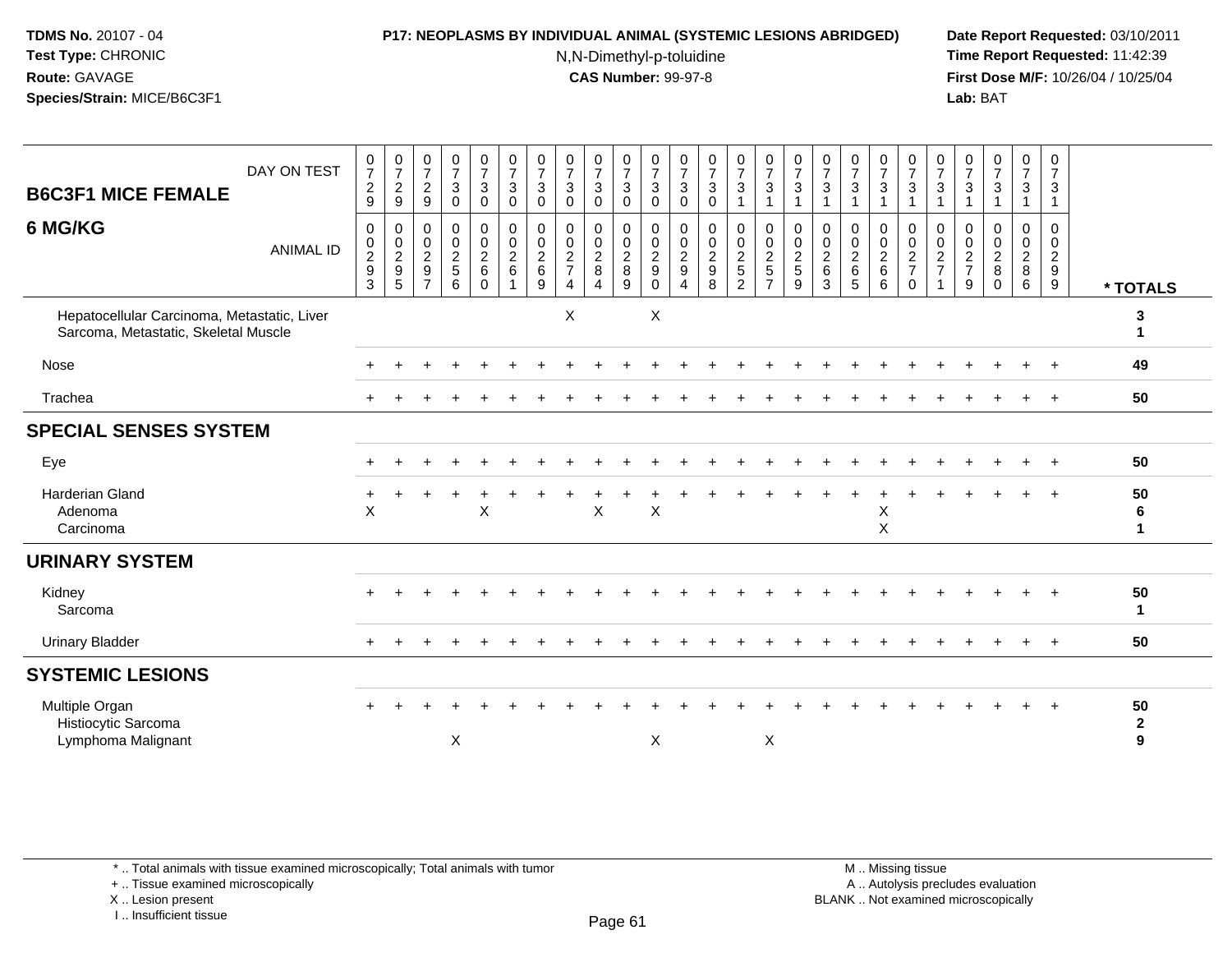**TDMS No.** 20107 - 04
**Test Type:** CHRONIC
**Route:** GAVAGE
**Species/Strain:** MICE/B6C3F1

**P17: NEOPLASMS BY INDIVIDUAL ANIMAL (SYSTEMIC LESIONS ABRIDGED)**
N,N-Dimethyl-p-toluidine
**CAS Number:** 99-97-8

**Date Report Requested:** 03/10/2011
**Time Report Requested:** 11:42:39
**First Dose M/F:** 10/26/04 / 10/25/04
**Lab:** BAT

| B6C3F1 MICE FEMALE — DAY ON TEST | 0729 | 0729 | 0729 | 0730 | 0730 | 0730 | 0730 | 0730 | 0730 | 0730 | 0730 | 0730 | 0730 | 0731 | 0731 | 0731 | 0731 | 0731 | 0731 | 0731 | 0731 | 0731 | 0731 | 0731 | 0731 | |
|---|---|---|---|---|---|---|---|---|---|---|---|---|---|---|---|---|---|---|---|---|---|---|---|---|---|---|
| **6 MG/KG** — ANIMAL ID | 0293 | 0295 | 0297 | 0256 | 0260 | 0261 | 0269 | 0274 | 0284 | 0289 | 0290 | 0294 | 0298 | 0252 | 0257 | 0259 | 0263 | 0265 | 0266 | 0270 | 0271 | 0279 | 0280 | 0286 | 0299 | *** TOTALS** |
| Hepatocellular Carcinoma, Metastatic, Liver | | | | | | | | X | | | X | | | | | | | | | | | | | | | 3 |
| Sarcoma, Metastatic, Skeletal Muscle | | | | | | | | | | | | | | | | | | | | | | | | | | 1 |
| Nose | + | + | + | + | + | + | + | + | + | + | + | + | + | + | + | + | + | + | + | + | + | + | + | + | + | 49 |
| Trachea | + | + | + | + | + | + | + | + | + | + | + | + | + | + | + | + | + | + | + | + | + | + | + | + | + | 50 |
| **SPECIAL SENSES SYSTEM** | | | | | | | | | | | | | | | | | | | | | | | | | | |
| Eye | + | + | + | + | + | + | + | + | + | + | + | + | + | + | + | + | + | + | + | + | + | + | + | + | + | 50 |
| Harderian Gland | + | + | + | + | + | + | + | + | + | + | + | + | + | + | + | + | + | + | + | + | + | + | + | + | + | 50 |
| Adenoma | X | | | | X | | | | X | | X | | | | | | | | X | | | | | | | 6 |
| Carcinoma | | | | | | | | | | | | | | | | | | | X | | | | | | | 1 |
| **URINARY SYSTEM** | | | | | | | | | | | | | | | | | | | | | | | | | | |
| Kidney | + | + | + | + | + | + | + | + | + | + | + | + | + | + | + | + | + | + | + | + | + | + | + | + | + | 50 |
| Sarcoma | | | | | | | | | | | | | | | | | | | | | | | | | | 1 |
| Urinary Bladder | + | + | + | + | + | + | + | + | + | + | + | + | + | + | + | + | + | + | + | + | + | + | + | + | + | 50 |
| **SYSTEMIC LESIONS** | | | | | | | | | | | | | | | | | | | | | | | | | | |
| Multiple Organ | + | + | + | + | + | + | + | + | + | + | + | + | + | + | + | + | + | + | + | + | + | + | + | + | + | 50 |
| Histiocytic Sarcoma | | | | | | | | | | | | | | | | | | | | | | | | | | 2 |
| Lymphoma Malignant | | | | X | | | | | | | X | | | | X | | | | | | | | | | | 9 |

\* .. Total animals with tissue examined microscopically; Total animals with tumor
\+ .. Tissue examined microscopically
X .. Lesion present
I .. Insufficient tissue

M .. Missing tissue
A .. Autolysis precludes evaluation
BLANK .. Not examined microscopically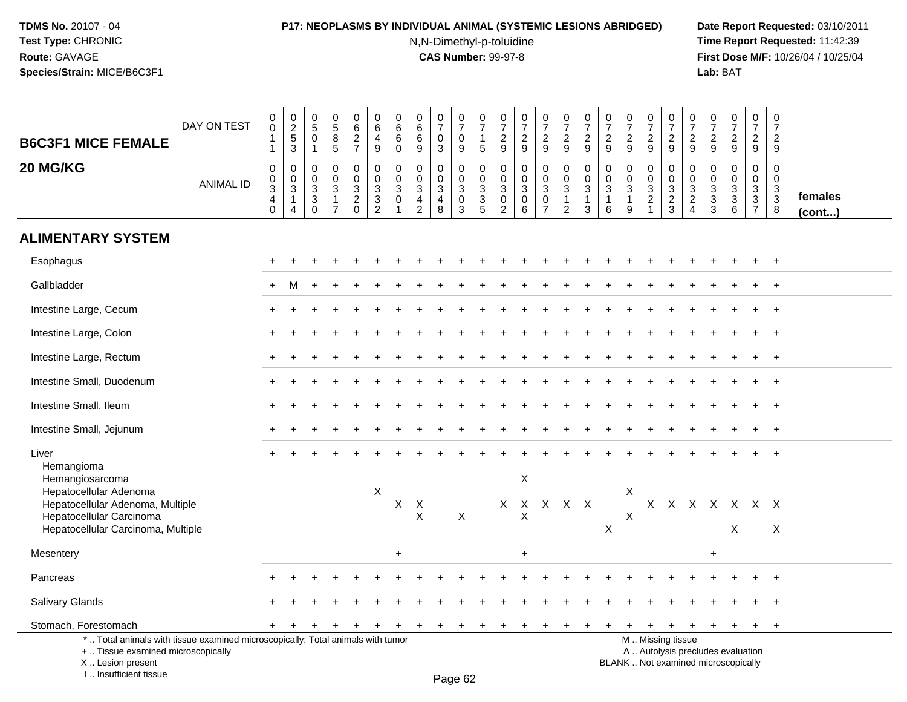**TDMS No.** 20107 - 04
**Test Type:** CHRONIC
**Route:** GAVAGE
**Species/Strain:** MICE/B6C3F1

**P17: NEOPLASMS BY INDIVIDUAL ANIMAL (SYSTEMIC LESIONS ABRIDGED)**
N,N-Dimethyl-p-toluidine
**CAS Number:** 99-97-8

**Date Report Requested:** 03/10/2011
**Time Report Requested:** 11:42:39
**First Dose M/F:** 10/26/04 / 10/25/04
**Lab:** BAT

| B6C3F1 MICE FEMALE 20 MG/KG | | | | | | | | | | | | | | | | | | | | | | | | | | |
|---|---|---|---|---|---|---|---|---|---|---|---|---|---|---|---|---|---|---|---|---|---|---|---|---|---|---|
| DAY ON TEST | 0011 | 0253 | 0501 | 0585 | 0627 | 0649 | 0660 | 0669 | 0703 | 0709 | 0715 | 0729 | 0729 | 0729 | 0729 | 0729 | 0729 | 0729 | 0729 | 0729 | 0729 | 0729 | 0729 | 0729 | 0729 | |
| ANIMAL ID | 00340 | 00314 | 00330 | 00317 | 00320 | 00332 | 00301 | 00342 | 00348 | 00303 | 00335 | 00302 | 00306 | 00307 | 00312 | 00313 | 00316 | 00319 | 00321 | 00323 | 00324 | 00333 | 00336 | 00337 | 00338 | females (cont...) |
| **ALIMENTARY SYSTEM** | | | | | | | | | | | | | | | | | | | | | | | | | | |
| Esophagus | + | + | + | + | + | + | + | + | + | + | + | + | + | + | + | + | + | + | + | + | + | + | + | + | + | |
| Gallbladder | + | M | + | + | + | + | + | + | + | + | + | + | + | + | + | + | + | + | + | + | + | + | + | + | + | |
| Intestine Large, Cecum | + | + | + | + | + | + | + | + | + | + | + | + | + | + | + | + | + | + | + | + | + | + | + | + | + | |
| Intestine Large, Colon | + | + | + | + | + | + | + | + | + | + | + | + | + | + | + | + | + | + | + | + | + | + | + | + | + | |
| Intestine Large, Rectum | + | + | + | + | + | + | + | + | + | + | + | + | + | + | + | + | + | + | + | + | + | + | + | + | + | |
| Intestine Small, Duodenum | + | + | + | + | + | + | + | + | + | + | + | + | + | + | + | + | + | + | + | + | + | + | + | + | + | |
| Intestine Small, Ileum | + | + | + | + | + | + | + | + | + | + | + | + | + | + | + | + | + | + | + | + | + | + | + | + | + | |
| Intestine Small, Jejunum | + | + | + | + | + | + | + | + | + | + | + | + | + | + | + | + | + | + | + | + | + | + | + | + | + | |
| Liver | + | + | + | + | + | + | + | + | + | + | + | + | + | + | + | + | + | + | + | + | + | + | + | + | + | |
| Hemangioma | | | | | | | | | | | | | | | | | | | | | | | | | | |
| Hemangiosarcoma | | | | | | | | | | | | | X | | | | | | | | | | | | | |
| Hepatocellular Adenoma | | | | | | X | | | | | | | | | | | | X | | | | | | | | |
| Hepatocellular Adenoma, Multiple | | | | | | | X | X | | | | X | X | X | X | X | | | X | X | X | X | X | X | X | |
| Hepatocellular Carcinoma | | | | | | | | X | | X | | | X | | | | | X | | | | | | | | |
| Hepatocellular Carcinoma, Multiple | | | | | | | | | | | | | | | | | X | | | | | | X | | X | |
| Mesentery | | | | | | | + | | | | | | + | | | | | | | | | + | | | | |
| Pancreas | + | + | + | + | + | + | + | + | + | + | + | + | + | + | + | + | + | + | + | + | + | + | + | + | + | |
| Salivary Glands | + | + | + | + | + | + | + | + | + | + | + | + | + | + | + | + | + | + | + | + | + | + | + | + | + | |
| Stomach, Forestomach | + | + | + | + | + | + | + | + | + | + | + | + | + | + | + | + | + | + | + | + | + | + | + | + | + | |

\* .. Total animals with tissue examined microscopically; Total animals with tumor
\+ .. Tissue examined microscopically
X .. Lesion present
I .. Insufficient tissue

M .. Missing tissue
A .. Autolysis precludes evaluation
BLANK .. Not examined microscopically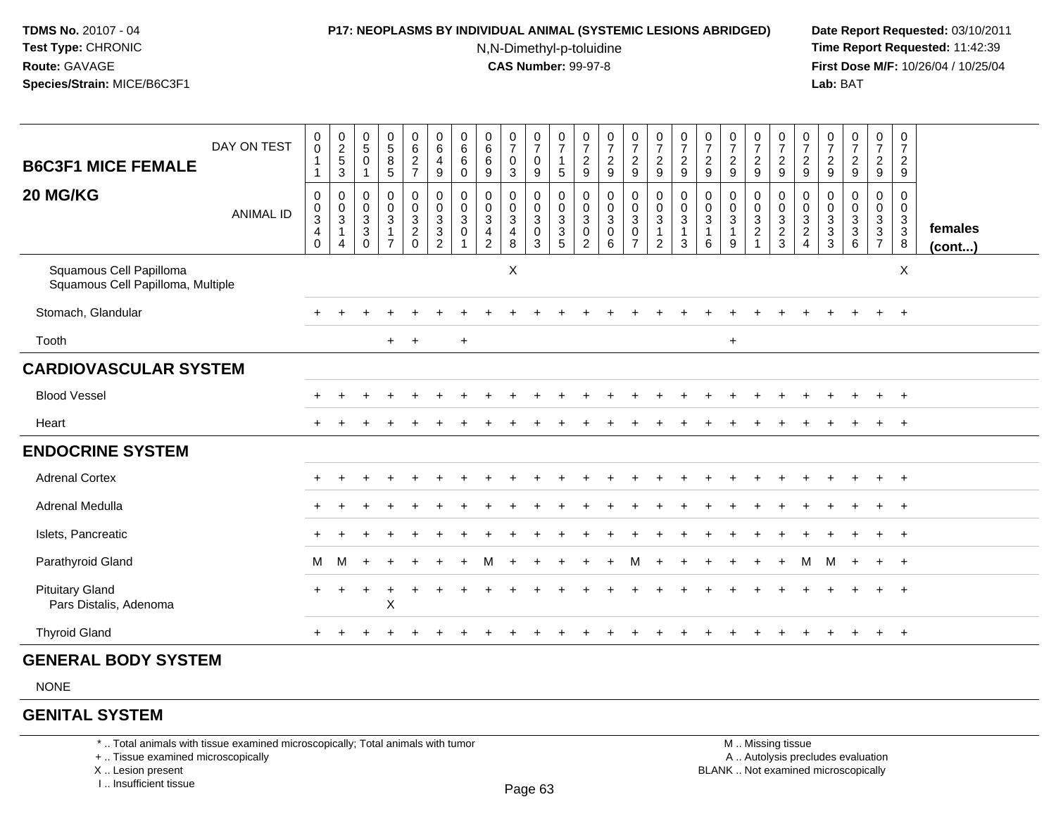**TDMS No.** 20107 - 04
**Test Type:** CHRONIC
**Route:** GAVAGE
**Species/Strain:** MICE/B6C3F1

**P17: NEOPLASMS BY INDIVIDUAL ANIMAL (SYSTEMIC LESIONS ABRIDGED)**
N,N-Dimethyl-p-toluidine
**CAS Number:** 99-97-8

**Date Report Requested:** 03/10/2011
**Time Report Requested:** 11:42:39
**First Dose M/F:** 10/26/04 / 10/25/04
**Lab:** BAT

| B6C3F1 MICE FEMALE 20 MG/KG — DAY ON TEST | 0011 | 0253 | 0501 | 0585 | 0627 | 0649 | 0660 | 0669 | 0703 | 0709 | 0715 | 0729 | 0729 | 0729 | 0729 | 0729 | 0729 | 0729 | 0729 | 0729 | 0729 | 0729 | 0729 | 0729 | 0729 | |
|---|---|---|---|---|---|---|---|---|---|---|---|---|---|---|---|---|---|---|---|---|---|---|---|---|---|---|
| ANIMAL ID | 00340 | 00314 | 00330 | 00317 | 00320 | 00332 | 00301 | 00342 | 00348 | 00303 | 00335 | 00302 | 00306 | 00307 | 00312 | 00313 | 00316 | 00319 | 00321 | 00323 | 00324 | 00333 | 00336 | 00337 | 00338 | females (cont...) |
| Squamous Cell Papilloma | | | | | | | | | X | | | | | | | | | | | | | | | | X | |
| Squamous Cell Papilloma, Multiple | | | | | | | | | | | | | | | | | | | | | | | | | | |
| Stomach, Glandular | + | + | + | + | + | + | + | + | + | + | + | + | + | + | + | + | + | + | + | + | + | + | + | + | + | |
| Tooth | | | | + | + | | + | | | | | | | | | | | + | | | | | | | | |
| **CARDIOVASCULAR SYSTEM** | | | | | | | | | | | | | | | | | | | | | | | | | | |
| Blood Vessel | + | + | + | + | + | + | + | + | + | + | + | + | + | + | + | + | + | + | + | + | + | + | + | + | + | |
| Heart | + | + | + | + | + | + | + | + | + | + | + | + | + | + | + | + | + | + | + | + | + | + | + | + | + | |
| **ENDOCRINE SYSTEM** | | | | | | | | | | | | | | | | | | | | | | | | | | |
| Adrenal Cortex | + | + | + | + | + | + | + | + | + | + | + | + | + | + | + | + | + | + | + | + | + | + | + | + | + | |
| Adrenal Medulla | + | + | + | + | + | + | + | + | + | + | + | + | + | + | + | + | + | + | + | + | + | + | + | + | + | |
| Islets, Pancreatic | + | + | + | + | + | + | + | + | + | + | + | + | + | + | + | + | + | + | + | + | + | + | + | + | + | |
| Parathyroid Gland | M | M | + | + | + | + | + | M | + | + | + | + | + | M | + | + | + | + | + | + | M | M | + | + | + | |
| Pituitary Gland | + | + | + | + | + | + | + | + | + | + | + | + | + | + | + | + | + | + | + | + | + | + | + | + | + | |
| Pars Distalis, Adenoma | | | | X | | | | | | | | | | | | | | | | | | | | | | |
| Thyroid Gland | + | + | + | + | + | + | + | + | + | + | + | + | + | + | + | + | + | + | + | + | + | + | + | + | + | |
| **GENERAL BODY SYSTEM** | | | | | | | | | | | | | | | | | | | | | | | | | | |
| NONE | | | | | | | | | | | | | | | | | | | | | | | | | | |
| **GENITAL SYSTEM** | | | | | | | | | | | | | | | | | | | | | | | | | | |

* .. Total animals with tissue examined microscopically; Total animals with tumor
+ .. Tissue examined microscopically
X .. Lesion present
I .. Insufficient tissue

M .. Missing tissue
A .. Autolysis precludes evaluation
BLANK .. Not examined microscopically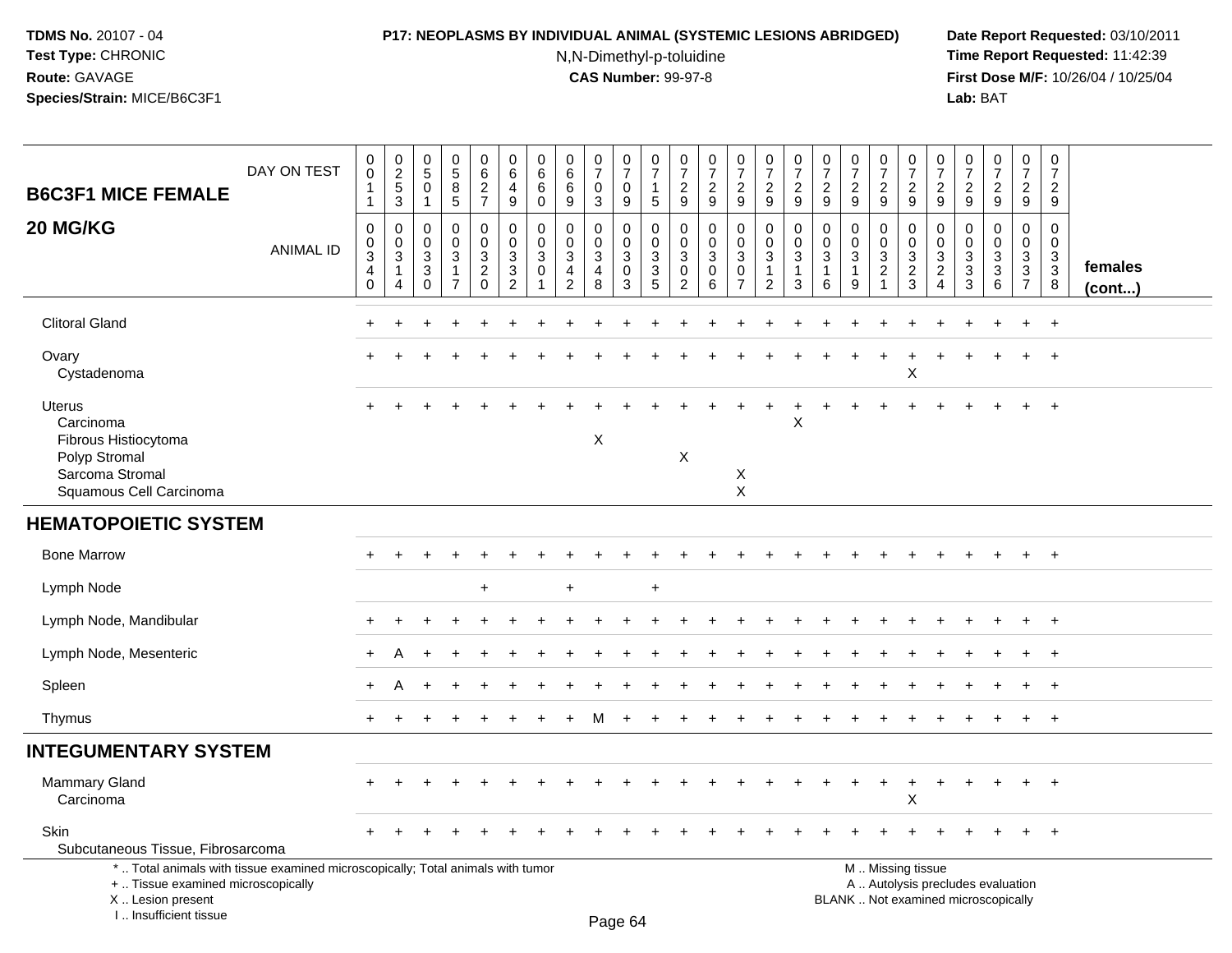**TDMS No.** 20107 - 04
**Test Type:** CHRONIC
**Route:** GAVAGE
**Species/Strain:** MICE/B6C3F1

**P17: NEOPLASMS BY INDIVIDUAL ANIMAL (SYSTEMIC LESIONS ABRIDGED)**
N,N-Dimethyl-p-toluidine
**CAS Number:** 99-97-8

**Date Report Requested:** 03/10/2011
**Time Report Requested:** 11:42:39
**First Dose M/F:** 10/26/04 / 10/25/04
**Lab:** BAT

| B6C3F1 MICE FEMALE 20 MG/KG | DAY ON TEST | 0011 | 0253 | 0501 | 0585 | 0627 | 0649 | 0660 | 0669 | 0703 | 0709 | 0715 | 0729 | 0729 | 0729 | 0729 | 0729 | 0729 | 0729 | 0729 | 0729 | 0729 | 0729 | 0729 | 0729 | 0729 | |
|---|---|---|---|---|---|---|---|---|---|---|---|---|---|---|---|---|---|---|---|---|---|---|---|---|---|---|---|
| | ANIMAL ID | 0340 | 0314 | 0330 | 0317 | 0320 | 0332 | 0301 | 0342 | 0348 | 0303 | 0335 | 0302 | 0306 | 0307 | 0312 | 0313 | 0316 | 0319 | 0321 | 0323 | 0324 | 0333 | 0336 | 0337 | 0338 | females (cont...) |
| Clitoral Gland | | + | + | + | + | + | + | + | + | + | + | + | + | + | + | + | + | + | + | + | + | + | + | + | + | + | |
| Ovary | | + | + | + | + | + | + | + | + | + | + | + | + | + | + | + | + | + | + | + | + | + | + | + | + | + | |
| Cystadenoma | | | | | | | | | | | | | | | | | | | | | X | | | | | | |
| Uterus | | + | + | + | + | + | + | + | + | + | + | + | + | + | + | + | + | + | + | + | + | + | + | + | + | + | |
| Carcinoma | | | | | | | | | | | | | | | | | X | | | | | | | | | | |
| Fibrous Histiocytoma | | | | | | | | | | X | | | | | | | | | | | | | | | | | |
| Polyp Stromal | | | | | | | | | | | | | X | | | | | | | | | | | | | | |
| Sarcoma Stromal | | | | | | | | | | | | | | | X | | | | | | | | | | | | |
| Squamous Cell Carcinoma | | | | | | | | | | | | | | | X | | | | | | | | | | | | |
| **HEMATOPOIETIC SYSTEM** | | | | | | | | | | | | | | | | | | | | | | | | | | | |
| Bone Marrow | | + | + | + | + | + | + | + | + | + | + | + | + | + | + | + | + | + | + | + | + | + | + | + | + | + | |
| Lymph Node | | | | | | + | | | + | | | + | | | | | | | | | | | | | | | |
| Lymph Node, Mandibular | | + | + | + | + | + | + | + | + | + | + | + | + | + | + | + | + | + | + | + | + | + | + | + | + | + | |
| Lymph Node, Mesenteric | | + | A | + | + | + | + | + | + | + | + | + | + | + | + | + | + | + | + | + | + | + | + | + | + | + | |
| Spleen | | + | A | + | + | + | + | + | + | + | + | + | + | + | + | + | + | + | + | + | + | + | + | + | + | + | |
| Thymus | | + | + | + | + | + | + | + | + | M | + | + | + | + | + | + | + | + | + | + | + | + | + | + | + | + | |
| **INTEGUMENTARY SYSTEM** | | | | | | | | | | | | | | | | | | | | | | | | | | | |
| Mammary Gland | | + | + | + | + | + | + | + | + | + | + | + | + | + | + | + | + | + | + | + | + | + | + | + | + | + | |
| Carcinoma | | | | | | | | | | | | | | | | | | | | | X | | | | | | |
| Skin | | + | + | + | + | + | + | + | + | + | + | + | + | + | + | + | + | + | + | + | + | + | + | + | + | + | |
| Subcutaneous Tissue, Fibrosarcoma | | | | | | | | | | | | | | | | | | | | | | | | | | | |

\* .. Total animals with tissue examined microscopically; Total animals with tumor
\+ .. Tissue examined microscopically
X .. Lesion present
I .. Insufficient tissue

M .. Missing tissue
A .. Autolysis precludes evaluation
BLANK .. Not examined microscopically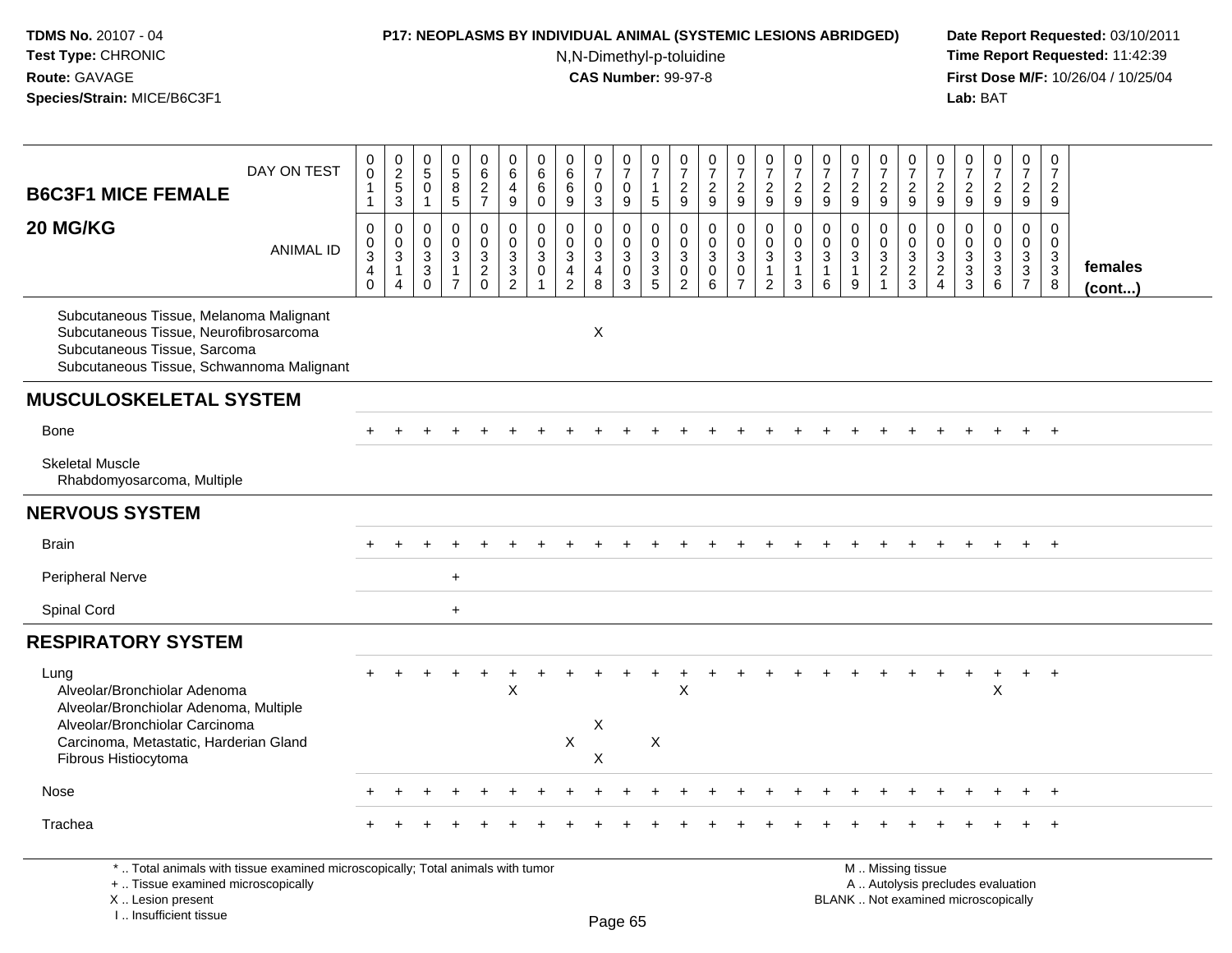# B6C3F1 MICE FEMALE — 20 MG/KG

| | | | | | | | | | | | | | | | | | | | | | | | | | |
|---|---|---|---|---|---|---|---|---|---|---|---|---|---|---|---|---|---|---|---|---|---|---|---|---|---|
| **DAY ON TEST** | 0011 | 0253 | 0501 | 0585 | 0627 | 0649 | 0660 | 0669 | 0703 | 0709 | 0715 | 0729 | 0729 | 0729 | 0729 | 0729 | 0729 | 0729 | 0729 | 0729 | 0729 | 0729 | 0729 | 0729 | 0729 |
| **ANIMAL ID** | 00340 | 00314 | 00330 | 00317 | 00320 | 00332 | 00301 | 00342 | 00348 | 00303 | 00335 | 00302 | 00306 | 00307 | 00312 | 00313 | 00316 | 00319 | 00321 | 00323 | 00324 | 00333 | 00336 | 00337 | 00338 |
| Subcutaneous Tissue, Melanoma Malignant | | | | | | | | | | | | | | | | | | | | | | | | | |
| Subcutaneous Tissue, Neurofibrosarcoma | | | | | | | | | X | | | | | | | | | | | | | | | | |
| Subcutaneous Tissue, Sarcoma | | | | | | | | | | | | | | | | | | | | | | | | | |
| Subcutaneous Tissue, Schwannoma Malignant | | | | | | | | | | | | | | | | | | | | | | | | | |
| **MUSCULOSKELETAL SYSTEM** | | | | | | | | | | | | | | | | | | | | | | | | | |
| Bone | + | + | + | + | + | + | + | + | + | + | + | + | + | + | + | + | + | + | + | + | + | + | + | + | + |
| Skeletal Muscle | | | | | | | | | | | | | | | | | | | | | | | | | |
| Rhabdomyosarcoma, Multiple | | | | | | | | | | | | | | | | | | | | | | | | | |
| **NERVOUS SYSTEM** | | | | | | | | | | | | | | | | | | | | | | | | | |
| Brain | + | + | + | + | + | + | + | + | + | + | + | + | + | + | + | + | + | + | + | + | + | + | + | + | + |
| Peripheral Nerve | | | | + | | | | | | | | | | | | | | | | | | | | | |
| Spinal Cord | | | | + | | | | | | | | | | | | | | | | | | | | | |
| **RESPIRATORY SYSTEM** | | | | | | | | | | | | | | | | | | | | | | | | | |
| Lung | + | + | + | + | + | + | + | + | + | + | + | + | + | + | + | + | + | + | + | + | + | + | + | + | + |
| Alveolar/Bronchiolar Adenoma | | | | | | X | | | | | | X | | | | | | | | | | | X | | |
| Alveolar/Bronchiolar Adenoma, Multiple | | | | | | | | | | | | | | | | | | | | | | | | | |
| Alveolar/Bronchiolar Carcinoma | | | | | | | | | X | | | | | | | | | | | | | | | | |
| Carcinoma, Metastatic, Harderian Gland | | | | | | | | X | | | X | | | | | | | | | | | | | | |
| Fibrous Histiocytoma | | | | | | | | | X | | | | | | | | | | | | | | | | |
| Nose | + | + | + | + | + | + | + | + | + | + | + | + | + | + | + | + | + | + | + | + | + | + | + | + | + |
| Trachea | + | + | + | + | + | + | + | + | + | + | + | + | + | + | + | + | + | + | + | + | + | + | + | + | + |

\* .. Total animals with tissue examined microscopically; Total animals with tumor
\+ .. Tissue examined microscopically
X .. Lesion present
I .. Insufficient tissue
M .. Missing tissue
A .. Autolysis precludes evaluation
BLANK .. Not examined microscopically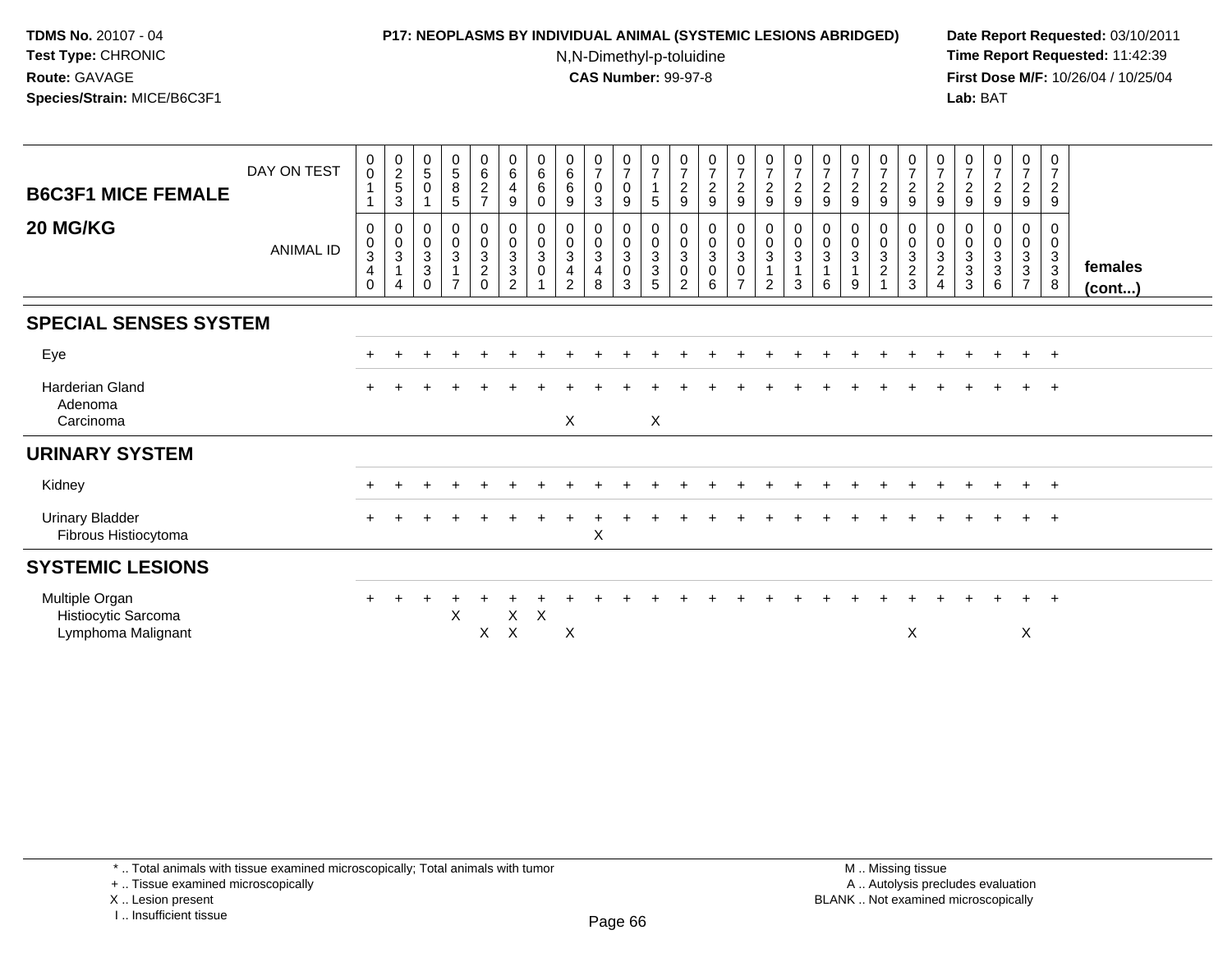TDMS No. 20107 - 04
Test Type: CHRONIC
Route: GAVAGE
Species/Strain: MICE/B6C3F1

**P17: NEOPLASMS BY INDIVIDUAL ANIMAL (SYSTEMIC LESIONS ABRIDGED)**
N,N-Dimethyl-p-toluidine
**CAS Number:** 99-97-8

Date Report Requested: 03/10/2011
Time Report Requested: 11:42:39
First Dose M/F: 10/26/04 / 10/25/04
Lab: BAT

## B6C3F1 MICE FEMALE 20 MG/KG

| DAY ON TEST | 0011 | 0253 | 0501 | 0585 | 0627 | 0649 | 0660 | 0669 | 0703 | 0709 | 0715 | 0729 | 0729 | 0729 | 0729 | 0729 | 0729 | 0729 | 0729 | 0729 | 0729 | 0729 | 0729 | 0729 | 0729 | |
|---|---|---|---|---|---|---|---|---|---|---|---|---|---|---|---|---|---|---|---|---|---|---|---|---|---|---|
| **ANIMAL ID** | 00340 | 00314 | 00330 | 00317 | 00320 | 00332 | 00301 | 00342 | 00348 | 00303 | 00335 | 00302 | 00306 | 00307 | 00312 | 00313 | 00316 | 00319 | 00321 | 00323 | 00324 | 00333 | 00336 | 00337 | 00338 | **females (cont...)** |
| **SPECIAL SENSES SYSTEM** | | | | | | | | | | | | | | | | | | | | | | | | | | |
| Eye | + | + | + | + | + | + | + | + | + | + | + | + | + | + | + | + | + | + | + | + | + | + | + | + | + | |
| Harderian Gland | + | + | + | + | + | + | + | + | + | + | + | + | + | + | + | + | + | + | + | + | + | + | + | + | + | |
| Adenoma | | | | | | | | | | | | | | | | | | | | | | | | | | |
| Carcinoma | | | | | | | | X | | | X | | | | | | | | | | | | | | | |
| **URINARY SYSTEM** | | | | | | | | | | | | | | | | | | | | | | | | | | |
| Kidney | + | + | + | + | + | + | + | + | + | + | + | + | + | + | + | + | + | + | + | + | + | + | + | + | + | |
| Urinary Bladder | + | + | + | + | + | + | + | + | + | + | + | + | + | + | + | + | + | + | + | + | + | + | + | + | + | |
| Fibrous Histiocytoma | | | | | | | | | X | | | | | | | | | | | | | | | | | |
| **SYSTEMIC LESIONS** | | | | | | | | | | | | | | | | | | | | | | | | | | |
| Multiple Organ | + | + | + | + | + | + | + | + | + | + | + | + | + | + | + | + | + | + | + | + | + | + | + | + | + | |
| Histiocytic Sarcoma | | | | X | | X | X | | | | | | | | | | | | | | | | | | | |
| Lymphoma Malignant | | | | | X | X | | X | | | | | | | | | | | | X | | | | X | | |

\* .. Total animals with tissue examined microscopically; Total animals with tumor
\+ .. Tissue examined microscopically
X .. Lesion present
I .. Insufficient tissue

M .. Missing tissue
A .. Autolysis precludes evaluation
BLANK .. Not examined microscopically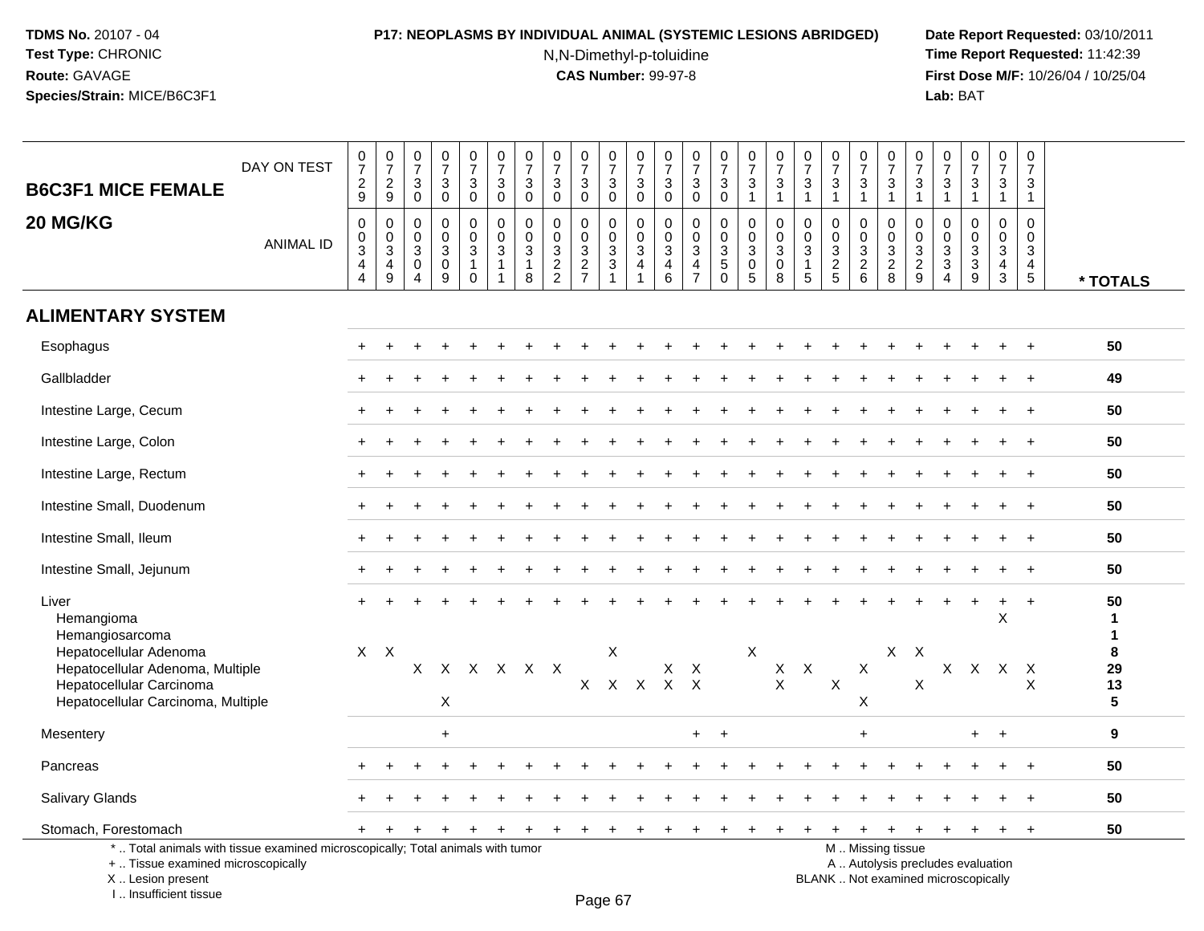**TDMS No.** 20107 - 04
**Test Type:** CHRONIC
**Route:** GAVAGE
**Species/Strain:** MICE/B6C3F1

**P17: NEOPLASMS BY INDIVIDUAL ANIMAL (SYSTEMIC LESIONS ABRIDGED)**
N,N-Dimethyl-p-toluidine
**CAS Number:** 99-97-8

**Date Report Requested:** 03/10/2011
**Time Report Requested:** 11:42:39
**First Dose M/F:** 10/26/04 / 10/25/04
**Lab:** BAT

## B6C3F1 MICE FEMALE
## 20 MG/KG

| DAY ON TEST | 0729 | 0729 | 0730 | 0730 | 0730 | 0730 | 0730 | 0730 | 0730 | 0730 | 0730 | 0730 | 0730 | 0730 | 0731 | 0731 | 0731 | 0731 | 0731 | 0731 | 0731 | 0731 | 0731 | 0731 | 0731 | |
|---|---|---|---|---|---|---|---|---|---|---|---|---|---|---|---|---|---|---|---|---|---|---|---|---|---|---|
| **ANIMAL ID** | 0344 | 0349 | 0304 | 0309 | 0310 | 0311 | 0318 | 0322 | 0327 | 0331 | 0341 | 0346 | 0347 | 0350 | 0305 | 0308 | 0315 | 0325 | 0326 | 0328 | 0329 | 0334 | 0339 | 0343 | 0345 | *** TOTALS** |
| **ALIMENTARY SYSTEM** | | | | | | | | | | | | | | | | | | | | | | | | | | |
| Esophagus | + | + | + | + | + | + | + | + | + | + | + | + | + | + | + | + | + | + | + | + | + | + | + | + | + | **50** |
| Gallbladder | + | + | + | + | + | + | + | + | + | + | + | + | + | + | + | + | + | + | + | + | + | + | + | + | + | **49** |
| Intestine Large, Cecum | + | + | + | + | + | + | + | + | + | + | + | + | + | + | + | + | + | + | + | + | + | + | + | + | + | **50** |
| Intestine Large, Colon | + | + | + | + | + | + | + | + | + | + | + | + | + | + | + | + | + | + | + | + | + | + | + | + | + | **50** |
| Intestine Large, Rectum | + | + | + | + | + | + | + | + | + | + | + | + | + | + | + | + | + | + | + | + | + | + | + | + | + | **50** |
| Intestine Small, Duodenum | + | + | + | + | + | + | + | + | + | + | + | + | + | + | + | + | + | + | + | + | + | + | + | + | + | **50** |
| Intestine Small, Ileum | + | + | + | + | + | + | + | + | + | + | + | + | + | + | + | + | + | + | + | + | + | + | + | + | + | **50** |
| Intestine Small, Jejunum | + | + | + | + | + | + | + | + | + | + | + | + | + | + | + | + | + | + | + | + | + | + | + | + | + | **50** |
| Liver | + | + | + | + | + | + | + | + | + | + | + | + | + | + | + | + | + | + | + | + | + | + | + | + | + | **50** |
| Hemangioma | | | | | | | | | | | | | | | | | | | | | | | | X | | **1** |
| Hemangiosarcoma | | | | | | | | | | | | | | | | | | | | | | | | | | **1** |
| Hepatocellular Adenoma | X | X | | | | | | | | X | | | | | X | | | | | X | X | | | | | **8** |
| Hepatocellular Adenoma, Multiple | | | X | X | X | X | X | X | | | | X | X | | | X | X | | X | | | X | X | X | X | **29** |
| Hepatocellular Carcinoma | | | | | | | | | X | X | X | X | X | | | X | | X | | | X | | | | X | **13** |
| Hepatocellular Carcinoma, Multiple | | | | X | | | | | | | | | | | | | | | X | | | | | | | **5** |
| Mesentery | | | | + | | | | | | | | | + | + | | | | | + | | | | + | + | | **9** |
| Pancreas | + | + | + | + | + | + | + | + | + | + | + | + | + | + | + | + | + | + | + | + | + | + | + | + | + | **50** |
| Salivary Glands | + | + | + | + | + | + | + | + | + | + | + | + | + | + | + | + | + | + | + | + | + | + | + | + | + | **50** |
| Stomach, Forestomach | + | + | + | + | + | + | + | + | + | + | + | + | + | + | + | + | + | + | + | + | + | + | + | + | + | **50** |

\* .. Total animals with tissue examined microscopically; Total animals with tumor
\+ .. Tissue examined microscopically
X .. Lesion present
I .. Insufficient tissue

M .. Missing tissue
A .. Autolysis precludes evaluation
BLANK .. Not examined microscopically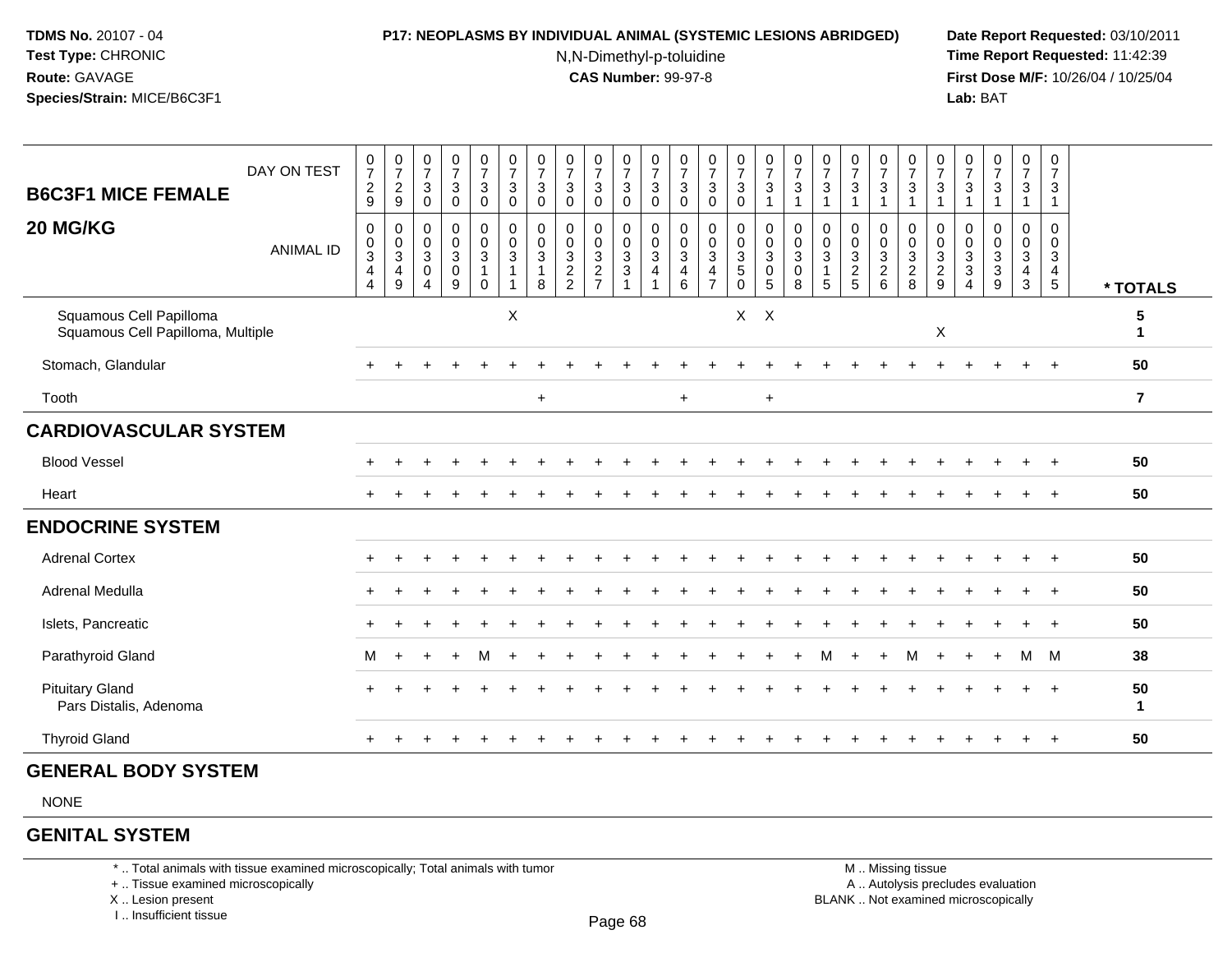**TDMS No.** 20107 - 04
**Test Type:** CHRONIC
**Route:** GAVAGE
**Species/Strain:** MICE/B6C3F1

**P17: NEOPLASMS BY INDIVIDUAL ANIMAL (SYSTEMIC LESIONS ABRIDGED)**
N,N-Dimethyl-p-toluidine
**CAS Number:** 99-97-8

**Date Report Requested:** 03/10/2011
**Time Report Requested:** 11:42:39
**First Dose M/F:** 10/26/04 / 10/25/04
**Lab:** BAT

| B6C3F1 MICE FEMALE 20 MG/KG | | | | | | | | | | | | | | | | | | | | | | | | | | |
|---|---|---|---|---|---|---|---|---|---|---|---|---|---|---|---|---|---|---|---|---|---|---|---|---|---|---|
| DAY ON TEST | 0729 | 0729 | 0730 | 0730 | 0730 | 0730 | 0730 | 0730 | 0730 | 0730 | 0730 | 0730 | 0730 | 0730 | 0731 | 0731 | 0731 | 0731 | 0731 | 0731 | 0731 | 0731 | 0731 | 0731 | 0731 | |
| ANIMAL ID | 0344 | 0349 | 0304 | 0309 | 0310 | 0311 | 0318 | 0322 | 0327 | 0331 | 0341 | 0346 | 0347 | 0350 | 0305 | 0308 | 0315 | 0325 | 0326 | 0328 | 0329 | 0334 | 0339 | 0343 | 0345 | * TOTALS |
| Squamous Cell Papilloma | | | | | | X | | | | | | | | X | X | | | | | | | | | | | 5 |
| Squamous Cell Papilloma, Multiple | | | | | | | | | | | | | | | | | | | | | X | | | | | 1 |
| Stomach, Glandular | + | + | + | + | + | + | + | + | + | + | + | + | + | + | + | + | + | + | + | + | + | + | + | + | + | 50 |
| Tooth | | | | | | | + | | | | | + | | | + | | | | | | | | | | | 7 |
| **CARDIOVASCULAR SYSTEM** | | | | | | | | | | | | | | | | | | | | | | | | | | |
| Blood Vessel | + | + | + | + | + | + | + | + | + | + | + | + | + | + | + | + | + | + | + | + | + | + | + | + | + | 50 |
| Heart | + | + | + | + | + | + | + | + | + | + | + | + | + | + | + | + | + | + | + | + | + | + | + | + | + | 50 |
| **ENDOCRINE SYSTEM** | | | | | | | | | | | | | | | | | | | | | | | | | | |
| Adrenal Cortex | + | + | + | + | + | + | + | + | + | + | + | + | + | + | + | + | + | + | + | + | + | + | + | + | + | 50 |
| Adrenal Medulla | + | + | + | + | + | + | + | + | + | + | + | + | + | + | + | + | + | + | + | + | + | + | + | + | + | 50 |
| Islets, Pancreatic | + | + | + | + | + | + | + | + | + | + | + | + | + | + | + | + | + | + | + | + | + | + | + | + | + | 50 |
| Parathyroid Gland | M | + | + | + | M | + | + | + | + | + | + | + | + | + | + | + | M | + | + | M | + | + | + | M | M | 38 |
| Pituitary Gland | + | + | + | + | + | + | + | + | + | + | + | + | + | + | + | + | + | + | + | + | + | + | + | + | + | 50 |
| Pars Distalis, Adenoma | | | | | | | | | | | | | | | | | | | | | | | | | | 1 |
| Thyroid Gland | + | + | + | + | + | + | + | + | + | + | + | + | + | + | + | + | + | + | + | + | + | + | + | + | + | 50 |
| **GENERAL BODY SYSTEM** | | | | | | | | | | | | | | | | | | | | | | | | | | |
| NONE | | | | | | | | | | | | | | | | | | | | | | | | | | |
| **GENITAL SYSTEM** | | | | | | | | | | | | | | | | | | | | | | | | | | |

\* .. Total animals with tissue examined microscopically; Total animals with tumor
\+ .. Tissue examined microscopically
X .. Lesion present
I .. Insufficient tissue

M .. Missing tissue
A .. Autolysis precludes evaluation
BLANK .. Not examined microscopically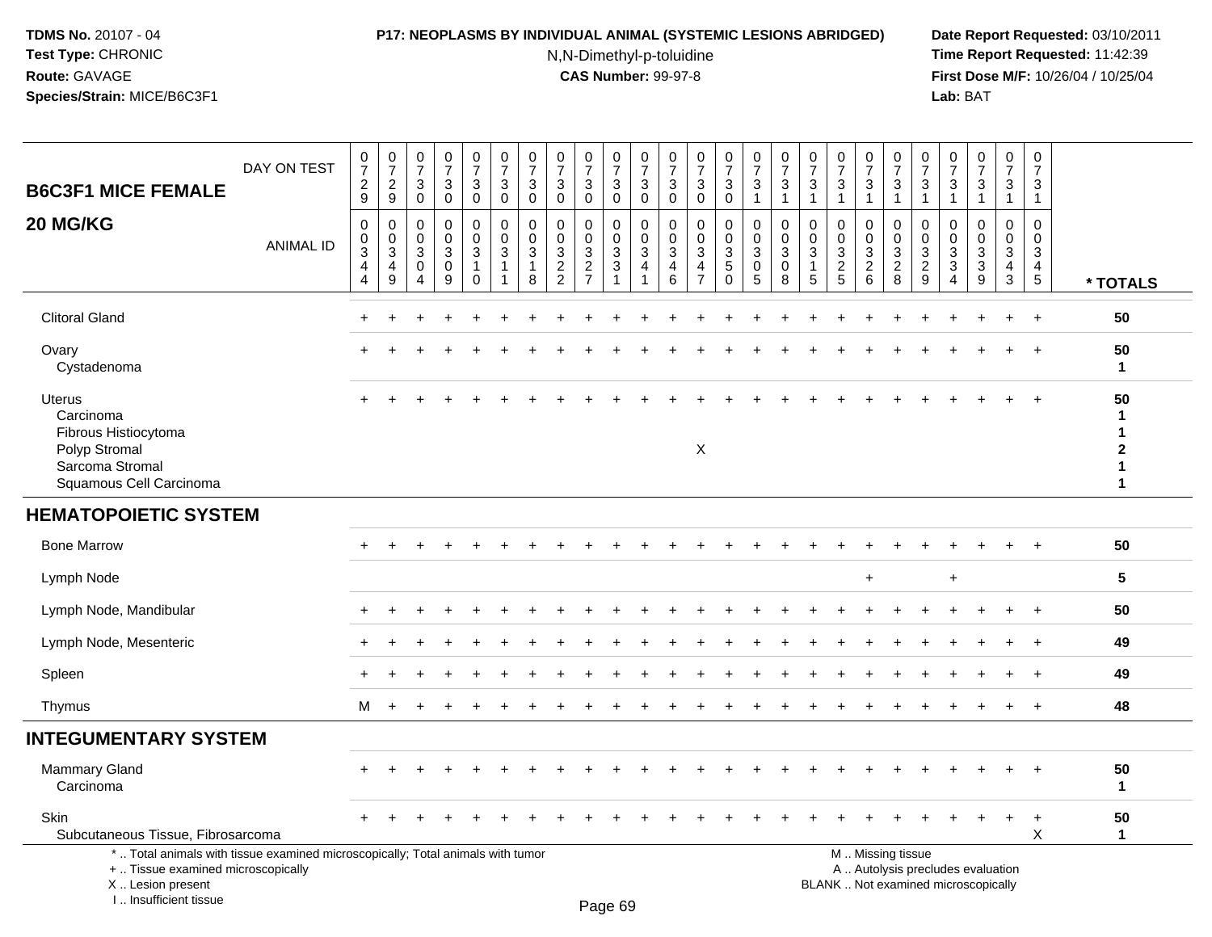**TDMS No.** 20107 - 04
**Test Type:** CHRONIC
**Route:** GAVAGE
**Species/Strain:** MICE/B6C3F1

**P17: NEOPLASMS BY INDIVIDUAL ANIMAL (SYSTEMIC LESIONS ABRIDGED)**
N,N-Dimethyl-p-toluidine
**CAS Number:** 99-97-8

**Date Report Requested:** 03/10/2011
**Time Report Requested:** 11:42:39
**First Dose M/F:** 10/26/04 / 10/25/04
**Lab:** BAT

## B6C3F1 MICE FEMALE 20 MG/KG

| DAY ON TEST | 0729 | 0729 | 0730 | 0730 | 0730 | 0730 | 0730 | 0730 | 0730 | 0730 | 0730 | 0730 | 0730 | 0730 | 0731 | 0731 | 0731 | 0731 | 0731 | 0731 | 0731 | 0731 | 0731 | 0731 | 0731 | |
|---|---|---|---|---|---|---|---|---|---|---|---|---|---|---|---|---|---|---|---|---|---|---|---|---|---|---|
| **ANIMAL ID** | 00344 | 00349 | 00304 | 00309 | 00310 | 00311 | 00318 | 00322 | 00327 | 00331 | 00341 | 00346 | 00347 | 00350 | 00305 | 00308 | 00315 | 00325 | 00326 | 00328 | 00329 | 00334 | 00339 | 00343 | 00345 | **\* TOTALS** |
| Clitoral Gland | + | + | + | + | + | + | + | + | + | + | + | + | + | + | + | + | + | + | + | + | + | + | + | + | + | **50** |
| Ovary | + | + | + | + | + | + | + | + | + | + | + | + | + | + | + | + | + | + | + | + | + | + | + | + | + | **50** |
| Cystadenoma | | | | | | | | | | | | | | | | | | | | | | | | | | **1** |
| Uterus | + | + | + | + | + | + | + | + | + | + | + | + | + | + | + | + | + | + | + | + | + | + | + | + | + | **50** |
| Carcinoma | | | | | | | | | | | | | | | | | | | | | | | | | | **1** |
| Fibrous Histiocytoma | | | | | | | | | | | | | | | | | | | | | | | | | | **1** |
| Polyp Stromal | | | | | | | | | | | | | X | | | | | | | | | | | | | **2** |
| Sarcoma Stromal | | | | | | | | | | | | | | | | | | | | | | | | | | **1** |
| Squamous Cell Carcinoma | | | | | | | | | | | | | | | | | | | | | | | | | | **1** |
| **HEMATOPOIETIC SYSTEM** | | | | | | | | | | | | | | | | | | | | | | | | | | |
| Bone Marrow | + | + | + | + | + | + | + | + | + | + | + | + | + | + | + | + | + | + | + | + | + | + | + | + | + | **50** |
| Lymph Node | | | | | | | | | | | | | | | | | | | + | | | + | | | | **5** |
| Lymph Node, Mandibular | + | + | + | + | + | + | + | + | + | + | + | + | + | + | + | + | + | + | + | + | + | + | + | + | + | **50** |
| Lymph Node, Mesenteric | + | + | + | + | + | + | + | + | + | + | + | + | + | + | + | + | + | + | + | + | + | + | + | + | + | **49** |
| Spleen | + | + | + | + | + | + | + | + | + | + | + | + | + | + | + | + | + | + | + | + | + | + | + | + | + | **49** |
| Thymus | M | + | + | + | + | + | + | + | + | + | + | + | + | + | + | + | + | + | + | + | + | + | + | + | + | **48** |
| **INTEGUMENTARY SYSTEM** | | | | | | | | | | | | | | | | | | | | | | | | | | |
| Mammary Gland | + | + | + | + | + | + | + | + | + | + | + | + | + | + | + | + | + | + | + | + | + | + | + | + | + | **50** |
| Carcinoma | | | | | | | | | | | | | | | | | | | | | | | | | | **1** |
| Skin | + | + | + | + | + | + | + | + | + | + | + | + | + | + | + | + | + | + | + | + | + | + | + | + | + | **50** |
| Subcutaneous Tissue, Fibrosarcoma | | | | | | | | | | | | | | | | | | | | | | | | | X | **1** |

\* .. Total animals with tissue examined microscopically; Total animals with tumor
\+ .. Tissue examined microscopically
X .. Lesion present
I .. Insufficient tissue

M .. Missing tissue
A .. Autolysis precludes evaluation
BLANK .. Not examined microscopically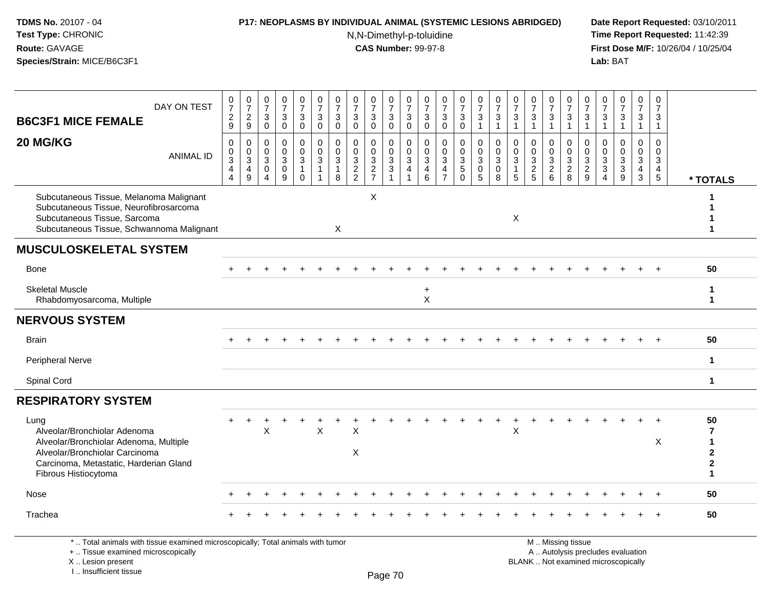**TDMS No.** 20107 - 04
**Test Type:** CHRONIC
**Route:** GAVAGE
**Species/Strain:** MICE/B6C3F1

**P17: NEOPLASMS BY INDIVIDUAL ANIMAL (SYSTEMIC LESIONS ABRIDGED)**
N,N-Dimethyl-p-toluidine
**CAS Number:** 99-97-8

**Date Report Requested:** 03/10/2011
**Time Report Requested:** 11:42:39
**First Dose M/F:** 10/26/04 / 10/25/04
**Lab:** BAT

## B6C3F1 MICE FEMALE 20 MG/KG

| DAY ON TEST | 0729 | 0729 | 0730 | 0730 | 0730 | 0730 | 0730 | 0730 | 0730 | 0730 | 0730 | 0730 | 0730 | 0730 | 0731 | 0731 | 0731 | 0731 | 0731 | 0731 | 0731 | 0731 | 0731 | 0731 | 0731 | |
|---|---|---|---|---|---|---|---|---|---|---|---|---|---|---|---|---|---|---|---|---|---|---|---|---|---|---|
| **ANIMAL ID** | 0344 | 0349 | 0304 | 0309 | 0310 | 0311 | 0318 | 0322 | 0327 | 0331 | 0341 | 0346 | 0347 | 0350 | 0305 | 0308 | 0315 | 0325 | 0326 | 0328 | 0329 | 0334 | 0339 | 0343 | 0345 | *** TOTALS** |
| Subcutaneous Tissue, Melanoma Malignant | | | | | | | | | X | | | | | | | | | | | | | | | | | 1 |
| Subcutaneous Tissue, Neurofibrosarcoma | | | | | | | | | | | | | | | | | | | | | | | | | | 1 |
| Subcutaneous Tissue, Sarcoma | | | | | | | | | | | | | | | | | X | | | | | | | | | 1 |
| Subcutaneous Tissue, Schwannoma Malignant | | | | | | | X | | | | | | | | | | | | | | | | | | | 1 |
| **MUSCULOSKELETAL SYSTEM** | | | | | | | | | | | | | | | | | | | | | | | | | | |
| Bone | + | + | + | + | + | + | + | + | + | + | + | + | + | + | + | + | + | + | + | + | + | + | + | + | + | 50 |
| Skeletal Muscle | | | | | | | | | | | | + | | | | | | | | | | | | | | 1 |
| Rhabdomyosarcoma, Multiple | | | | | | | | | | | | X | | | | | | | | | | | | | | 1 |
| **NERVOUS SYSTEM** | | | | | | | | | | | | | | | | | | | | | | | | | | |
| Brain | + | + | + | + | + | + | + | + | + | + | + | + | + | + | + | + | + | + | + | + | + | + | + | + | + | 50 |
| Peripheral Nerve | | | | | | | | | | | | | | | | | | | | | | | | | | 1 |
| Spinal Cord | | | | | | | | | | | | | | | | | | | | | | | | | | 1 |
| **RESPIRATORY SYSTEM** | | | | | | | | | | | | | | | | | | | | | | | | | | |
| Lung | + | + | + | + | + | + | + | + | + | + | + | + | + | + | + | + | + | + | + | + | + | + | + | + | + | 50 |
| Alveolar/Bronchiolar Adenoma | | | X | | | X | | X | | | | | | | | | X | | | | | | | | | 7 |
| Alveolar/Bronchiolar Adenoma, Multiple | | | | | | | | | | | | | | | | | | | | | | | | | X | 1 |
| Alveolar/Bronchiolar Carcinoma | | | | | | | | X | | | | | | | | | | | | | | | | | | 2 |
| Carcinoma, Metastatic, Harderian Gland | | | | | | | | | | | | | | | | | | | | | | | | | | 2 |
| Fibrous Histiocytoma | | | | | | | | | | | | | | | | | | | | | | | | | | 1 |
| Nose | + | + | + | + | + | + | + | + | + | + | + | + | + | + | + | + | + | + | + | + | + | + | + | + | + | 50 |
| Trachea | + | + | + | + | + | + | + | + | + | + | + | + | + | + | + | + | + | + | + | + | + | + | + | + | + | 50 |

* .. Total animals with tissue examined microscopically; Total animals with tumor
+ .. Tissue examined microscopically
X .. Lesion present
I .. Insufficient tissue

M .. Missing tissue
A .. Autolysis precludes evaluation
BLANK .. Not examined microscopically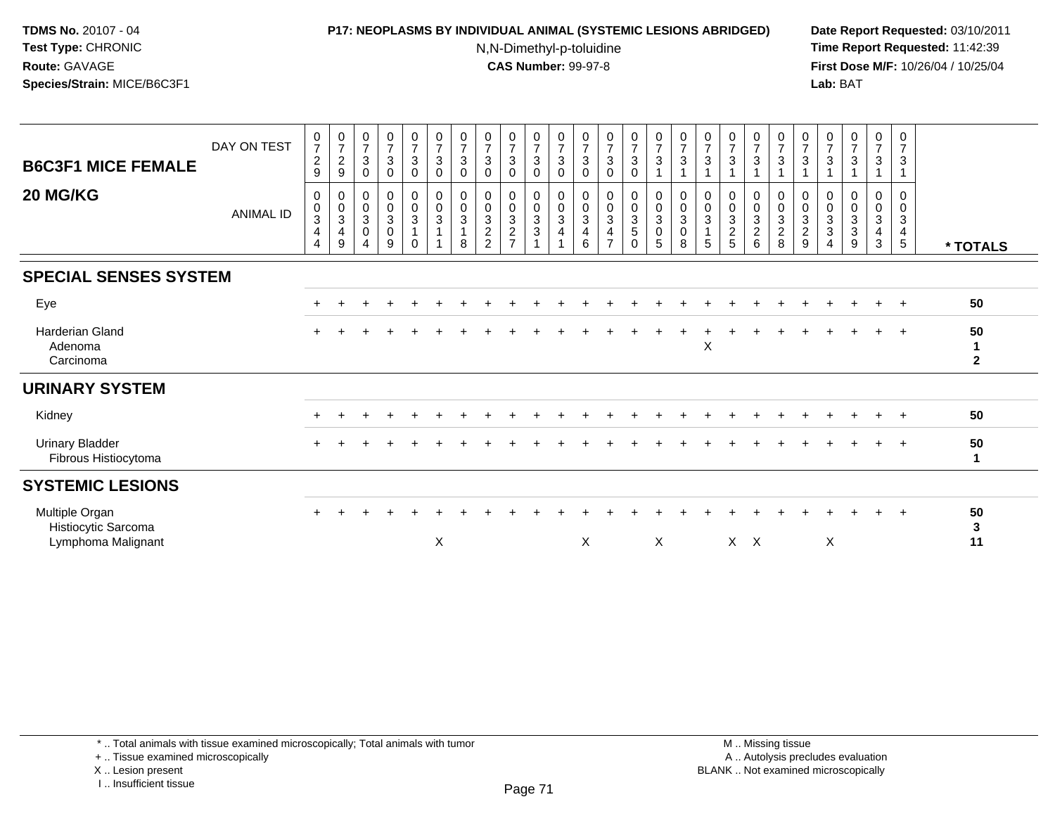**TDMS No.** 20107 - 04
**Test Type:** CHRONIC
**Route:** GAVAGE
**Species/Strain:** MICE/B6C3F1

**P17: NEOPLASMS BY INDIVIDUAL ANIMAL (SYSTEMIC LESIONS ABRIDGED)**
N,N-Dimethyl-p-toluidine
**CAS Number:** 99-97-8

**Date Report Requested:** 03/10/2011
**Time Report Requested:** 11:42:39
**First Dose M/F:** 10/26/04 / 10/25/04
**Lab:** BAT

**B6C3F1 MICE FEMALE**
**20 MG/KG**

| DAY ON TEST | 0729 | 0729 | 0730 | 0730 | 0730 | 0730 | 0730 | 0730 | 0730 | 0730 | 0730 | 0730 | 0730 | 0730 | 0731 | 0731 | 0731 | 0731 | 0731 | 0731 | 0731 | 0731 | 0731 | 0731 | 0731 | |
|---|---|---|---|---|---|---|---|---|---|---|---|---|---|---|---|---|---|---|---|---|---|---|---|---|---|---|
| **ANIMAL ID** | 00344 | 00349 | 00304 | 00309 | 00310 | 00311 | 00318 | 00322 | 00327 | 00331 | 00341 | 00346 | 00347 | 00350 | 00305 | 00308 | 00315 | 00325 | 00326 | 00328 | 00329 | 00334 | 00339 | 00343 | 00345 | *** TOTALS** |
| **SPECIAL SENSES SYSTEM** | | | | | | | | | | | | | | | | | | | | | | | | | | |
| Eye | + | + | + | + | + | + | + | + | + | + | + | + | + | + | + | + | + | + | + | + | + | + | + | + | + | **50** |
| Harderian Gland | + | + | + | + | + | + | + | + | + | + | + | + | + | + | + | + | + | + | + | + | + | + | + | + | + | **50** |
| Adenoma | | | | | | | | | | | | | | | | | X | | | | | | | | | **1** |
| Carcinoma | | | | | | | | | | | | | | | | | | | | | | | | | | **2** |
| **URINARY SYSTEM** | | | | | | | | | | | | | | | | | | | | | | | | | | |
| Kidney | + | + | + | + | + | + | + | + | + | + | + | + | + | + | + | + | + | + | + | + | + | + | + | + | + | **50** |
| Urinary Bladder | + | + | + | + | + | + | + | + | + | + | + | + | + | + | + | + | + | + | + | + | + | + | + | + | + | **50** |
| Fibrous Histiocytoma | | | | | | | | | | | | | | | | | | | | | | | | | | **1** |
| **SYSTEMIC LESIONS** | | | | | | | | | | | | | | | | | | | | | | | | | | |
| Multiple Organ | + | + | + | + | + | + | + | + | + | + | + | + | + | + | + | + | + | + | + | + | + | + | + | + | + | **50** |
| Histiocytic Sarcoma | | | | | | | | | | | | | | | | | | | | | | | | | | **3** |
| Lymphoma Malignant | | | | | | X | | | | | | X | | | X | | | X | X | | | X | | | | **11** |

\* .. Total animals with tissue examined microscopically; Total animals with tumor
\+ .. Tissue examined microscopically
X .. Lesion present
I .. Insufficient tissue

M .. Missing tissue
A .. Autolysis precludes evaluation
BLANK .. Not examined microscopically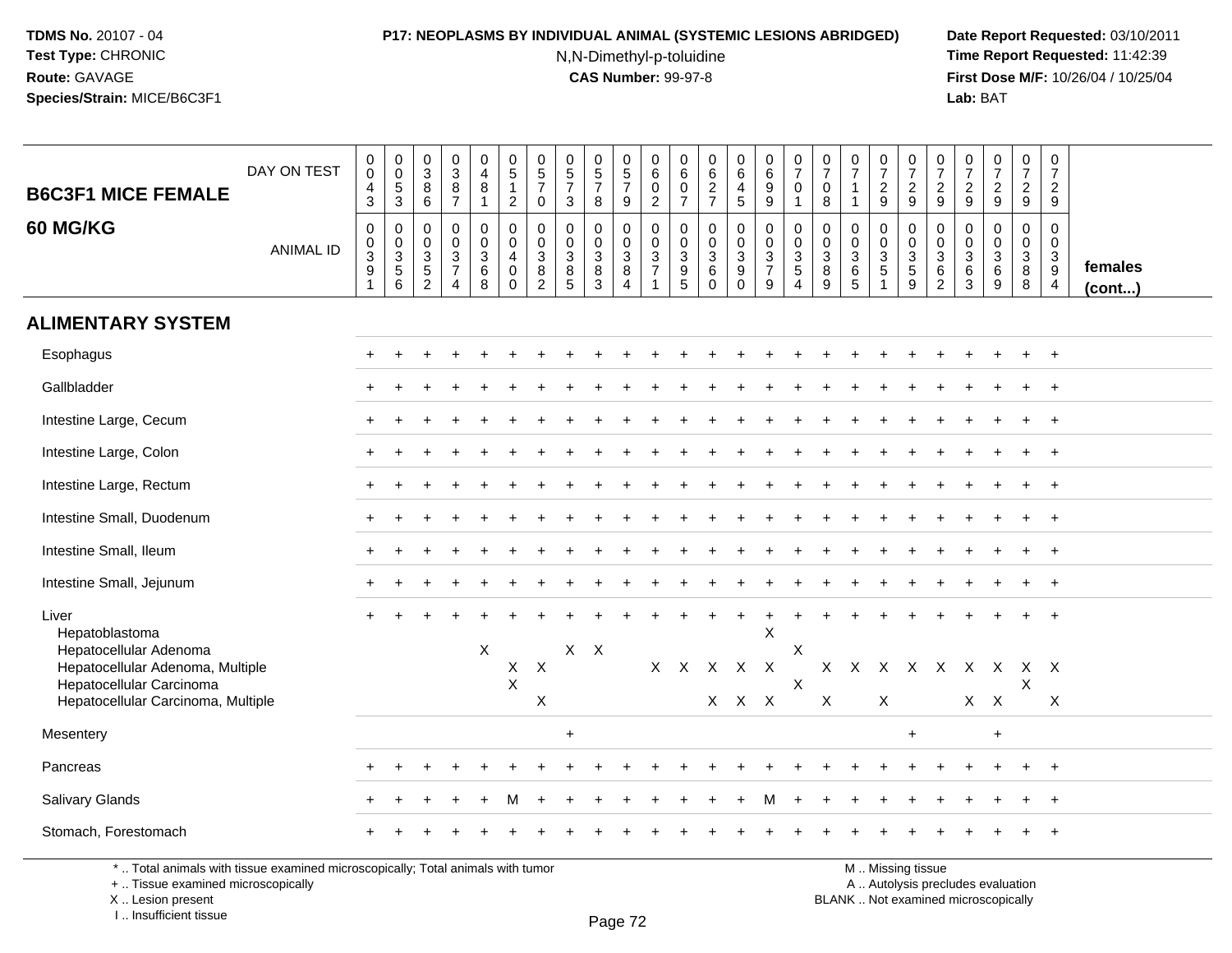TDMS No. 20107 - 04
Test Type: CHRONIC
Route: GAVAGE
Species/Strain: MICE/B6C3F1

**P17: NEOPLASMS BY INDIVIDUAL ANIMAL (SYSTEMIC LESIONS ABRIDGED)**
N,N-Dimethyl-p-toluidine
**CAS Number:** 99-97-8

Date Report Requested: 03/10/2011
Time Report Requested: 11:42:39
First Dose M/F: 10/26/04 / 10/25/04
Lab: BAT

| B6C3F1 MICE FEMALE 60 MG/KG | | | | | | | | | | | | | | | | | | | | | | | | | | |
|---|---|---|---|---|---|---|---|---|---|---|---|---|---|---|---|---|---|---|---|---|---|---|---|---|---|---|
| DAY ON TEST | 0043 | 0053 | 0386 | 0387 | 0481 | 0512 | 0570 | 0573 | 0578 | 0579 | 0602 | 0607 | 0627 | 0645 | 0699 | 0701 | 0708 | 0711 | 0729 | 0729 | 0729 | 0729 | 0729 | 0729 | 0729 | |
| ANIMAL ID | 00391 | 00356 | 00352 | 00374 | 00368 | 00400 | 00382 | 00385 | 00383 | 00384 | 00371 | 00395 | 00360 | 00390 | 00379 | 00354 | 00389 | 00365 | 00351 | 00359 | 00362 | 00363 | 00369 | 00388 | 00394 | females (cont...) |
| **ALIMENTARY SYSTEM** | | | | | | | | | | | | | | | | | | | | | | | | | | |
| Esophagus | + | + | + | + | + | + | + | + | + | + | + | + | + | + | + | + | + | + | + | + | + | + | + | + | + | |
| Gallbladder | + | + | + | + | + | + | + | + | + | + | + | + | + | + | + | + | + | + | + | + | + | + | + | + | + | |
| Intestine Large, Cecum | + | + | + | + | + | + | + | + | + | + | + | + | + | + | + | + | + | + | + | + | + | + | + | + | + | |
| Intestine Large, Colon | + | + | + | + | + | + | + | + | + | + | + | + | + | + | + | + | + | + | + | + | + | + | + | + | + | |
| Intestine Large, Rectum | + | + | + | + | + | + | + | + | + | + | + | + | + | + | + | + | + | + | + | + | + | + | + | + | + | |
| Intestine Small, Duodenum | + | + | + | + | + | + | + | + | + | + | + | + | + | + | + | + | + | + | + | + | + | + | + | + | + | |
| Intestine Small, Ileum | + | + | + | + | + | + | + | + | + | + | + | + | + | + | + | + | + | + | + | + | + | + | + | + | + | |
| Intestine Small, Jejunum | + | + | + | + | + | + | + | + | + | + | + | + | + | + | + | + | + | + | + | + | + | + | + | + | + | |
| Liver | + | + | + | + | + | + | + | + | + | + | + | + | + | + | + | + | + | + | + | + | + | + | + | + | + | |
| Hepatoblastoma | | | | | | | | | | | | | | | X | | | | | | | | | | | |
| Hepatocellular Adenoma | | | | | X | | | X | X | | | | | | | X | | | | | | | | | | |
| Hepatocellular Adenoma, Multiple | | | | | | X | X | | | | X | X | X | X | X | | X | X | X | X | X | X | X | X | X | |
| Hepatocellular Carcinoma | | | | | | X | | | | | | | | | | X | | | | | | | | X | | |
| Hepatocellular Carcinoma, Multiple | | | | | | | X | | | | | | X | X | X | | X | | X | | | X | X | | X | |
| Mesentery | | | | | | | | + | | | | | | | | | | | | + | | | + | | | |
| Pancreas | + | + | + | + | + | + | + | + | + | + | + | + | + | + | + | + | + | + | + | + | + | + | + | + | + | |
| Salivary Glands | + | + | + | + | + | M | + | + | + | + | + | + | + | + | M | + | + | + | + | + | + | + | + | + | + | |
| Stomach, Forestomach | + | + | + | + | + | + | + | + | + | + | + | + | + | + | + | + | + | + | + | + | + | + | + | + | + | |

\* .. Total animals with tissue examined microscopically; Total animals with tumor
\+ .. Tissue examined microscopically
X .. Lesion present
I .. Insufficient tissue

M .. Missing tissue
A .. Autolysis precludes evaluation
BLANK .. Not examined microscopically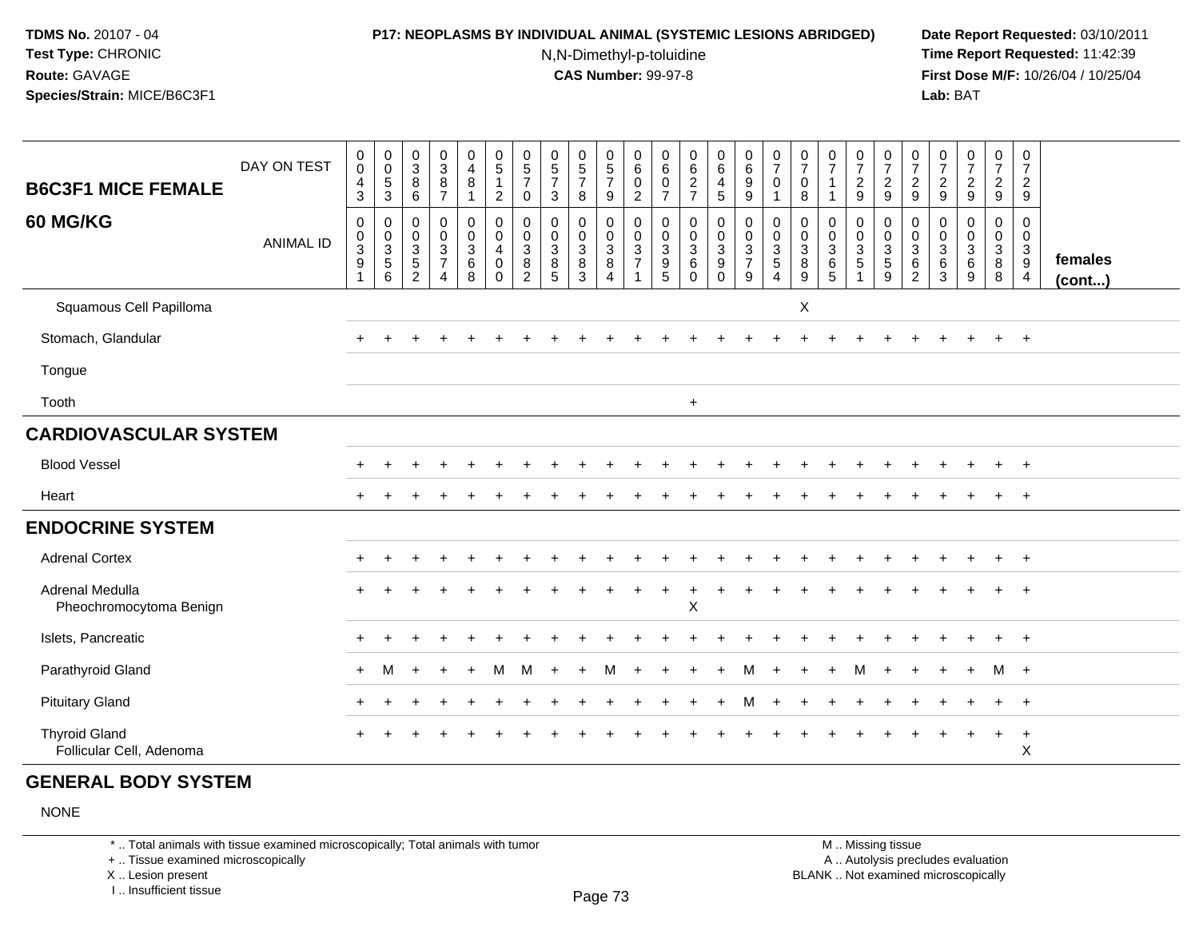**TDMS No.** 20107 - 04
**Test Type:** CHRONIC
**Route:** GAVAGE
**Species/Strain:** MICE/B6C3F1

**P17: NEOPLASMS BY INDIVIDUAL ANIMAL (SYSTEMIC LESIONS ABRIDGED)**
N,N-Dimethyl-p-toluidine
**CAS Number:** 99-97-8

**Date Report Requested:** 03/10/2011
**Time Report Requested:** 11:42:39
**First Dose M/F:** 10/26/04 / 10/25/04
**Lab:** BAT

| B6C3F1 MICE FEMALE 60 MG/KG | | | | | | | | | | | | | | | | | | | | | | | | | | |
|---|---|---|---|---|---|---|---|---|---|---|---|---|---|---|---|---|---|---|---|---|---|---|---|---|---|---|
| DAY ON TEST | 0043 | 0053 | 0386 | 0387 | 0481 | 0512 | 0570 | 0573 | 0578 | 0579 | 0602 | 0607 | 0627 | 0645 | 0699 | 0701 | 0708 | 0711 | 0729 | 0729 | 0729 | 0729 | 0729 | 0729 | 0729 | |
| ANIMAL ID | 00391 | 00356 | 00352 | 00374 | 00368 | 00400 | 00382 | 00385 | 00383 | 00384 | 00371 | 00395 | 00360 | 00390 | 00379 | 00354 | 00389 | 00365 | 00351 | 00359 | 00362 | 00363 | 00369 | 00388 | 00394 | females (cont...) |
| Squamous Cell Papilloma | | | | | | | | | | | | | | | | | X | | | | | | | | | |
| Stomach, Glandular | + | + | + | + | + | + | + | + | + | + | + | + | + | + | + | + | + | + | + | + | + | + | + | + | + | |
| Tongue | | | | | | | | | | | | | | | | | | | | | | | | | | |
| Tooth | | | | | | | | | | | | | + | | | | | | | | | | | | | |
| **CARDIOVASCULAR SYSTEM** | | | | | | | | | | | | | | | | | | | | | | | | | | |
| Blood Vessel | + | + | + | + | + | + | + | + | + | + | + | + | + | + | + | + | + | + | + | + | + | + | + | + | + | |
| Heart | + | + | + | + | + | + | + | + | + | + | + | + | + | + | + | + | + | + | + | + | + | + | + | + | + | |
| **ENDOCRINE SYSTEM** | | | | | | | | | | | | | | | | | | | | | | | | | | |
| Adrenal Cortex | + | + | + | + | + | + | + | + | + | + | + | + | + | + | + | + | + | + | + | + | + | + | + | + | + | |
| Adrenal Medulla | + | + | + | + | + | + | + | + | + | + | + | + | + | + | + | + | + | + | + | + | + | + | + | + | + | |
| Pheochromocytoma Benign | | | | | | | | | | | | | X | | | | | | | | | | | | | |
| Islets, Pancreatic | + | + | + | + | + | + | + | + | + | + | + | + | + | + | + | + | + | + | + | + | + | + | + | + | + | |
| Parathyroid Gland | + | M | + | + | + | M | M | + | + | M | + | + | + | + | M | + | + | + | M | + | + | + | + | M | + | |
| Pituitary Gland | + | + | + | + | + | + | + | + | + | + | + | + | + | + | M | + | + | + | + | + | + | + | + | + | + | |
| Thyroid Gland | + | + | + | + | + | + | + | + | + | + | + | + | + | + | + | + | + | + | + | + | + | + | + | + | + | |
| Follicular Cell, Adenoma | | | | | | | | | | | | | | | | | | | | | | | | | X | |

## GENERAL BODY SYSTEM

NONE

\* .. Total animals with tissue examined microscopically; Total animals with tumor
\+ .. Tissue examined microscopically
X .. Lesion present
I .. Insufficient tissue

M .. Missing tissue
A .. Autolysis precludes evaluation
BLANK .. Not examined microscopically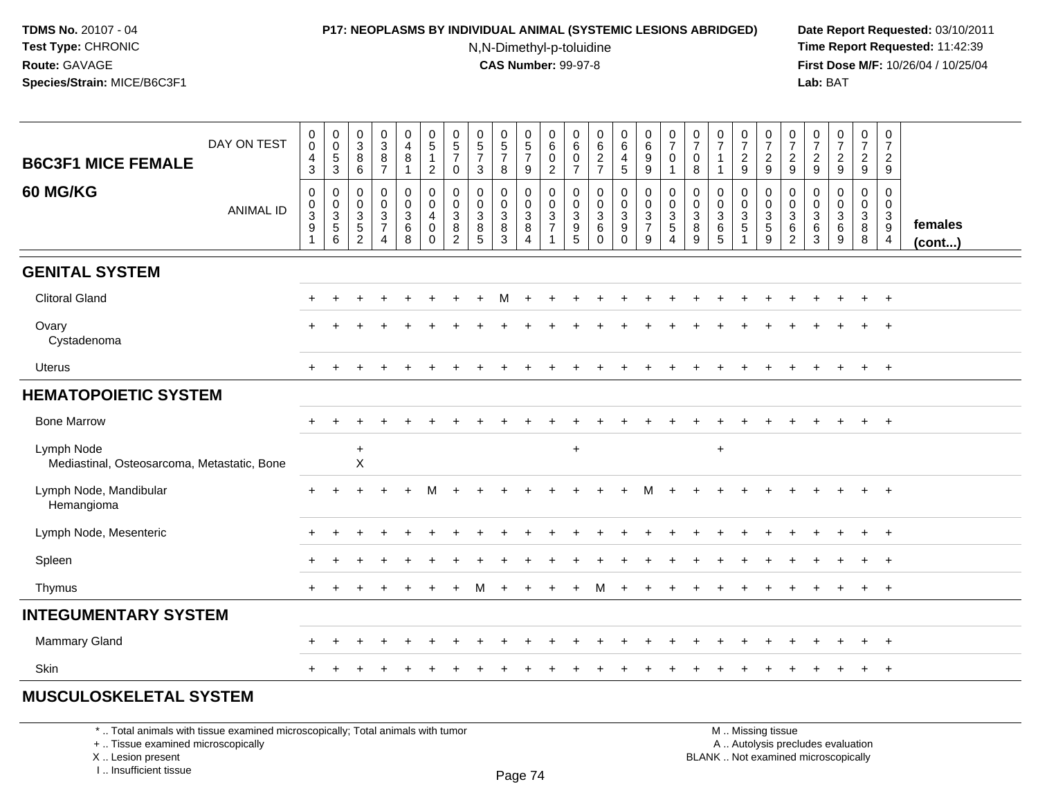**TDMS No.** 20107 - 04
**Test Type:** CHRONIC
**Route:** GAVAGE
**Species/Strain:** MICE/B6C3F1

**P17: NEOPLASMS BY INDIVIDUAL ANIMAL (SYSTEMIC LESIONS ABRIDGED)**
N,N-Dimethyl-p-toluidine
**CAS Number:** 99-97-8

**Date Report Requested:** 03/10/2011
**Time Report Requested:** 11:42:39
**First Dose M/F:** 10/26/04 / 10/25/04
**Lab:** BAT

| B6C3F1 MICE FEMALE 60 MG/KG | | | | | | | | | | | | | | | | | | | | | | | | | | |
|---|---|---|---|---|---|---|---|---|---|---|---|---|---|---|---|---|---|---|---|---|---|---|---|---|---|---|
| DAY ON TEST | 0043 | 0053 | 0386 | 0387 | 0481 | 0512 | 0570 | 0573 | 0578 | 0579 | 0602 | 0607 | 0627 | 0645 | 0699 | 0701 | 0708 | 0711 | 0729 | 0729 | 0729 | 0729 | 0729 | 0729 | 0729 | |
| ANIMAL ID | 0391 | 0356 | 0352 | 0374 | 0368 | 0400 | 0382 | 0385 | 0383 | 0384 | 0371 | 0395 | 0360 | 0390 | 0379 | 0354 | 0389 | 0365 | 0351 | 0359 | 0362 | 0363 | 0369 | 0388 | 0394 | females (cont...) |
| **GENITAL SYSTEM** | | | | | | | | | | | | | | | | | | | | | | | | | | |
| Clitoral Gland | + | + | + | + | + | + | + | + | M | + | + | + | + | + | + | + | + | + | + | + | + | + | + | + | + | |
| Ovary | + | + | + | + | + | + | + | + | + | + | + | + | + | + | + | + | + | + | + | + | + | + | + | + | + | |
| Cystadenoma | | | | | | | | | | | | | | | | | | | | | | | | | | |
| Uterus | + | + | + | + | + | + | + | + | + | + | + | + | + | + | + | + | + | + | + | + | + | + | + | + | + | |
| **HEMATOPOIETIC SYSTEM** | | | | | | | | | | | | | | | | | | | | | | | | | | |
| Bone Marrow | + | + | + | + | + | + | + | + | + | + | + | + | + | + | + | + | + | + | + | + | + | + | + | + | + | |
| Lymph Node | | | + | | | | | | | | | + | | | | | | + | | | | | | | | |
| Mediastinal, Osteosarcoma, Metastatic, Bone | | | X | | | | | | | | | | | | | | | | | | | | | | | |
| Lymph Node, Mandibular | + | + | + | + | + | M | + | + | + | + | + | + | + | + | M | + | + | + | + | + | + | + | + | + | + | |
| Hemangioma | | | | | | | | | | | | | | | | | | | | | | | | | | |
| Lymph Node, Mesenteric | + | + | + | + | + | + | + | + | + | + | + | + | + | + | + | + | + | + | + | + | + | + | + | + | + | |
| Spleen | + | + | + | + | + | + | + | + | + | + | + | + | + | + | + | + | + | + | + | + | + | + | + | + | + | |
| Thymus | + | + | + | + | + | + | + | M | + | + | + | + | M | + | + | + | + | + | + | + | + | + | + | + | + | |
| **INTEGUMENTARY SYSTEM** | | | | | | | | | | | | | | | | | | | | | | | | | | |
| Mammary Gland | + | + | + | + | + | + | + | + | + | + | + | + | + | + | + | + | + | + | + | + | + | + | + | + | + | |
| Skin | + | + | + | + | + | + | + | + | + | + | + | + | + | + | + | + | + | + | + | + | + | + | + | + | + | |
| **MUSCULOSKELETAL SYSTEM** | | | | | | | | | | | | | | | | | | | | | | | | | | |

\* .. Total animals with tissue examined microscopically; Total animals with tumor
\+ .. Tissue examined microscopically
X .. Lesion present
I .. Insufficient tissue

M .. Missing tissue
A .. Autolysis precludes evaluation
BLANK .. Not examined microscopically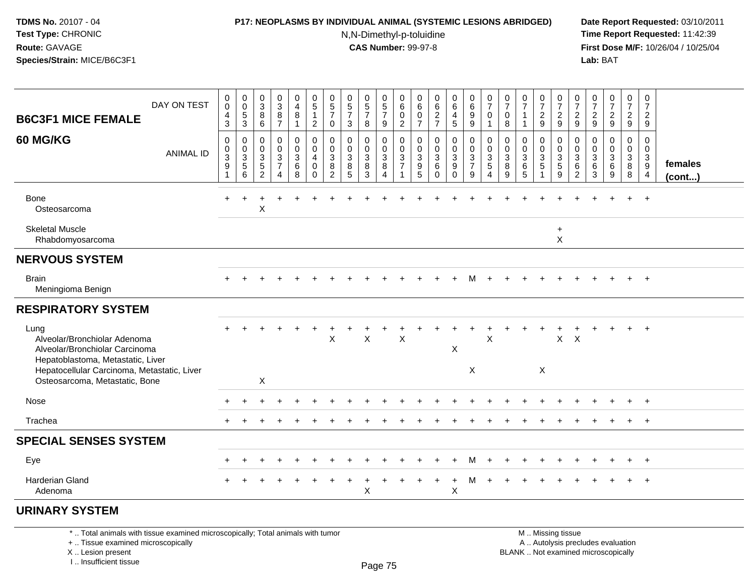**TDMS No.** 20107 - 04
**Test Type:** CHRONIC
**Route:** GAVAGE
**Species/Strain:** MICE/B6C3F1

**P17: NEOPLASMS BY INDIVIDUAL ANIMAL (SYSTEMIC LESIONS ABRIDGED)**
N,N-Dimethyl-p-toluidine
**CAS Number:** 99-97-8

**Date Report Requested:** 03/10/2011
**Time Report Requested:** 11:42:39
**First Dose M/F:** 10/26/04 / 10/25/04
**Lab:** BAT

## B6C3F1 MICE FEMALE 60 MG/KG

| DAY ON TEST | 0043 | 0053 | 0386 | 0387 | 0481 | 0512 | 0570 | 0573 | 0578 | 0579 | 0602 | 0607 | 0627 | 0645 | 0699 | 0701 | 0708 | 0711 | 0729 | 0729 | 0729 | 0729 | 0729 | 0729 | 0729 | |
|---|---|---|---|---|---|---|---|---|---|---|---|---|---|---|---|---|---|---|---|---|---|---|---|---|---|---|
| ANIMAL ID | 00391 | 00356 | 00352 | 00374 | 00368 | 00400 | 00382 | 00385 | 00383 | 00384 | 00371 | 00395 | 00360 | 00390 | 00379 | 00354 | 00389 | 00365 | 00351 | 00359 | 00362 | 00363 | 00369 | 00388 | 00394 | females (cont...) |
| Bone | + | + | + | + | + | + | + | + | + | + | + | + | + | + | + | + | + | + | + | + | + | + | + | + | + | |
| Osteosarcoma | | | X | | | | | | | | | | | | | | | | | | | | | | | |
| Skeletal Muscle | | | | | | | | | | | | | | | | | | | | + | | | | | | |
| Rhabdomyosarcoma | | | | | | | | | | | | | | | | | | | | X | | | | | | |
| **NERVOUS SYSTEM** | | | | | | | | | | | | | | | | | | | | | | | | | | |
| Brain | + | + | + | + | + | + | + | + | + | + | + | + | + | + | M | + | + | + | + | + | + | + | + | + | + | |
| Meningioma Benign | | | | | | | | | | | | | | | | | | | | | | | | | | |
| **RESPIRATORY SYSTEM** | | | | | | | | | | | | | | | | | | | | | | | | | | |
| Lung | + | + | + | + | + | + | + | + | + | + | + | + | + | + | + | + | + | + | + | + | + | + | + | + | + | |
| Alveolar/Bronchiolar Adenoma | | | | | | | X | | X | | X | | | | | X | | | | X | X | | | | | |
| Alveolar/Bronchiolar Carcinoma | | | | | | | | | | | | | | X | | | | | | | | | | | | |
| Hepatoblastoma, Metastatic, Liver | | | | | | | | | | | | | | | | | | | | | | | | | | |
| Hepatocellular Carcinoma, Metastatic, Liver | | | | | | | | | | | | | | | X | | | | X | | | | | | | |
| Osteosarcoma, Metastatic, Bone | | | X | | | | | | | | | | | | | | | | | | | | | | | |
| Nose | + | + | + | + | + | + | + | + | + | + | + | + | + | + | + | + | + | + | + | + | + | + | + | + | + | |
| Trachea | + | + | + | + | + | + | + | + | + | + | + | + | + | + | + | + | + | + | + | + | + | + | + | + | + | |
| **SPECIAL SENSES SYSTEM** | | | | | | | | | | | | | | | | | | | | | | | | | | |
| Eye | + | + | + | + | + | + | + | + | + | + | + | + | + | + | M | + | + | + | + | + | + | + | + | + | + | |
| Harderian Gland | + | + | + | + | + | + | + | + | + | + | + | + | + | + | M | + | + | + | + | + | + | + | + | + | + | |
| Adenoma | | | | | | | | | X | | | | | X | | | | | | | | | | | | |
| **URINARY SYSTEM** | | | | | | | | | | | | | | | | | | | | | | | | | | |

\* .. Total animals with tissue examined microscopically; Total animals with tumor
\+ .. Tissue examined microscopically
X .. Lesion present
I .. Insufficient tissue

M .. Missing tissue
A .. Autolysis precludes evaluation
BLANK .. Not examined microscopically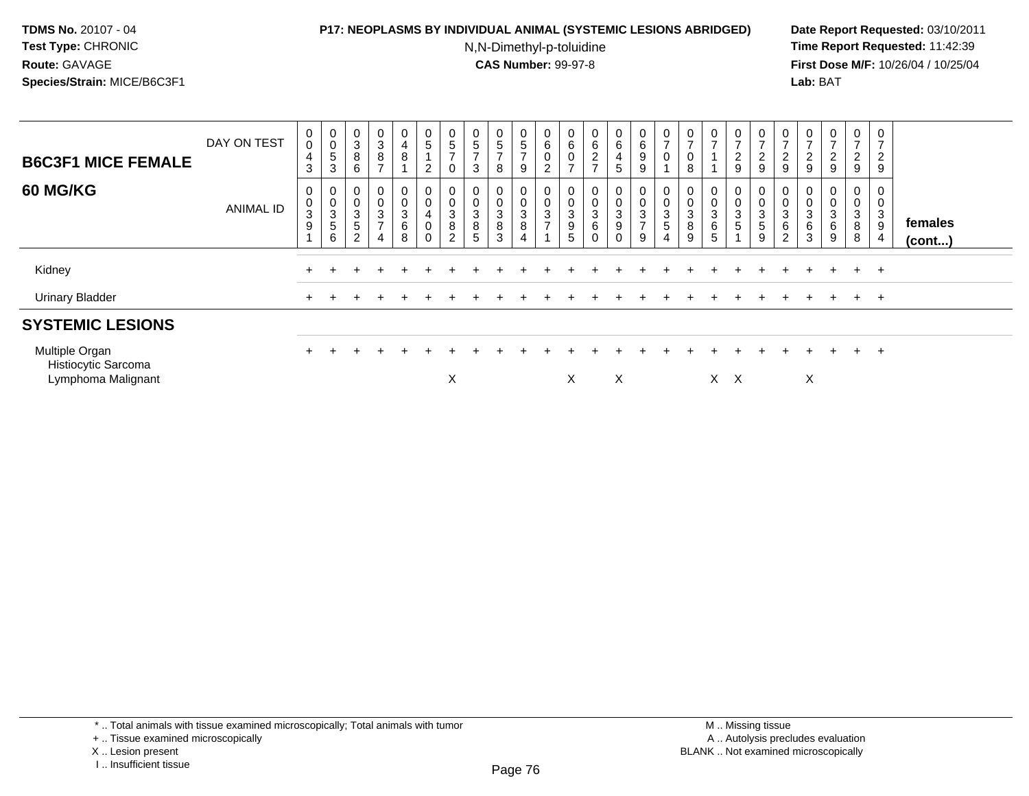| B6C3F1 MICE FEMALE 60 MG/KG | | | | | | | | | | | | | | | | | | | | | | | | | | |
|---|---|---|---|---|---|---|---|---|---|---|---|---|---|---|---|---|---|---|---|---|---|---|---|---|---|---|
| DAY ON TEST | 0043 | 0053 | 0386 | 0387 | 0481 | 0512 | 0570 | 0573 | 0578 | 0579 | 0602 | 0607 | 0627 | 0645 | 0699 | 0701 | 0708 | 0711 | 0729 | 0729 | 0729 | 0729 | 0729 | 0729 | 0729 | |
| ANIMAL ID | 00391 | 00356 | 00352 | 00374 | 00368 | 00400 | 00382 | 00385 | 00383 | 00384 | 00371 | 00395 | 00360 | 00390 | 00379 | 00354 | 00389 | 00365 | 00351 | 00359 | 00362 | 00363 | 00369 | 00388 | 00394 | females (cont...) |
| Kidney | + | + | + | + | + | + | + | + | + | + | + | + | + | + | + | + | + | + | + | + | + | + | + | + | + | |
| Urinary Bladder | + | + | + | + | + | + | + | + | + | + | + | + | + | + | + | + | + | + | + | + | + | + | + | + | + | |
| **SYSTEMIC LESIONS** | | | | | | | | | | | | | | | | | | | | | | | | | | |
| Multiple Organ | + | + | + | + | + | + | + | + | + | + | + | + | + | + | + | + | + | + | + | + | + | + | + | + | + | |
| Histiocytic Sarcoma | | | | | | | | | | | | | | | | | | | | | | | | | | |
| Lymphoma Malignant | | | | | | | X | | | | | X | | X | | | | X | X | | | X | | | | |

\* .. Total animals with tissue examined microscopically; Total animals with tumor
\+ .. Tissue examined microscopically
X .. Lesion present
I .. Insufficient tissue

M .. Missing tissue
A .. Autolysis precludes evaluation
BLANK .. Not examined microscopically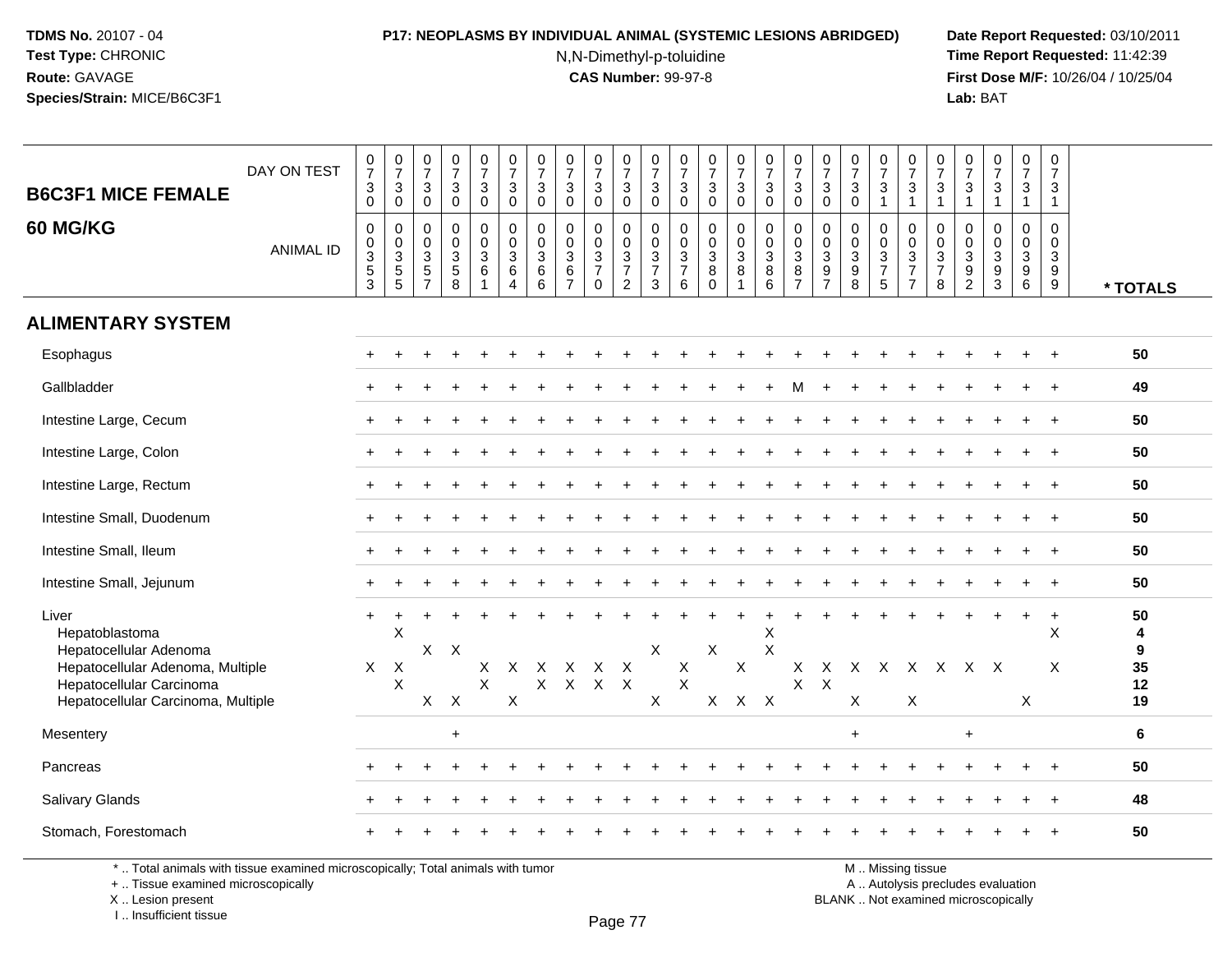**TDMS No.** 20107 - 04
**Test Type:** CHRONIC
**Route:** GAVAGE
**Species/Strain:** MICE/B6C3F1

**P17: NEOPLASMS BY INDIVIDUAL ANIMAL (SYSTEMIC LESIONS ABRIDGED)**
N,N-Dimethyl-p-toluidine
**CAS Number:** 99-97-8

**Date Report Requested:** 03/10/2011
**Time Report Requested:** 11:42:39
**First Dose M/F:** 10/26/04 / 10/25/04
**Lab:** BAT

| B6C3F1 MICE FEMALE 60 MG/KG | | | | | | | | | | | | | | | | | | | | | | | | | | |
|---|---|---|---|---|---|---|---|---|---|---|---|---|---|---|---|---|---|---|---|---|---|---|---|---|---|---|
| DAY ON TEST | 0730 | 0730 | 0730 | 0730 | 0730 | 0730 | 0730 | 0730 | 0730 | 0730 | 0730 | 0730 | 0730 | 0730 | 0730 | 0730 | 0730 | 0730 | 0731 | 0731 | 0731 | 0731 | 0731 | 0731 | 0731 | |
| ANIMAL ID | 0353 | 0355 | 0357 | 0358 | 0361 | 0364 | 0366 | 0367 | 0370 | 0372 | 0373 | 0376 | 0380 | 0381 | 0386 | 0387 | 0397 | 0398 | 0375 | 0377 | 0378 | 0392 | 0393 | 0396 | 0399 | * TOTALS |
| **ALIMENTARY SYSTEM** | | | | | | | | | | | | | | | | | | | | | | | | | | |
| Esophagus | + | + | + | + | + | + | + | + | + | + | + | + | + | + | + | + | + | + | + | + | + | + | + | + | + | 50 |
| Gallbladder | + | + | + | + | + | + | + | + | + | + | + | + | + | + | + | M | + | + | + | + | + | + | + | + | + | 49 |
| Intestine Large, Cecum | + | + | + | + | + | + | + | + | + | + | + | + | + | + | + | + | + | + | + | + | + | + | + | + | + | 50 |
| Intestine Large, Colon | + | + | + | + | + | + | + | + | + | + | + | + | + | + | + | + | + | + | + | + | + | + | + | + | + | 50 |
| Intestine Large, Rectum | + | + | + | + | + | + | + | + | + | + | + | + | + | + | + | + | + | + | + | + | + | + | + | + | + | 50 |
| Intestine Small, Duodenum | + | + | + | + | + | + | + | + | + | + | + | + | + | + | + | + | + | + | + | + | + | + | + | + | + | 50 |
| Intestine Small, Ileum | + | + | + | + | + | + | + | + | + | + | + | + | + | + | + | + | + | + | + | + | + | + | + | + | + | 50 |
| Intestine Small, Jejunum | + | + | + | + | + | + | + | + | + | + | + | + | + | + | + | + | + | + | + | + | + | + | + | + | + | 50 |
| Liver | + | + | + | + | + | + | + | + | + | + | + | + | + | + | + | + | + | + | + | + | + | + | + | + | + | 50 |
| Hepatoblastoma | | X | | | | | | | | | | | | | X | | | | | | | | | | X | 4 |
| Hepatocellular Adenoma | | | X | X | | | | | | | X | | X | | X | | | | | | | | | | | 9 |
| Hepatocellular Adenoma, Multiple | X | X | | | X | X | X | X | X | X | | X | | X | | X | X | X | X | X | X | X | X | | X | 35 |
| Hepatocellular Carcinoma | | X | | | X | | X | X | X | X | | X | | | | X | X | | | | | | | | | 12 |
| Hepatocellular Carcinoma, Multiple | | | X | X | | X | | | | | X | | X | X | X | | | X | | X | | | | X | | 19 |
| Mesentery | | | | + | | | | | | | | | | | | | | + | | | | + | | | | 6 |
| Pancreas | + | + | + | + | + | + | + | + | + | + | + | + | + | + | + | + | + | + | + | + | + | + | + | + | + | 50 |
| Salivary Glands | + | + | + | + | + | + | + | + | + | + | + | + | + | + | + | + | + | + | + | + | + | + | + | + | + | 48 |
| Stomach, Forestomach | + | + | + | + | + | + | + | + | + | + | + | + | + | + | + | + | + | + | + | + | + | + | + | + | + | 50 |

* .. Total animals with tissue examined microscopically; Total animals with tumor
+ .. Tissue examined microscopically
X .. Lesion present
I .. Insufficient tissue

M .. Missing tissue
A .. Autolysis precludes evaluation
BLANK .. Not examined microscopically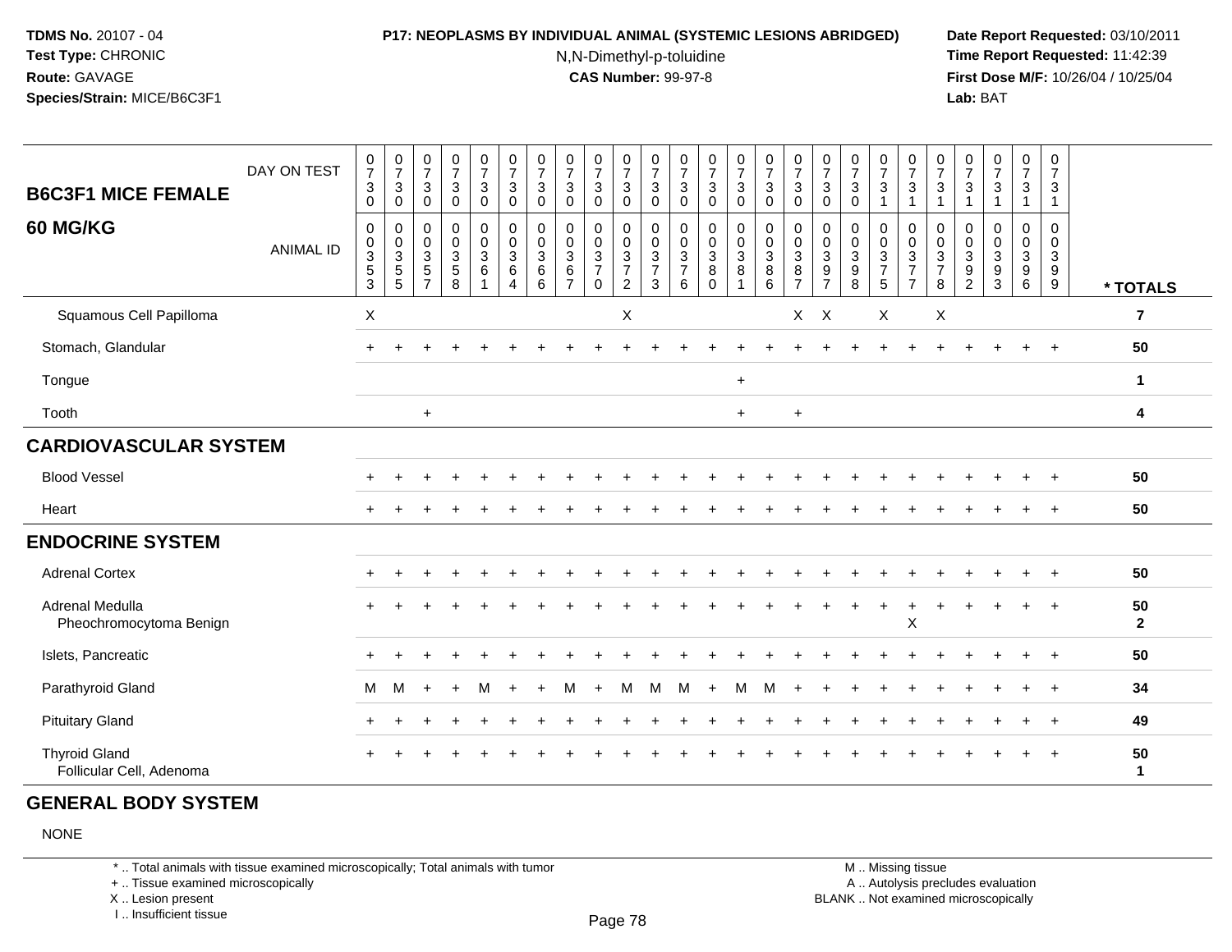**TDMS No.** 20107 - 04
**Test Type:** CHRONIC
**Route:** GAVAGE
**Species/Strain:** MICE/B6C3F1

**P17: NEOPLASMS BY INDIVIDUAL ANIMAL (SYSTEMIC LESIONS ABRIDGED)**
N,N-Dimethyl-p-toluidine
**CAS Number:** 99-97-8

**Date Report Requested:** 03/10/2011
**Time Report Requested:** 11:42:39
**First Dose M/F:** 10/26/04 / 10/25/04
**Lab:** BAT

| B6C3F1 MICE FEMALE 60 MG/KG | | | | | | | | | | | | | | | | | | | | | | | | | | | |
|---|---|---|---|---|---|---|---|---|---|---|---|---|---|---|---|---|---|---|---|---|---|---|---|---|---|---|
| DAY ON TEST | 0730 | 0730 | 0730 | 0730 | 0730 | 0730 | 0730 | 0730 | 0730 | 0730 | 0730 | 0730 | 0730 | 0730 | 0730 | 0730 | 0730 | 0730 | 0731 | 0731 | 0731 | 0731 | 0731 | 0731 | 0731 | |
| ANIMAL ID | 00353 | 00355 | 00357 | 00358 | 00361 | 00364 | 00366 | 00367 | 00370 | 00372 | 00373 | 00376 | 00380 | 00381 | 00386 | 00387 | 00397 | 00398 | 00375 | 00377 | 00378 | 00392 | 00393 | 00396 | 00399 | * TOTALS |
| Squamous Cell Papilloma | X | | | | | | | | | X | | | | | | X | X | | X | | X | | | | | 7 |
| Stomach, Glandular | + | + | + | + | + | + | + | + | + | + | + | + | + | + | + | + | + | + | + | + | + | + | + | + | + | 50 |
| Tongue | | | | | | | | | | | | | | + | | | | | | | | | | | | 1 |
| Tooth | | | + | | | | | | | | | | | + | | + | | | | | | | | | | 4 |
| **CARDIOVASCULAR SYSTEM** | | | | | | | | | | | | | | | | | | | | | | | | | | |
| Blood Vessel | + | + | + | + | + | + | + | + | + | + | + | + | + | + | + | + | + | + | + | + | + | + | + | + | + | 50 |
| Heart | + | + | + | + | + | + | + | + | + | + | + | + | + | + | + | + | + | + | + | + | + | + | + | + | + | 50 |
| **ENDOCRINE SYSTEM** | | | | | | | | | | | | | | | | | | | | | | | | | | |
| Adrenal Cortex | + | + | + | + | + | + | + | + | + | + | + | + | + | + | + | + | + | + | + | + | + | + | + | + | + | 50 |
| Adrenal Medulla | + | + | + | + | + | + | + | + | + | + | + | + | + | + | + | + | + | + | + | + | + | + | + | + | + | 50 |
| Pheochromocytoma Benign | | | | | | | | | | | | | | | | | | | | X | | | | | | 2 |
| Islets, Pancreatic | + | + | + | + | + | + | + | + | + | + | + | + | + | + | + | + | + | + | + | + | + | + | + | + | + | 50 |
| Parathyroid Gland | M | M | + | + | M | + | + | M | + | M | M | M | + | M | M | + | + | + | + | + | + | + | + | + | + | 34 |
| Pituitary Gland | + | + | + | + | + | + | + | + | + | + | + | + | + | + | + | + | + | + | + | + | + | + | + | + | + | 49 |
| Thyroid Gland | + | + | + | + | + | + | + | + | + | + | + | + | + | + | + | + | + | + | + | + | + | + | + | + | + | 50 |
| Follicular Cell, Adenoma | | | | | | | | | | | | | | | | | | | | | | | | | | 1 |

**GENERAL BODY SYSTEM**

NONE

* .. Total animals with tissue examined microscopically; Total animals with tumor
+ .. Tissue examined microscopically
X .. Lesion present
I .. Insufficient tissue

M .. Missing tissue
A .. Autolysis precludes evaluation
BLANK .. Not examined microscopically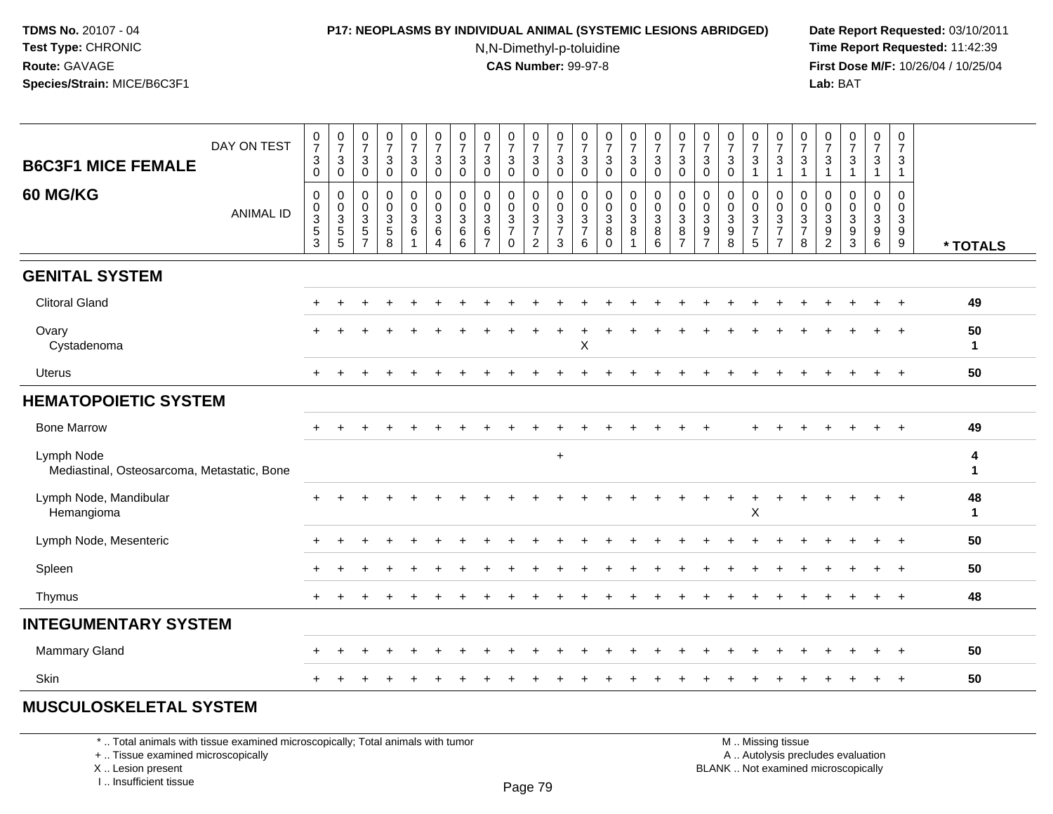**TDMS No.** 20107 - 04
**Test Type:** CHRONIC
**Route:** GAVAGE
**Species/Strain:** MICE/B6C3F1

**P17: NEOPLASMS BY INDIVIDUAL ANIMAL (SYSTEMIC LESIONS ABRIDGED)**
N,N-Dimethyl-p-toluidine
**CAS Number:** 99-97-8

**Date Report Requested:** 03/10/2011
**Time Report Requested:** 11:42:39
**First Dose M/F:** 10/26/04 / 10/25/04
**Lab:** BAT

**B6C3F1 MICE FEMALE 60 MG/KG**

| DAY ON TEST | 0730 | 0730 | 0730 | 0730 | 0730 | 0730 | 0730 | 0730 | 0730 | 0730 | 0730 | 0730 | 0730 | 0730 | 0730 | 0730 | 0730 | 0730 | 0731 | 0731 | 0731 | 0731 | 0731 | 0731 | 0731 | |
|---|---|---|---|---|---|---|---|---|---|---|---|---|---|---|---|---|---|---|---|---|---|---|---|---|---|---|
| **ANIMAL ID** | 00353 | 00355 | 00357 | 00358 | 00361 | 00364 | 00366 | 00367 | 00370 | 00372 | 00373 | 00376 | 00380 | 00381 | 00386 | 00387 | 00397 | 00398 | 00375 | 00377 | 00378 | 00392 | 00393 | 00396 | 00399 | *** TOTALS** |
| **GENITAL SYSTEM** | | | | | | | | | | | | | | | | | | | | | | | | | | |
| Clitoral Gland | + | + | + | + | + | + | + | + | + | + | + | + | + | + | + | + | + | + | + | + | + | + | + | + | + | 49 |
| Ovary | + | + | + | + | + | + | + | + | + | + | + | + | + | + | + | + | + | + | + | + | + | + | + | + | + | 50 |
| Cystadenoma | | | | | | | | | | | | X | | | | | | | | | | | | | | 1 |
| Uterus | + | + | + | + | + | + | + | + | + | + | + | + | + | + | + | + | + | + | + | + | + | + | + | + | + | 50 |
| **HEMATOPOIETIC SYSTEM** | | | | | | | | | | | | | | | | | | | | | | | | | | |
| Bone Marrow | + | + | + | + | + | + | + | + | + | + | + | + | + | + | + | + | + | | + | + | + | + | + | + | + | 49 |
| Lymph Node | | | | | | | | | | | + | | | | | | | | | | | | | | | 4 |
| Mediastinal, Osteosarcoma, Metastatic, Bone | | | | | | | | | | | | | | | | | | | | | | | | | | 1 |
| Lymph Node, Mandibular | + | + | + | + | + | + | + | + | + | + | + | + | + | + | + | + | + | + | + | + | + | + | + | + | + | 48 |
| Hemangioma | | | | | | | | | | | | | | | | | | | X | | | | | | | 1 |
| Lymph Node, Mesenteric | + | + | + | + | + | + | + | + | + | + | + | + | + | + | + | + | + | + | + | + | + | + | + | + | + | 50 |
| Spleen | + | + | + | + | + | + | + | + | + | + | + | + | + | + | + | + | + | + | + | + | + | + | + | + | + | 50 |
| Thymus | + | + | + | + | + | + | + | + | + | + | + | + | + | + | + | + | + | + | + | + | + | + | + | + | + | 48 |
| **INTEGUMENTARY SYSTEM** | | | | | | | | | | | | | | | | | | | | | | | | | | |
| Mammary Gland | + | + | + | + | + | + | + | + | + | + | + | + | + | + | + | + | + | + | + | + | + | + | + | + | + | 50 |
| Skin | + | + | + | + | + | + | + | + | + | + | + | + | + | + | + | + | + | + | + | + | + | + | + | + | + | 50 |
| **MUSCULOSKELETAL SYSTEM** | | | | | | | | | | | | | | | | | | | | | | | | | | |

* .. Total animals with tissue examined microscopically; Total animals with tumor
+ .. Tissue examined microscopically
X .. Lesion present
I .. Insufficient tissue

M .. Missing tissue
A .. Autolysis precludes evaluation
BLANK .. Not examined microscopically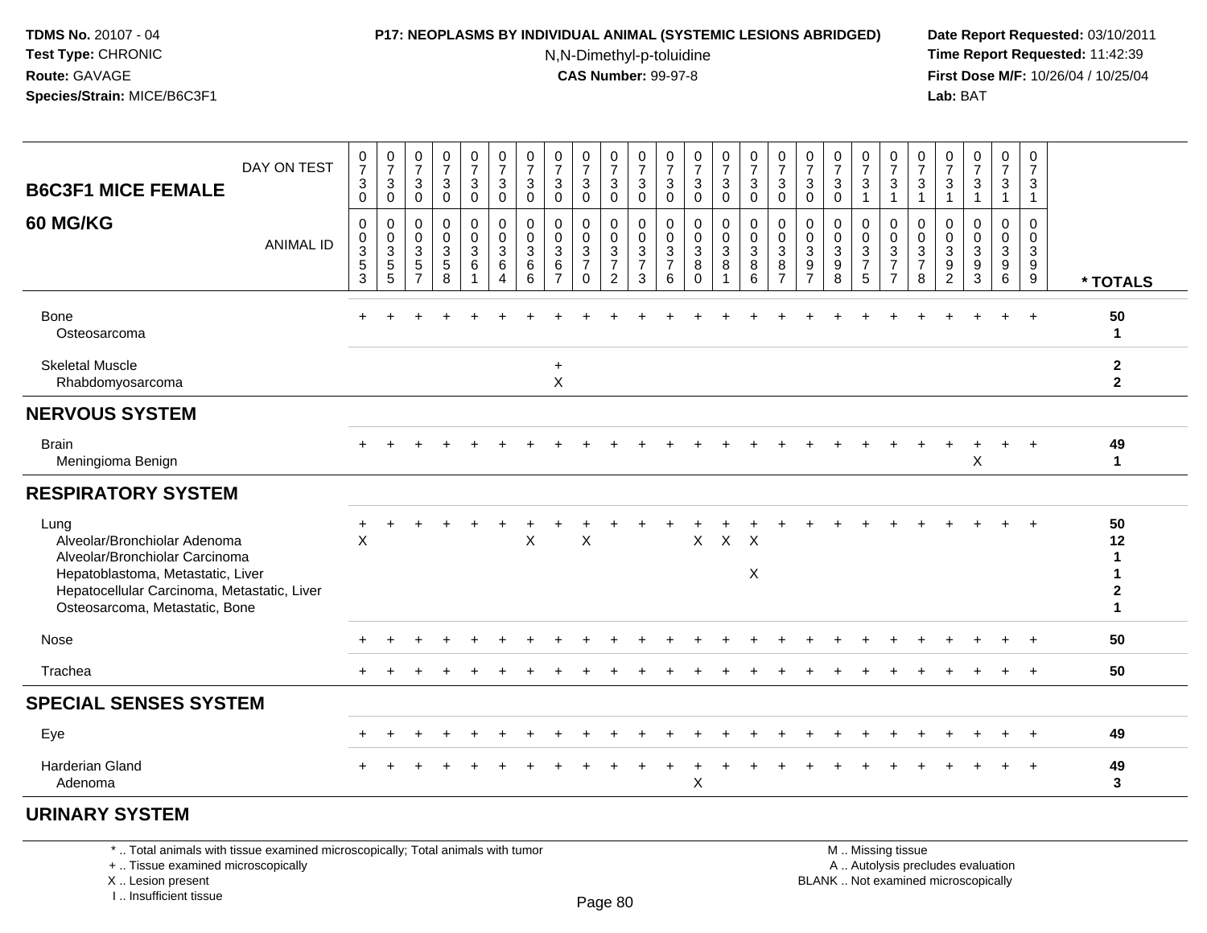**TDMS No.** 20107 - 04
**Test Type:** CHRONIC
**Route:** GAVAGE
**Species/Strain:** MICE/B6C3F1

**P17: NEOPLASMS BY INDIVIDUAL ANIMAL (SYSTEMIC LESIONS ABRIDGED)**
N,N-Dimethyl-p-toluidine
**CAS Number:** 99-97-8

**Date Report Requested:** 03/10/2011
**Time Report Requested:** 11:42:39
**First Dose M/F:** 10/26/04 / 10/25/04
**Lab:** BAT

## B6C3F1 MICE FEMALE 60 MG/KG

| DAY ON TEST | 0730 | 0730 | 0730 | 0730 | 0730 | 0730 | 0730 | 0730 | 0730 | 0730 | 0730 | 0730 | 0730 | 0730 | 0730 | 0730 | 0730 | 0730 | 0731 | 0731 | 0731 | 0731 | 0731 | 0731 | 0731 | |
|---|---|---|---|---|---|---|---|---|---|---|---|---|---|---|---|---|---|---|---|---|---|---|---|---|---|---|
| **ANIMAL ID** | 0353 | 0355 | 0357 | 0358 | 0361 | 0364 | 0366 | 0367 | 0370 | 0372 | 0373 | 0376 | 0380 | 0381 | 0386 | 0387 | 0397 | 0398 | 0375 | 0377 | 0378 | 0392 | 0393 | 0396 | 0399 | *** TOTALS** |
| Bone | + | + | + | + | + | + | + | + | + | + | + | + | + | + | + | + | + | + | + | + | + | + | + | + | + | **50** |
| Osteosarcoma | | | | | | | | | | | | | | | | | | | | | | | | | | **1** |
| Skeletal Muscle | | | | | | | | + | | | | | | | | | | | | | | | | | | **2** |
| Rhabdomyosarcoma | | | | | | | | X | | | | | | | | | | | | | | | | | | **2** |
| **NERVOUS SYSTEM** | | | | | | | | | | | | | | | | | | | | | | | | | | |
| Brain | + | + | + | + | + | + | + | + | + | + | + | + | + | + | + | + | + | + | + | + | + | + | + | + | + | **49** |
| Meningioma Benign | | | | | | | | | | | | | | | | | | | | | | | X | | | **1** |
| **RESPIRATORY SYSTEM** | | | | | | | | | | | | | | | | | | | | | | | | | | |
| Lung | + | + | + | + | + | + | + | + | + | + | + | + | + | + | + | + | + | + | + | + | + | + | + | + | + | **50** |
| Alveolar/Bronchiolar Adenoma | X | | | | | | X | | X | | | | X | X | X | | | | | | | | | | | **12** |
| Alveolar/Bronchiolar Carcinoma | | | | | | | | | | | | | | | | | | | | | | | | | | **1** |
| Hepatoblastoma, Metastatic, Liver | | | | | | | | | | | | | | | X | | | | | | | | | | | **1** |
| Hepatocellular Carcinoma, Metastatic, Liver | | | | | | | | | | | | | | | | | | | | | | | | | | **2** |
| Osteosarcoma, Metastatic, Bone | | | | | | | | | | | | | | | | | | | | | | | | | | **1** |
| Nose | + | + | + | + | + | + | + | + | + | + | + | + | + | + | + | + | + | + | + | + | + | + | + | + | + | **50** |
| Trachea | + | + | + | + | + | + | + | + | + | + | + | + | + | + | + | + | + | + | + | + | + | + | + | + | + | **50** |
| **SPECIAL SENSES SYSTEM** | | | | | | | | | | | | | | | | | | | | | | | | | | |
| Eye | + | + | + | + | + | + | + | + | + | + | + | + | + | + | + | + | + | + | + | + | + | + | + | + | + | **49** |
| Harderian Gland | + | + | + | + | + | + | + | + | + | + | + | + | + | + | + | + | + | + | + | + | + | + | + | + | + | **49** |
| Adenoma | | | | | | | | | | | | | X | | | | | | | | | | | | | **3** |
| **URINARY SYSTEM** | | | | | | | | | | | | | | | | | | | | | | | | | | |

\* .. Total animals with tissue examined microscopically; Total animals with tumor
\+ .. Tissue examined microscopically
X .. Lesion present
I .. Insufficient tissue

M .. Missing tissue
A .. Autolysis precludes evaluation
BLANK .. Not examined microscopically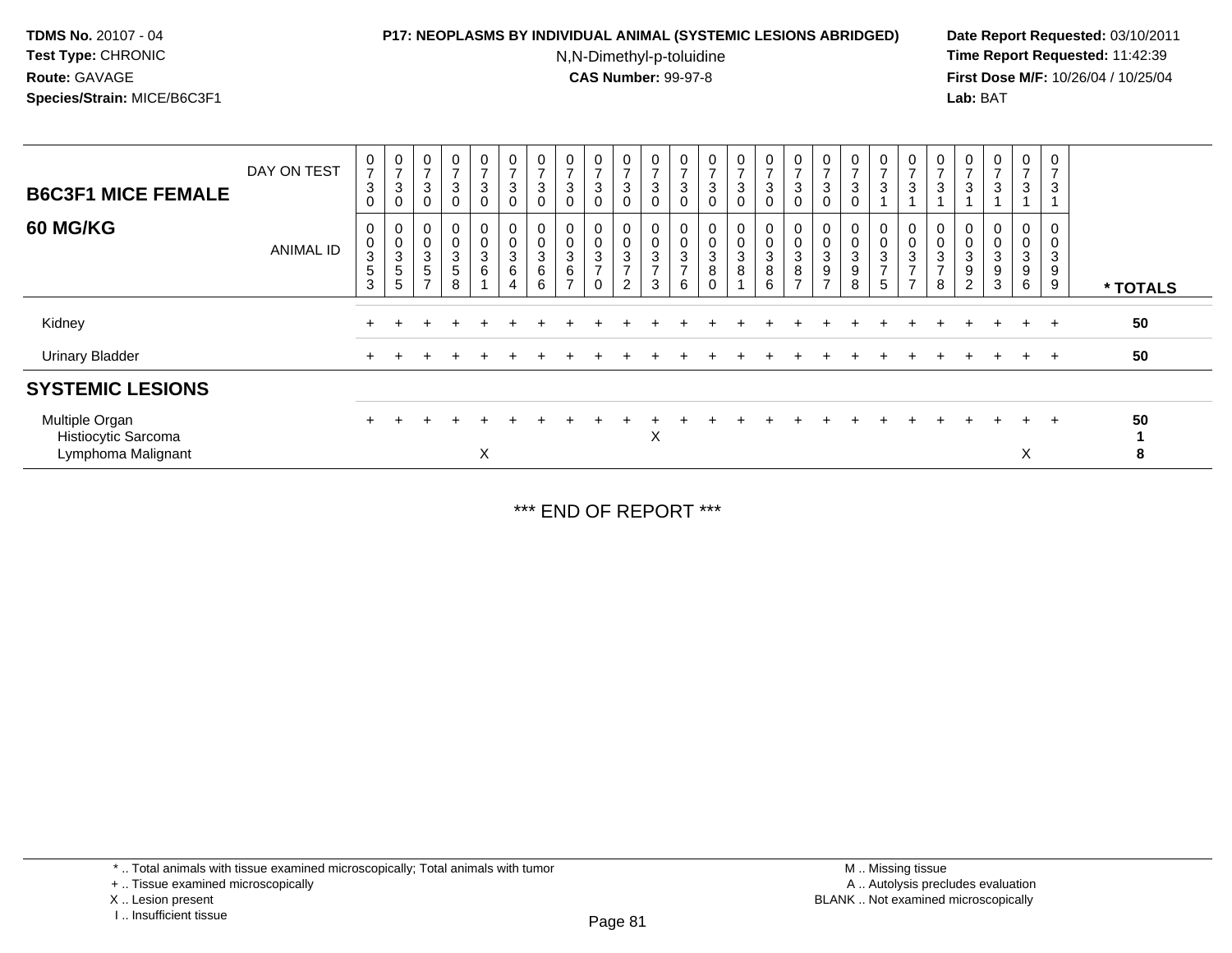**TDMS No.** 20107 - 04
**Test Type:** CHRONIC
**Route:** GAVAGE
**Species/Strain:** MICE/B6C3F1

**P17: NEOPLASMS BY INDIVIDUAL ANIMAL (SYSTEMIC LESIONS ABRIDGED)**
N,N-Dimethyl-p-toluidine
**CAS Number:** 99-97-8

**Date Report Requested:** 03/10/2011
**Time Report Requested:** 11:42:39
**First Dose M/F:** 10/26/04 / 10/25/04
**Lab:** BAT

| B6C3F1 MICE FEMALE 60 MG/KG | | | | | | | | | | | | | | | | | | | | | | | | | | |
|---|---|---|---|---|---|---|---|---|---|---|---|---|---|---|---|---|---|---|---|---|---|---|---|---|---|---|
| DAY ON TEST | 0730 | 0730 | 0730 | 0730 | 0730 | 0730 | 0730 | 0730 | 0730 | 0730 | 0730 | 0730 | 0730 | 0730 | 0730 | 0730 | 0730 | 0730 | 0731 | 0731 | 0731 | 0731 | 0731 | 0731 | 0731 | |
| ANIMAL ID | 00353 | 00355 | 00357 | 00358 | 00361 | 00364 | 00366 | 00367 | 00370 | 00372 | 00373 | 00376 | 00380 | 00381 | 00386 | 00387 | 00397 | 00398 | 00375 | 00377 | 00378 | 00392 | 00393 | 00396 | 00399 | * TOTALS |
| Kidney | + | + | + | + | + | + | + | + | + | + | + | + | + | + | + | + | + | + | + | + | + | + | + | + | + | 50 |
| Urinary Bladder | + | + | + | + | + | + | + | + | + | + | + | + | + | + | + | + | + | + | + | + | + | + | + | + | + | 50 |
| **SYSTEMIC LESIONS** | | | | | | | | | | | | | | | | | | | | | | | | | | |
| Multiple Organ | + | + | + | + | + | + | + | + | + | + | + | + | + | + | + | + | + | + | + | + | + | + | + | + | + | 50 |
| Histiocytic Sarcoma | | | | | | | | | | | X | | | | | | | | | | | | | | | 1 |
| Lymphoma Malignant | | | | | X | | | | | | | | | | | | | | | | | | | X | | 8 |

*** END OF REPORT ***

* .. Total animals with tissue examined microscopically; Total animals with tumor
+ .. Tissue examined microscopically
X .. Lesion present
I .. Insufficient tissue

M .. Missing tissue
A .. Autolysis precludes evaluation
BLANK .. Not examined microscopically